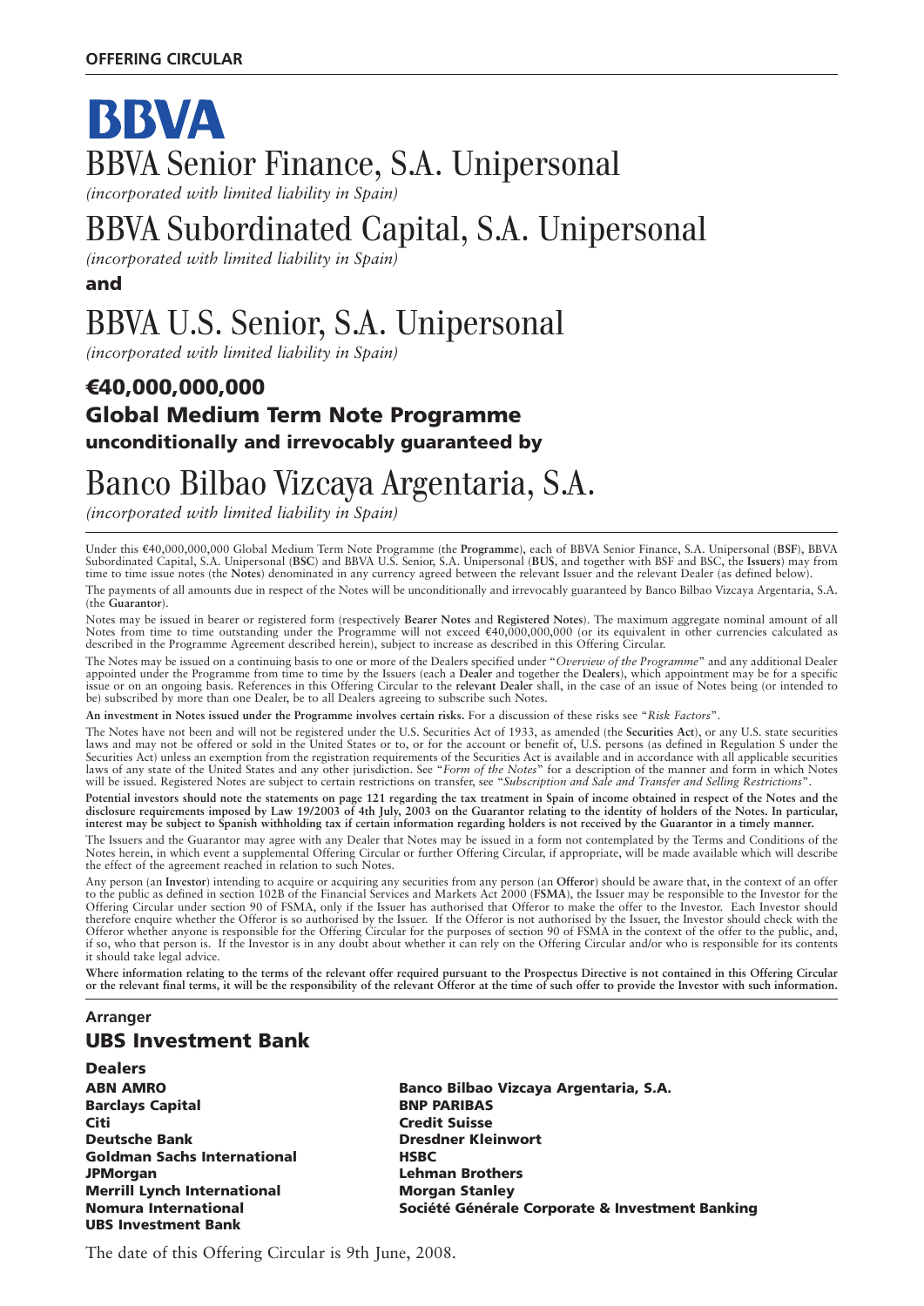**OFFERING CIRCULAR**

# BBVA

# BBVA Senior Finance, S.A. Unipersonal

*(incorporated with limited liability in Spain)*

# BBVA Subordinated Capital, S.A. Unipersonal

*(incorporated with limited liability in Spain)*

**and**

# BBVA U.S. Senior, S.A. Unipersonal

*(incorporated with limited liability in Spain)*

## €40,000,000,000
## Global Medium Term Note Programme
### unconditionally and irrevocably guaranteed by

# Banco Bilbao Vizcaya Argentaria, S.A.

*(incorporated with limited liability in Spain)*

Under this €40,000,000,000 Global Medium Term Note Programme (the **Programme**), each of BBVA Senior Finance, S.A. Unipersonal (**BSF**), BBVA Subordinated Capital, S.A. Unipersonal (**BSC**) and BBVA U.S. Senior, S.A. Unipersonal (**BUS**, and together with BSF and BSC, the **Issuers**) may from time to time issue notes (the **Notes**) denominated in any currency agreed between the relevant Issuer and the relevant Dealer (as defined below).

The payments of all amounts due in respect of the Notes will be unconditionally and irrevocably guaranteed by Banco Bilbao Vizcaya Argentaria, S.A. (the **Guarantor**).

Notes may be issued in bearer or registered form (respectively **Bearer Notes** and **Registered Notes**). The maximum aggregate nominal amount of all Notes from time to time outstanding under the Programme will not exceed €40,000,000,000 (or its equivalent in other currencies calculated as described in the Programme Agreement described herein), subject to increase as described in this Offering Circular.

The Notes may be issued on a continuing basis to one or more of the Dealers specified under "*Overview of the Programme*" and any additional Dealer appointed under the Programme from time to time by the Issuers (each a **Dealer** and together the **Dealers**), which appointment may be for a specific issue or on an ongoing basis. References in this Offering Circular to the **relevant Dealer** shall, in the case of an issue of Notes being (or intended to be) subscribed by more than one Dealer, be to all Dealers agreeing to subscribe such Notes.

**An investment in Notes issued under the Programme involves certain risks.** For a discussion of these risks see "*Risk Factors*".

The Notes have not been and will not be registered under the U.S. Securities Act of 1933, as amended (the **Securities Act**), or any U.S. state securities laws and may not be offered or sold in the United States or to, or for the account or benefit of, U.S. persons (as defined in Regulation S under the Securities Act) unless an exemption from the registration requirements of the Securities Act is available and in accordance with all applicable securities laws of any state of the United States and any other jurisdiction. See "*Form of the Notes*" for a description of the manner and form in which Notes will be issued. Registered Notes are subject to certain restrictions on transfer, see "*Subscription and Sale and Transfer and Selling Restrictions*".

**Potential investors should note the statements on page 121 regarding the tax treatment in Spain of income obtained in respect of the Notes and the disclosure requirements imposed by Law 19/2003 of 4th July, 2003 on the Guarantor relating to the identity of holders of the Notes. In particular, interest may be subject to Spanish withholding tax if certain information regarding holders is not received by the Guarantor in a timely manner.**

The Issuers and the Guarantor may agree with any Dealer that Notes may be issued in a form not contemplated by the Terms and Conditions of the Notes herein, in which event a supplemental Offering Circular or further Offering Circular, if appropriate, will be made available which will describe the effect of the agreement reached in relation to such Notes.

Any person (an **Investor**) intending to acquire or acquiring any securities from any person (an **Offeror**) should be aware that, in the context of an offer to the public as defined in section 102B of the Financial Services and Markets Act 2000 (**FSMA**), the Issuer may be responsible to the Investor for the Offering Circular under section 90 of FSMA, only if the Issuer has authorised that Offeror to make the offer to the Investor. Each Investor should therefore enquire whether the Offeror is so authorised by the Issuer. If the Offeror is not authorised by the Issuer, the Investor should check with the Offeror whether anyone is responsible for the Offering Circular for the purposes of section 90 of FSMA in the context of the offer to the public, and, if so, who that person is. If the Investor is in any doubt about whether it can rely on the Offering Circular and/or who is responsible for its contents it should take legal advice.

**Where information relating to the terms of the relevant offer required pursuant to the Prospectus Directive is not contained in this Offering Circular or the relevant final terms, it will be the responsibility of the relevant Offeror at the time of such offer to provide the Investor with such information.**

**Arranger**

## UBS Investment Bank

**Dealers**

**ABN AMRO**
**Banco Bilbao Vizcaya Argentaria, S.A.**
**Barclays Capital**
**BNP PARIBAS**
**Citi**
**Credit Suisse**
**Deutsche Bank**
**Dresdner Kleinwort**
**Goldman Sachs International**
**HSBC**
**JPMorgan**
**Lehman Brothers**
**Merrill Lynch International**
**Morgan Stanley**
**Nomura International**
**Société Générale Corporate & Investment Banking**
**UBS Investment Bank**

The date of this Offering Circular is 9th June, 2008.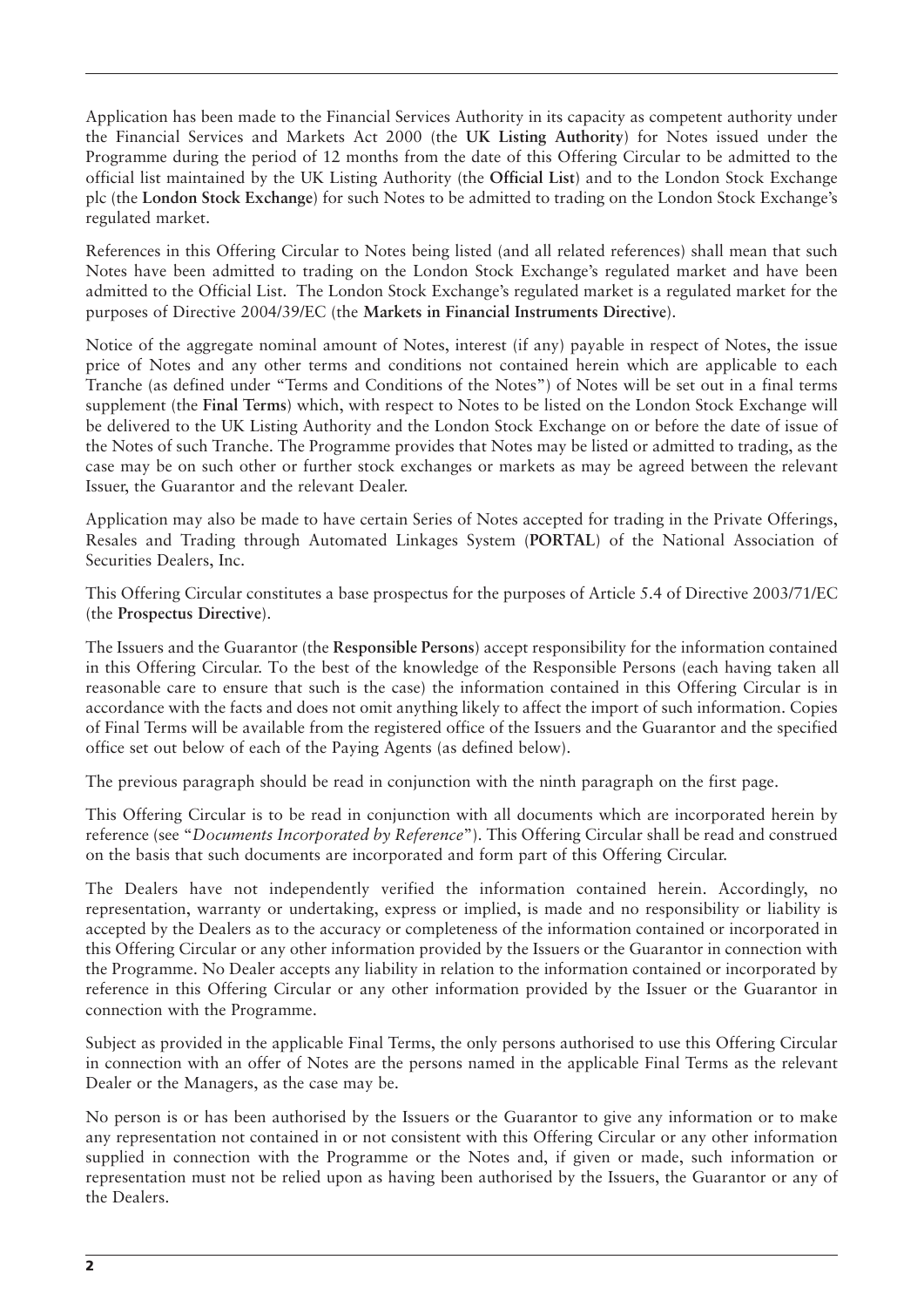Application has been made to the Financial Services Authority in its capacity as competent authority under the Financial Services and Markets Act 2000 (the **UK Listing Authority**) for Notes issued under the Programme during the period of 12 months from the date of this Offering Circular to be admitted to the official list maintained by the UK Listing Authority (the **Official List**) and to the London Stock Exchange plc (the **London Stock Exchange**) for such Notes to be admitted to trading on the London Stock Exchange's regulated market.

References in this Offering Circular to Notes being listed (and all related references) shall mean that such Notes have been admitted to trading on the London Stock Exchange's regulated market and have been admitted to the Official List. The London Stock Exchange's regulated market is a regulated market for the purposes of Directive 2004/39/EC (the **Markets in Financial Instruments Directive**).

Notice of the aggregate nominal amount of Notes, interest (if any) payable in respect of Notes, the issue price of Notes and any other terms and conditions not contained herein which are applicable to each Tranche (as defined under "Terms and Conditions of the Notes") of Notes will be set out in a final terms supplement (the **Final Terms**) which, with respect to Notes to be listed on the London Stock Exchange will be delivered to the UK Listing Authority and the London Stock Exchange on or before the date of issue of the Notes of such Tranche. The Programme provides that Notes may be listed or admitted to trading, as the case may be on such other or further stock exchanges or markets as may be agreed between the relevant Issuer, the Guarantor and the relevant Dealer.

Application may also be made to have certain Series of Notes accepted for trading in the Private Offerings, Resales and Trading through Automated Linkages System (**PORTAL**) of the National Association of Securities Dealers, Inc.

This Offering Circular constitutes a base prospectus for the purposes of Article 5.4 of Directive 2003/71/EC (the **Prospectus Directive**).

The Issuers and the Guarantor (the **Responsible Persons**) accept responsibility for the information contained in this Offering Circular. To the best of the knowledge of the Responsible Persons (each having taken all reasonable care to ensure that such is the case) the information contained in this Offering Circular is in accordance with the facts and does not omit anything likely to affect the import of such information. Copies of Final Terms will be available from the registered office of the Issuers and the Guarantor and the specified office set out below of each of the Paying Agents (as defined below).

The previous paragraph should be read in conjunction with the ninth paragraph on the first page.

This Offering Circular is to be read in conjunction with all documents which are incorporated herein by reference (see "*Documents Incorporated by Reference*"). This Offering Circular shall be read and construed on the basis that such documents are incorporated and form part of this Offering Circular.

The Dealers have not independently verified the information contained herein. Accordingly, no representation, warranty or undertaking, express or implied, is made and no responsibility or liability is accepted by the Dealers as to the accuracy or completeness of the information contained or incorporated in this Offering Circular or any other information provided by the Issuers or the Guarantor in connection with the Programme. No Dealer accepts any liability in relation to the information contained or incorporated by reference in this Offering Circular or any other information provided by the Issuer or the Guarantor in connection with the Programme.

Subject as provided in the applicable Final Terms, the only persons authorised to use this Offering Circular in connection with an offer of Notes are the persons named in the applicable Final Terms as the relevant Dealer or the Managers, as the case may be.

No person is or has been authorised by the Issuers or the Guarantor to give any information or to make any representation not contained in or not consistent with this Offering Circular or any other information supplied in connection with the Programme or the Notes and, if given or made, such information or representation must not be relied upon as having been authorised by the Issuers, the Guarantor or any of the Dealers.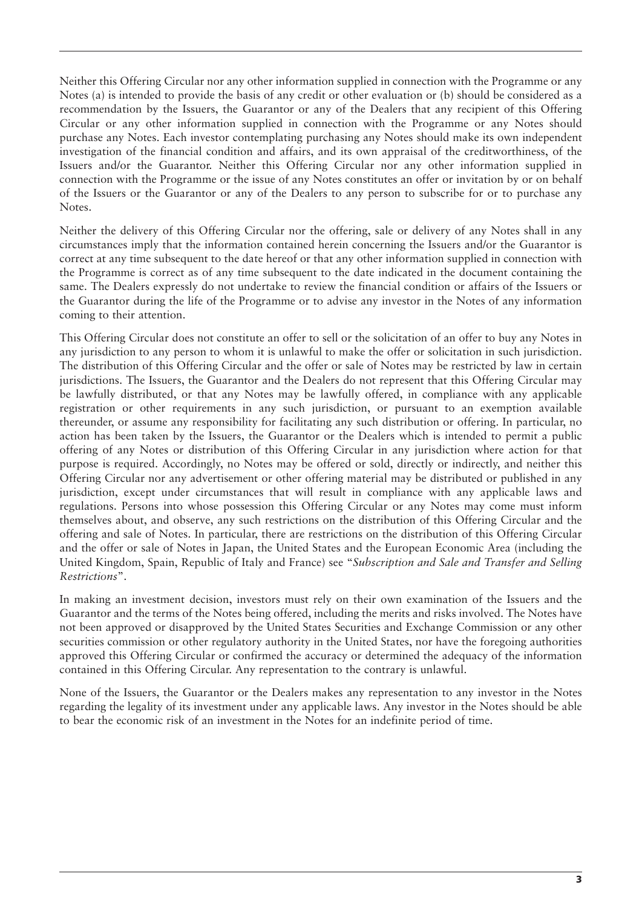Neither this Offering Circular nor any other information supplied in connection with the Programme or any Notes (a) is intended to provide the basis of any credit or other evaluation or (b) should be considered as a recommendation by the Issuers, the Guarantor or any of the Dealers that any recipient of this Offering Circular or any other information supplied in connection with the Programme or any Notes should purchase any Notes. Each investor contemplating purchasing any Notes should make its own independent investigation of the financial condition and affairs, and its own appraisal of the creditworthiness, of the Issuers and/or the Guarantor. Neither this Offering Circular nor any other information supplied in connection with the Programme or the issue of any Notes constitutes an offer or invitation by or on behalf of the Issuers or the Guarantor or any of the Dealers to any person to subscribe for or to purchase any Notes.

Neither the delivery of this Offering Circular nor the offering, sale or delivery of any Notes shall in any circumstances imply that the information contained herein concerning the Issuers and/or the Guarantor is correct at any time subsequent to the date hereof or that any other information supplied in connection with the Programme is correct as of any time subsequent to the date indicated in the document containing the same. The Dealers expressly do not undertake to review the financial condition or affairs of the Issuers or the Guarantor during the life of the Programme or to advise any investor in the Notes of any information coming to their attention.

This Offering Circular does not constitute an offer to sell or the solicitation of an offer to buy any Notes in any jurisdiction to any person to whom it is unlawful to make the offer or solicitation in such jurisdiction. The distribution of this Offering Circular and the offer or sale of Notes may be restricted by law in certain jurisdictions. The Issuers, the Guarantor and the Dealers do not represent that this Offering Circular may be lawfully distributed, or that any Notes may be lawfully offered, in compliance with any applicable registration or other requirements in any such jurisdiction, or pursuant to an exemption available thereunder, or assume any responsibility for facilitating any such distribution or offering. In particular, no action has been taken by the Issuers, the Guarantor or the Dealers which is intended to permit a public offering of any Notes or distribution of this Offering Circular in any jurisdiction where action for that purpose is required. Accordingly, no Notes may be offered or sold, directly or indirectly, and neither this Offering Circular nor any advertisement or other offering material may be distributed or published in any jurisdiction, except under circumstances that will result in compliance with any applicable laws and regulations. Persons into whose possession this Offering Circular or any Notes may come must inform themselves about, and observe, any such restrictions on the distribution of this Offering Circular and the offering and sale of Notes. In particular, there are restrictions on the distribution of this Offering Circular and the offer or sale of Notes in Japan, the United States and the European Economic Area (including the United Kingdom, Spain, Republic of Italy and France) see "*Subscription and Sale and Transfer and Selling Restrictions*".

In making an investment decision, investors must rely on their own examination of the Issuers and the Guarantor and the terms of the Notes being offered, including the merits and risks involved. The Notes have not been approved or disapproved by the United States Securities and Exchange Commission or any other securities commission or other regulatory authority in the United States, nor have the foregoing authorities approved this Offering Circular or confirmed the accuracy or determined the adequacy of the information contained in this Offering Circular. Any representation to the contrary is unlawful.

None of the Issuers, the Guarantor or the Dealers makes any representation to any investor in the Notes regarding the legality of its investment under any applicable laws. Any investor in the Notes should be able to bear the economic risk of an investment in the Notes for an indefinite period of time.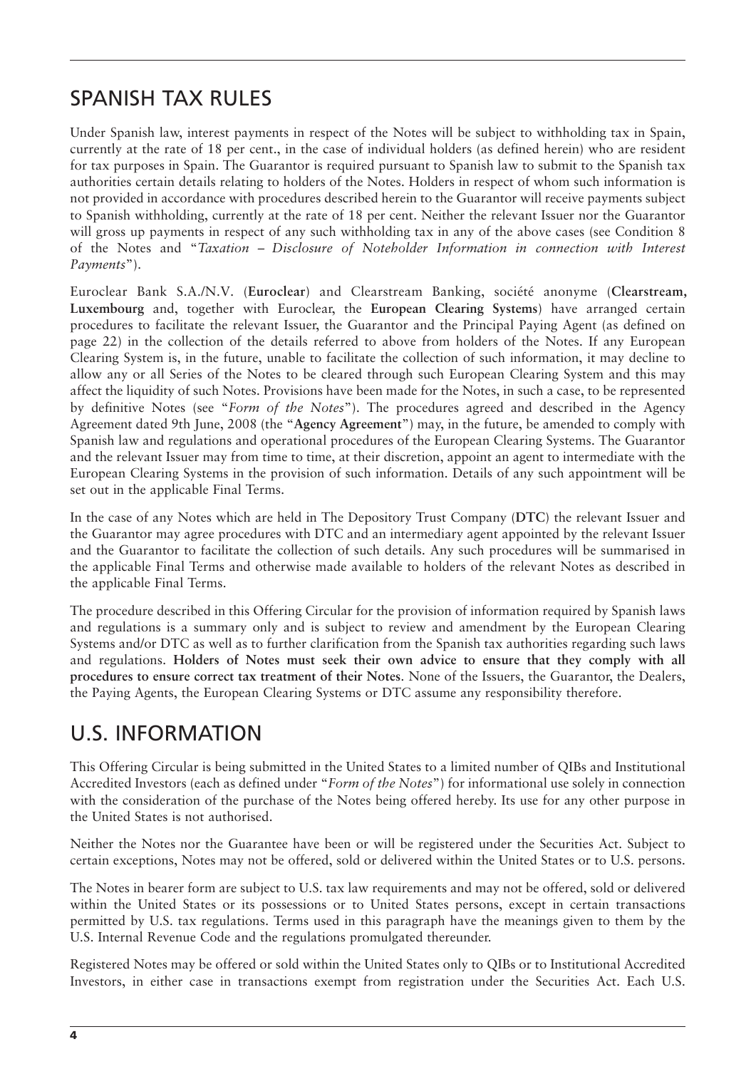## SPANISH TAX RULES

Under Spanish law, interest payments in respect of the Notes will be subject to withholding tax in Spain, currently at the rate of 18 per cent., in the case of individual holders (as defined herein) who are resident for tax purposes in Spain. The Guarantor is required pursuant to Spanish law to submit to the Spanish tax authorities certain details relating to holders of the Notes. Holders in respect of whom such information is not provided in accordance with procedures described herein to the Guarantor will receive payments subject to Spanish withholding, currently at the rate of 18 per cent. Neither the relevant Issuer nor the Guarantor will gross up payments in respect of any such withholding tax in any of the above cases (see Condition 8 of the Notes and "*Taxation – Disclosure of Noteholder Information in connection with Interest Payments*").

Euroclear Bank S.A./N.V. (**Euroclear**) and Clearstream Banking, société anonyme (**Clearstream, Luxembourg** and, together with Euroclear, the **European Clearing Systems**) have arranged certain procedures to facilitate the relevant Issuer, the Guarantor and the Principal Paying Agent (as defined on page 22) in the collection of the details referred to above from holders of the Notes. If any European Clearing System is, in the future, unable to facilitate the collection of such information, it may decline to allow any or all Series of the Notes to be cleared through such European Clearing System and this may affect the liquidity of such Notes. Provisions have been made for the Notes, in such a case, to be represented by definitive Notes (see "*Form of the Notes*"). The procedures agreed and described in the Agency Agreement dated 9th June, 2008 (the "**Agency Agreement**") may, in the future, be amended to comply with Spanish law and regulations and operational procedures of the European Clearing Systems. The Guarantor and the relevant Issuer may from time to time, at their discretion, appoint an agent to intermediate with the European Clearing Systems in the provision of such information. Details of any such appointment will be set out in the applicable Final Terms.

In the case of any Notes which are held in The Depository Trust Company (**DTC**) the relevant Issuer and the Guarantor may agree procedures with DTC and an intermediary agent appointed by the relevant Issuer and the Guarantor to facilitate the collection of such details. Any such procedures will be summarised in the applicable Final Terms and otherwise made available to holders of the relevant Notes as described in the applicable Final Terms.

The procedure described in this Offering Circular for the provision of information required by Spanish laws and regulations is a summary only and is subject to review and amendment by the European Clearing Systems and/or DTC as well as to further clarification from the Spanish tax authorities regarding such laws and regulations. **Holders of Notes must seek their own advice to ensure that they comply with all procedures to ensure correct tax treatment of their Notes**. None of the Issuers, the Guarantor, the Dealers, the Paying Agents, the European Clearing Systems or DTC assume any responsibility therefore.

## U.S. INFORMATION

This Offering Circular is being submitted in the United States to a limited number of QIBs and Institutional Accredited Investors (each as defined under "*Form of the Notes*") for informational use solely in connection with the consideration of the purchase of the Notes being offered hereby. Its use for any other purpose in the United States is not authorised.

Neither the Notes nor the Guarantee have been or will be registered under the Securities Act. Subject to certain exceptions, Notes may not be offered, sold or delivered within the United States or to U.S. persons.

The Notes in bearer form are subject to U.S. tax law requirements and may not be offered, sold or delivered within the United States or its possessions or to United States persons, except in certain transactions permitted by U.S. tax regulations. Terms used in this paragraph have the meanings given to them by the U.S. Internal Revenue Code and the regulations promulgated thereunder.

Registered Notes may be offered or sold within the United States only to QIBs or to Institutional Accredited Investors, in either case in transactions exempt from registration under the Securities Act. Each U.S.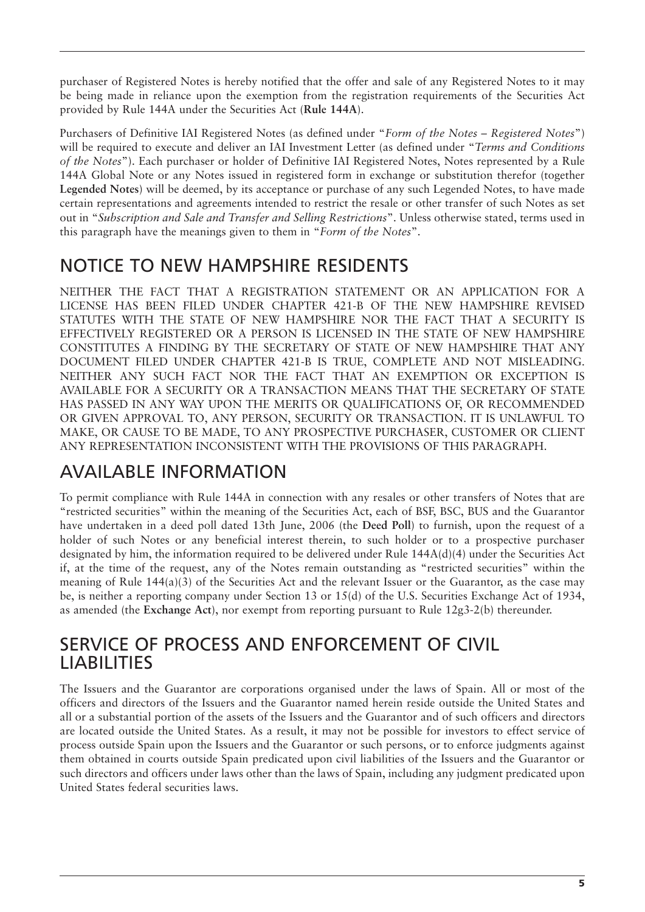purchaser of Registered Notes is hereby notified that the offer and sale of any Registered Notes to it may be being made in reliance upon the exemption from the registration requirements of the Securities Act provided by Rule 144A under the Securities Act (**Rule 144A**).

Purchasers of Definitive IAI Registered Notes (as defined under "*Form of the Notes – Registered Notes*") will be required to execute and deliver an IAI Investment Letter (as defined under "*Terms and Conditions of the Notes*"). Each purchaser or holder of Definitive IAI Registered Notes, Notes represented by a Rule 144A Global Note or any Notes issued in registered form in exchange or substitution therefor (together **Legended Notes**) will be deemed, by its acceptance or purchase of any such Legended Notes, to have made certain representations and agreements intended to restrict the resale or other transfer of such Notes as set out in "*Subscription and Sale and Transfer and Selling Restrictions*". Unless otherwise stated, terms used in this paragraph have the meanings given to them in "*Form of the Notes*".

## NOTICE TO NEW HAMPSHIRE RESIDENTS

NEITHER THE FACT THAT A REGISTRATION STATEMENT OR AN APPLICATION FOR A LICENSE HAS BEEN FILED UNDER CHAPTER 421-B OF THE NEW HAMPSHIRE REVISED STATUTES WITH THE STATE OF NEW HAMPSHIRE NOR THE FACT THAT A SECURITY IS EFFECTIVELY REGISTERED OR A PERSON IS LICENSED IN THE STATE OF NEW HAMPSHIRE CONSTITUTES A FINDING BY THE SECRETARY OF STATE OF NEW HAMPSHIRE THAT ANY DOCUMENT FILED UNDER CHAPTER 421-B IS TRUE, COMPLETE AND NOT MISLEADING. NEITHER ANY SUCH FACT NOR THE FACT THAT AN EXEMPTION OR EXCEPTION IS AVAILABLE FOR A SECURITY OR A TRANSACTION MEANS THAT THE SECRETARY OF STATE HAS PASSED IN ANY WAY UPON THE MERITS OR QUALIFICATIONS OF, OR RECOMMENDED OR GIVEN APPROVAL TO, ANY PERSON, SECURITY OR TRANSACTION. IT IS UNLAWFUL TO MAKE, OR CAUSE TO BE MADE, TO ANY PROSPECTIVE PURCHASER, CUSTOMER OR CLIENT ANY REPRESENTATION INCONSISTENT WITH THE PROVISIONS OF THIS PARAGRAPH.

## AVAILABLE INFORMATION

To permit compliance with Rule 144A in connection with any resales or other transfers of Notes that are "restricted securities" within the meaning of the Securities Act, each of BSF, BSC, BUS and the Guarantor have undertaken in a deed poll dated 13th June, 2006 (the **Deed Poll**) to furnish, upon the request of a holder of such Notes or any beneficial interest therein, to such holder or to a prospective purchaser designated by him, the information required to be delivered under Rule 144A(d)(4) under the Securities Act if, at the time of the request, any of the Notes remain outstanding as "restricted securities" within the meaning of Rule 144(a)(3) of the Securities Act and the relevant Issuer or the Guarantor, as the case may be, is neither a reporting company under Section 13 or 15(d) of the U.S. Securities Exchange Act of 1934, as amended (the **Exchange Act**), nor exempt from reporting pursuant to Rule 12g3-2(b) thereunder.

## SERVICE OF PROCESS AND ENFORCEMENT OF CIVIL LIABILITIES

The Issuers and the Guarantor are corporations organised under the laws of Spain. All or most of the officers and directors of the Issuers and the Guarantor named herein reside outside the United States and all or a substantial portion of the assets of the Issuers and the Guarantor and of such officers and directors are located outside the United States. As a result, it may not be possible for investors to effect service of process outside Spain upon the Issuers and the Guarantor or such persons, or to enforce judgments against them obtained in courts outside Spain predicated upon civil liabilities of the Issuers and the Guarantor or such directors and officers under laws other than the laws of Spain, including any judgment predicated upon United States federal securities laws.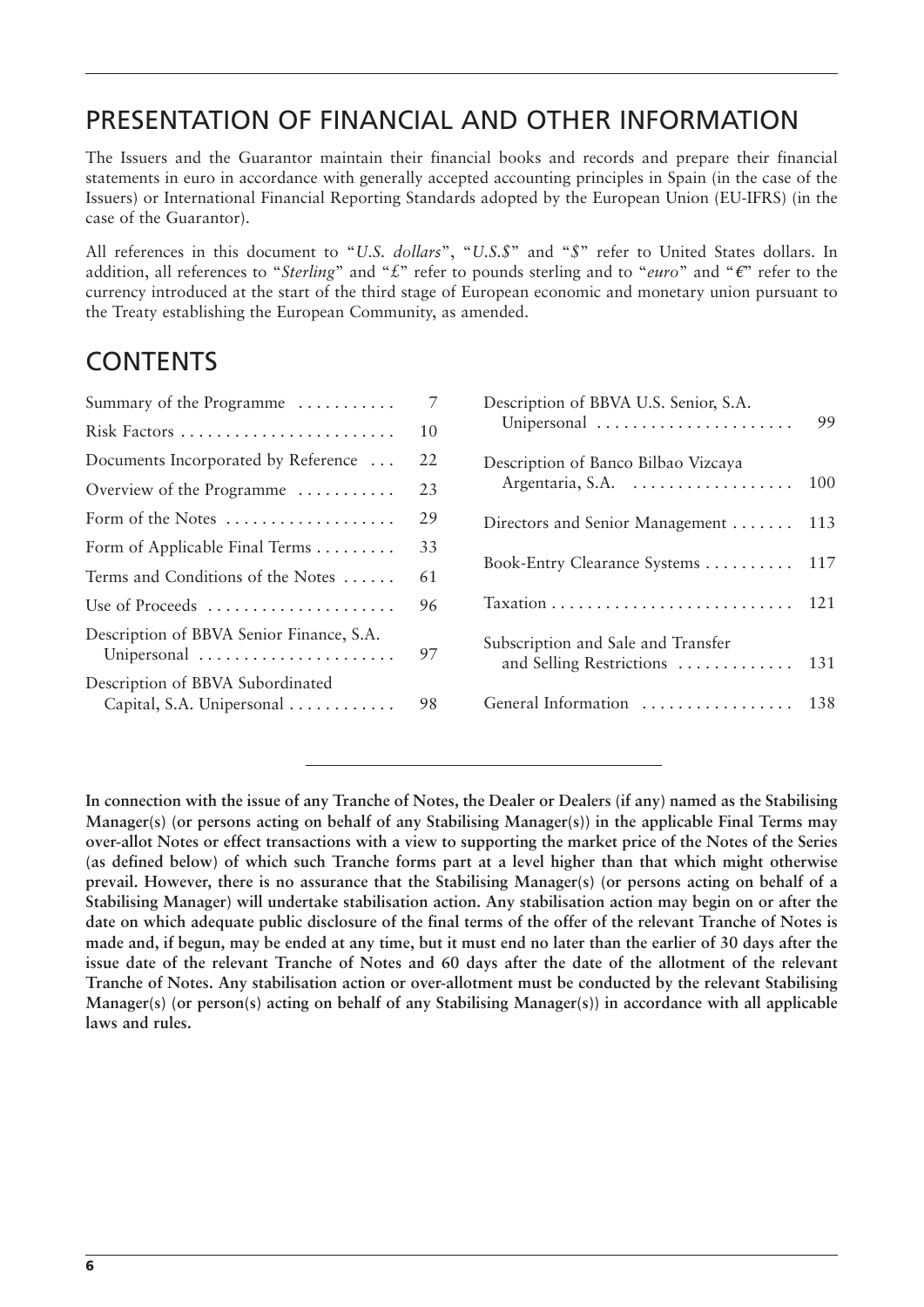## PRESENTATION OF FINANCIAL AND OTHER INFORMATION

The Issuers and the Guarantor maintain their financial books and records and prepare their financial statements in euro in accordance with generally accepted accounting principles in Spain (in the case of the Issuers) or International Financial Reporting Standards adopted by the European Union (EU-IFRS) (in the case of the Guarantor).

All references in this document to "*U.S. dollars*", "*U.S.$*" and "*$*" refer to United States dollars. In addition, all references to "*Sterling*" and "*£*" refer to pounds sterling and to "*euro*" and "*€*" refer to the currency introduced at the start of the third stage of European economic and monetary union pursuant to the Treaty establishing the European Community, as amended.

## CONTENTS

| | |
|---|---|
| Summary of the Programme | 7 |
| Risk Factors | 10 |
| Documents Incorporated by Reference | 22 |
| Overview of the Programme | 23 |
| Form of the Notes | 29 |
| Form of Applicable Final Terms | 33 |
| Terms and Conditions of the Notes | 61 |
| Use of Proceeds | 96 |
| Description of BBVA Senior Finance, S.A. Unipersonal | 97 |
| Description of BBVA Subordinated Capital, S.A. Unipersonal | 98 |
| Description of BBVA U.S. Senior, S.A. Unipersonal | 99 |
| Description of Banco Bilbao Vizcaya Argentaria, S.A. | 100 |
| Directors and Senior Management | 113 |
| Book-Entry Clearance Systems | 117 |
| Taxation | 121 |
| Subscription and Sale and Transfer and Selling Restrictions | 131 |
| General Information | 138 |

**In connection with the issue of any Tranche of Notes, the Dealer or Dealers (if any) named as the Stabilising Manager(s) (or persons acting on behalf of any Stabilising Manager(s)) in the applicable Final Terms may over-allot Notes or effect transactions with a view to supporting the market price of the Notes of the Series (as defined below) of which such Tranche forms part at a level higher than that which might otherwise prevail. However, there is no assurance that the Stabilising Manager(s) (or persons acting on behalf of a Stabilising Manager) will undertake stabilisation action. Any stabilisation action may begin on or after the date on which adequate public disclosure of the final terms of the offer of the relevant Tranche of Notes is made and, if begun, may be ended at any time, but it must end no later than the earlier of 30 days after the issue date of the relevant Tranche of Notes and 60 days after the date of the allotment of the relevant Tranche of Notes. Any stabilisation action or over-allotment must be conducted by the relevant Stabilising Manager(s) (or person(s) acting on behalf of any Stabilising Manager(s)) in accordance with all applicable laws and rules.**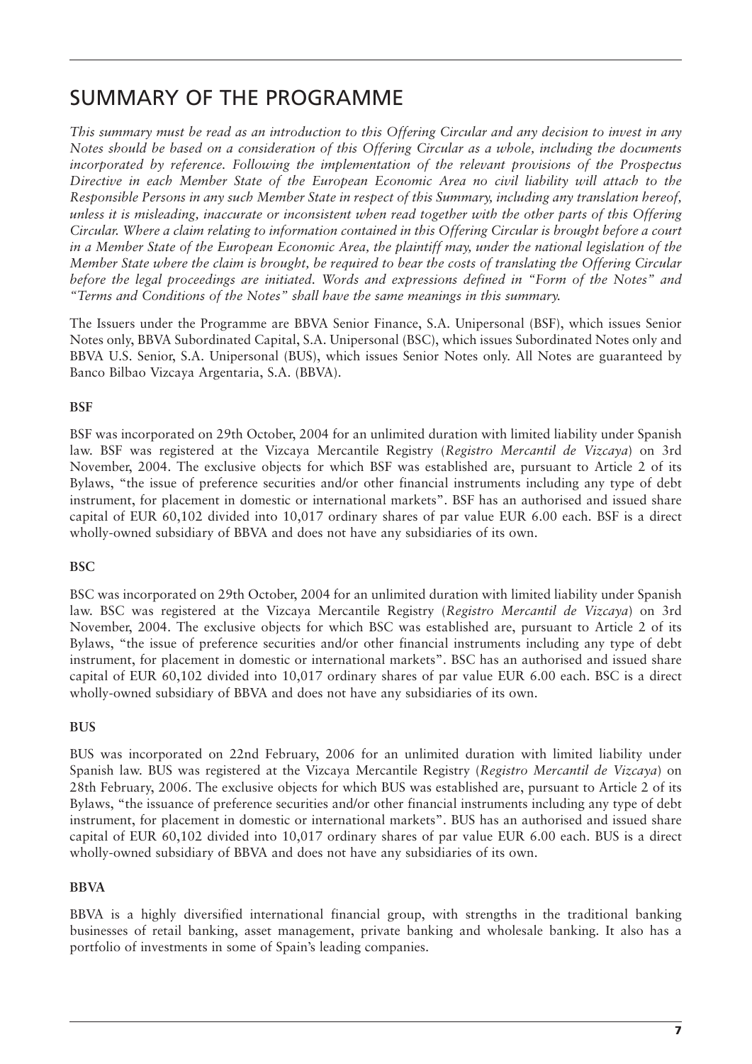# SUMMARY OF THE PROGRAMME

*This summary must be read as an introduction to this Offering Circular and any decision to invest in any Notes should be based on a consideration of this Offering Circular as a whole, including the documents incorporated by reference. Following the implementation of the relevant provisions of the Prospectus Directive in each Member State of the European Economic Area no civil liability will attach to the Responsible Persons in any such Member State in respect of this Summary, including any translation hereof, unless it is misleading, inaccurate or inconsistent when read together with the other parts of this Offering Circular. Where a claim relating to information contained in this Offering Circular is brought before a court in a Member State of the European Economic Area, the plaintiff may, under the national legislation of the Member State where the claim is brought, be required to bear the costs of translating the Offering Circular before the legal proceedings are initiated. Words and expressions defined in "Form of the Notes" and "Terms and Conditions of the Notes" shall have the same meanings in this summary.*

The Issuers under the Programme are BBVA Senior Finance, S.A. Unipersonal (BSF), which issues Senior Notes only, BBVA Subordinated Capital, S.A. Unipersonal (BSC), which issues Subordinated Notes only and BBVA U.S. Senior, S.A. Unipersonal (BUS), which issues Senior Notes only. All Notes are guaranteed by Banco Bilbao Vizcaya Argentaria, S.A. (BBVA).

**BSF**

BSF was incorporated on 29th October, 2004 for an unlimited duration with limited liability under Spanish law. BSF was registered at the Vizcaya Mercantile Registry (*Registro Mercantil de Vizcaya*) on 3rd November, 2004. The exclusive objects for which BSF was established are, pursuant to Article 2 of its Bylaws, "the issue of preference securities and/or other financial instruments including any type of debt instrument, for placement in domestic or international markets". BSF has an authorised and issued share capital of EUR 60,102 divided into 10,017 ordinary shares of par value EUR 6.00 each. BSF is a direct wholly-owned subsidiary of BBVA and does not have any subsidiaries of its own.

**BSC**

BSC was incorporated on 29th October, 2004 for an unlimited duration with limited liability under Spanish law. BSC was registered at the Vizcaya Mercantile Registry (*Registro Mercantil de Vizcaya*) on 3rd November, 2004. The exclusive objects for which BSC was established are, pursuant to Article 2 of its Bylaws, "the issue of preference securities and/or other financial instruments including any type of debt instrument, for placement in domestic or international markets". BSC has an authorised and issued share capital of EUR 60,102 divided into 10,017 ordinary shares of par value EUR 6.00 each. BSC is a direct wholly-owned subsidiary of BBVA and does not have any subsidiaries of its own.

**BUS**

BUS was incorporated on 22nd February, 2006 for an unlimited duration with limited liability under Spanish law. BUS was registered at the Vizcaya Mercantile Registry (*Registro Mercantil de Vizcaya*) on 28th February, 2006. The exclusive objects for which BUS was established are, pursuant to Article 2 of its Bylaws, "the issuance of preference securities and/or other financial instruments including any type of debt instrument, for placement in domestic or international markets". BUS has an authorised and issued share capital of EUR 60,102 divided into 10,017 ordinary shares of par value EUR 6.00 each. BUS is a direct wholly-owned subsidiary of BBVA and does not have any subsidiaries of its own.

**BBVA**

BBVA is a highly diversified international financial group, with strengths in the traditional banking businesses of retail banking, asset management, private banking and wholesale banking. It also has a portfolio of investments in some of Spain's leading companies.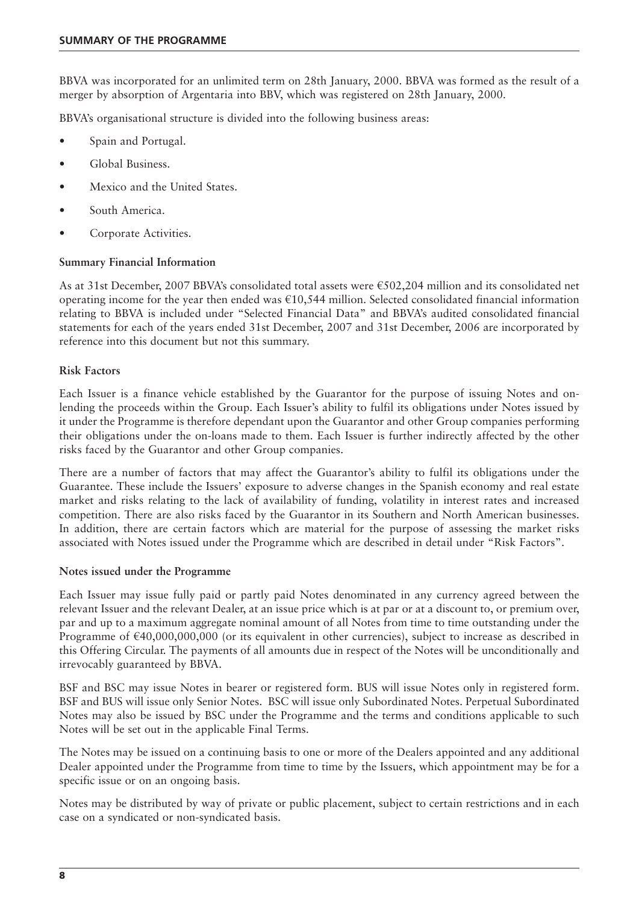BBVA was incorporated for an unlimited term on 28th January, 2000. BBVA was formed as the result of a merger by absorption of Argentaria into BBV, which was registered on 28th January, 2000.

BBVA's organisational structure is divided into the following business areas:

- Spain and Portugal.
- Global Business.
- Mexico and the United States.
- South America.
- Corporate Activities.

**Summary Financial Information**

As at 31st December, 2007 BBVA's consolidated total assets were €502,204 million and its consolidated net operating income for the year then ended was €10,544 million. Selected consolidated financial information relating to BBVA is included under "Selected Financial Data" and BBVA's audited consolidated financial statements for each of the years ended 31st December, 2007 and 31st December, 2006 are incorporated by reference into this document but not this summary.

**Risk Factors**

Each Issuer is a finance vehicle established by the Guarantor for the purpose of issuing Notes and on-lending the proceeds within the Group. Each Issuer's ability to fulfil its obligations under Notes issued by it under the Programme is therefore dependant upon the Guarantor and other Group companies performing their obligations under the on-loans made to them. Each Issuer is further indirectly affected by the other risks faced by the Guarantor and other Group companies.

There are a number of factors that may affect the Guarantor's ability to fulfil its obligations under the Guarantee. These include the Issuers' exposure to adverse changes in the Spanish economy and real estate market and risks relating to the lack of availability of funding, volatility in interest rates and increased competition. There are also risks faced by the Guarantor in its Southern and North American businesses. In addition, there are certain factors which are material for the purpose of assessing the market risks associated with Notes issued under the Programme which are described in detail under "Risk Factors".

**Notes issued under the Programme**

Each Issuer may issue fully paid or partly paid Notes denominated in any currency agreed between the relevant Issuer and the relevant Dealer, at an issue price which is at par or at a discount to, or premium over, par and up to a maximum aggregate nominal amount of all Notes from time to time outstanding under the Programme of €40,000,000,000 (or its equivalent in other currencies), subject to increase as described in this Offering Circular. The payments of all amounts due in respect of the Notes will be unconditionally and irrevocably guaranteed by BBVA.

BSF and BSC may issue Notes in bearer or registered form. BUS will issue Notes only in registered form. BSF and BUS will issue only Senior Notes. BSC will issue only Subordinated Notes. Perpetual Subordinated Notes may also be issued by BSC under the Programme and the terms and conditions applicable to such Notes will be set out in the applicable Final Terms.

The Notes may be issued on a continuing basis to one or more of the Dealers appointed and any additional Dealer appointed under the Programme from time to time by the Issuers, which appointment may be for a specific issue or on an ongoing basis.

Notes may be distributed by way of private or public placement, subject to certain restrictions and in each case on a syndicated or non-syndicated basis.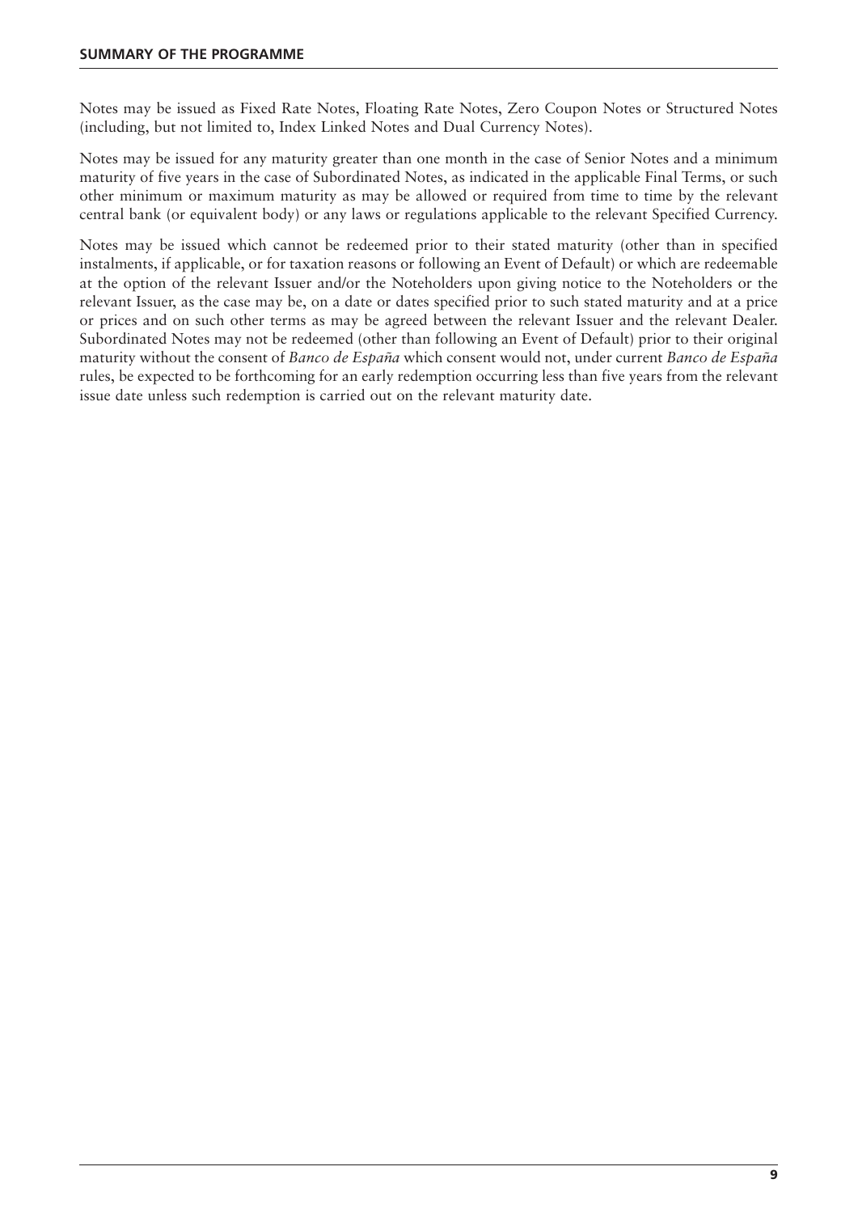Notes may be issued as Fixed Rate Notes, Floating Rate Notes, Zero Coupon Notes or Structured Notes (including, but not limited to, Index Linked Notes and Dual Currency Notes).

Notes may be issued for any maturity greater than one month in the case of Senior Notes and a minimum maturity of five years in the case of Subordinated Notes, as indicated in the applicable Final Terms, or such other minimum or maximum maturity as may be allowed or required from time to time by the relevant central bank (or equivalent body) or any laws or regulations applicable to the relevant Specified Currency.

Notes may be issued which cannot be redeemed prior to their stated maturity (other than in specified instalments, if applicable, or for taxation reasons or following an Event of Default) or which are redeemable at the option of the relevant Issuer and/or the Noteholders upon giving notice to the Noteholders or the relevant Issuer, as the case may be, on a date or dates specified prior to such stated maturity and at a price or prices and on such other terms as may be agreed between the relevant Issuer and the relevant Dealer. Subordinated Notes may not be redeemed (other than following an Event of Default) prior to their original maturity without the consent of *Banco de España* which consent would not, under current *Banco de España* rules, be expected to be forthcoming for an early redemption occurring less than five years from the relevant issue date unless such redemption is carried out on the relevant maturity date.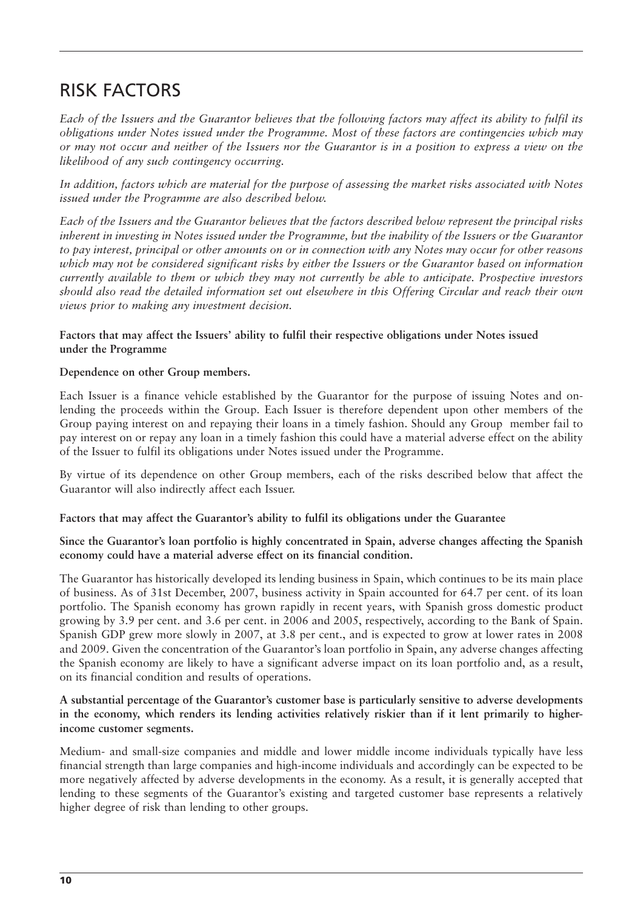# RISK FACTORS

*Each of the Issuers and the Guarantor believes that the following factors may affect its ability to fulfil its obligations under Notes issued under the Programme. Most of these factors are contingencies which may or may not occur and neither of the Issuers nor the Guarantor is in a position to express a view on the likelihood of any such contingency occurring.*

*In addition, factors which are material for the purpose of assessing the market risks associated with Notes issued under the Programme are also described below.*

*Each of the Issuers and the Guarantor believes that the factors described below represent the principal risks inherent in investing in Notes issued under the Programme, but the inability of the Issuers or the Guarantor to pay interest, principal or other amounts on or in connection with any Notes may occur for other reasons which may not be considered significant risks by either the Issuers or the Guarantor based on information currently available to them or which they may not currently be able to anticipate. Prospective investors should also read the detailed information set out elsewhere in this Offering Circular and reach their own views prior to making any investment decision.*

**Factors that may affect the Issuers' ability to fulfil their respective obligations under Notes issued under the Programme**

**Dependence on other Group members.**

Each Issuer is a finance vehicle established by the Guarantor for the purpose of issuing Notes and on-lending the proceeds within the Group. Each Issuer is therefore dependent upon other members of the Group paying interest on and repaying their loans in a timely fashion. Should any Group member fail to pay interest on or repay any loan in a timely fashion this could have a material adverse effect on the ability of the Issuer to fulfil its obligations under Notes issued under the Programme.

By virtue of its dependence on other Group members, each of the risks described below that affect the Guarantor will also indirectly affect each Issuer.

**Factors that may affect the Guarantor's ability to fulfil its obligations under the Guarantee**

**Since the Guarantor's loan portfolio is highly concentrated in Spain, adverse changes affecting the Spanish economy could have a material adverse effect on its financial condition.**

The Guarantor has historically developed its lending business in Spain, which continues to be its main place of business. As of 31st December, 2007, business activity in Spain accounted for 64.7 per cent. of its loan portfolio. The Spanish economy has grown rapidly in recent years, with Spanish gross domestic product growing by 3.9 per cent. and 3.6 per cent. in 2006 and 2005, respectively, according to the Bank of Spain. Spanish GDP grew more slowly in 2007, at 3.8 per cent., and is expected to grow at lower rates in 2008 and 2009. Given the concentration of the Guarantor's loan portfolio in Spain, any adverse changes affecting the Spanish economy are likely to have a significant adverse impact on its loan portfolio and, as a result, on its financial condition and results of operations.

**A substantial percentage of the Guarantor's customer base is particularly sensitive to adverse developments in the economy, which renders its lending activities relatively riskier than if it lent primarily to higher-income customer segments.**

Medium- and small-size companies and middle and lower middle income individuals typically have less financial strength than large companies and high-income individuals and accordingly can be expected to be more negatively affected by adverse developments in the economy. As a result, it is generally accepted that lending to these segments of the Guarantor's existing and targeted customer base represents a relatively higher degree of risk than lending to other groups.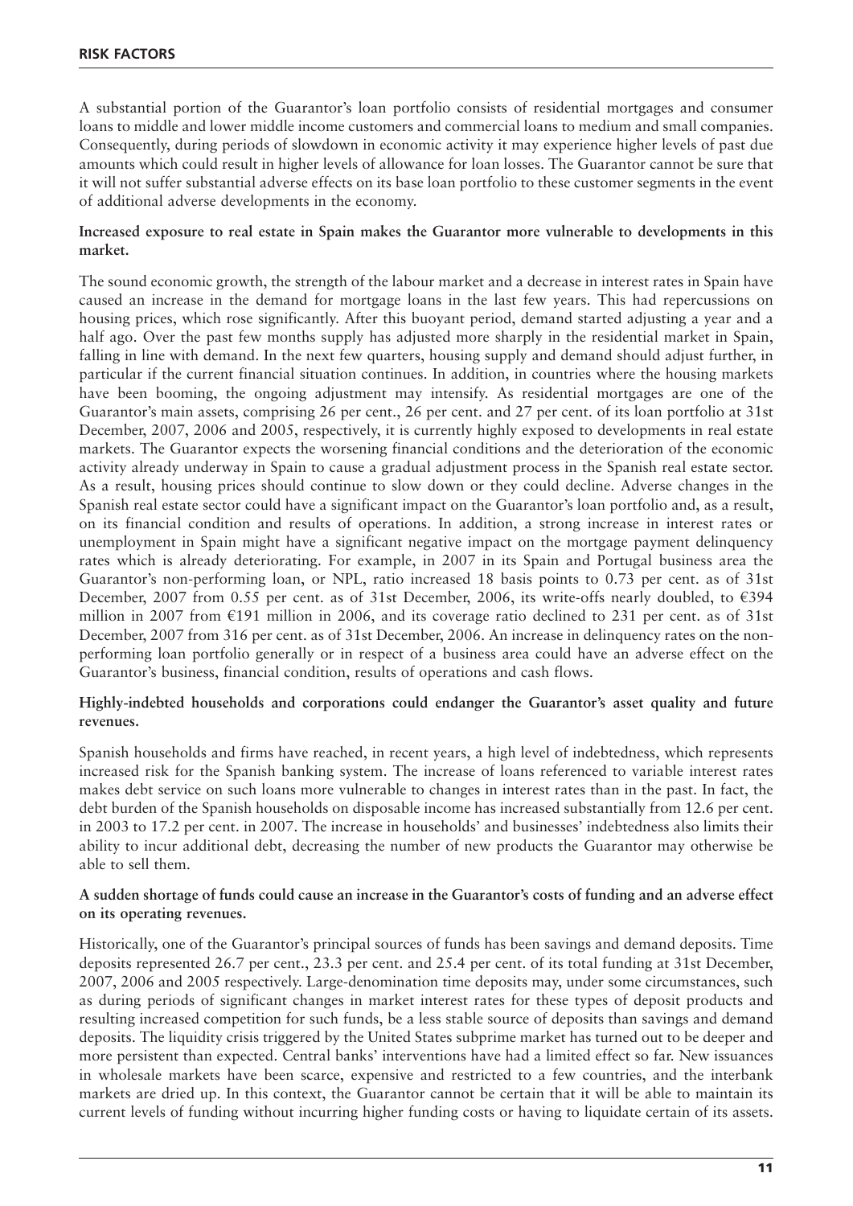A substantial portion of the Guarantor's loan portfolio consists of residential mortgages and consumer loans to middle and lower middle income customers and commercial loans to medium and small companies. Consequently, during periods of slowdown in economic activity it may experience higher levels of past due amounts which could result in higher levels of allowance for loan losses. The Guarantor cannot be sure that it will not suffer substantial adverse effects on its base loan portfolio to these customer segments in the event of additional adverse developments in the economy.

**Increased exposure to real estate in Spain makes the Guarantor more vulnerable to developments in this market.**

The sound economic growth, the strength of the labour market and a decrease in interest rates in Spain have caused an increase in the demand for mortgage loans in the last few years. This had repercussions on housing prices, which rose significantly. After this buoyant period, demand started adjusting a year and a half ago. Over the past few months supply has adjusted more sharply in the residential market in Spain, falling in line with demand. In the next few quarters, housing supply and demand should adjust further, in particular if the current financial situation continues. In addition, in countries where the housing markets have been booming, the ongoing adjustment may intensify. As residential mortgages are one of the Guarantor's main assets, comprising 26 per cent., 26 per cent. and 27 per cent. of its loan portfolio at 31st December, 2007, 2006 and 2005, respectively, it is currently highly exposed to developments in real estate markets. The Guarantor expects the worsening financial conditions and the deterioration of the economic activity already underway in Spain to cause a gradual adjustment process in the Spanish real estate sector. As a result, housing prices should continue to slow down or they could decline. Adverse changes in the Spanish real estate sector could have a significant impact on the Guarantor's loan portfolio and, as a result, on its financial condition and results of operations. In addition, a strong increase in interest rates or unemployment in Spain might have a significant negative impact on the mortgage payment delinquency rates which is already deteriorating. For example, in 2007 in its Spain and Portugal business area the Guarantor's non-performing loan, or NPL, ratio increased 18 basis points to 0.73 per cent. as of 31st December, 2007 from 0.55 per cent. as of 31st December, 2006, its write-offs nearly doubled, to €394 million in 2007 from €191 million in 2006, and its coverage ratio declined to 231 per cent. as of 31st December, 2007 from 316 per cent. as of 31st December, 2006. An increase in delinquency rates on the non-performing loan portfolio generally or in respect of a business area could have an adverse effect on the Guarantor's business, financial condition, results of operations and cash flows.

**Highly-indebted households and corporations could endanger the Guarantor's asset quality and future revenues.**

Spanish households and firms have reached, in recent years, a high level of indebtedness, which represents increased risk for the Spanish banking system. The increase of loans referenced to variable interest rates makes debt service on such loans more vulnerable to changes in interest rates than in the past. In fact, the debt burden of the Spanish households on disposable income has increased substantially from 12.6 per cent. in 2003 to 17.2 per cent. in 2007. The increase in households' and businesses' indebtedness also limits their ability to incur additional debt, decreasing the number of new products the Guarantor may otherwise be able to sell them.

**A sudden shortage of funds could cause an increase in the Guarantor's costs of funding and an adverse effect on its operating revenues.**

Historically, one of the Guarantor's principal sources of funds has been savings and demand deposits. Time deposits represented 26.7 per cent., 23.3 per cent. and 25.4 per cent. of its total funding at 31st December, 2007, 2006 and 2005 respectively. Large-denomination time deposits may, under some circumstances, such as during periods of significant changes in market interest rates for these types of deposit products and resulting increased competition for such funds, be a less stable source of deposits than savings and demand deposits. The liquidity crisis triggered by the United States subprime market has turned out to be deeper and more persistent than expected. Central banks' interventions have had a limited effect so far. New issuances in wholesale markets have been scarce, expensive and restricted to a few countries, and the interbank markets are dried up. In this context, the Guarantor cannot be certain that it will be able to maintain its current levels of funding without incurring higher funding costs or having to liquidate certain of its assets.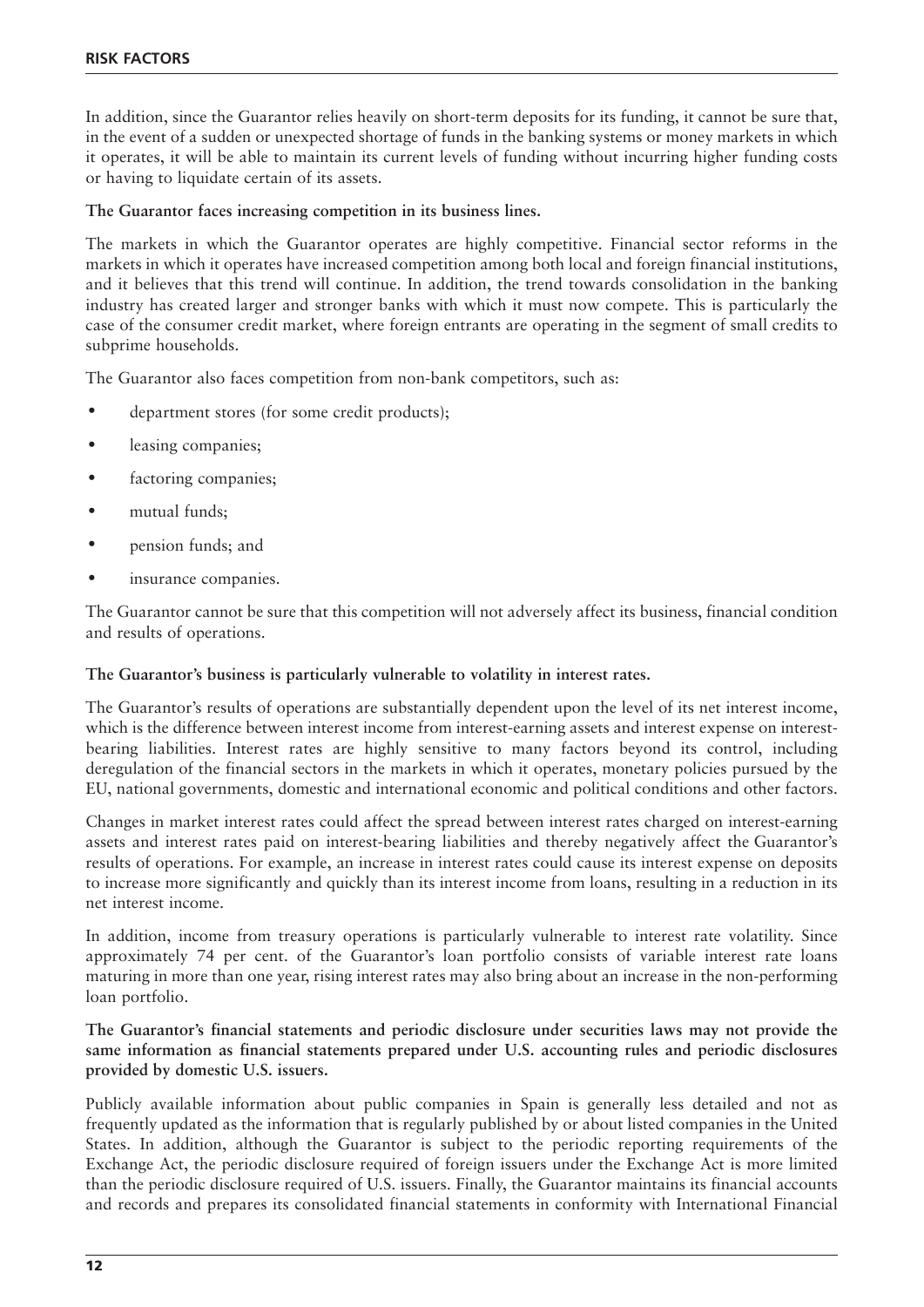In addition, since the Guarantor relies heavily on short-term deposits for its funding, it cannot be sure that, in the event of a sudden or unexpected shortage of funds in the banking systems or money markets in which it operates, it will be able to maintain its current levels of funding without incurring higher funding costs or having to liquidate certain of its assets.

**The Guarantor faces increasing competition in its business lines.**

The markets in which the Guarantor operates are highly competitive. Financial sector reforms in the markets in which it operates have increased competition among both local and foreign financial institutions, and it believes that this trend will continue. In addition, the trend towards consolidation in the banking industry has created larger and stronger banks with which it must now compete. This is particularly the case of the consumer credit market, where foreign entrants are operating in the segment of small credits to subprime households.

The Guarantor also faces competition from non-bank competitors, such as:

- department stores (for some credit products);
- leasing companies;
- factoring companies;
- mutual funds;
- pension funds; and
- insurance companies.

The Guarantor cannot be sure that this competition will not adversely affect its business, financial condition and results of operations.

**The Guarantor's business is particularly vulnerable to volatility in interest rates.**

The Guarantor's results of operations are substantially dependent upon the level of its net interest income, which is the difference between interest income from interest-earning assets and interest expense on interest-bearing liabilities. Interest rates are highly sensitive to many factors beyond its control, including deregulation of the financial sectors in the markets in which it operates, monetary policies pursued by the EU, national governments, domestic and international economic and political conditions and other factors.

Changes in market interest rates could affect the spread between interest rates charged on interest-earning assets and interest rates paid on interest-bearing liabilities and thereby negatively affect the Guarantor's results of operations. For example, an increase in interest rates could cause its interest expense on deposits to increase more significantly and quickly than its interest income from loans, resulting in a reduction in its net interest income.

In addition, income from treasury operations is particularly vulnerable to interest rate volatility. Since approximately 74 per cent. of the Guarantor's loan portfolio consists of variable interest rate loans maturing in more than one year, rising interest rates may also bring about an increase in the non-performing loan portfolio.

**The Guarantor's financial statements and periodic disclosure under securities laws may not provide the same information as financial statements prepared under U.S. accounting rules and periodic disclosures provided by domestic U.S. issuers.**

Publicly available information about public companies in Spain is generally less detailed and not as frequently updated as the information that is regularly published by or about listed companies in the United States. In addition, although the Guarantor is subject to the periodic reporting requirements of the Exchange Act, the periodic disclosure required of foreign issuers under the Exchange Act is more limited than the periodic disclosure required of U.S. issuers. Finally, the Guarantor maintains its financial accounts and records and prepares its consolidated financial statements in conformity with International Financial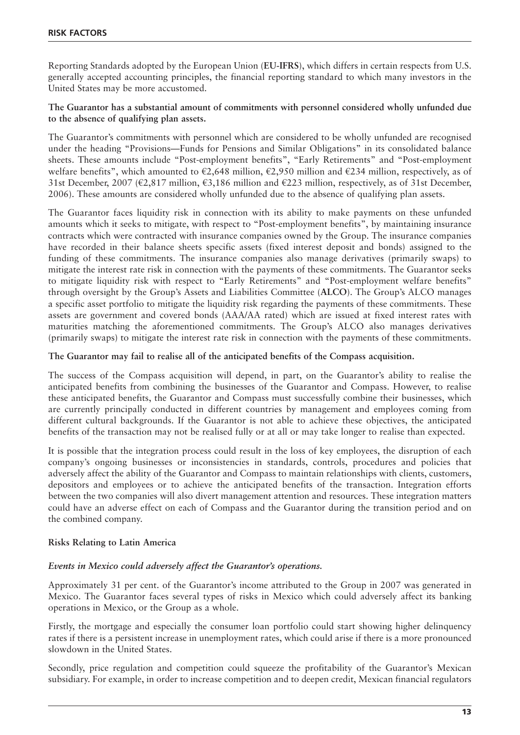Reporting Standards adopted by the European Union (**EU-IFRS**), which differs in certain respects from U.S. generally accepted accounting principles, the financial reporting standard to which many investors in the United States may be more accustomed.

**The Guarantor has a substantial amount of commitments with personnel considered wholly unfunded due to the absence of qualifying plan assets.**

The Guarantor's commitments with personnel which are considered to be wholly unfunded are recognised under the heading "Provisions—Funds for Pensions and Similar Obligations" in its consolidated balance sheets. These amounts include "Post-employment benefits", "Early Retirements" and "Post-employment welfare benefits", which amounted to €2,648 million, €2,950 million and €234 million, respectively, as of 31st December, 2007 (€2,817 million, €3,186 million and €223 million, respectively, as of 31st December, 2006). These amounts are considered wholly unfunded due to the absence of qualifying plan assets.

The Guarantor faces liquidity risk in connection with its ability to make payments on these unfunded amounts which it seeks to mitigate, with respect to "Post-employment benefits", by maintaining insurance contracts which were contracted with insurance companies owned by the Group. The insurance companies have recorded in their balance sheets specific assets (fixed interest deposit and bonds) assigned to the funding of these commitments. The insurance companies also manage derivatives (primarily swaps) to mitigate the interest rate risk in connection with the payments of these commitments. The Guarantor seeks to mitigate liquidity risk with respect to "Early Retirements" and "Post-employment welfare benefits" through oversight by the Group's Assets and Liabilities Committee (**ALCO**). The Group's ALCO manages a specific asset portfolio to mitigate the liquidity risk regarding the payments of these commitments. These assets are government and covered bonds (AAA/AA rated) which are issued at fixed interest rates with maturities matching the aforementioned commitments. The Group's ALCO also manages derivatives (primarily swaps) to mitigate the interest rate risk in connection with the payments of these commitments.

**The Guarantor may fail to realise all of the anticipated benefits of the Compass acquisition.**

The success of the Compass acquisition will depend, in part, on the Guarantor's ability to realise the anticipated benefits from combining the businesses of the Guarantor and Compass. However, to realise these anticipated benefits, the Guarantor and Compass must successfully combine their businesses, which are currently principally conducted in different countries by management and employees coming from different cultural backgrounds. If the Guarantor is not able to achieve these objectives, the anticipated benefits of the transaction may not be realised fully or at all or may take longer to realise than expected.

It is possible that the integration process could result in the loss of key employees, the disruption of each company's ongoing businesses or inconsistencies in standards, controls, procedures and policies that adversely affect the ability of the Guarantor and Compass to maintain relationships with clients, customers, depositors and employees or to achieve the anticipated benefits of the transaction. Integration efforts between the two companies will also divert management attention and resources. These integration matters could have an adverse effect on each of Compass and the Guarantor during the transition period and on the combined company.

**Risks Relating to Latin America**

***Events in Mexico could adversely affect the Guarantor's operations.***

Approximately 31 per cent. of the Guarantor's income attributed to the Group in 2007 was generated in Mexico. The Guarantor faces several types of risks in Mexico which could adversely affect its banking operations in Mexico, or the Group as a whole.

Firstly, the mortgage and especially the consumer loan portfolio could start showing higher delinquency rates if there is a persistent increase in unemployment rates, which could arise if there is a more pronounced slowdown in the United States.

Secondly, price regulation and competition could squeeze the profitability of the Guarantor's Mexican subsidiary. For example, in order to increase competition and to deepen credit, Mexican financial regulators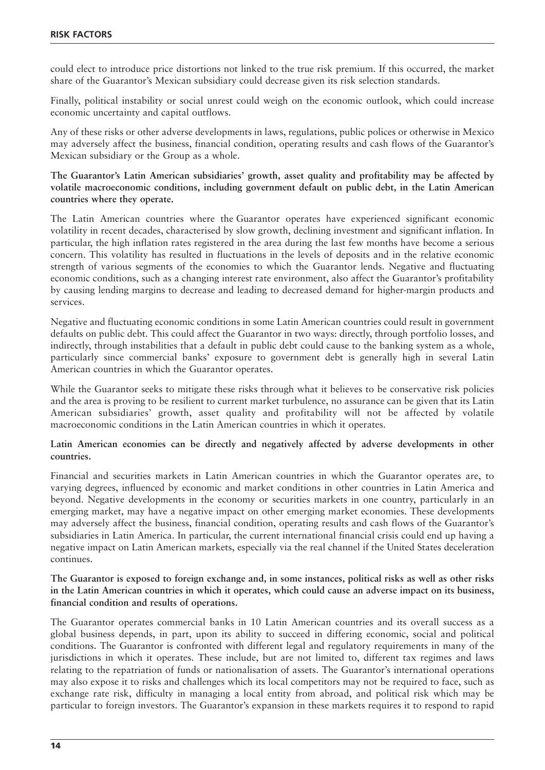could elect to introduce price distortions not linked to the true risk premium. If this occurred, the market share of the Guarantor's Mexican subsidiary could decrease given its risk selection standards.

Finally, political instability or social unrest could weigh on the economic outlook, which could increase economic uncertainty and capital outflows.

Any of these risks or other adverse developments in laws, regulations, public polices or otherwise in Mexico may adversely affect the business, financial condition, operating results and cash flows of the Guarantor's Mexican subsidiary or the Group as a whole.

**The Guarantor's Latin American subsidiaries' growth, asset quality and profitability may be affected by volatile macroeconomic conditions, including government default on public debt, in the Latin American countries where they operate.**

The Latin American countries where the Guarantor operates have experienced significant economic volatility in recent decades, characterised by slow growth, declining investment and significant inflation. In particular, the high inflation rates registered in the area during the last few months have become a serious concern. This volatility has resulted in fluctuations in the levels of deposits and in the relative economic strength of various segments of the economies to which the Guarantor lends. Negative and fluctuating economic conditions, such as a changing interest rate environment, also affect the Guarantor's profitability by causing lending margins to decrease and leading to decreased demand for higher-margin products and services.

Negative and fluctuating economic conditions in some Latin American countries could result in government defaults on public debt. This could affect the Guarantor in two ways: directly, through portfolio losses, and indirectly, through instabilities that a default in public debt could cause to the banking system as a whole, particularly since commercial banks' exposure to government debt is generally high in several Latin American countries in which the Guarantor operates.

While the Guarantor seeks to mitigate these risks through what it believes to be conservative risk policies and the area is proving to be resilient to current market turbulence, no assurance can be given that its Latin American subsidiaries' growth, asset quality and profitability will not be affected by volatile macroeconomic conditions in the Latin American countries in which it operates.

**Latin American economies can be directly and negatively affected by adverse developments in other countries.**

Financial and securities markets in Latin American countries in which the Guarantor operates are, to varying degrees, influenced by economic and market conditions in other countries in Latin America and beyond. Negative developments in the economy or securities markets in one country, particularly in an emerging market, may have a negative impact on other emerging market economies. These developments may adversely affect the business, financial condition, operating results and cash flows of the Guarantor's subsidiaries in Latin America. In particular, the current international financial crisis could end up having a negative impact on Latin American markets, especially via the real channel if the United States deceleration continues.

**The Guarantor is exposed to foreign exchange and, in some instances, political risks as well as other risks in the Latin American countries in which it operates, which could cause an adverse impact on its business, financial condition and results of operations.**

The Guarantor operates commercial banks in 10 Latin American countries and its overall success as a global business depends, in part, upon its ability to succeed in differing economic, social and political conditions. The Guarantor is confronted with different legal and regulatory requirements in many of the jurisdictions in which it operates. These include, but are not limited to, different tax regimes and laws relating to the repatriation of funds or nationalisation of assets. The Guarantor's international operations may also expose it to risks and challenges which its local competitors may not be required to face, such as exchange rate risk, difficulty in managing a local entity from abroad, and political risk which may be particular to foreign investors. The Guarantor's expansion in these markets requires it to respond to rapid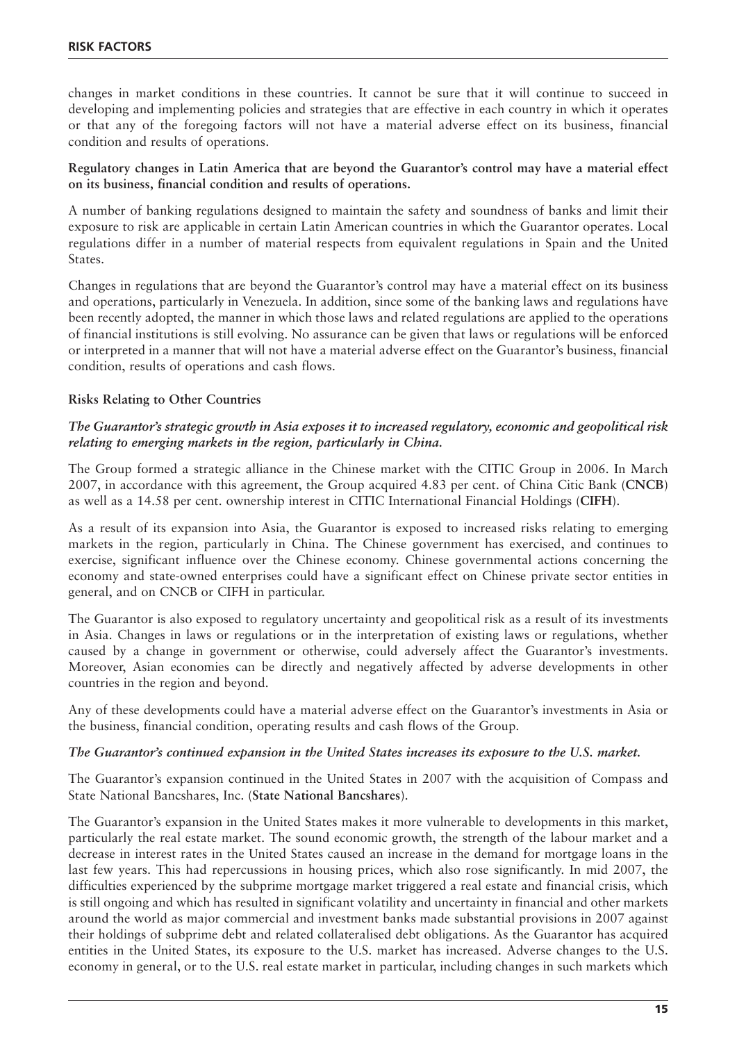changes in market conditions in these countries. It cannot be sure that it will continue to succeed in developing and implementing policies and strategies that are effective in each country in which it operates or that any of the foregoing factors will not have a material adverse effect on its business, financial condition and results of operations.

**Regulatory changes in Latin America that are beyond the Guarantor's control may have a material effect on its business, financial condition and results of operations.**

A number of banking regulations designed to maintain the safety and soundness of banks and limit their exposure to risk are applicable in certain Latin American countries in which the Guarantor operates. Local regulations differ in a number of material respects from equivalent regulations in Spain and the United States.

Changes in regulations that are beyond the Guarantor's control may have a material effect on its business and operations, particularly in Venezuela. In addition, since some of the banking laws and regulations have been recently adopted, the manner in which those laws and related regulations are applied to the operations of financial institutions is still evolving. No assurance can be given that laws or regulations will be enforced or interpreted in a manner that will not have a material adverse effect on the Guarantor's business, financial condition, results of operations and cash flows.

**Risks Relating to Other Countries**

***The Guarantor's strategic growth in Asia exposes it to increased regulatory, economic and geopolitical risk relating to emerging markets in the region, particularly in China.***

The Group formed a strategic alliance in the Chinese market with the CITIC Group in 2006. In March 2007, in accordance with this agreement, the Group acquired 4.83 per cent. of China Citic Bank (**CNCB**) as well as a 14.58 per cent. ownership interest in CITIC International Financial Holdings (**CIFH**).

As a result of its expansion into Asia, the Guarantor is exposed to increased risks relating to emerging markets in the region, particularly in China. The Chinese government has exercised, and continues to exercise, significant influence over the Chinese economy. Chinese governmental actions concerning the economy and state-owned enterprises could have a significant effect on Chinese private sector entities in general, and on CNCB or CIFH in particular.

The Guarantor is also exposed to regulatory uncertainty and geopolitical risk as a result of its investments in Asia. Changes in laws or regulations or in the interpretation of existing laws or regulations, whether caused by a change in government or otherwise, could adversely affect the Guarantor's investments. Moreover, Asian economies can be directly and negatively affected by adverse developments in other countries in the region and beyond.

Any of these developments could have a material adverse effect on the Guarantor's investments in Asia or the business, financial condition, operating results and cash flows of the Group.

***The Guarantor's continued expansion in the United States increases its exposure to the U.S. market.***

The Guarantor's expansion continued in the United States in 2007 with the acquisition of Compass and State National Bancshares, Inc. (**State National Bancshares**).

The Guarantor's expansion in the United States makes it more vulnerable to developments in this market, particularly the real estate market. The sound economic growth, the strength of the labour market and a decrease in interest rates in the United States caused an increase in the demand for mortgage loans in the last few years. This had repercussions in housing prices, which also rose significantly. In mid 2007, the difficulties experienced by the subprime mortgage market triggered a real estate and financial crisis, which is still ongoing and which has resulted in significant volatility and uncertainty in financial and other markets around the world as major commercial and investment banks made substantial provisions in 2007 against their holdings of subprime debt and related collateralised debt obligations. As the Guarantor has acquired entities in the United States, its exposure to the U.S. market has increased. Adverse changes to the U.S. economy in general, or to the U.S. real estate market in particular, including changes in such markets which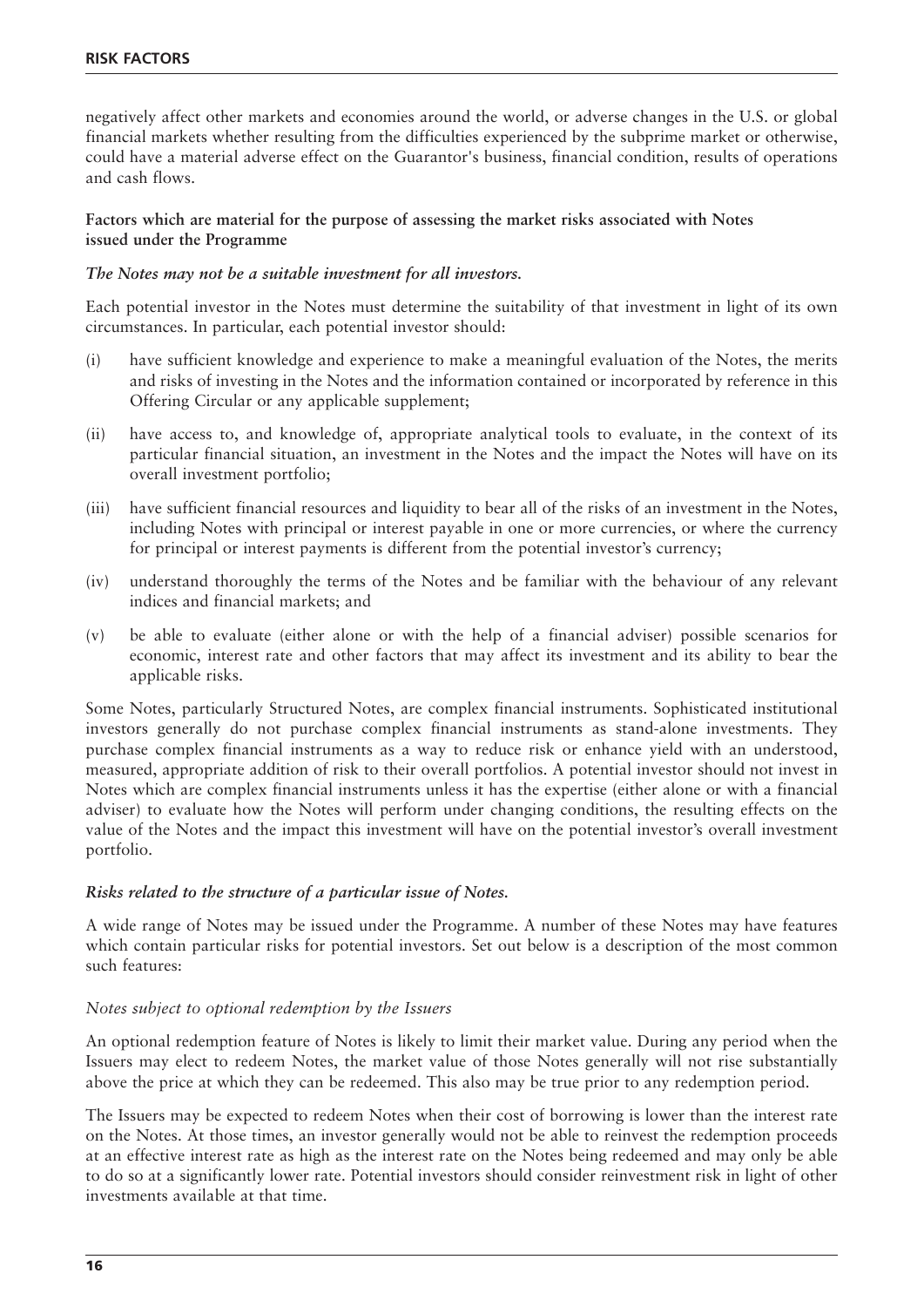negatively affect other markets and economies around the world, or adverse changes in the U.S. or global financial markets whether resulting from the difficulties experienced by the subprime market or otherwise, could have a material adverse effect on the Guarantor's business, financial condition, results of operations and cash flows.

**Factors which are material for the purpose of assessing the market risks associated with Notes issued under the Programme**

***The Notes may not be a suitable investment for all investors.***

Each potential investor in the Notes must determine the suitability of that investment in light of its own circumstances. In particular, each potential investor should:

(i) have sufficient knowledge and experience to make a meaningful evaluation of the Notes, the merits and risks of investing in the Notes and the information contained or incorporated by reference in this Offering Circular or any applicable supplement;

(ii) have access to, and knowledge of, appropriate analytical tools to evaluate, in the context of its particular financial situation, an investment in the Notes and the impact the Notes will have on its overall investment portfolio;

(iii) have sufficient financial resources and liquidity to bear all of the risks of an investment in the Notes, including Notes with principal or interest payable in one or more currencies, or where the currency for principal or interest payments is different from the potential investor's currency;

(iv) understand thoroughly the terms of the Notes and be familiar with the behaviour of any relevant indices and financial markets; and

(v) be able to evaluate (either alone or with the help of a financial adviser) possible scenarios for economic, interest rate and other factors that may affect its investment and its ability to bear the applicable risks.

Some Notes, particularly Structured Notes, are complex financial instruments. Sophisticated institutional investors generally do not purchase complex financial instruments as stand-alone investments. They purchase complex financial instruments as a way to reduce risk or enhance yield with an understood, measured, appropriate addition of risk to their overall portfolios. A potential investor should not invest in Notes which are complex financial instruments unless it has the expertise (either alone or with a financial adviser) to evaluate how the Notes will perform under changing conditions, the resulting effects on the value of the Notes and the impact this investment will have on the potential investor's overall investment portfolio.

***Risks related to the structure of a particular issue of Notes.***

A wide range of Notes may be issued under the Programme. A number of these Notes may have features which contain particular risks for potential investors. Set out below is a description of the most common such features:

*Notes subject to optional redemption by the Issuers*

An optional redemption feature of Notes is likely to limit their market value. During any period when the Issuers may elect to redeem Notes, the market value of those Notes generally will not rise substantially above the price at which they can be redeemed. This also may be true prior to any redemption period.

The Issuers may be expected to redeem Notes when their cost of borrowing is lower than the interest rate on the Notes. At those times, an investor generally would not be able to reinvest the redemption proceeds at an effective interest rate as high as the interest rate on the Notes being redeemed and may only be able to do so at a significantly lower rate. Potential investors should consider reinvestment risk in light of other investments available at that time.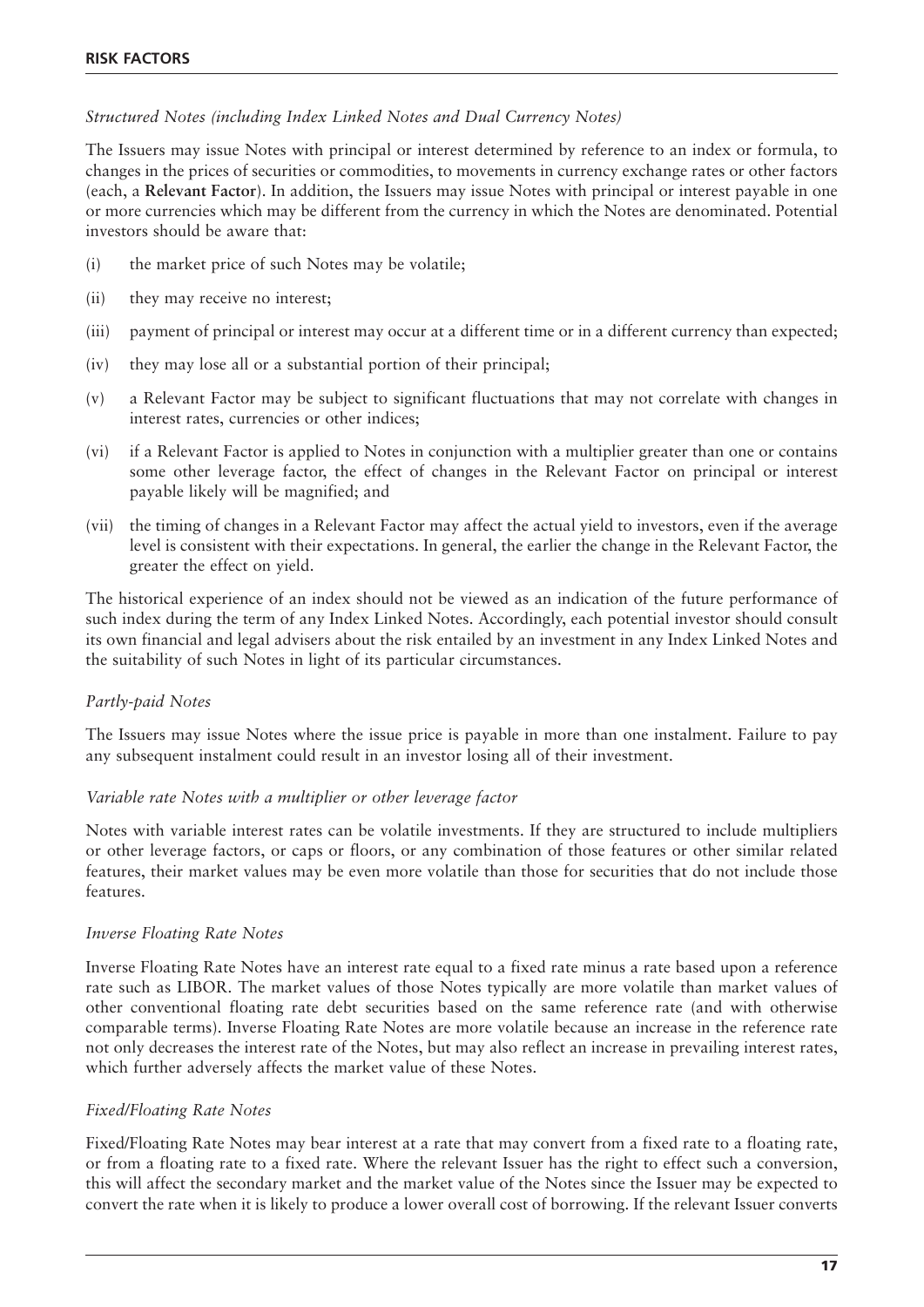*Structured Notes (including Index Linked Notes and Dual Currency Notes)*

The Issuers may issue Notes with principal or interest determined by reference to an index or formula, to changes in the prices of securities or commodities, to movements in currency exchange rates or other factors (each, a **Relevant Factor**). In addition, the Issuers may issue Notes with principal or interest payable in one or more currencies which may be different from the currency in which the Notes are denominated. Potential investors should be aware that:

(i) the market price of such Notes may be volatile;

(ii) they may receive no interest;

(iii) payment of principal or interest may occur at a different time or in a different currency than expected;

(iv) they may lose all or a substantial portion of their principal;

(v) a Relevant Factor may be subject to significant fluctuations that may not correlate with changes in interest rates, currencies or other indices;

(vi) if a Relevant Factor is applied to Notes in conjunction with a multiplier greater than one or contains some other leverage factor, the effect of changes in the Relevant Factor on principal or interest payable likely will be magnified; and

(vii) the timing of changes in a Relevant Factor may affect the actual yield to investors, even if the average level is consistent with their expectations. In general, the earlier the change in the Relevant Factor, the greater the effect on yield.

The historical experience of an index should not be viewed as an indication of the future performance of such index during the term of any Index Linked Notes. Accordingly, each potential investor should consult its own financial and legal advisers about the risk entailed by an investment in any Index Linked Notes and the suitability of such Notes in light of its particular circumstances.

*Partly-paid Notes*

The Issuers may issue Notes where the issue price is payable in more than one instalment. Failure to pay any subsequent instalment could result in an investor losing all of their investment.

*Variable rate Notes with a multiplier or other leverage factor*

Notes with variable interest rates can be volatile investments. If they are structured to include multipliers or other leverage factors, or caps or floors, or any combination of those features or other similar related features, their market values may be even more volatile than those for securities that do not include those features.

*Inverse Floating Rate Notes*

Inverse Floating Rate Notes have an interest rate equal to a fixed rate minus a rate based upon a reference rate such as LIBOR. The market values of those Notes typically are more volatile than market values of other conventional floating rate debt securities based on the same reference rate (and with otherwise comparable terms). Inverse Floating Rate Notes are more volatile because an increase in the reference rate not only decreases the interest rate of the Notes, but may also reflect an increase in prevailing interest rates, which further adversely affects the market value of these Notes.

*Fixed/Floating Rate Notes*

Fixed/Floating Rate Notes may bear interest at a rate that may convert from a fixed rate to a floating rate, or from a floating rate to a fixed rate. Where the relevant Issuer has the right to effect such a conversion, this will affect the secondary market and the market value of the Notes since the Issuer may be expected to convert the rate when it is likely to produce a lower overall cost of borrowing. If the relevant Issuer converts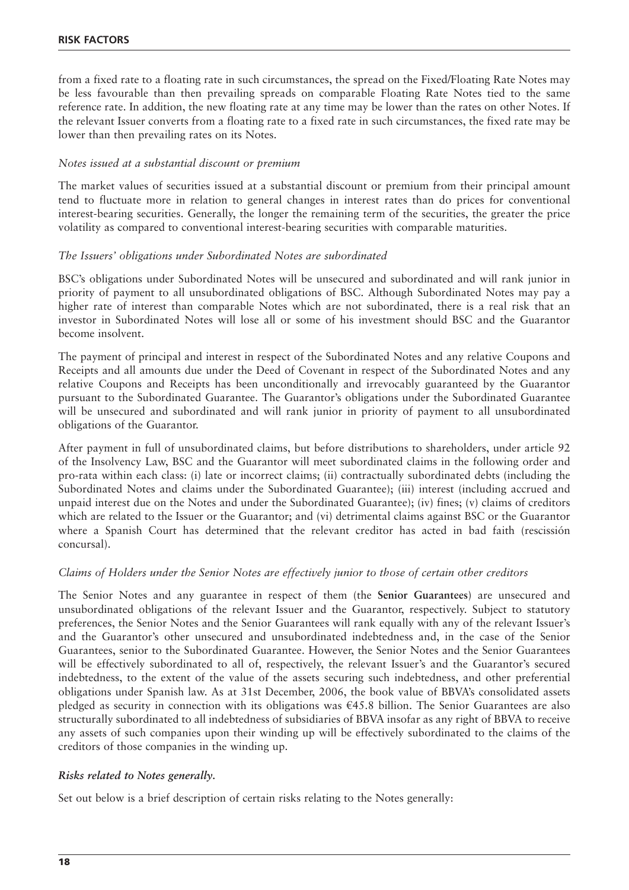from a fixed rate to a floating rate in such circumstances, the spread on the Fixed/Floating Rate Notes may be less favourable than then prevailing spreads on comparable Floating Rate Notes tied to the same reference rate. In addition, the new floating rate at any time may be lower than the rates on other Notes. If the relevant Issuer converts from a floating rate to a fixed rate in such circumstances, the fixed rate may be lower than then prevailing rates on its Notes.

*Notes issued at a substantial discount or premium*

The market values of securities issued at a substantial discount or premium from their principal amount tend to fluctuate more in relation to general changes in interest rates than do prices for conventional interest-bearing securities. Generally, the longer the remaining term of the securities, the greater the price volatility as compared to conventional interest-bearing securities with comparable maturities.

*The Issuers' obligations under Subordinated Notes are subordinated*

BSC's obligations under Subordinated Notes will be unsecured and subordinated and will rank junior in priority of payment to all unsubordinated obligations of BSC. Although Subordinated Notes may pay a higher rate of interest than comparable Notes which are not subordinated, there is a real risk that an investor in Subordinated Notes will lose all or some of his investment should BSC and the Guarantor become insolvent.

The payment of principal and interest in respect of the Subordinated Notes and any relative Coupons and Receipts and all amounts due under the Deed of Covenant in respect of the Subordinated Notes and any relative Coupons and Receipts has been unconditionally and irrevocably guaranteed by the Guarantor pursuant to the Subordinated Guarantee. The Guarantor's obligations under the Subordinated Guarantee will be unsecured and subordinated and will rank junior in priority of payment to all unsubordinated obligations of the Guarantor.

After payment in full of unsubordinated claims, but before distributions to shareholders, under article 92 of the Insolvency Law, BSC and the Guarantor will meet subordinated claims in the following order and pro-rata within each class: (i) late or incorrect claims; (ii) contractually subordinated debts (including the Subordinated Notes and claims under the Subordinated Guarantee); (iii) interest (including accrued and unpaid interest due on the Notes and under the Subordinated Guarantee); (iv) fines; (v) claims of creditors which are related to the Issuer or the Guarantor; and (vi) detrimental claims against BSC or the Guarantor where a Spanish Court has determined that the relevant creditor has acted in bad faith (rescissión concursal).

*Claims of Holders under the Senior Notes are effectively junior to those of certain other creditors*

The Senior Notes and any guarantee in respect of them (the **Senior Guarantees**) are unsecured and unsubordinated obligations of the relevant Issuer and the Guarantor, respectively. Subject to statutory preferences, the Senior Notes and the Senior Guarantees will rank equally with any of the relevant Issuer's and the Guarantor's other unsecured and unsubordinated indebtedness and, in the case of the Senior Guarantees, senior to the Subordinated Guarantee. However, the Senior Notes and the Senior Guarantees will be effectively subordinated to all of, respectively, the relevant Issuer's and the Guarantor's secured indebtedness, to the extent of the value of the assets securing such indebtedness, and other preferential obligations under Spanish law. As at 31st December, 2006, the book value of BBVA's consolidated assets pledged as security in connection with its obligations was €45.8 billion. The Senior Guarantees are also structurally subordinated to all indebtedness of subsidiaries of BBVA insofar as any right of BBVA to receive any assets of such companies upon their winding up will be effectively subordinated to the claims of the creditors of those companies in the winding up.

***Risks related to Notes generally.***

Set out below is a brief description of certain risks relating to the Notes generally: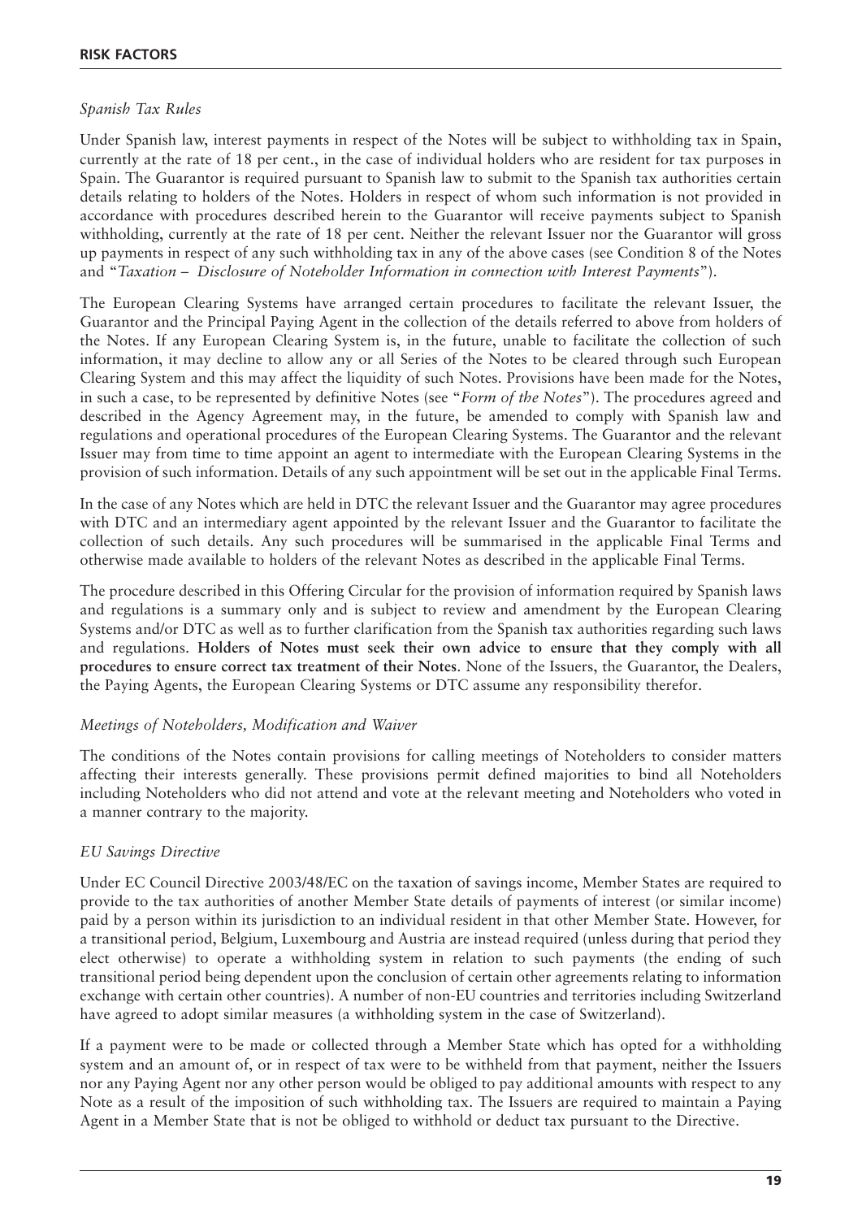### *Spanish Tax Rules*

Under Spanish law, interest payments in respect of the Notes will be subject to withholding tax in Spain, currently at the rate of 18 per cent., in the case of individual holders who are resident for tax purposes in Spain. The Guarantor is required pursuant to Spanish law to submit to the Spanish tax authorities certain details relating to holders of the Notes. Holders in respect of whom such information is not provided in accordance with procedures described herein to the Guarantor will receive payments subject to Spanish withholding, currently at the rate of 18 per cent. Neither the relevant Issuer nor the Guarantor will gross up payments in respect of any such withholding tax in any of the above cases (see Condition 8 of the Notes and "*Taxation – Disclosure of Noteholder Information in connection with Interest Payments*").

The European Clearing Systems have arranged certain procedures to facilitate the relevant Issuer, the Guarantor and the Principal Paying Agent in the collection of the details referred to above from holders of the Notes. If any European Clearing System is, in the future, unable to facilitate the collection of such information, it may decline to allow any or all Series of the Notes to be cleared through such European Clearing System and this may affect the liquidity of such Notes. Provisions have been made for the Notes, in such a case, to be represented by definitive Notes (see "*Form of the Notes*"). The procedures agreed and described in the Agency Agreement may, in the future, be amended to comply with Spanish law and regulations and operational procedures of the European Clearing Systems. The Guarantor and the relevant Issuer may from time to time appoint an agent to intermediate with the European Clearing Systems in the provision of such information. Details of any such appointment will be set out in the applicable Final Terms.

In the case of any Notes which are held in DTC the relevant Issuer and the Guarantor may agree procedures with DTC and an intermediary agent appointed by the relevant Issuer and the Guarantor to facilitate the collection of such details. Any such procedures will be summarised in the applicable Final Terms and otherwise made available to holders of the relevant Notes as described in the applicable Final Terms.

The procedure described in this Offering Circular for the provision of information required by Spanish laws and regulations is a summary only and is subject to review and amendment by the European Clearing Systems and/or DTC as well as to further clarification from the Spanish tax authorities regarding such laws and regulations. **Holders of Notes must seek their own advice to ensure that they comply with all procedures to ensure correct tax treatment of their Notes**. None of the Issuers, the Guarantor, the Dealers, the Paying Agents, the European Clearing Systems or DTC assume any responsibility therefor.

### *Meetings of Noteholders, Modification and Waiver*

The conditions of the Notes contain provisions for calling meetings of Noteholders to consider matters affecting their interests generally. These provisions permit defined majorities to bind all Noteholders including Noteholders who did not attend and vote at the relevant meeting and Noteholders who voted in a manner contrary to the majority.

### *EU Savings Directive*

Under EC Council Directive 2003/48/EC on the taxation of savings income, Member States are required to provide to the tax authorities of another Member State details of payments of interest (or similar income) paid by a person within its jurisdiction to an individual resident in that other Member State. However, for a transitional period, Belgium, Luxembourg and Austria are instead required (unless during that period they elect otherwise) to operate a withholding system in relation to such payments (the ending of such transitional period being dependent upon the conclusion of certain other agreements relating to information exchange with certain other countries). A number of non-EU countries and territories including Switzerland have agreed to adopt similar measures (a withholding system in the case of Switzerland).

If a payment were to be made or collected through a Member State which has opted for a withholding system and an amount of, or in respect of tax were to be withheld from that payment, neither the Issuers nor any Paying Agent nor any other person would be obliged to pay additional amounts with respect to any Note as a result of the imposition of such withholding tax. The Issuers are required to maintain a Paying Agent in a Member State that is not be obliged to withhold or deduct tax pursuant to the Directive.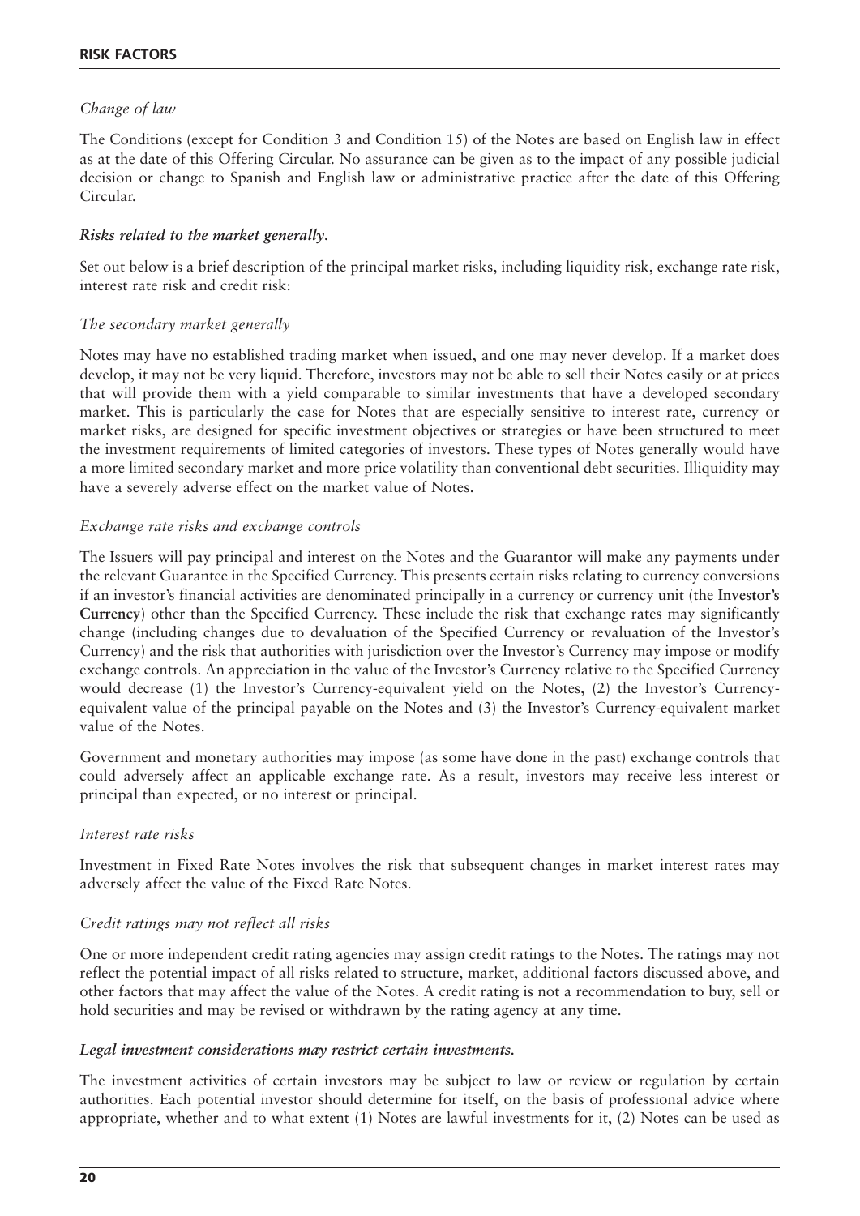*Change of law*

The Conditions (except for Condition 3 and Condition 15) of the Notes are based on English law in effect as at the date of this Offering Circular. No assurance can be given as to the impact of any possible judicial decision or change to Spanish and English law or administrative practice after the date of this Offering Circular.

***Risks related to the market generally.***

Set out below is a brief description of the principal market risks, including liquidity risk, exchange rate risk, interest rate risk and credit risk:

*The secondary market generally*

Notes may have no established trading market when issued, and one may never develop. If a market does develop, it may not be very liquid. Therefore, investors may not be able to sell their Notes easily or at prices that will provide them with a yield comparable to similar investments that have a developed secondary market. This is particularly the case for Notes that are especially sensitive to interest rate, currency or market risks, are designed for specific investment objectives or strategies or have been structured to meet the investment requirements of limited categories of investors. These types of Notes generally would have a more limited secondary market and more price volatility than conventional debt securities. Illiquidity may have a severely adverse effect on the market value of Notes.

*Exchange rate risks and exchange controls*

The Issuers will pay principal and interest on the Notes and the Guarantor will make any payments under the relevant Guarantee in the Specified Currency. This presents certain risks relating to currency conversions if an investor's financial activities are denominated principally in a currency or currency unit (the **Investor's Currency**) other than the Specified Currency. These include the risk that exchange rates may significantly change (including changes due to devaluation of the Specified Currency or revaluation of the Investor's Currency) and the risk that authorities with jurisdiction over the Investor's Currency may impose or modify exchange controls. An appreciation in the value of the Investor's Currency relative to the Specified Currency would decrease (1) the Investor's Currency-equivalent yield on the Notes, (2) the Investor's Currency-equivalent value of the principal payable on the Notes and (3) the Investor's Currency-equivalent market value of the Notes.

Government and monetary authorities may impose (as some have done in the past) exchange controls that could adversely affect an applicable exchange rate. As a result, investors may receive less interest or principal than expected, or no interest or principal.

*Interest rate risks*

Investment in Fixed Rate Notes involves the risk that subsequent changes in market interest rates may adversely affect the value of the Fixed Rate Notes.

*Credit ratings may not reflect all risks*

One or more independent credit rating agencies may assign credit ratings to the Notes. The ratings may not reflect the potential impact of all risks related to structure, market, additional factors discussed above, and other factors that may affect the value of the Notes. A credit rating is not a recommendation to buy, sell or hold securities and may be revised or withdrawn by the rating agency at any time.

***Legal investment considerations may restrict certain investments.***

The investment activities of certain investors may be subject to law or review or regulation by certain authorities. Each potential investor should determine for itself, on the basis of professional advice where appropriate, whether and to what extent (1) Notes are lawful investments for it, (2) Notes can be used as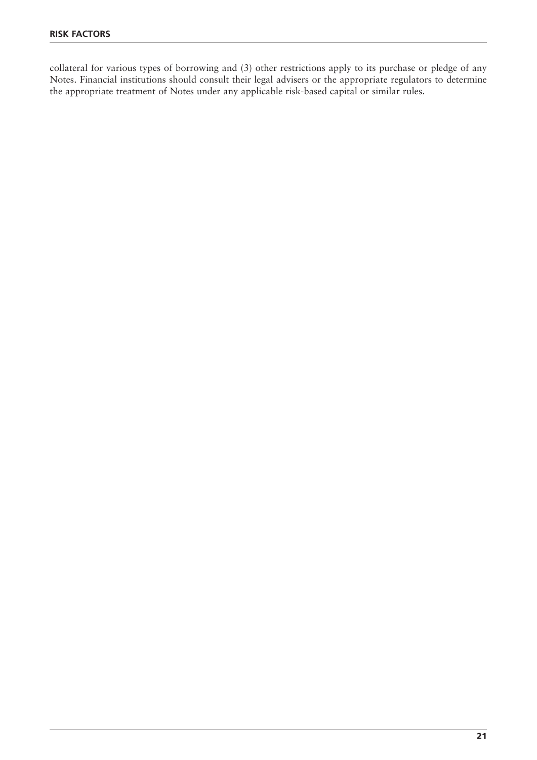collateral for various types of borrowing and (3) other restrictions apply to its purchase or pledge of any Notes. Financial institutions should consult their legal advisers or the appropriate regulators to determine the appropriate treatment of Notes under any applicable risk-based capital or similar rules.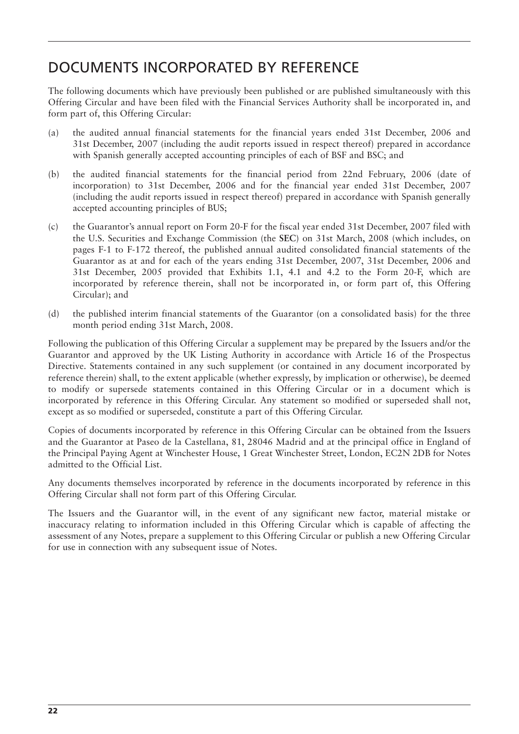# DOCUMENTS INCORPORATED BY REFERENCE

The following documents which have previously been published or are published simultaneously with this Offering Circular and have been filed with the Financial Services Authority shall be incorporated in, and form part of, this Offering Circular:

(a) the audited annual financial statements for the financial years ended 31st December, 2006 and 31st December, 2007 (including the audit reports issued in respect thereof) prepared in accordance with Spanish generally accepted accounting principles of each of BSF and BSC; and

(b) the audited financial statements for the financial period from 22nd February, 2006 (date of incorporation) to 31st December, 2006 and for the financial year ended 31st December, 2007 (including the audit reports issued in respect thereof) prepared in accordance with Spanish generally accepted accounting principles of BUS;

(c) the Guarantor's annual report on Form 20-F for the fiscal year ended 31st December, 2007 filed with the U.S. Securities and Exchange Commission (the **SEC**) on 31st March, 2008 (which includes, on pages F-1 to F-172 thereof, the published annual audited consolidated financial statements of the Guarantor as at and for each of the years ending 31st December, 2007, 31st December, 2006 and 31st December, 2005 provided that Exhibits 1.1, 4.1 and 4.2 to the Form 20-F, which are incorporated by reference therein, shall not be incorporated in, or form part of, this Offering Circular); and

(d) the published interim financial statements of the Guarantor (on a consolidated basis) for the three month period ending 31st March, 2008.

Following the publication of this Offering Circular a supplement may be prepared by the Issuers and/or the Guarantor and approved by the UK Listing Authority in accordance with Article 16 of the Prospectus Directive. Statements contained in any such supplement (or contained in any document incorporated by reference therein) shall, to the extent applicable (whether expressly, by implication or otherwise), be deemed to modify or supersede statements contained in this Offering Circular or in a document which is incorporated by reference in this Offering Circular. Any statement so modified or superseded shall not, except as so modified or superseded, constitute a part of this Offering Circular.

Copies of documents incorporated by reference in this Offering Circular can be obtained from the Issuers and the Guarantor at Paseo de la Castellana, 81, 28046 Madrid and at the principal office in England of the Principal Paying Agent at Winchester House, 1 Great Winchester Street, London, EC2N 2DB for Notes admitted to the Official List.

Any documents themselves incorporated by reference in the documents incorporated by reference in this Offering Circular shall not form part of this Offering Circular.

The Issuers and the Guarantor will, in the event of any significant new factor, material mistake or inaccuracy relating to information included in this Offering Circular which is capable of affecting the assessment of any Notes, prepare a supplement to this Offering Circular or publish a new Offering Circular for use in connection with any subsequent issue of Notes.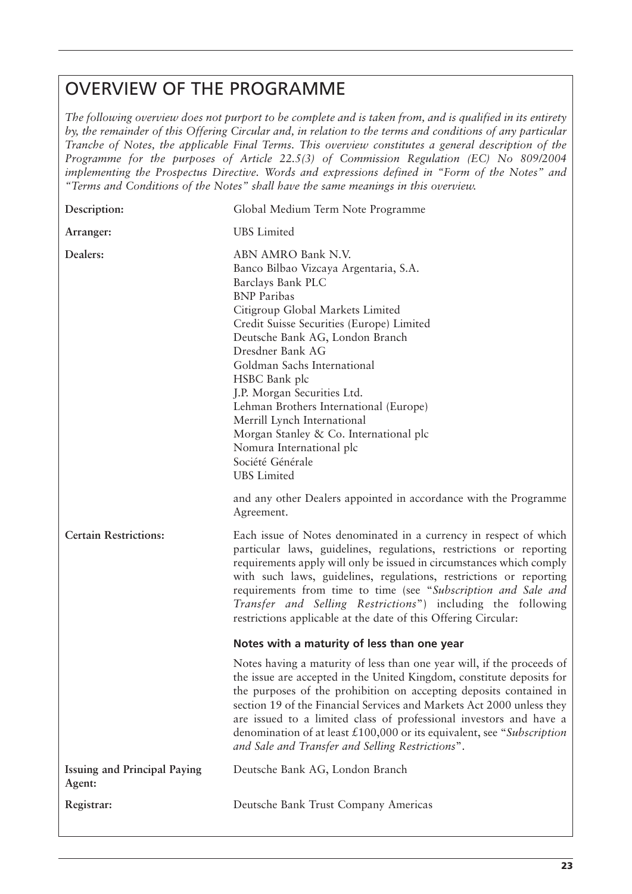## OVERVIEW OF THE PROGRAMME

*The following overview does not purport to be complete and is taken from, and is qualified in its entirety by, the remainder of this Offering Circular and, in relation to the terms and conditions of any particular Tranche of Notes, the applicable Final Terms. This overview constitutes a general description of the Programme for the purposes of Article 22.5(3) of Commission Regulation (EC) No 809/2004 implementing the Prospectus Directive. Words and expressions defined in "Form of the Notes" and "Terms and Conditions of the Notes" shall have the same meanings in this overview.*

**Description:** Global Medium Term Note Programme

**Arranger:** UBS Limited

**Dealers:**
ABN AMRO Bank N.V.
Banco Bilbao Vizcaya Argentaria, S.A.
Barclays Bank PLC
BNP Paribas
Citigroup Global Markets Limited
Credit Suisse Securities (Europe) Limited
Deutsche Bank AG, London Branch
Dresdner Bank AG
Goldman Sachs International
HSBC Bank plc
J.P. Morgan Securities Ltd.
Lehman Brothers International (Europe)
Merrill Lynch International
Morgan Stanley & Co. International plc
Nomura International plc
Société Générale
UBS Limited

and any other Dealers appointed in accordance with the Programme Agreement.

**Certain Restrictions:** Each issue of Notes denominated in a currency in respect of which particular laws, guidelines, regulations, restrictions or reporting requirements apply will only be issued in circumstances which comply with such laws, guidelines, regulations, restrictions or reporting requirements from time to time (see "*Subscription and Sale and Transfer and Selling Restrictions*") including the following restrictions applicable at the date of this Offering Circular:

**Notes with a maturity of less than one year**

Notes having a maturity of less than one year will, if the proceeds of the issue are accepted in the United Kingdom, constitute deposits for the purposes of the prohibition on accepting deposits contained in section 19 of the Financial Services and Markets Act 2000 unless they are issued to a limited class of professional investors and have a denomination of at least £100,000 or its equivalent, see "*Subscription and Sale and Transfer and Selling Restrictions*".

**Issuing and Principal Paying Agent:** Deutsche Bank AG, London Branch

**Registrar:** Deutsche Bank Trust Company Americas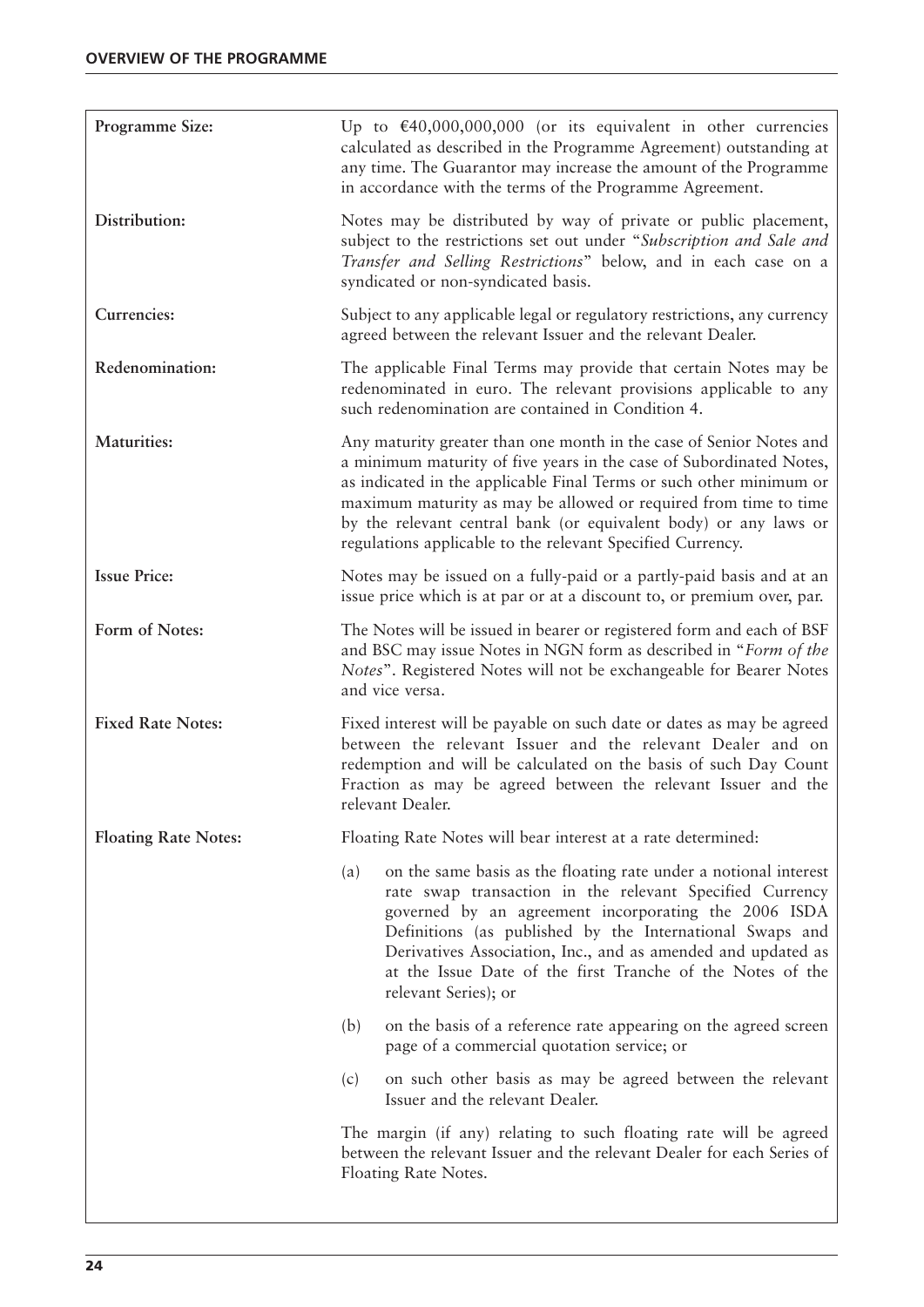## OVERVIEW OF THE PROGRAMME

| | |
|---|---|
| **Programme Size:** | Up to €40,000,000,000 (or its equivalent in other currencies calculated as described in the Programme Agreement) outstanding at any time. The Guarantor may increase the amount of the Programme in accordance with the terms of the Programme Agreement. |
| **Distribution:** | Notes may be distributed by way of private or public placement, subject to the restrictions set out under "*Subscription and Sale and Transfer and Selling Restrictions*" below, and in each case on a syndicated or non-syndicated basis. |
| **Currencies:** | Subject to any applicable legal or regulatory restrictions, any currency agreed between the relevant Issuer and the relevant Dealer. |
| **Redenomination:** | The applicable Final Terms may provide that certain Notes may be redenominated in euro. The relevant provisions applicable to any such redenomination are contained in Condition 4. |
| **Maturities:** | Any maturity greater than one month in the case of Senior Notes and a minimum maturity of five years in the case of Subordinated Notes, as indicated in the applicable Final Terms or such other minimum or maximum maturity as may be allowed or required from time to time by the relevant central bank (or equivalent body) or any laws or regulations applicable to the relevant Specified Currency. |
| **Issue Price:** | Notes may be issued on a fully-paid or a partly-paid basis and at an issue price which is at par or at a discount to, or premium over, par. |
| **Form of Notes:** | The Notes will be issued in bearer or registered form and each of BSF and BSC may issue Notes in NGN form as described in "*Form of the Notes*". Registered Notes will not be exchangeable for Bearer Notes and vice versa. |
| **Fixed Rate Notes:** | Fixed interest will be payable on such date or dates as may be agreed between the relevant Issuer and the relevant Dealer and on redemption and will be calculated on the basis of such Day Count Fraction as may be agreed between the relevant Issuer and the relevant Dealer. |
| **Floating Rate Notes:** | Floating Rate Notes will bear interest at a rate determined:<br><br>(a) on the same basis as the floating rate under a notional interest rate swap transaction in the relevant Specified Currency governed by an agreement incorporating the 2006 ISDA Definitions (as published by the International Swaps and Derivatives Association, Inc., and as amended and updated as at the Issue Date of the first Tranche of the Notes of the relevant Series); or<br><br>(b) on the basis of a reference rate appearing on the agreed screen page of a commercial quotation service; or<br><br>(c) on such other basis as may be agreed between the relevant Issuer and the relevant Dealer.<br><br>The margin (if any) relating to such floating rate will be agreed between the relevant Issuer and the relevant Dealer for each Series of Floating Rate Notes. |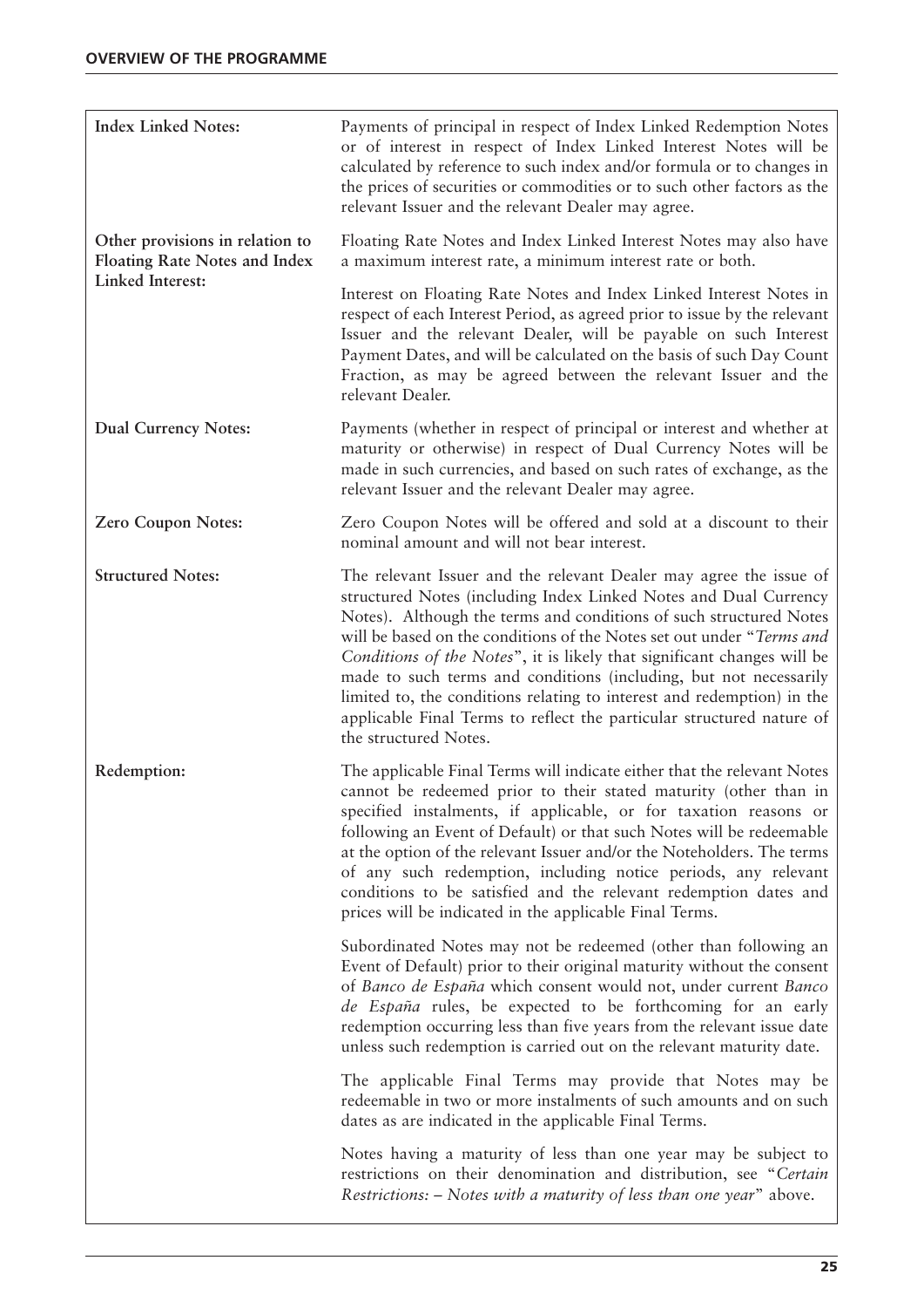| | |
|---|---|
| **Index Linked Notes:** | Payments of principal in respect of Index Linked Redemption Notes or of interest in respect of Index Linked Interest Notes will be calculated by reference to such index and/or formula or to changes in the prices of securities or commodities or to such other factors as the relevant Issuer and the relevant Dealer may agree. |
| **Other provisions in relation to Floating Rate Notes and Index Linked Interest:** | Floating Rate Notes and Index Linked Interest Notes may also have a maximum interest rate, a minimum interest rate or both.<br><br>Interest on Floating Rate Notes and Index Linked Interest Notes in respect of each Interest Period, as agreed prior to issue by the relevant Issuer and the relevant Dealer, will be payable on such Interest Payment Dates, and will be calculated on the basis of such Day Count Fraction, as may be agreed between the relevant Issuer and the relevant Dealer. |
| **Dual Currency Notes:** | Payments (whether in respect of principal or interest and whether at maturity or otherwise) in respect of Dual Currency Notes will be made in such currencies, and based on such rates of exchange, as the relevant Issuer and the relevant Dealer may agree. |
| **Zero Coupon Notes:** | Zero Coupon Notes will be offered and sold at a discount to their nominal amount and will not bear interest. |
| **Structured Notes:** | The relevant Issuer and the relevant Dealer may agree the issue of structured Notes (including Index Linked Notes and Dual Currency Notes). Although the terms and conditions of such structured Notes will be based on the conditions of the Notes set out under "*Terms and Conditions of the Notes*", it is likely that significant changes will be made to such terms and conditions (including, but not necessarily limited to, the conditions relating to interest and redemption) in the applicable Final Terms to reflect the particular structured nature of the structured Notes. |
| **Redemption:** | The applicable Final Terms will indicate either that the relevant Notes cannot be redeemed prior to their stated maturity (other than in specified instalments, if applicable, or for taxation reasons or following an Event of Default) or that such Notes will be redeemable at the option of the relevant Issuer and/or the Noteholders. The terms of any such redemption, including notice periods, any relevant conditions to be satisfied and the relevant redemption dates and prices will be indicated in the applicable Final Terms.<br><br>Subordinated Notes may not be redeemed (other than following an Event of Default) prior to their original maturity without the consent of *Banco de España* which consent would not, under current *Banco de España* rules, be expected to be forthcoming for an early redemption occurring less than five years from the relevant issue date unless such redemption is carried out on the relevant maturity date.<br><br>The applicable Final Terms may provide that Notes may be redeemable in two or more instalments of such amounts and on such dates as are indicated in the applicable Final Terms.<br><br>Notes having a maturity of less than one year may be subject to restrictions on their denomination and distribution, see "*Certain Restrictions: – Notes with a maturity of less than one year*" above. |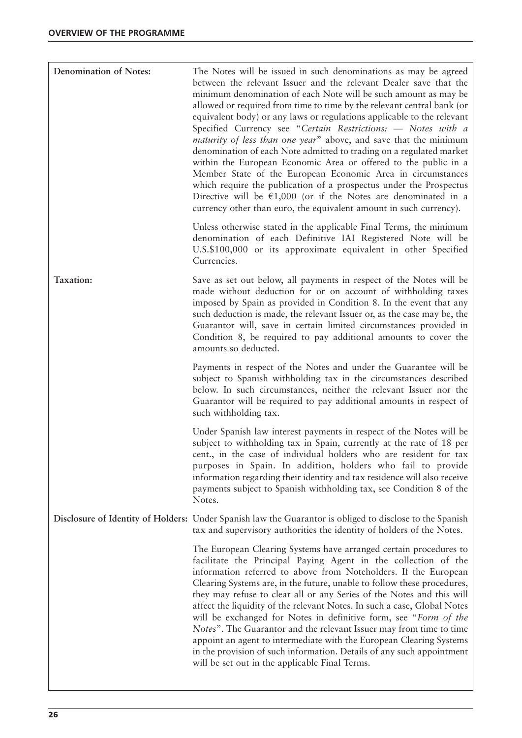| | |
|---|---|
| **Denomination of Notes:** | The Notes will be issued in such denominations as may be agreed between the relevant Issuer and the relevant Dealer save that the minimum denomination of each Note will be such amount as may be allowed or required from time to time by the relevant central bank (or equivalent body) or any laws or regulations applicable to the relevant Specified Currency see "*Certain Restrictions: — Notes with a maturity of less than one year*" above, and save that the minimum denomination of each Note admitted to trading on a regulated market within the European Economic Area or offered to the public in a Member State of the European Economic Area in circumstances which require the publication of a prospectus under the Prospectus Directive will be €1,000 (or if the Notes are denominated in a currency other than euro, the equivalent amount in such currency).<br><br>Unless otherwise stated in the applicable Final Terms, the minimum denomination of each Definitive IAI Registered Note will be U.S.$100,000 or its approximate equivalent in other Specified Currencies. |
| **Taxation:** | Save as set out below, all payments in respect of the Notes will be made without deduction for or on account of withholding taxes imposed by Spain as provided in Condition 8. In the event that any such deduction is made, the relevant Issuer or, as the case may be, the Guarantor will, save in certain limited circumstances provided in Condition 8, be required to pay additional amounts to cover the amounts so deducted.<br><br>Payments in respect of the Notes and under the Guarantee will be subject to Spanish withholding tax in the circumstances described below. In such circumstances, neither the relevant Issuer nor the Guarantor will be required to pay additional amounts in respect of such withholding tax.<br><br>Under Spanish law interest payments in respect of the Notes will be subject to withholding tax in Spain, currently at the rate of 18 per cent., in the case of individual holders who are resident for tax purposes in Spain. In addition, holders who fail to provide information regarding their identity and tax residence will also receive payments subject to Spanish withholding tax, see Condition 8 of the Notes. |
| **Disclosure of Identity of Holders:** | Under Spanish law the Guarantor is obliged to disclose to the Spanish tax and supervisory authorities the identity of holders of the Notes.<br><br>The European Clearing Systems have arranged certain procedures to facilitate the Principal Paying Agent in the collection of the information referred to above from Noteholders. If the European Clearing Systems are, in the future, unable to follow these procedures, they may refuse to clear all or any Series of the Notes and this will affect the liquidity of the relevant Notes. In such a case, Global Notes will be exchanged for Notes in definitive form, see "*Form of the Notes*". The Guarantor and the relevant Issuer may from time to time appoint an agent to intermediate with the European Clearing Systems in the provision of such information. Details of any such appointment will be set out in the applicable Final Terms. |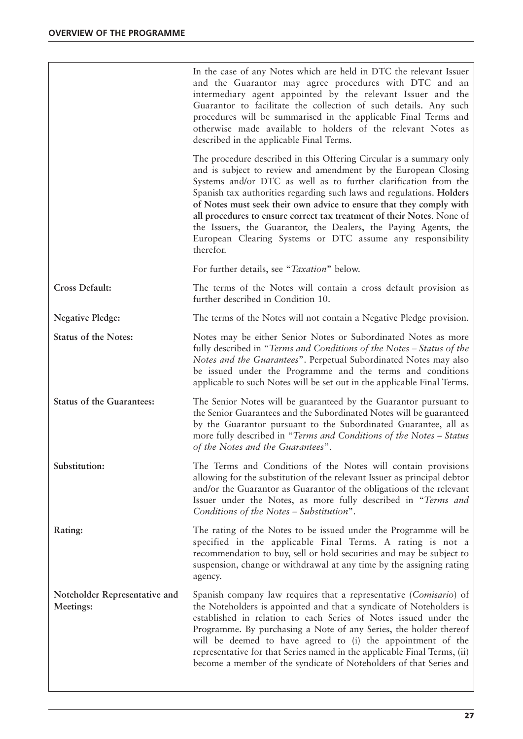| | |
|---|---|
| | In the case of any Notes which are held in DTC the relevant Issuer and the Guarantor may agree procedures with DTC and an intermediary agent appointed by the relevant Issuer and the Guarantor to facilitate the collection of such details. Any such procedures will be summarised in the applicable Final Terms and otherwise made available to holders of the relevant Notes as described in the applicable Final Terms.<br><br>The procedure described in this Offering Circular is a summary only and is subject to review and amendment by the European Closing Systems and/or DTC as well as to further clarification from the Spanish tax authorities regarding such laws and regulations. **Holders of Notes must seek their own advice to ensure that they comply with all procedures to ensure correct tax treatment of their Notes**. None of the Issuers, the Guarantor, the Dealers, the Paying Agents, the European Clearing Systems or DTC assume any responsibility therefor.<br><br>For further details, see "*Taxation*" below. |
| **Cross Default:** | The terms of the Notes will contain a cross default provision as further described in Condition 10. |
| **Negative Pledge:** | The terms of the Notes will not contain a Negative Pledge provision. |
| **Status of the Notes:** | Notes may be either Senior Notes or Subordinated Notes as more fully described in "*Terms and Conditions of the Notes – Status of the Notes and the Guarantees*". Perpetual Subordinated Notes may also be issued under the Programme and the terms and conditions applicable to such Notes will be set out in the applicable Final Terms. |
| **Status of the Guarantees:** | The Senior Notes will be guaranteed by the Guarantor pursuant to the Senior Guarantees and the Subordinated Notes will be guaranteed by the Guarantor pursuant to the Subordinated Guarantee, all as more fully described in "*Terms and Conditions of the Notes – Status of the Notes and the Guarantees*". |
| **Substitution:** | The Terms and Conditions of the Notes will contain provisions allowing for the substitution of the relevant Issuer as principal debtor and/or the Guarantor as Guarantor of the obligations of the relevant Issuer under the Notes, as more fully described in "*Terms and Conditions of the Notes – Substitution*". |
| **Rating:** | The rating of the Notes to be issued under the Programme will be specified in the applicable Final Terms. A rating is not a recommendation to buy, sell or hold securities and may be subject to suspension, change or withdrawal at any time by the assigning rating agency. |
| **Noteholder Representative and Meetings:** | Spanish company law requires that a representative (*Comisario*) of the Noteholders is appointed and that a syndicate of Noteholders is established in relation to each Series of Notes issued under the Programme. By purchasing a Note of any Series, the holder thereof will be deemed to have agreed to (i) the appointment of the representative for that Series named in the applicable Final Terms, (ii) become a member of the syndicate of Noteholders of that Series and |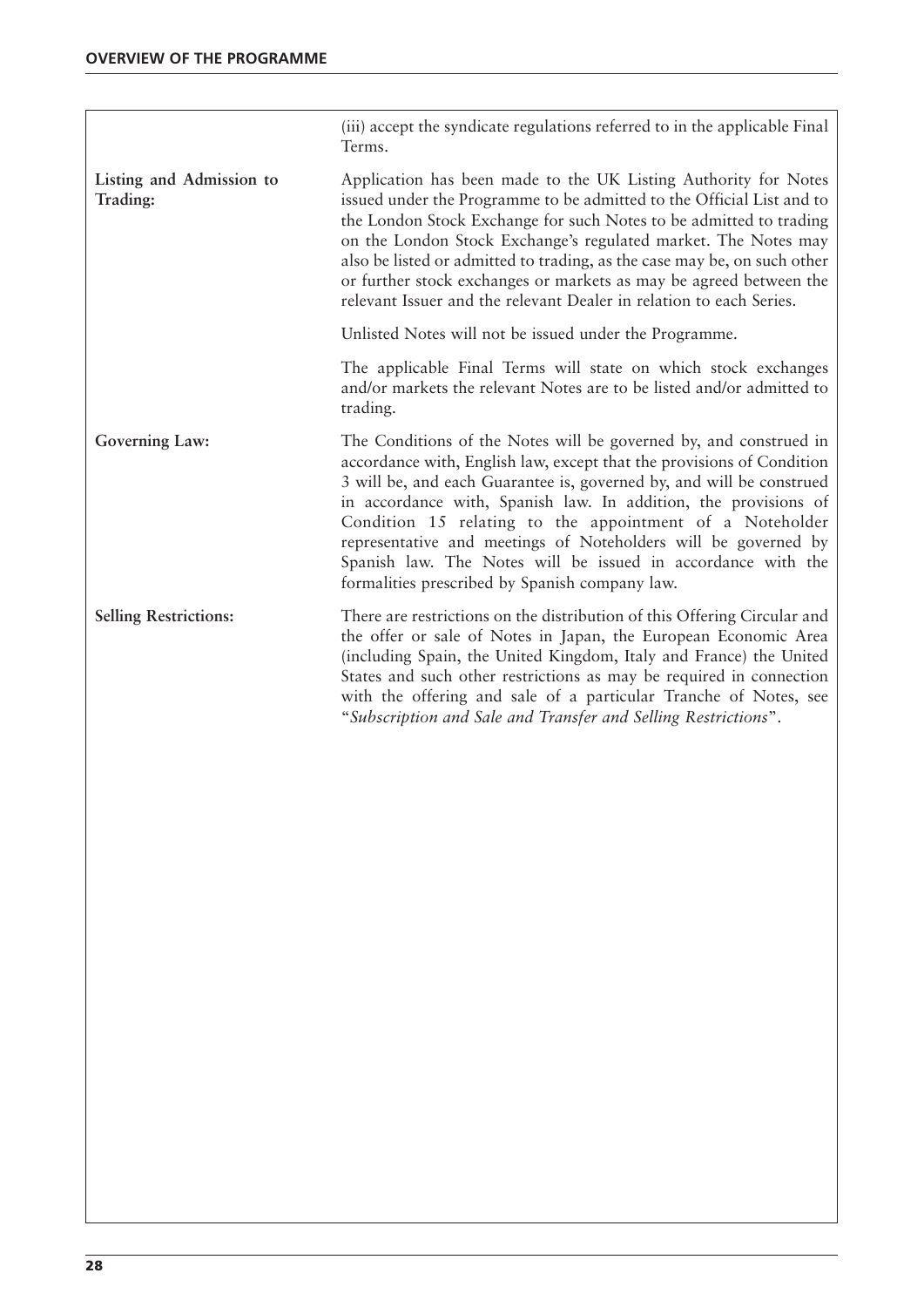| | |
|---|---|
| | (iii) accept the syndicate regulations referred to in the applicable Final Terms. |
| **Listing and Admission to Trading:** | Application has been made to the UK Listing Authority for Notes issued under the Programme to be admitted to the Official List and to the London Stock Exchange for such Notes to be admitted to trading on the London Stock Exchange's regulated market. The Notes may also be listed or admitted to trading, as the case may be, on such other or further stock exchanges or markets as may be agreed between the relevant Issuer and the relevant Dealer in relation to each Series.<br><br>Unlisted Notes will not be issued under the Programme.<br><br>The applicable Final Terms will state on which stock exchanges and/or markets the relevant Notes are to be listed and/or admitted to trading. |
| **Governing Law:** | The Conditions of the Notes will be governed by, and construed in accordance with, English law, except that the provisions of Condition 3 will be, and each Guarantee is, governed by, and will be construed in accordance with, Spanish law. In addition, the provisions of Condition 15 relating to the appointment of a Noteholder representative and meetings of Noteholders will be governed by Spanish law. The Notes will be issued in accordance with the formalities prescribed by Spanish company law. |
| **Selling Restrictions:** | There are restrictions on the distribution of this Offering Circular and the offer or sale of Notes in Japan, the European Economic Area (including Spain, the United Kingdom, Italy and France) the United States and such other restrictions as may be required in connection with the offering and sale of a particular Tranche of Notes, see "*Subscription and Sale and Transfer and Selling Restrictions*". |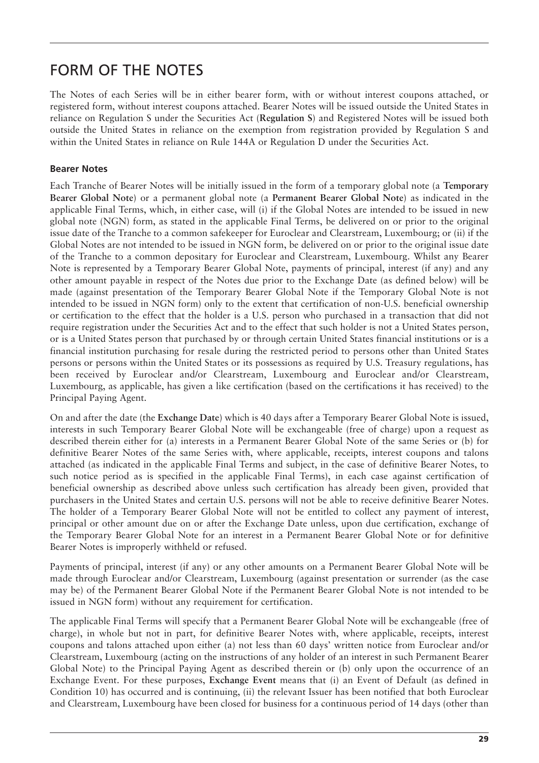# FORM OF THE NOTES

The Notes of each Series will be in either bearer form, with or without interest coupons attached, or registered form, without interest coupons attached. Bearer Notes will be issued outside the United States in reliance on Regulation S under the Securities Act (**Regulation S**) and Registered Notes will be issued both outside the United States in reliance on the exemption from registration provided by Regulation S and within the United States in reliance on Rule 144A or Regulation D under the Securities Act.

### Bearer Notes

Each Tranche of Bearer Notes will be initially issued in the form of a temporary global note (a **Temporary Bearer Global Note**) or a permanent global note (a **Permanent Bearer Global Note**) as indicated in the applicable Final Terms, which, in either case, will (i) if the Global Notes are intended to be issued in new global note (NGN) form, as stated in the applicable Final Terms, be delivered on or prior to the original issue date of the Tranche to a common safekeeper for Euroclear and Clearstream, Luxembourg; or (ii) if the Global Notes are not intended to be issued in NGN form, be delivered on or prior to the original issue date of the Tranche to a common depositary for Euroclear and Clearstream, Luxembourg. Whilst any Bearer Note is represented by a Temporary Bearer Global Note, payments of principal, interest (if any) and any other amount payable in respect of the Notes due prior to the Exchange Date (as defined below) will be made (against presentation of the Temporary Bearer Global Note if the Temporary Global Note is not intended to be issued in NGN form) only to the extent that certification of non-U.S. beneficial ownership or certification to the effect that the holder is a U.S. person who purchased in a transaction that did not require registration under the Securities Act and to the effect that such holder is not a United States person, or is a United States person that purchased by or through certain United States financial institutions or is a financial institution purchasing for resale during the restricted period to persons other than United States persons or persons within the United States or its possessions as required by U.S. Treasury regulations, has been received by Euroclear and/or Clearstream, Luxembourg and Euroclear and/or Clearstream, Luxembourg, as applicable, has given a like certification (based on the certifications it has received) to the Principal Paying Agent.

On and after the date (the **Exchange Date**) which is 40 days after a Temporary Bearer Global Note is issued, interests in such Temporary Bearer Global Note will be exchangeable (free of charge) upon a request as described therein either for (a) interests in a Permanent Bearer Global Note of the same Series or (b) for definitive Bearer Notes of the same Series with, where applicable, receipts, interest coupons and talons attached (as indicated in the applicable Final Terms and subject, in the case of definitive Bearer Notes, to such notice period as is specified in the applicable Final Terms), in each case against certification of beneficial ownership as described above unless such certification has already been given, provided that purchasers in the United States and certain U.S. persons will not be able to receive definitive Bearer Notes. The holder of a Temporary Bearer Global Note will not be entitled to collect any payment of interest, principal or other amount due on or after the Exchange Date unless, upon due certification, exchange of the Temporary Bearer Global Note for an interest in a Permanent Bearer Global Note or for definitive Bearer Notes is improperly withheld or refused.

Payments of principal, interest (if any) or any other amounts on a Permanent Bearer Global Note will be made through Euroclear and/or Clearstream, Luxembourg (against presentation or surrender (as the case may be) of the Permanent Bearer Global Note if the Permanent Bearer Global Note is not intended to be issued in NGN form) without any requirement for certification.

The applicable Final Terms will specify that a Permanent Bearer Global Note will be exchangeable (free of charge), in whole but not in part, for definitive Bearer Notes with, where applicable, receipts, interest coupons and talons attached upon either (a) not less than 60 days' written notice from Euroclear and/or Clearstream, Luxembourg (acting on the instructions of any holder of an interest in such Permanent Bearer Global Note) to the Principal Paying Agent as described therein or (b) only upon the occurrence of an Exchange Event. For these purposes, **Exchange Event** means that (i) an Event of Default (as defined in Condition 10) has occurred and is continuing, (ii) the relevant Issuer has been notified that both Euroclear and Clearstream, Luxembourg have been closed for business for a continuous period of 14 days (other than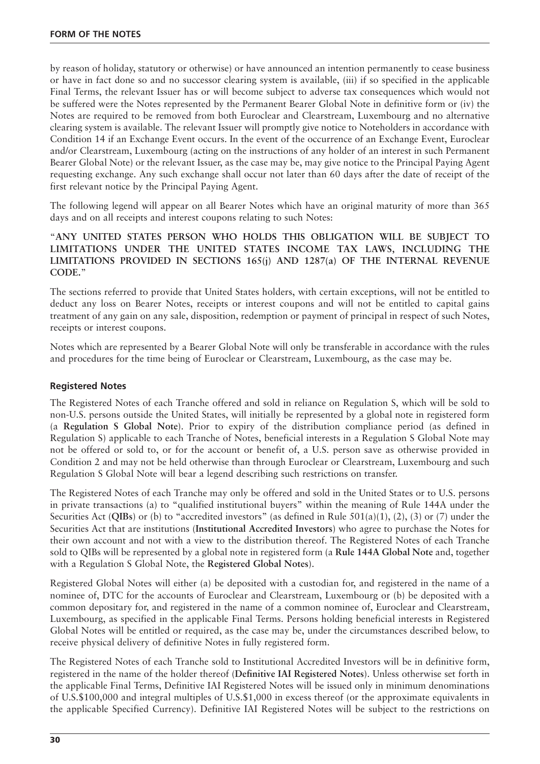by reason of holiday, statutory or otherwise) or have announced an intention permanently to cease business or have in fact done so and no successor clearing system is available, (iii) if so specified in the applicable Final Terms, the relevant Issuer has or will become subject to adverse tax consequences which would not be suffered were the Notes represented by the Permanent Bearer Global Note in definitive form or (iv) the Notes are required to be removed from both Euroclear and Clearstream, Luxembourg and no alternative clearing system is available. The relevant Issuer will promptly give notice to Noteholders in accordance with Condition 14 if an Exchange Event occurs. In the event of the occurrence of an Exchange Event, Euroclear and/or Clearstream, Luxembourg (acting on the instructions of any holder of an interest in such Permanent Bearer Global Note) or the relevant Issuer, as the case may be, may give notice to the Principal Paying Agent requesting exchange. Any such exchange shall occur not later than 60 days after the date of receipt of the first relevant notice by the Principal Paying Agent.

The following legend will appear on all Bearer Notes which have an original maturity of more than 365 days and on all receipts and interest coupons relating to such Notes:

"**ANY UNITED STATES PERSON WHO HOLDS THIS OBLIGATION WILL BE SUBJECT TO LIMITATIONS UNDER THE UNITED STATES INCOME TAX LAWS, INCLUDING THE LIMITATIONS PROVIDED IN SECTIONS 165(j) AND 1287(a) OF THE INTERNAL REVENUE CODE.**"

The sections referred to provide that United States holders, with certain exceptions, will not be entitled to deduct any loss on Bearer Notes, receipts or interest coupons and will not be entitled to capital gains treatment of any gain on any sale, disposition, redemption or payment of principal in respect of such Notes, receipts or interest coupons.

Notes which are represented by a Bearer Global Note will only be transferable in accordance with the rules and procedures for the time being of Euroclear or Clearstream, Luxembourg, as the case may be.

## Registered Notes

The Registered Notes of each Tranche offered and sold in reliance on Regulation S, which will be sold to non-U.S. persons outside the United States, will initially be represented by a global note in registered form (a **Regulation S Global Note**). Prior to expiry of the distribution compliance period (as defined in Regulation S) applicable to each Tranche of Notes, beneficial interests in a Regulation S Global Note may not be offered or sold to, or for the account or benefit of, a U.S. person save as otherwise provided in Condition 2 and may not be held otherwise than through Euroclear or Clearstream, Luxembourg and such Regulation S Global Note will bear a legend describing such restrictions on transfer.

The Registered Notes of each Tranche may only be offered and sold in the United States or to U.S. persons in private transactions (a) to "qualified institutional buyers" within the meaning of Rule 144A under the Securities Act (**QIBs**) or (b) to "accredited investors" (as defined in Rule 501(a)(1), (2), (3) or (7) under the Securities Act that are institutions (**Institutional Accredited Investors**) who agree to purchase the Notes for their own account and not with a view to the distribution thereof. The Registered Notes of each Tranche sold to QIBs will be represented by a global note in registered form (a **Rule 144A Global Note** and, together with a Regulation S Global Note, the **Registered Global Notes**).

Registered Global Notes will either (a) be deposited with a custodian for, and registered in the name of a nominee of, DTC for the accounts of Euroclear and Clearstream, Luxembourg or (b) be deposited with a common depositary for, and registered in the name of a common nominee of, Euroclear and Clearstream, Luxembourg, as specified in the applicable Final Terms. Persons holding beneficial interests in Registered Global Notes will be entitled or required, as the case may be, under the circumstances described below, to receive physical delivery of definitive Notes in fully registered form.

The Registered Notes of each Tranche sold to Institutional Accredited Investors will be in definitive form, registered in the name of the holder thereof (**Definitive IAI Registered Notes**). Unless otherwise set forth in the applicable Final Terms, Definitive IAI Registered Notes will be issued only in minimum denominations of U.S.$100,000 and integral multiples of U.S.$1,000 in excess thereof (or the approximate equivalents in the applicable Specified Currency). Definitive IAI Registered Notes will be subject to the restrictions on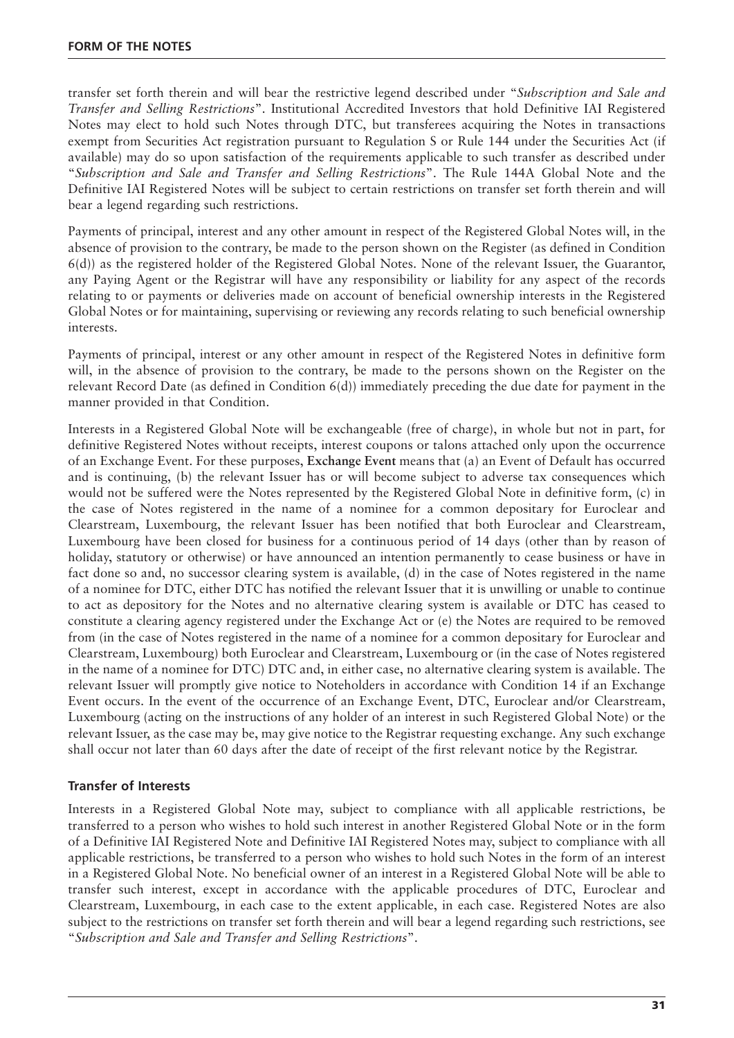transfer set forth therein and will bear the restrictive legend described under "*Subscription and Sale and Transfer and Selling Restrictions*". Institutional Accredited Investors that hold Definitive IAI Registered Notes may elect to hold such Notes through DTC, but transferees acquiring the Notes in transactions exempt from Securities Act registration pursuant to Regulation S or Rule 144 under the Securities Act (if available) may do so upon satisfaction of the requirements applicable to such transfer as described under "*Subscription and Sale and Transfer and Selling Restrictions*". The Rule 144A Global Note and the Definitive IAI Registered Notes will be subject to certain restrictions on transfer set forth therein and will bear a legend regarding such restrictions.

Payments of principal, interest and any other amount in respect of the Registered Global Notes will, in the absence of provision to the contrary, be made to the person shown on the Register (as defined in Condition 6(d)) as the registered holder of the Registered Global Notes. None of the relevant Issuer, the Guarantor, any Paying Agent or the Registrar will have any responsibility or liability for any aspect of the records relating to or payments or deliveries made on account of beneficial ownership interests in the Registered Global Notes or for maintaining, supervising or reviewing any records relating to such beneficial ownership interests.

Payments of principal, interest or any other amount in respect of the Registered Notes in definitive form will, in the absence of provision to the contrary, be made to the persons shown on the Register on the relevant Record Date (as defined in Condition 6(d)) immediately preceding the due date for payment in the manner provided in that Condition.

Interests in a Registered Global Note will be exchangeable (free of charge), in whole but not in part, for definitive Registered Notes without receipts, interest coupons or talons attached only upon the occurrence of an Exchange Event. For these purposes, **Exchange Event** means that (a) an Event of Default has occurred and is continuing, (b) the relevant Issuer has or will become subject to adverse tax consequences which would not be suffered were the Notes represented by the Registered Global Note in definitive form, (c) in the case of Notes registered in the name of a nominee for a common depositary for Euroclear and Clearstream, Luxembourg, the relevant Issuer has been notified that both Euroclear and Clearstream, Luxembourg have been closed for business for a continuous period of 14 days (other than by reason of holiday, statutory or otherwise) or have announced an intention permanently to cease business or have in fact done so and, no successor clearing system is available, (d) in the case of Notes registered in the name of a nominee for DTC, either DTC has notified the relevant Issuer that it is unwilling or unable to continue to act as depository for the Notes and no alternative clearing system is available or DTC has ceased to constitute a clearing agency registered under the Exchange Act or (e) the Notes are required to be removed from (in the case of Notes registered in the name of a nominee for a common depositary for Euroclear and Clearstream, Luxembourg) both Euroclear and Clearstream, Luxembourg or (in the case of Notes registered in the name of a nominee for DTC) DTC and, in either case, no alternative clearing system is available. The relevant Issuer will promptly give notice to Noteholders in accordance with Condition 14 if an Exchange Event occurs. In the event of the occurrence of an Exchange Event, DTC, Euroclear and/or Clearstream, Luxembourg (acting on the instructions of any holder of an interest in such Registered Global Note) or the relevant Issuer, as the case may be, may give notice to the Registrar requesting exchange. Any such exchange shall occur not later than 60 days after the date of receipt of the first relevant notice by the Registrar.

## Transfer of Interests

Interests in a Registered Global Note may, subject to compliance with all applicable restrictions, be transferred to a person who wishes to hold such interest in another Registered Global Note or in the form of a Definitive IAI Registered Note and Definitive IAI Registered Notes may, subject to compliance with all applicable restrictions, be transferred to a person who wishes to hold such Notes in the form of an interest in a Registered Global Note. No beneficial owner of an interest in a Registered Global Note will be able to transfer such interest, except in accordance with the applicable procedures of DTC, Euroclear and Clearstream, Luxembourg, in each case to the extent applicable, in each case. Registered Notes are also subject to the restrictions on transfer set forth therein and will bear a legend regarding such restrictions, see "*Subscription and Sale and Transfer and Selling Restrictions*".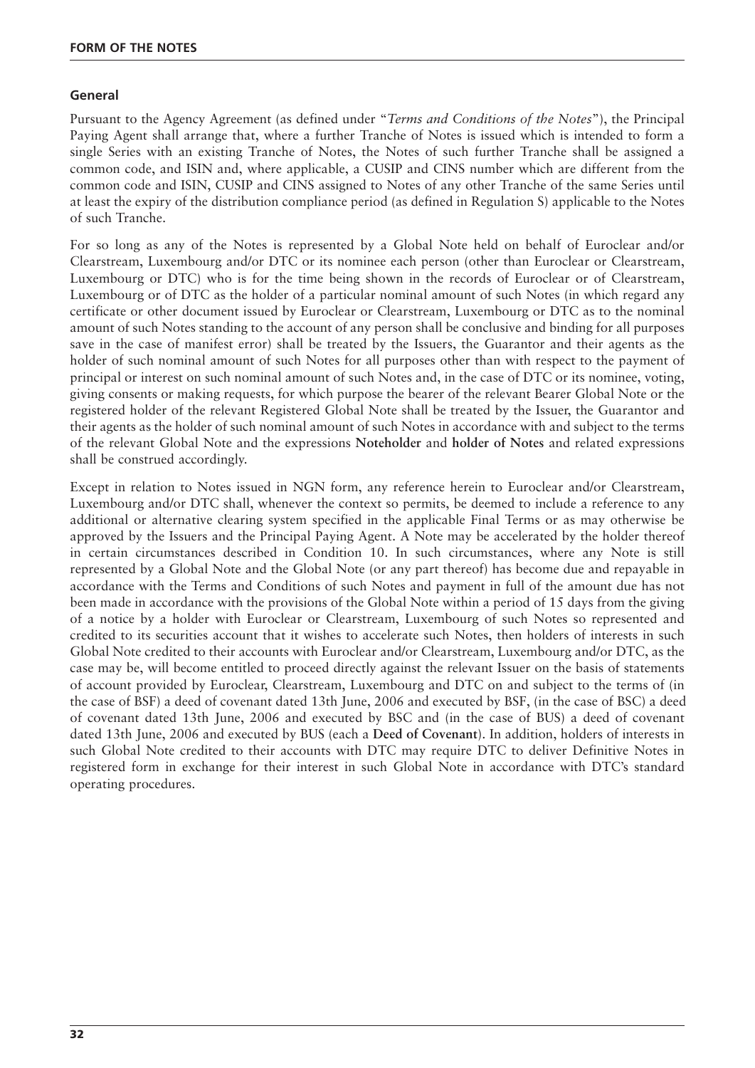## General

Pursuant to the Agency Agreement (as defined under "*Terms and Conditions of the Notes*"), the Principal Paying Agent shall arrange that, where a further Tranche of Notes is issued which is intended to form a single Series with an existing Tranche of Notes, the Notes of such further Tranche shall be assigned a common code, and ISIN and, where applicable, a CUSIP and CINS number which are different from the common code and ISIN, CUSIP and CINS assigned to Notes of any other Tranche of the same Series until at least the expiry of the distribution compliance period (as defined in Regulation S) applicable to the Notes of such Tranche.

For so long as any of the Notes is represented by a Global Note held on behalf of Euroclear and/or Clearstream, Luxembourg and/or DTC or its nominee each person (other than Euroclear or Clearstream, Luxembourg or DTC) who is for the time being shown in the records of Euroclear or of Clearstream, Luxembourg or of DTC as the holder of a particular nominal amount of such Notes (in which regard any certificate or other document issued by Euroclear or Clearstream, Luxembourg or DTC as to the nominal amount of such Notes standing to the account of any person shall be conclusive and binding for all purposes save in the case of manifest error) shall be treated by the Issuers, the Guarantor and their agents as the holder of such nominal amount of such Notes for all purposes other than with respect to the payment of principal or interest on such nominal amount of such Notes and, in the case of DTC or its nominee, voting, giving consents or making requests, for which purpose the bearer of the relevant Bearer Global Note or the registered holder of the relevant Registered Global Note shall be treated by the Issuer, the Guarantor and their agents as the holder of such nominal amount of such Notes in accordance with and subject to the terms of the relevant Global Note and the expressions **Noteholder** and **holder of Notes** and related expressions shall be construed accordingly.

Except in relation to Notes issued in NGN form, any reference herein to Euroclear and/or Clearstream, Luxembourg and/or DTC shall, whenever the context so permits, be deemed to include a reference to any additional or alternative clearing system specified in the applicable Final Terms or as may otherwise be approved by the Issuers and the Principal Paying Agent. A Note may be accelerated by the holder thereof in certain circumstances described in Condition 10. In such circumstances, where any Note is still represented by a Global Note and the Global Note (or any part thereof) has become due and repayable in accordance with the Terms and Conditions of such Notes and payment in full of the amount due has not been made in accordance with the provisions of the Global Note within a period of 15 days from the giving of a notice by a holder with Euroclear or Clearstream, Luxembourg of such Notes so represented and credited to its securities account that it wishes to accelerate such Notes, then holders of interests in such Global Note credited to their accounts with Euroclear and/or Clearstream, Luxembourg and/or DTC, as the case may be, will become entitled to proceed directly against the relevant Issuer on the basis of statements of account provided by Euroclear, Clearstream, Luxembourg and DTC on and subject to the terms of (in the case of BSF) a deed of covenant dated 13th June, 2006 and executed by BSF, (in the case of BSC) a deed of covenant dated 13th June, 2006 and executed by BSC and (in the case of BUS) a deed of covenant dated 13th June, 2006 and executed by BUS (each a **Deed of Covenant**). In addition, holders of interests in such Global Note credited to their accounts with DTC may require DTC to deliver Definitive Notes in registered form in exchange for their interest in such Global Note in accordance with DTC's standard operating procedures.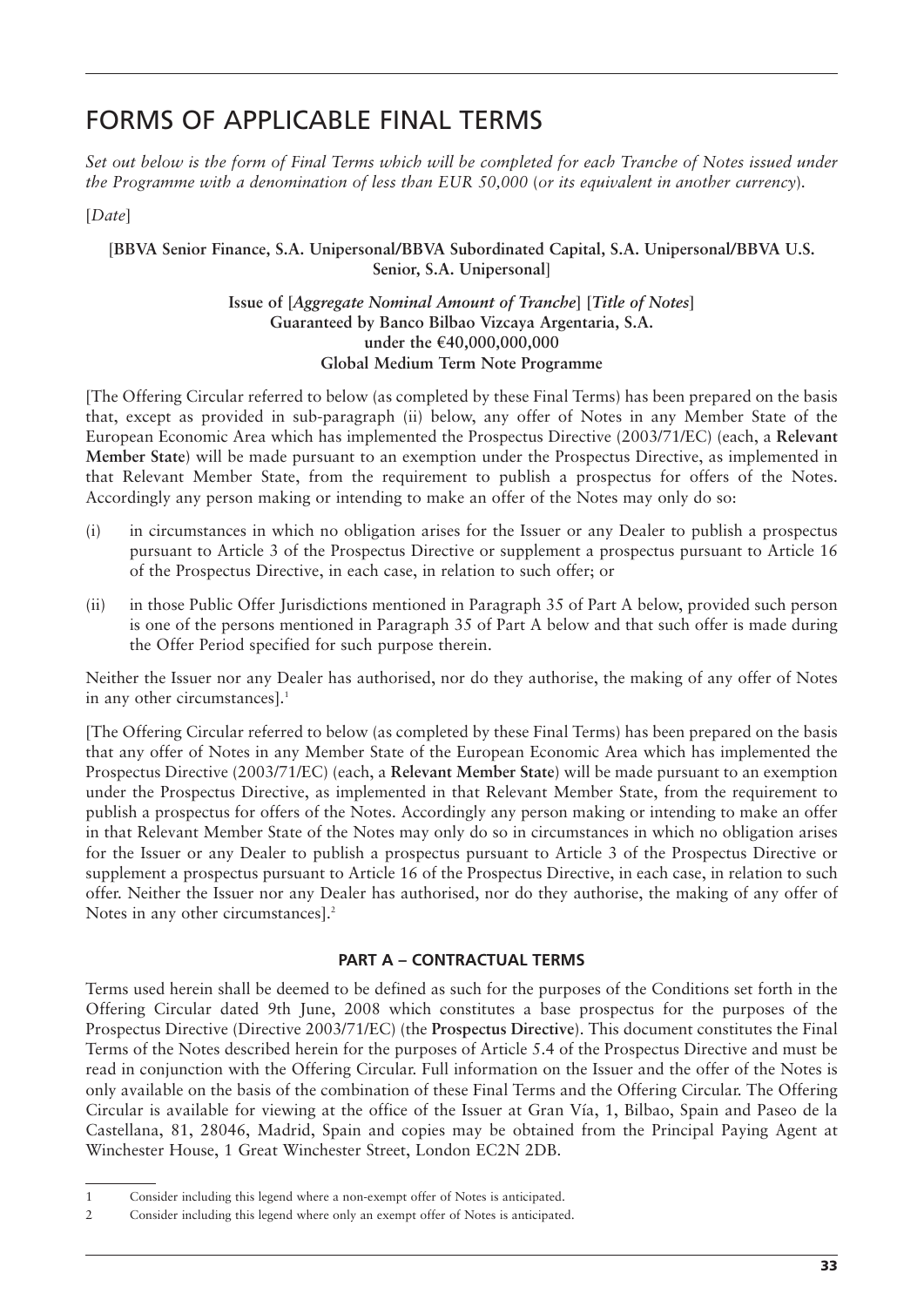# FORMS OF APPLICABLE FINAL TERMS

*Set out below is the form of Final Terms which will be completed for each Tranche of Notes issued under the Programme with a denomination of less than EUR 50,000 (or its equivalent in another currency).*

[*Date*]

**[BBVA Senior Finance, S.A. Unipersonal/BBVA Subordinated Capital, S.A. Unipersonal/BBVA U.S. Senior, S.A. Unipersonal]**

**Issue of [*Aggregate Nominal Amount of Tranche*] [*Title of Notes*]**
**Guaranteed by Banco Bilbao Vizcaya Argentaria, S.A.**
**under the €40,000,000,000**
**Global Medium Term Note Programme**

[The Offering Circular referred to below (as completed by these Final Terms) has been prepared on the basis that, except as provided in sub-paragraph (ii) below, any offer of Notes in any Member State of the European Economic Area which has implemented the Prospectus Directive (2003/71/EC) (each, a **Relevant Member State**) will be made pursuant to an exemption under the Prospectus Directive, as implemented in that Relevant Member State, from the requirement to publish a prospectus for offers of the Notes. Accordingly any person making or intending to make an offer of the Notes may only do so:

(i) in circumstances in which no obligation arises for the Issuer or any Dealer to publish a prospectus pursuant to Article 3 of the Prospectus Directive or supplement a prospectus pursuant to Article 16 of the Prospectus Directive, in each case, in relation to such offer; or

(ii) in those Public Offer Jurisdictions mentioned in Paragraph 35 of Part A below, provided such person is one of the persons mentioned in Paragraph 35 of Part A below and that such offer is made during the Offer Period specified for such purpose therein.

Neither the Issuer nor any Dealer has authorised, nor do they authorise, the making of any offer of Notes in any other circumstances].[1]

[The Offering Circular referred to below (as completed by these Final Terms) has been prepared on the basis that any offer of Notes in any Member State of the European Economic Area which has implemented the Prospectus Directive (2003/71/EC) (each, a **Relevant Member State**) will be made pursuant to an exemption under the Prospectus Directive, as implemented in that Relevant Member State, from the requirement to publish a prospectus for offers of the Notes. Accordingly any person making or intending to make an offer in that Relevant Member State of the Notes may only do so in circumstances in which no obligation arises for the Issuer or any Dealer to publish a prospectus pursuant to Article 3 of the Prospectus Directive or supplement a prospectus pursuant to Article 16 of the Prospectus Directive, in each case, in relation to such offer. Neither the Issuer nor any Dealer has authorised, nor do they authorise, the making of any offer of Notes in any other circumstances].[2]

## PART A – CONTRACTUAL TERMS

Terms used herein shall be deemed to be defined as such for the purposes of the Conditions set forth in the Offering Circular dated 9th June, 2008 which constitutes a base prospectus for the purposes of the Prospectus Directive (Directive 2003/71/EC) (the **Prospectus Directive**). This document constitutes the Final Terms of the Notes described herein for the purposes of Article 5.4 of the Prospectus Directive and must be read in conjunction with the Offering Circular. Full information on the Issuer and the offer of the Notes is only available on the basis of the combination of these Final Terms and the Offering Circular. The Offering Circular is available for viewing at the office of the Issuer at Gran Vía, 1, Bilbao, Spain and Paseo de la Castellana, 81, 28046, Madrid, Spain and copies may be obtained from the Principal Paying Agent at Winchester House, 1 Great Winchester Street, London EC2N 2DB.

---

1 Consider including this legend where a non-exempt offer of Notes is anticipated.

2 Consider including this legend where only an exempt offer of Notes is anticipated.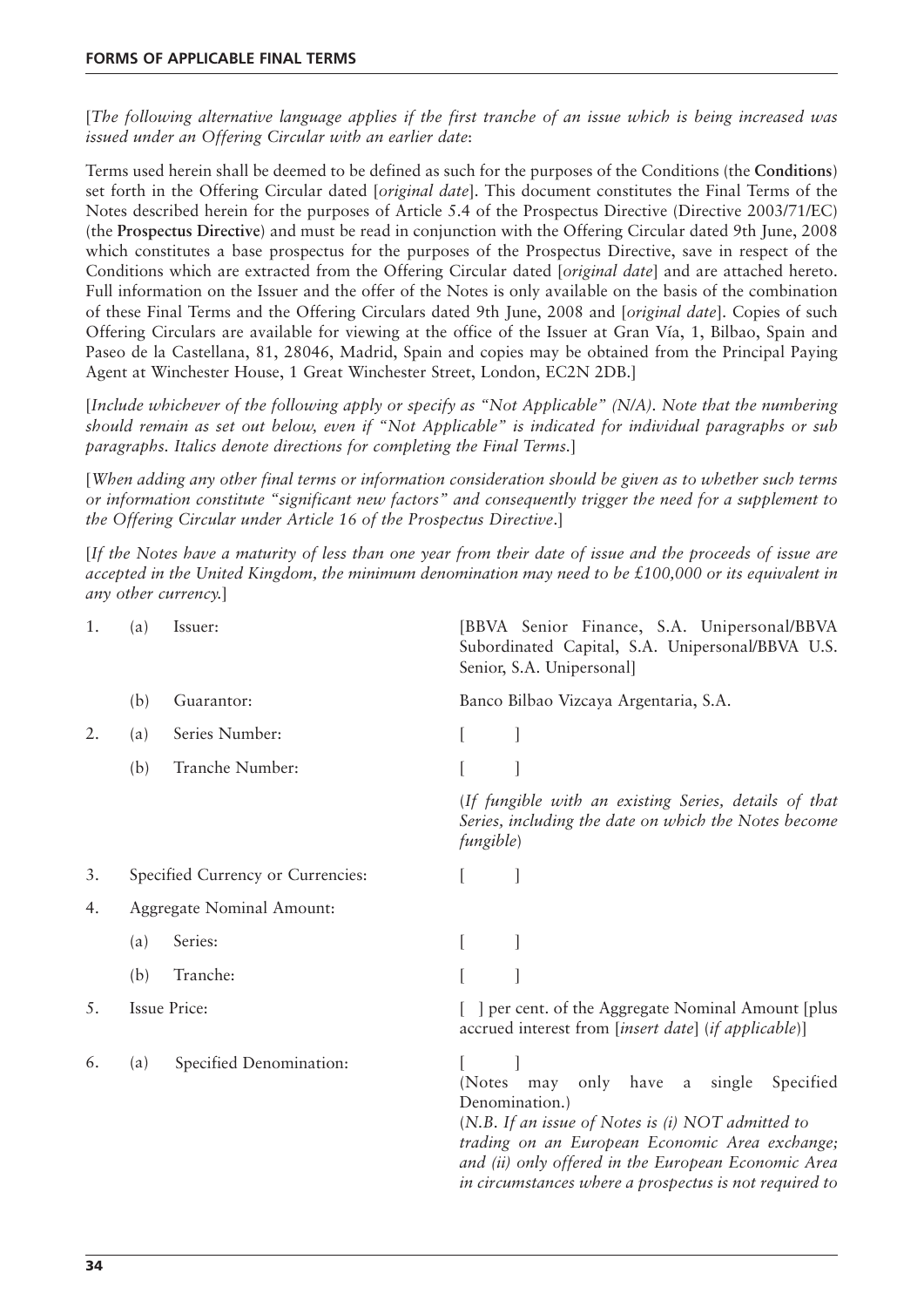[*The following alternative language applies if the first tranche of an issue which is being increased was issued under an Offering Circular with an earlier date*:

Terms used herein shall be deemed to be defined as such for the purposes of the Conditions (the **Conditions**) set forth in the Offering Circular dated [*original date*]. This document constitutes the Final Terms of the Notes described herein for the purposes of Article 5.4 of the Prospectus Directive (Directive 2003/71/EC) (the **Prospectus Directive**) and must be read in conjunction with the Offering Circular dated 9th June, 2008 which constitutes a base prospectus for the purposes of the Prospectus Directive, save in respect of the Conditions which are extracted from the Offering Circular dated [*original date*] and are attached hereto. Full information on the Issuer and the offer of the Notes is only available on the basis of the combination of these Final Terms and the Offering Circulars dated 9th June, 2008 and [*original date*]. Copies of such Offering Circulars are available for viewing at the office of the Issuer at Gran Vía, 1, Bilbao, Spain and Paseo de la Castellana, 81, 28046, Madrid, Spain and copies may be obtained from the Principal Paying Agent at Winchester House, 1 Great Winchester Street, London, EC2N 2DB.]

[*Include whichever of the following apply or specify as "Not Applicable" (N/A). Note that the numbering should remain as set out below, even if "Not Applicable" is indicated for individual paragraphs or sub paragraphs. Italics denote directions for completing the Final Terms.*]

[*When adding any other final terms or information consideration should be given as to whether such terms or information constitute "significant new factors" and consequently trigger the need for a supplement to the Offering Circular under Article 16 of the Prospectus Directive.*]

[*If the Notes have a maturity of less than one year from their date of issue and the proceeds of issue are accepted in the United Kingdom, the minimum denomination may need to be £100,000 or its equivalent in any other currency.*]

1. (a) Issuer: [BBVA Senior Finance, S.A. Unipersonal/BBVA Subordinated Capital, S.A. Unipersonal/BBVA U.S. Senior, S.A. Unipersonal]

   (b) Guarantor: Banco Bilbao Vizcaya Argentaria, S.A.

2. (a) Series Number: [ ]

   (b) Tranche Number: [ ]

   (*If fungible with an existing Series, details of that Series, including the date on which the Notes become fungible*)

3. Specified Currency or Currencies: [ ]

4. Aggregate Nominal Amount:

   (a) Series: [ ]

   (b) Tranche: [ ]

5. Issue Price: [ ] per cent. of the Aggregate Nominal Amount [plus accrued interest from [*insert date*] (*if applicable*)]

6. (a) Specified Denomination: [ ]

   (Notes may only have a single Specified Denomination.)

   (*N.B. If an issue of Notes is (i) NOT admitted to trading on an European Economic Area exchange; and (ii) only offered in the European Economic Area in circumstances where a prospectus is not required to*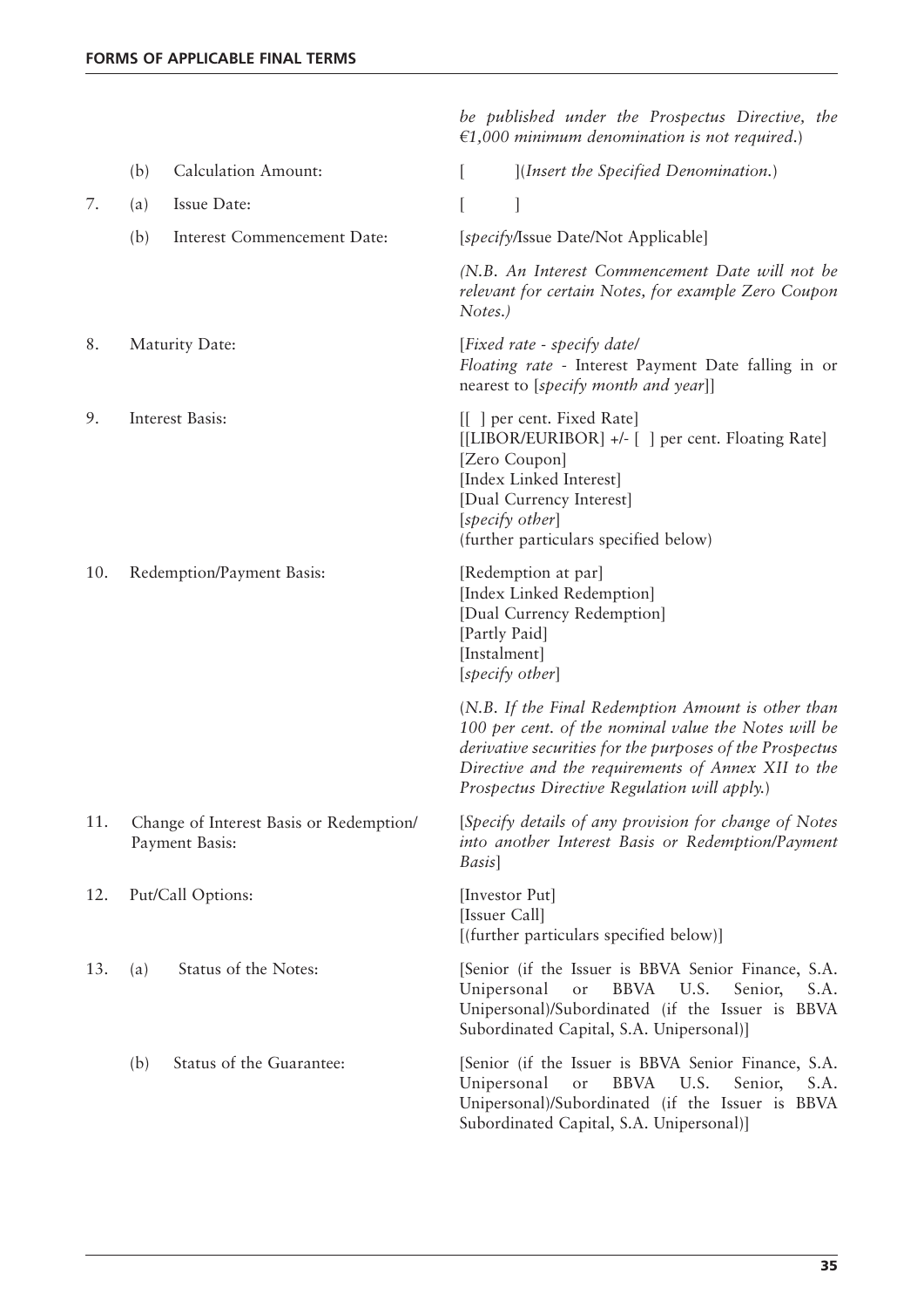| | | | |
|---|---|---|---|
| | | | *be published under the Prospectus Directive, the €1,000 minimum denomination is not required.*) |
| | (b) | Calculation Amount: | [ ](*Insert the Specified Denomination.*) |
| 7. | (a) | Issue Date: | [ ] |
| | (b) | Interest Commencement Date: | [*specify*/Issue Date/Not Applicable] |
| | | | *(N.B. An Interest Commencement Date will not be relevant for certain Notes, for example Zero Coupon Notes.)* |
| 8. | | Maturity Date: | [*Fixed rate - specify date/* <br> *Floating rate* - Interest Payment Date falling in or nearest to [*specify month and year*]] |
| 9. | | Interest Basis: | [[ ] per cent. Fixed Rate] <br> [[LIBOR/EURIBOR] +/- [ ] per cent. Floating Rate] <br> [Zero Coupon] <br> [Index Linked Interest] <br> [Dual Currency Interest] <br> [*specify other*] <br> (further particulars specified below) |
| 10. | | Redemption/Payment Basis: | [Redemption at par] <br> [Index Linked Redemption] <br> [Dual Currency Redemption] <br> [Partly Paid] <br> [Instalment] <br> [*specify other*] |
| | | | (*N.B. If the Final Redemption Amount is other than 100 per cent. of the nominal value the Notes will be derivative securities for the purposes of the Prospectus Directive and the requirements of Annex XII to the Prospectus Directive Regulation will apply.*) |
| 11. | | Change of Interest Basis or Redemption/ Payment Basis: | [*Specify details of any provision for change of Notes into another Interest Basis or Redemption/Payment Basis*] |
| 12. | | Put/Call Options: | [Investor Put] <br> [Issuer Call] <br> [(further particulars specified below)] |
| 13. | (a) | Status of the Notes: | [Senior (if the Issuer is BBVA Senior Finance, S.A. Unipersonal or BBVA U.S. Senior, S.A. Unipersonal)/Subordinated (if the Issuer is BBVA Subordinated Capital, S.A. Unipersonal)] |
| | (b) | Status of the Guarantee: | [Senior (if the Issuer is BBVA Senior Finance, S.A. Unipersonal or BBVA U.S. Senior, S.A. Unipersonal)/Subordinated (if the Issuer is BBVA Subordinated Capital, S.A. Unipersonal)] |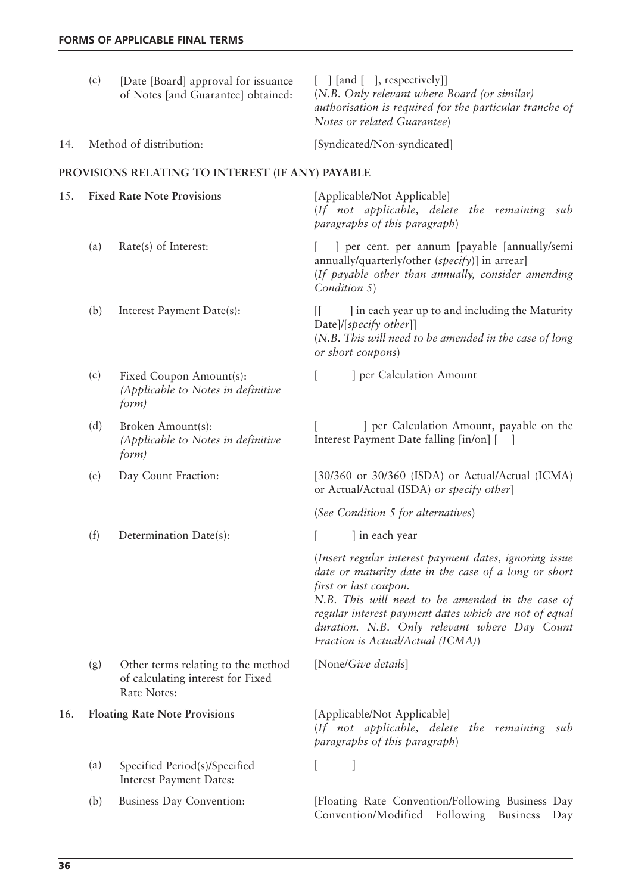| | | |
|---|---|---|
| | (c) [Date [Board] approval for issuance of Notes [and Guarantee] obtained: | [ ] [and [ ], respectively]]<br>(*N.B. Only relevant where Board (or similar) authorisation is required for the particular tranche of Notes or related Guarantee*) |
| 14. | Method of distribution: | [Syndicated/Non-syndicated] |

**PROVISIONS RELATING TO INTEREST (IF ANY) PAYABLE**

| | | |
|---|---|---|
| 15. | **Fixed Rate Note Provisions** | [Applicable/Not Applicable]<br>(*If not applicable, delete the remaining sub paragraphs of this paragraph*) |
| | (a) Rate(s) of Interest: | [ ] per cent. per annum [payable [annually/semi annually/quarterly/other (*specify*)] in arrear]<br>(*If payable other than annually, consider amending Condition 5*) |
| | (b) Interest Payment Date(s): | [[ ] in each year up to and including the Maturity Date]/[*specify other*]]<br>(*N.B. This will need to be amended in the case of long or short coupons*) |
| | (c) Fixed Coupon Amount(s): *(Applicable to Notes in definitive form)* | [ ] per Calculation Amount |
| | (d) Broken Amount(s): *(Applicable to Notes in definitive form)* | [ ] per Calculation Amount, payable on the Interest Payment Date falling [in/on] [ ] |
| | (e) Day Count Fraction: | [30/360 or 30/360 (ISDA) or Actual/Actual (ICMA) or Actual/Actual (ISDA) *or specify other*]<br>(*See Condition 5 for alternatives*) |
| | (f) Determination Date(s): | [ ] in each year<br>(*Insert regular interest payment dates, ignoring issue date or maturity date in the case of a long or short first or last coupon.*<br>*N.B. This will need to be amended in the case of regular interest payment dates which are not of equal duration. N.B. Only relevant where Day Count Fraction is Actual/Actual (ICMA)*) |
| | (g) Other terms relating to the method of calculating interest for Fixed Rate Notes: | [None/*Give details*] |
| 16. | **Floating Rate Note Provisions** | [Applicable/Not Applicable]<br>(*If not applicable, delete the remaining sub paragraphs of this paragraph*) |
| | (a) Specified Period(s)/Specified Interest Payment Dates: | [ ] |
| | (b) Business Day Convention: | [Floating Rate Convention/Following Business Day Convention/Modified Following Business Day |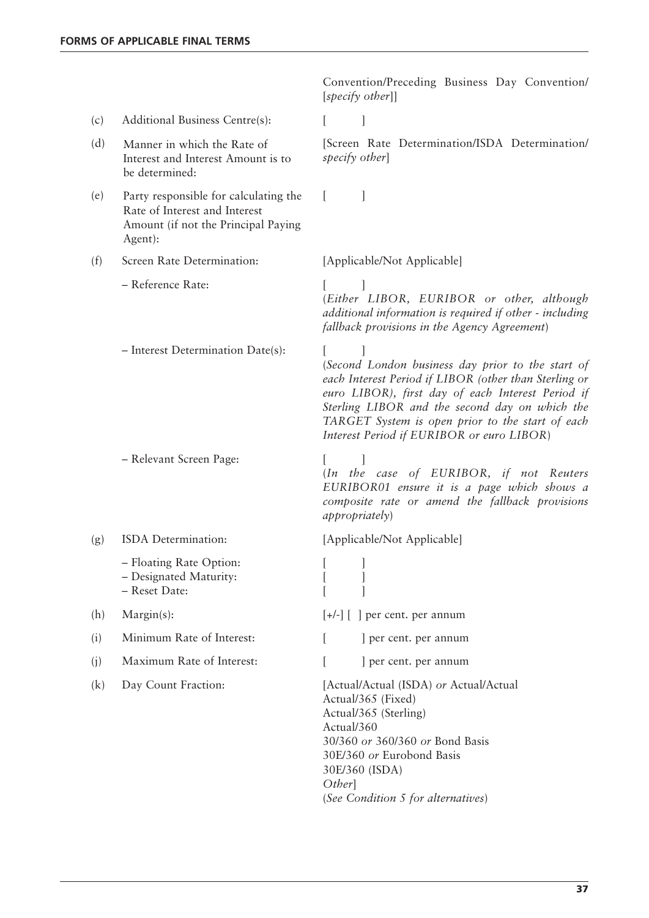| | | |
|---|---|---|
| | | Convention/Preceding Business Day Convention/ [*specify other*]] |
| (c) | Additional Business Centre(s): | [ ] |
| (d) | Manner in which the Rate of Interest and Interest Amount is to be determined: | [Screen Rate Determination/ISDA Determination/ *specify other*] |
| (e) | Party responsible for calculating the Rate of Interest and Interest Amount (if not the Principal Paying Agent): | [ ] |
| (f) | Screen Rate Determination: | [Applicable/Not Applicable] |
| | – Reference Rate: | [ ]<br>(*Either LIBOR, EURIBOR or other, although additional information is required if other - including fallback provisions in the Agency Agreement*) |
| | – Interest Determination Date(s): | [ ]<br>(*Second London business day prior to the start of each Interest Period if LIBOR (other than Sterling or euro LIBOR), first day of each Interest Period if Sterling LIBOR and the second day on which the TARGET System is open prior to the start of each Interest Period if EURIBOR or euro LIBOR*) |
| | – Relevant Screen Page: | [ ]<br>(*In the case of EURIBOR, if not Reuters EURIBOR01 ensure it is a page which shows a composite rate or amend the fallback provisions appropriately*) |
| (g) | ISDA Determination: | [Applicable/Not Applicable] |
| | – Floating Rate Option:<br>– Designated Maturity:<br>– Reset Date: | [ ]<br>[ ]<br>[ ] |
| (h) | Margin(s): | [+/-] [ ] per cent. per annum |
| (i) | Minimum Rate of Interest: | [ ] per cent. per annum |
| (j) | Maximum Rate of Interest: | [ ] per cent. per annum |
| (k) | Day Count Fraction: | [Actual/Actual (ISDA) *or* Actual/Actual<br>Actual/365 (Fixed)<br>Actual/365 (Sterling)<br>Actual/360<br>30/360 *or* 360/360 *or* Bond Basis<br>30E/360 *or* Eurobond Basis<br>30E/360 (ISDA)<br>*Other*]<br>(*See Condition 5 for alternatives*) |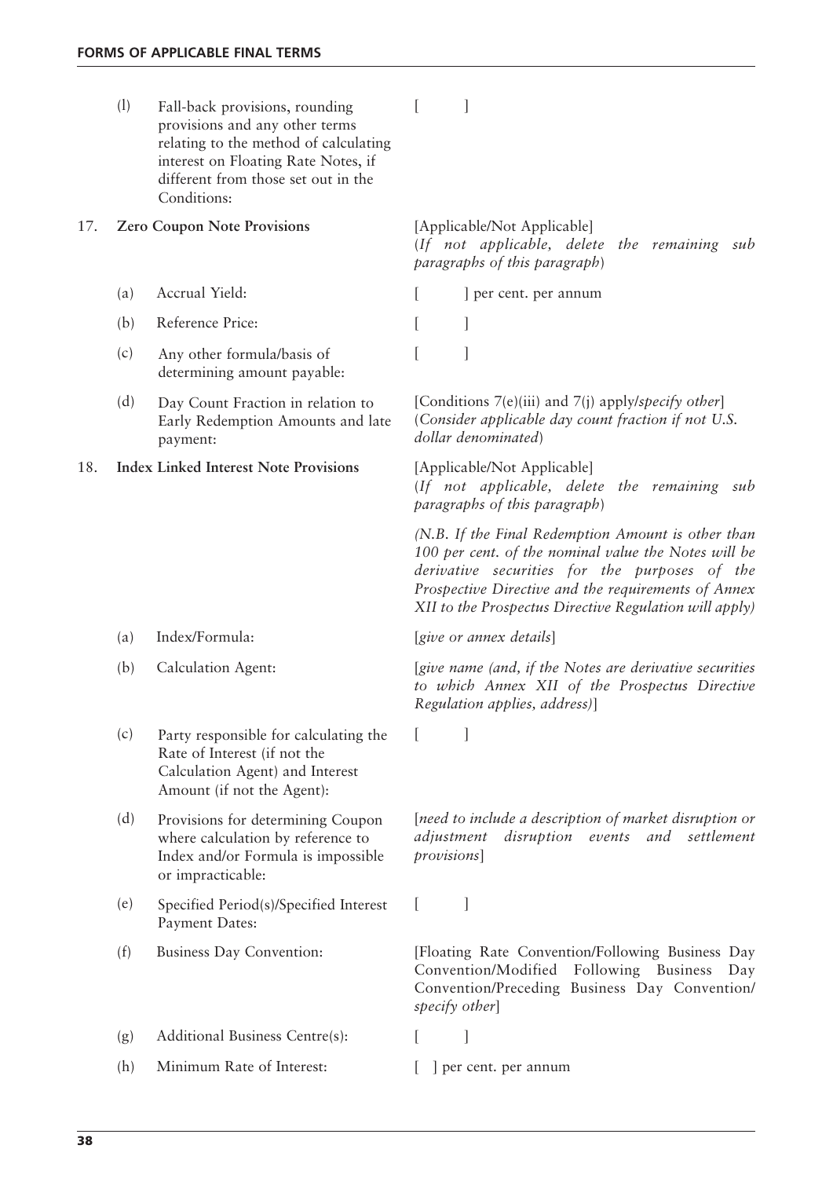| | | | |
|---|---|---|---|
| | (l) | Fall-back provisions, rounding provisions and any other terms relating to the method of calculating interest on Floating Rate Notes, if different from those set out in the Conditions: | [ ] |
| 17. | **Zero Coupon Note Provisions** | | [Applicable/Not Applicable] (*If not applicable, delete the remaining sub paragraphs of this paragraph*) |
| | (a) | Accrual Yield: | [ ] per cent. per annum |
| | (b) | Reference Price: | [ ] |
| | (c) | Any other formula/basis of determining amount payable: | [ ] |
| | (d) | Day Count Fraction in relation to Early Redemption Amounts and late payment: | [Conditions 7(e)(iii) and 7(j) apply/*specify other*] (*Consider applicable day count fraction if not U.S. dollar denominated*) |
| 18. | **Index Linked Interest Note Provisions** | | [Applicable/Not Applicable] (*If not applicable, delete the remaining sub paragraphs of this paragraph*) *(N.B. If the Final Redemption Amount is other than 100 per cent. of the nominal value the Notes will be derivative securities for the purposes of the Prospective Directive and the requirements of Annex XII to the Prospectus Directive Regulation will apply)* |
| | (a) | Index/Formula: | [*give or annex details*] |
| | (b) | Calculation Agent: | [*give name (and, if the Notes are derivative securities to which Annex XII of the Prospectus Directive Regulation applies, address)*] |
| | (c) | Party responsible for calculating the Rate of Interest (if not the Calculation Agent) and Interest Amount (if not the Agent): | [ ] |
| | (d) | Provisions for determining Coupon where calculation by reference to Index and/or Formula is impossible or impracticable: | [*need to include a description of market disruption or adjustment disruption events and settlement provisions*] |
| | (e) | Specified Period(s)/Specified Interest Payment Dates: | [ ] |
| | (f) | Business Day Convention: | [Floating Rate Convention/Following Business Day Convention/Modified Following Business Day Convention/Preceding Business Day Convention/ *specify other*] |
| | (g) | Additional Business Centre(s): | [ ] |
| | (h) | Minimum Rate of Interest: | [ ] per cent. per annum |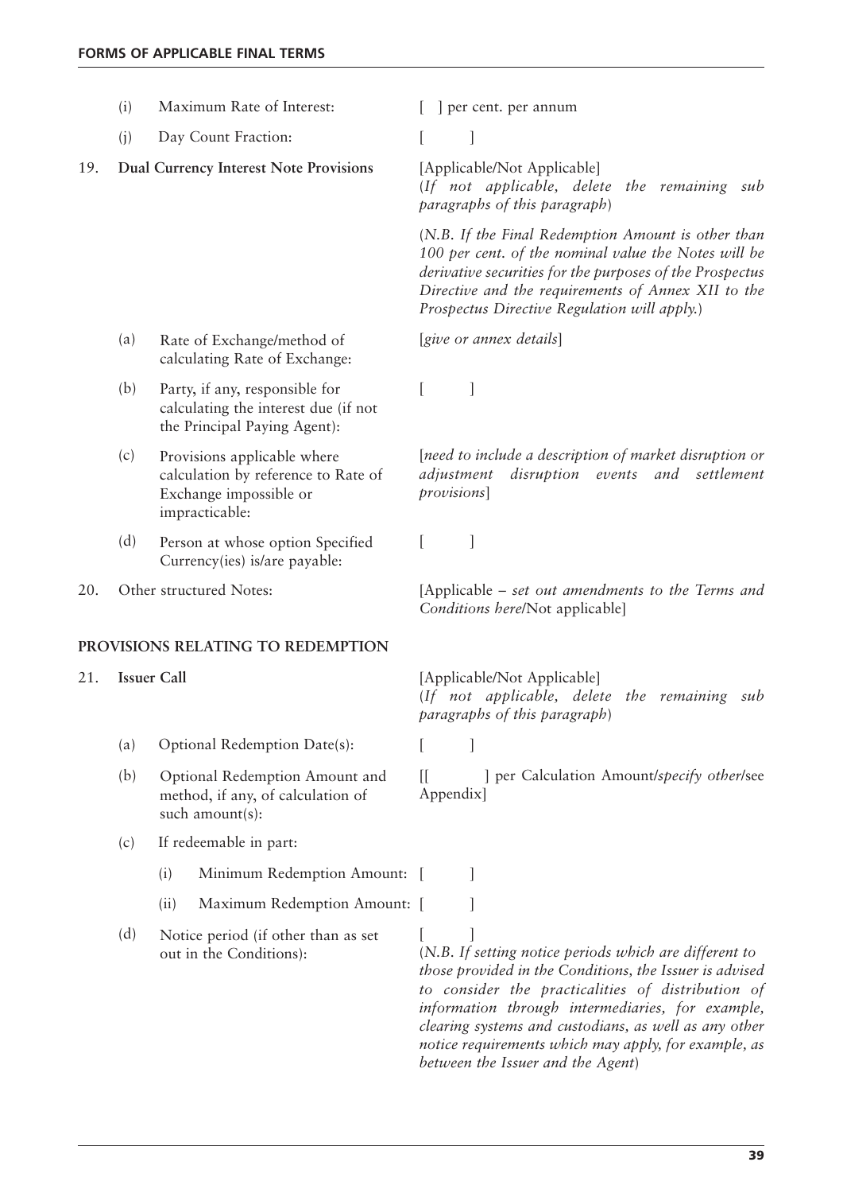| | | |
|---|---|---|
| (i) | Maximum Rate of Interest: | [ ] per cent. per annum |
| (j) | Day Count Fraction: | [ ] |
| **19.** | **Dual Currency Interest Note Provisions** | [Applicable/Not Applicable]<br>(*If not applicable, delete the remaining sub paragraphs of this paragraph*)<br><br>(*N.B. If the Final Redemption Amount is other than 100 per cent. of the nominal value the Notes will be derivative securities for the purposes of the Prospectus Directive and the requirements of Annex XII to the Prospectus Directive Regulation will apply.*) |
| (a) | Rate of Exchange/method of calculating Rate of Exchange: | [*give or annex details*] |
| (b) | Party, if any, responsible for calculating the interest due (if not the Principal Paying Agent): | [ ] |
| (c) | Provisions applicable where calculation by reference to Rate of Exchange impossible or impracticable: | [*need to include a description of market disruption or adjustment disruption events and settlement provisions*] |
| (d) | Person at whose option Specified Currency(ies) is/are payable: | [ ] |
| 20. | Other structured Notes: | [Applicable – *set out amendments to the Terms and Conditions here*/Not applicable] |

**PROVISIONS RELATING TO REDEMPTION**

| | | |
|---|---|---|
| **21.** | **Issuer Call** | [Applicable/Not Applicable]<br>(*If not applicable, delete the remaining sub paragraphs of this paragraph*) |
| (a) | Optional Redemption Date(s): | [ ] |
| (b) | Optional Redemption Amount and method, if any, of calculation of such amount(s): | [[ ] per Calculation Amount/*specify other*/see Appendix] |
| (c) | If redeemable in part: | |
| | (i) Minimum Redemption Amount: | [ ] |
| | (ii) Maximum Redemption Amount: | [ ] |
| (d) | Notice period (if other than as set out in the Conditions): | [ ]<br>(*N.B. If setting notice periods which are different to those provided in the Conditions, the Issuer is advised to consider the practicalities of distribution of information through intermediaries, for example, clearing systems and custodians, as well as any other notice requirements which may apply, for example, as between the Issuer and the Agent*) |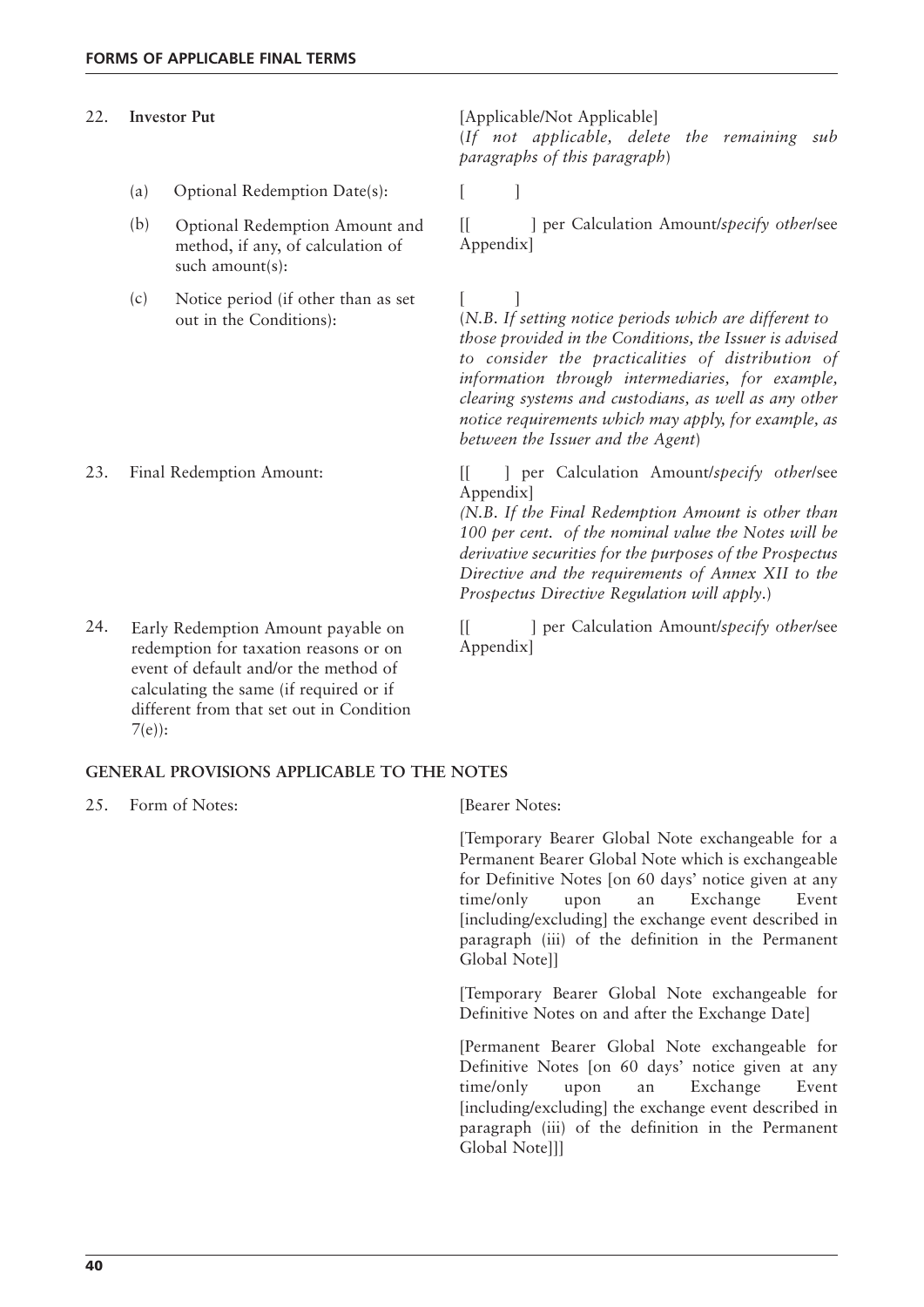| | | |
|---|---|---|
| 22. | **Investor Put** | [Applicable/Not Applicable]<br>(*If not applicable, delete the remaining sub paragraphs of this paragraph*) |
| | (a) Optional Redemption Date(s): | [ ] |
| | (b) Optional Redemption Amount and method, if any, of calculation of such amount(s): | [[ ] per Calculation Amount/*specify other*/see Appendix] |
| | (c) Notice period (if other than as set out in the Conditions): | [ ]<br>(*N.B. If setting notice periods which are different to those provided in the Conditions, the Issuer is advised to consider the practicalities of distribution of information through intermediaries, for example, clearing systems and custodians, as well as any other notice requirements which may apply, for example, as between the Issuer and the Agent*) |
| 23. | Final Redemption Amount: | [[ ] per Calculation Amount/*specify other*/see Appendix]<br>*(N.B. If the Final Redemption Amount is other than 100 per cent. of the nominal value the Notes will be derivative securities for the purposes of the Prospectus Directive and the requirements of Annex XII to the Prospectus Directive Regulation will apply.*) |
| 24. | Early Redemption Amount payable on redemption for taxation reasons or on event of default and/or the method of calculating the same (if required or if different from that set out in Condition 7(e)): | [[ ] per Calculation Amount/*specify other*/see Appendix] |

**GENERAL PROVISIONS APPLICABLE TO THE NOTES**

| | | |
|---|---|---|
| 25. | Form of Notes: | [Bearer Notes:<br><br>[Temporary Bearer Global Note exchangeable for a Permanent Bearer Global Note which is exchangeable for Definitive Notes [on 60 days' notice given at any time/only upon an Exchange Event [including/excluding] the exchange event described in paragraph (iii) of the definition in the Permanent Global Note]]<br><br>[Temporary Bearer Global Note exchangeable for Definitive Notes on and after the Exchange Date]<br><br>[Permanent Bearer Global Note exchangeable for Definitive Notes [on 60 days' notice given at any time/only upon an Exchange Event [including/excluding] the exchange event described in paragraph (iii) of the definition in the Permanent Global Note]]] |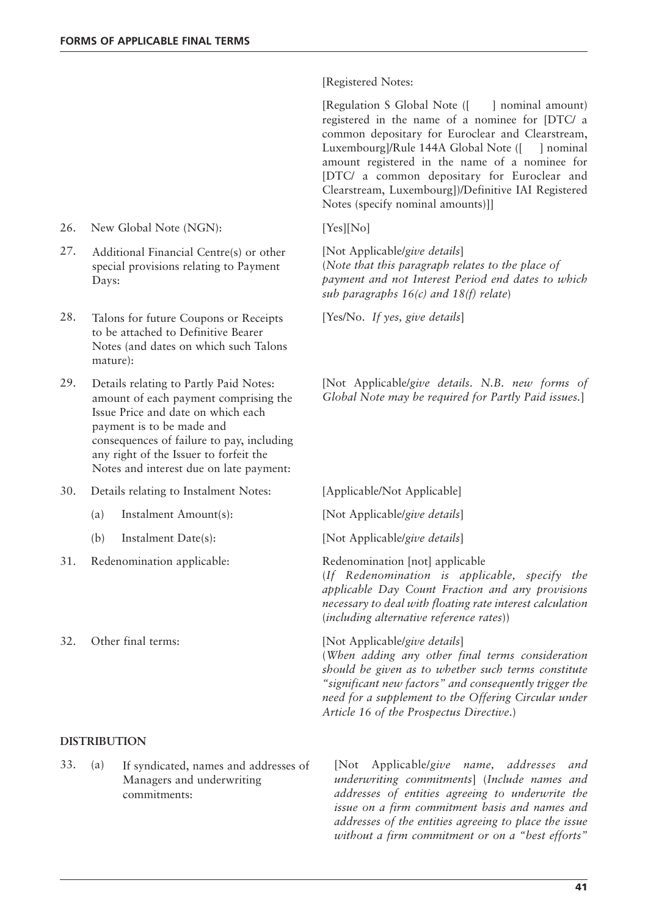| | |
|---|---|
| | [Registered Notes: |
| | [Regulation S Global Note ([ ] nominal amount) registered in the name of a nominee for [DTC/ a common depositary for Euroclear and Clearstream, Luxembourg]/Rule 144A Global Note ([ ] nominal amount registered in the name of a nominee for [DTC/ a common depositary for Euroclear and Clearstream, Luxembourg])/Definitive IAI Registered Notes (specify nominal amounts)]] |
| 26. New Global Note (NGN): | [Yes][No] |
| 27. Additional Financial Centre(s) or other special provisions relating to Payment Days: | [Not Applicable/*give details*] (*Note that this paragraph relates to the place of payment and not Interest Period end dates to which sub paragraphs 16(c) and 18(f) relate*) |
| 28. Talons for future Coupons or Receipts to be attached to Definitive Bearer Notes (and dates on which such Talons mature): | [Yes/No. *If yes, give details*] |
| 29. Details relating to Partly Paid Notes: amount of each payment comprising the Issue Price and date on which each payment is to be made and consequences of failure to pay, including any right of the Issuer to forfeit the Notes and interest due on late payment: | [Not Applicable/*give details. N.B. new forms of Global Note may be required for Partly Paid issues.*] |
| 30. Details relating to Instalment Notes: | [Applicable/Not Applicable] |
| (a) Instalment Amount(s): | [Not Applicable/*give details*] |
| (b) Instalment Date(s): | [Not Applicable/*give details*] |
| 31. Redenomination applicable: | Redenomination [not] applicable (*If Redenomination is applicable, specify the applicable Day Count Fraction and any provisions necessary to deal with floating rate interest calculation* (*including alternative reference rates*)) |
| 32. Other final terms: | [Not Applicable/*give details*] (*When adding any other final terms consideration should be given as to whether such terms constitute "significant new factors" and consequently trigger the need for a supplement to the Offering Circular under Article 16 of the Prospectus Directive.*) |

**DISTRIBUTION**

| | |
|---|---|
| 33. (a) If syndicated, names and addresses of Managers and underwriting commitments: | [Not Applicable/*give name, addresses and underwriting commitments*] (*Include names and addresses of entities agreeing to underwrite the issue on a firm commitment basis and names and addresses of the entities agreeing to place the issue without a firm commitment or on a "best efforts"* |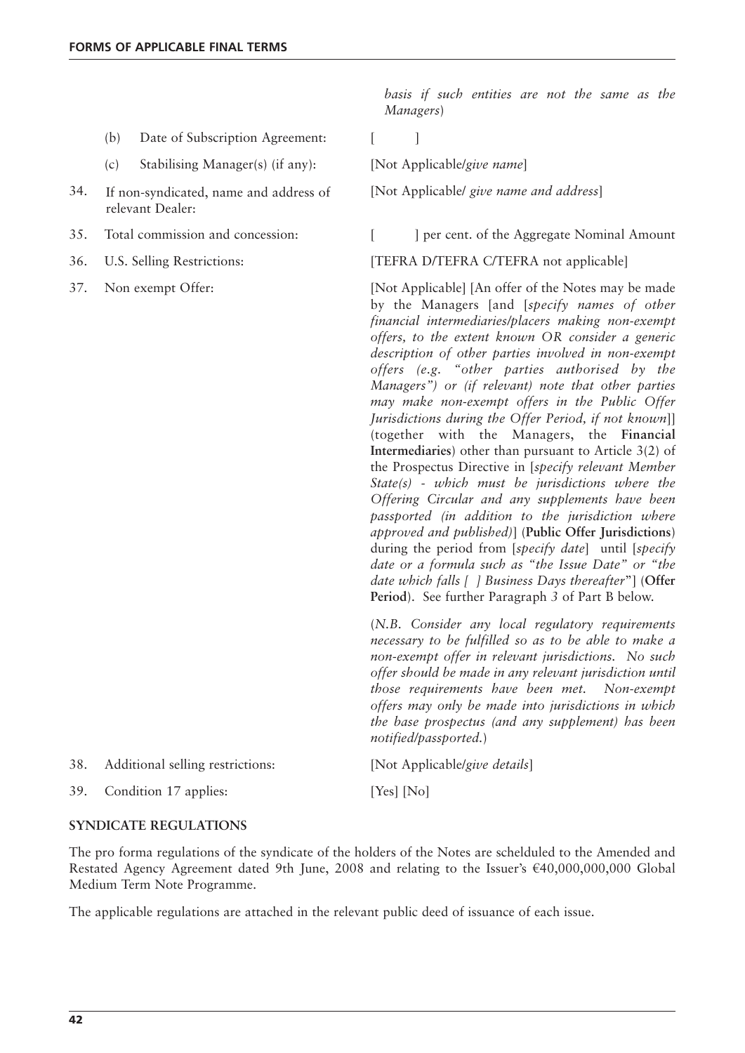| | |
|---|---|
| | *basis if such entities are not the same as the Managers*) |
| (b) Date of Subscription Agreement: | [ ] |
| (c) Stabilising Manager(s) (if any): | [Not Applicable/*give name*] |
| 34. If non-syndicated, name and address of relevant Dealer: | [Not Applicable/ *give name and address*] |
| 35. Total commission and concession: | [ ] per cent. of the Aggregate Nominal Amount |
| 36. U.S. Selling Restrictions: | [TEFRA D/TEFRA C/TEFRA not applicable] |
| 37. Non exempt Offer: | [Not Applicable] [An offer of the Notes may be made by the Managers [and [*specify names of other financial intermediaries/placers making non-exempt offers, to the extent known OR consider a generic description of other parties involved in non-exempt offers (e.g. "other parties authorised by the Managers") or (if relevant) note that other parties may make non-exempt offers in the Public Offer Jurisdictions during the Offer Period, if not known*]] (together with the Managers, the **Financial Intermediaries**) other than pursuant to Article 3(2) of the Prospectus Directive in [*specify relevant Member State(s) - which must be jurisdictions where the Offering Circular and any supplements have been passported (in addition to the jurisdiction where approved and published)*] (**Public Offer Jurisdictions**) during the period from [*specify date*] until [*specify date or a formula such as "the Issue Date" or "the date which falls [ ] Business Days thereafter"*] (**Offer Period**). See further Paragraph *3* of Part B below.<br><br>(*N.B. Consider any local regulatory requirements necessary to be fulfilled so as to be able to make a non-exempt offer in relevant jurisdictions. No such offer should be made in any relevant jurisdiction until those requirements have been met. Non-exempt offers may only be made into jurisdictions in which the base prospectus (and any supplement) has been notified/passported.*) |
| 38. Additional selling restrictions: | [Not Applicable/*give details*] |
| 39. Condition 17 applies: | [Yes] [No] |

**SYNDICATE REGULATIONS**

The pro forma regulations of the syndicate of the holders of the Notes are schelduled to the Amended and Restated Agency Agreement dated 9th June, 2008 and relating to the Issuer's €40,000,000,000 Global Medium Term Note Programme.

The applicable regulations are attached in the relevant public deed of issuance of each issue.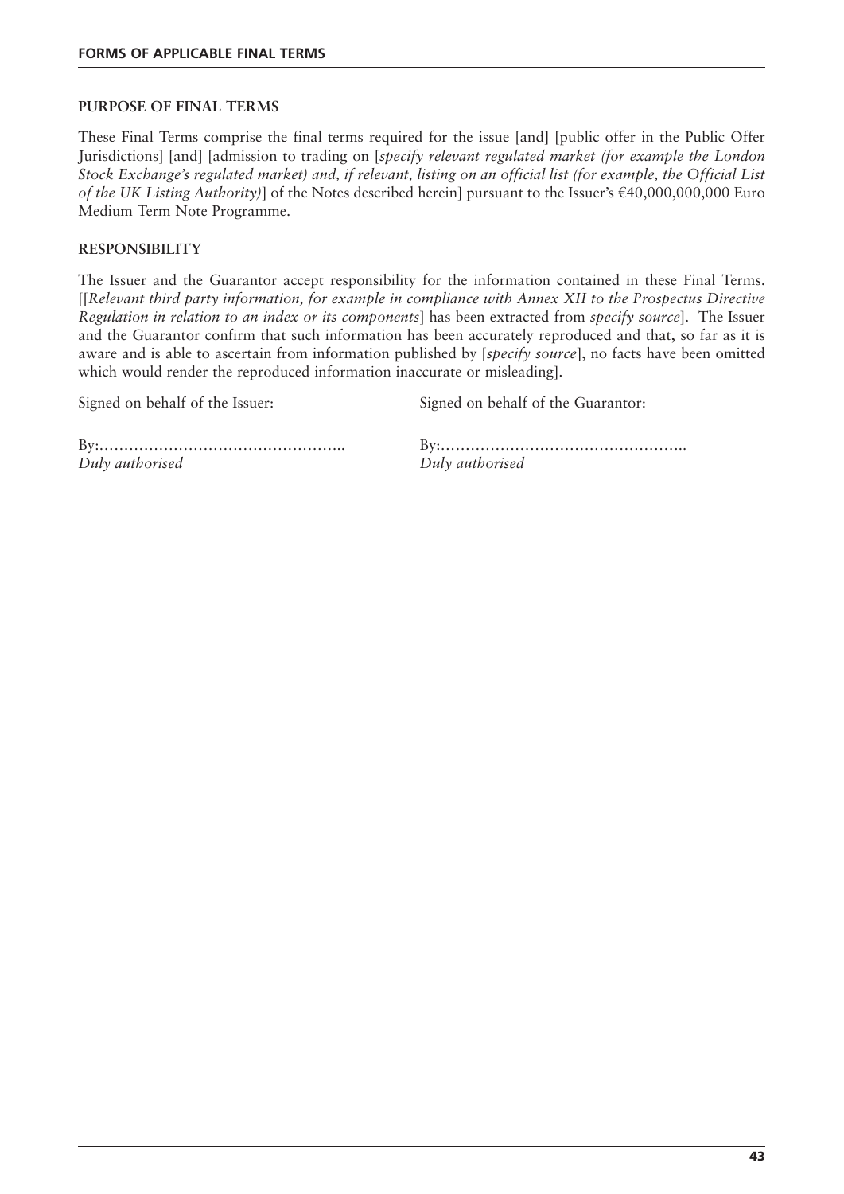**PURPOSE OF FINAL TERMS**

These Final Terms comprise the final terms required for the issue [and] [public offer in the Public Offer Jurisdictions] [and] [admission to trading on [*specify relevant regulated market (for example the London Stock Exchange's regulated market) and, if relevant, listing on an official list (for example, the Official List of the UK Listing Authority)*] of the Notes described herein] pursuant to the Issuer's €40,000,000,000 Euro Medium Term Note Programme.

**RESPONSIBILITY**

The Issuer and the Guarantor accept responsibility for the information contained in these Final Terms. [[*Relevant third party information, for example in compliance with Annex XII to the Prospectus Directive Regulation in relation to an index or its components*] has been extracted from *specify source*]. The Issuer and the Guarantor confirm that such information has been accurately reproduced and that, so far as it is aware and is able to ascertain from information published by [*specify source*], no facts have been omitted which would render the reproduced information inaccurate or misleading].

| Signed on behalf of the Issuer: | Signed on behalf of the Guarantor: |
|---|---|
| By:………………………………………….. | By:………………………………………….. |
| *Duly authorised* | *Duly authorised* |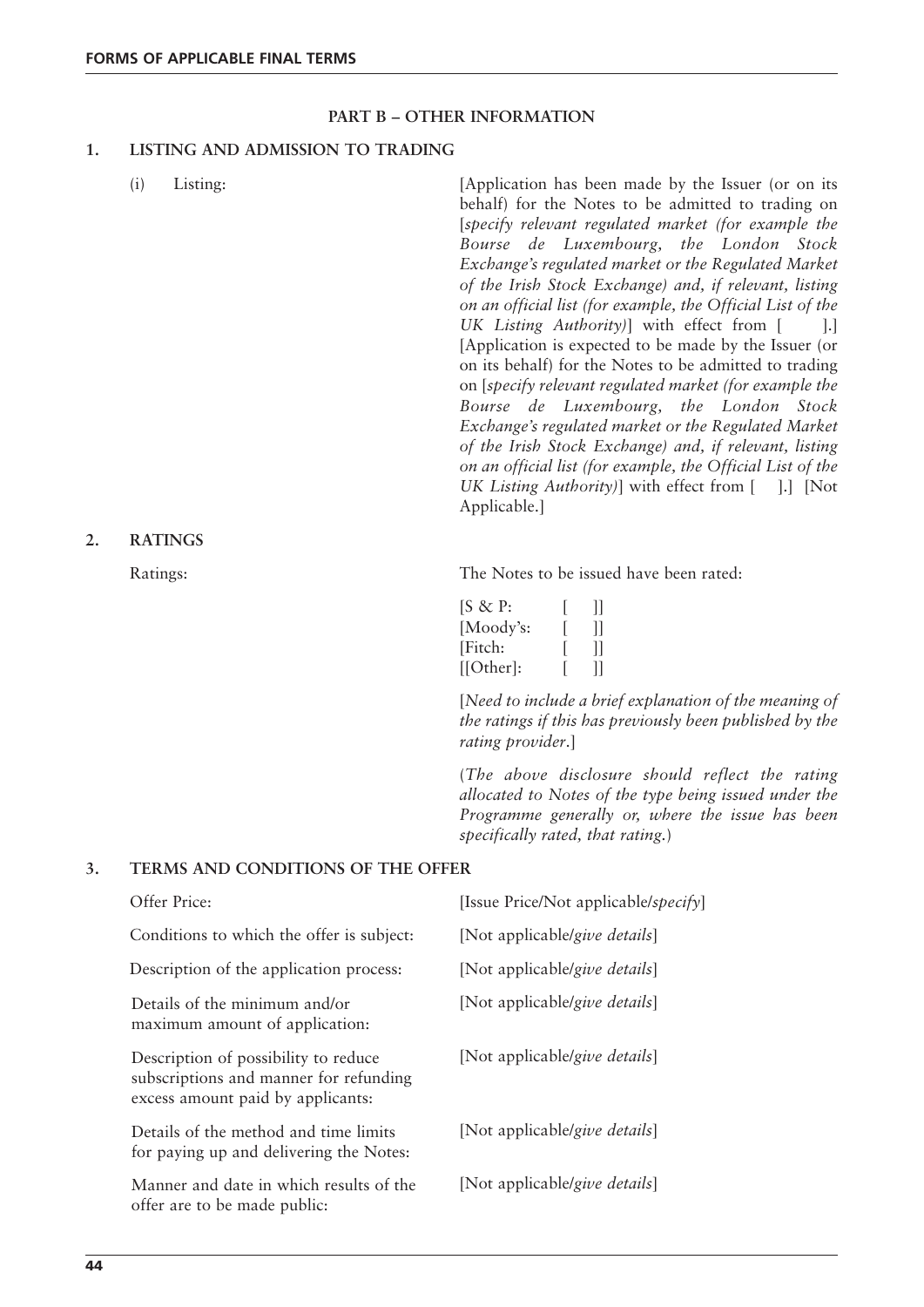## PART B – OTHER INFORMATION

### 1. LISTING AND ADMISSION TO TRADING

| | |
|---|---|
| (i) Listing: | [Application has been made by the Issuer (or on its behalf) for the Notes to be admitted to trading on [*specify relevant regulated market (for example the Bourse de Luxembourg, the London Stock Exchange's regulated market or the Regulated Market of the Irish Stock Exchange) and, if relevant, listing on an official list (for example, the Official List of the UK Listing Authority)*] with effect from [ ].] [Application is expected to be made by the Issuer (or on its behalf) for the Notes to be admitted to trading on [*specify relevant regulated market (for example the Bourse de Luxembourg, the London Stock Exchange's regulated market or the Regulated Market of the Irish Stock Exchange) and, if relevant, listing on an official list (for example, the Official List of the UK Listing Authority)*] with effect from [ ].] [Not Applicable.] |

### 2. RATINGS

Ratings: The Notes to be issued have been rated:

[S & P: [ ]]
[Moody's: [ ]]
[Fitch: [ ]]
[[Other]: [ ]]

[*Need to include a brief explanation of the meaning of the ratings if this has previously been published by the rating provider*.]

(*The above disclosure should reflect the rating allocated to Notes of the type being issued under the Programme generally or, where the issue has been specifically rated, that rating.*)

### 3. TERMS AND CONDITIONS OF THE OFFER

| | |
|---|---|
| Offer Price: | [Issue Price/Not applicable/*specify*] |
| Conditions to which the offer is subject: | [Not applicable/*give details*] |
| Description of the application process: | [Not applicable/*give details*] |
| Details of the minimum and/or maximum amount of application: | [Not applicable/*give details*] |
| Description of possibility to reduce subscriptions and manner for refunding excess amount paid by applicants: | [Not applicable/*give details*] |
| Details of the method and time limits for paying up and delivering the Notes: | [Not applicable/*give details*] |
| Manner and date in which results of the offer are to be made public: | [Not applicable/*give details*] |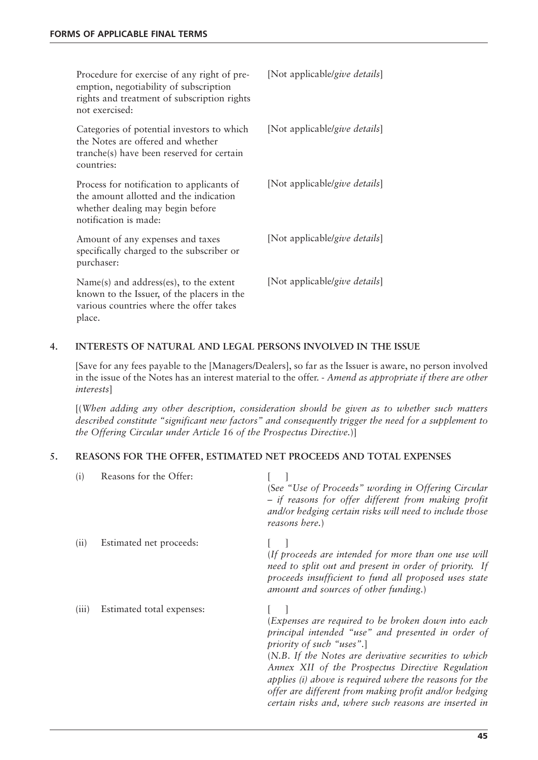| | |
|---|---|
| Procedure for exercise of any right of pre-emption, negotiability of subscription rights and treatment of subscription rights not exercised: | [Not applicable/*give details*] |
| Categories of potential investors to which the Notes are offered and whether tranche(s) have been reserved for certain countries: | [Not applicable/*give details*] |
| Process for notification to applicants of the amount allotted and the indication whether dealing may begin before notification is made: | [Not applicable/*give details*] |
| Amount of any expenses and taxes specifically charged to the subscriber or purchaser: | [Not applicable/*give details*] |
| Name(s) and address(es), to the extent known to the Issuer, of the placers in the various countries where the offer takes place. | [Not applicable/*give details*] |

## 4. INTERESTS OF NATURAL AND LEGAL PERSONS INVOLVED IN THE ISSUE

[Save for any fees payable to the [Managers/Dealers], so far as the Issuer is aware, no person involved in the issue of the Notes has an interest material to the offer. - *Amend as appropriate if there are other interests*]

[(*When adding any other description, consideration should be given as to whether such matters described constitute "significant new factors" and consequently trigger the need for a supplement to the Offering Circular under Article 16 of the Prospectus Directive.*)]

## 5. REASONS FOR THE OFFER, ESTIMATED NET PROCEEDS AND TOTAL EXPENSES

| | | |
|---|---|---|
| (i) | Reasons for the Offer: | [ ]<br>(*See "Use of Proceeds" wording in Offering Circular – if reasons for offer different from making profit and/or hedging certain risks will need to include those reasons here.*) |
| (ii) | Estimated net proceeds: | [ ]<br>(*If proceeds are intended for more than one use will need to split out and present in order of priority. If proceeds insufficient to fund all proposed uses state amount and sources of other funding.*) |
| (iii) | Estimated total expenses: | [ ]<br>(*Expenses are required to be broken down into each principal intended "use" and presented in order of priority of such "uses".*]<br>(*N.B. If the Notes are derivative securities to which Annex XII of the Prospectus Directive Regulation applies (i) above is required where the reasons for the offer are different from making profit and/or hedging certain risks and, where such reasons are inserted in* |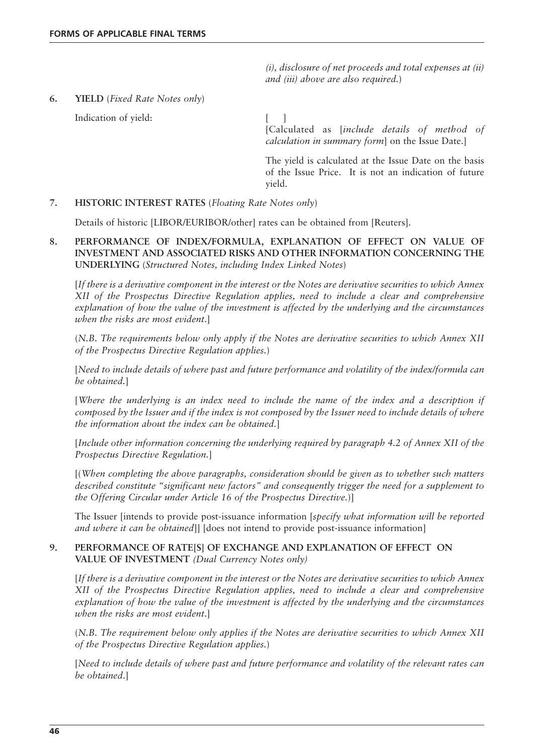*(i), disclosure of net proceeds and total expenses at (ii) and (iii) above are also required.*)

**6. YIELD** (*Fixed Rate Notes only*)

| | |
|---|---|
| Indication of yield: | [ ]<br>[Calculated as [*include details of method of calculation in summary form*] on the Issue Date.]<br><br>The yield is calculated at the Issue Date on the basis of the Issue Price. It is not an indication of future yield. |

**7. HISTORIC INTEREST RATES** (*Floating Rate Notes only*)

Details of historic [LIBOR/EURIBOR/other] rates can be obtained from [Reuters].

**8. PERFORMANCE OF INDEX/FORMULA, EXPLANATION OF EFFECT ON VALUE OF INVESTMENT AND ASSOCIATED RISKS AND OTHER INFORMATION CONCERNING THE UNDERLYING** (*Structured Notes, including Index Linked Notes*)

[*If there is a derivative component in the interest or the Notes are derivative securities to which Annex XII of the Prospectus Directive Regulation applies, need to include a clear and comprehensive explanation of how the value of the investment is affected by the underlying and the circumstances when the risks are most evident*.]

(*N.B. The requirements below only apply if the Notes are derivative securities to which Annex XII of the Prospectus Directive Regulation applies.*)

[*Need to include details of where past and future performance and volatility of the index/formula can be obtained.*]

[*Where the underlying is an index need to include the name of the index and a description if composed by the Issuer and if the index is not composed by the Issuer need to include details of where the information about the index can be obtained.*]

[*Include other information concerning the underlying required by paragraph 4.2 of Annex XII of the Prospectus Directive Regulation.*]

[(*When completing the above paragraphs, consideration should be given as to whether such matters described constitute "significant new factors" and consequently trigger the need for a supplement to the Offering Circular under Article 16 of the Prospectus Directive.*)]

The Issuer [intends to provide post-issuance information [*specify what information will be reported and where it can be obtained*]] [does not intend to provide post-issuance information]

**9. PERFORMANCE OF RATE[S] OF EXCHANGE AND EXPLANATION OF EFFECT ON VALUE OF INVESTMENT** *(Dual Currency Notes only)*

[*If there is a derivative component in the interest or the Notes are derivative securities to which Annex XII of the Prospectus Directive Regulation applies, need to include a clear and comprehensive explanation of how the value of the investment is affected by the underlying and the circumstances when the risks are most evident*.]

(*N.B. The requirement below only applies if the Notes are derivative securities to which Annex XII of the Prospectus Directive Regulation applies.*)

[*Need to include details of where past and future performance and volatility of the relevant rates can be obtained*.]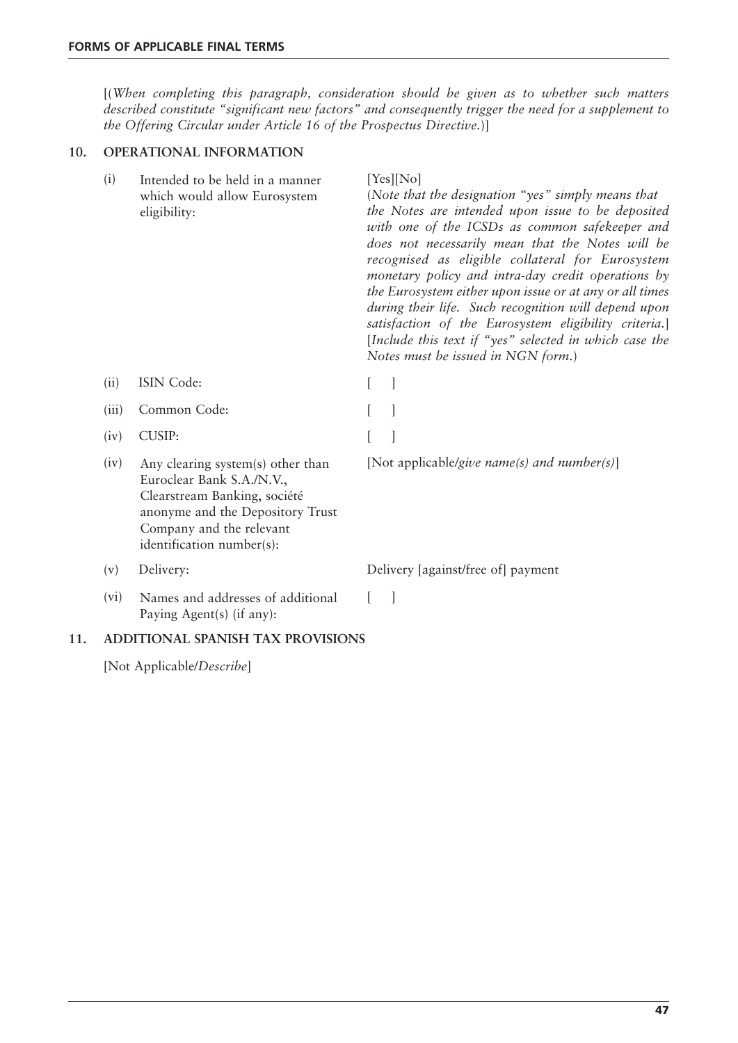[(*When completing this paragraph, consideration should be given as to whether such matters described constitute "significant new factors" and consequently trigger the need for a supplement to the Offering Circular under Article 16 of the Prospectus Directive.*)]

## 10. OPERATIONAL INFORMATION

| | | |
|---|---|---|
| (i) | Intended to be held in a manner which would allow Eurosystem eligibility: | [Yes][No] (*Note that the designation "yes" simply means that the Notes are intended upon issue to be deposited with one of the ICSDs as common safekeeper and does not necessarily mean that the Notes will be recognised as eligible collateral for Eurosystem monetary policy and intra-day credit operations by the Eurosystem either upon issue or at any or all times during their life. Such recognition will depend upon satisfaction of the Eurosystem eligibility criteria.*] [*Include this text if "yes" selected in which case the Notes must be issued in NGN form.*) |
| (ii) | ISIN Code: | [ ] |
| (iii) | Common Code: | [ ] |
| (iv) | CUSIP: | [ ] |
| (iv) | Any clearing system(s) other than Euroclear Bank S.A./N.V., Clearstream Banking, société anonyme and the Depository Trust Company and the relevant identification number(s): | [Not applicable/*give name(s) and number(s)*] |
| (v) | Delivery: | Delivery [against/free of] payment |
| (vi) | Names and addresses of additional Paying Agent(s) (if any): | [ ] |

## 11. ADDITIONAL SPANISH TAX PROVISIONS

[Not Applicable/*Describe*]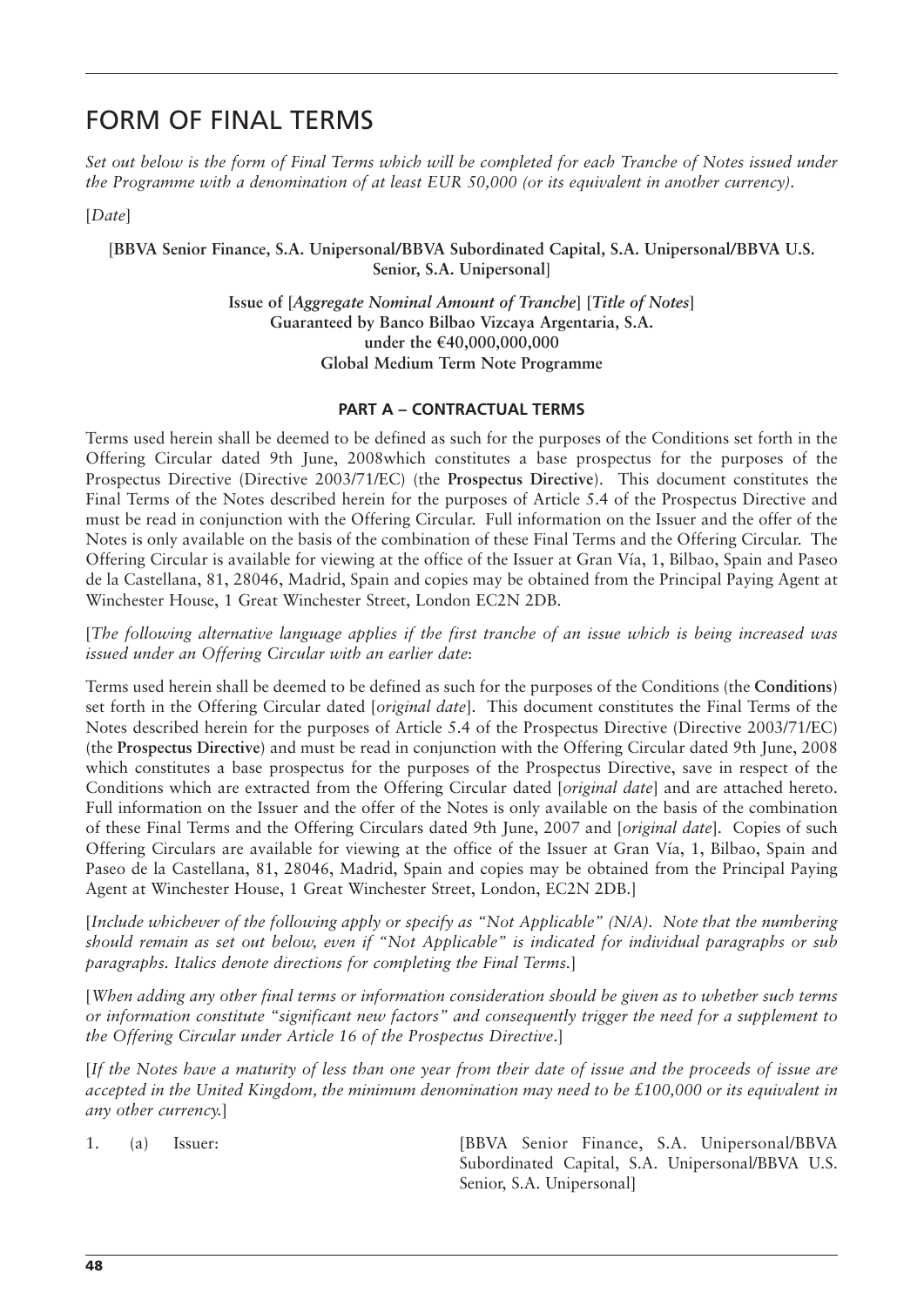# FORM OF FINAL TERMS

*Set out below is the form of Final Terms which will be completed for each Tranche of Notes issued under the Programme with a denomination of at least EUR 50,000 (or its equivalent in another currency).*

[*Date*]

**[BBVA Senior Finance, S.A. Unipersonal/BBVA Subordinated Capital, S.A. Unipersonal/BBVA U.S. Senior, S.A. Unipersonal]**

**Issue of [*Aggregate Nominal Amount of Tranche*] [*Title of Notes*]**
**Guaranteed by Banco Bilbao Vizcaya Argentaria, S.A.**
**under the €40,000,000,000**
**Global Medium Term Note Programme**

## PART A – CONTRACTUAL TERMS

Terms used herein shall be deemed to be defined as such for the purposes of the Conditions set forth in the Offering Circular dated 9th June, 2008which constitutes a base prospectus for the purposes of the Prospectus Directive (Directive 2003/71/EC) (the **Prospectus Directive**). This document constitutes the Final Terms of the Notes described herein for the purposes of Article 5.4 of the Prospectus Directive and must be read in conjunction with the Offering Circular. Full information on the Issuer and the offer of the Notes is only available on the basis of the combination of these Final Terms and the Offering Circular. The Offering Circular is available for viewing at the office of the Issuer at Gran Vía, 1, Bilbao, Spain and Paseo de la Castellana, 81, 28046, Madrid, Spain and copies may be obtained from the Principal Paying Agent at Winchester House, 1 Great Winchester Street, London EC2N 2DB.

[*The following alternative language applies if the first tranche of an issue which is being increased was issued under an Offering Circular with an earlier date*:

Terms used herein shall be deemed to be defined as such for the purposes of the Conditions (the **Conditions**) set forth in the Offering Circular dated [*original date*]. This document constitutes the Final Terms of the Notes described herein for the purposes of Article 5.4 of the Prospectus Directive (Directive 2003/71/EC) (the **Prospectus Directive**) and must be read in conjunction with the Offering Circular dated 9th June, 2008 which constitutes a base prospectus for the purposes of the Prospectus Directive, save in respect of the Conditions which are extracted from the Offering Circular dated [*original date*] and are attached hereto. Full information on the Issuer and the offer of the Notes is only available on the basis of the combination of these Final Terms and the Offering Circulars dated 9th June, 2007 and [*original date*]. Copies of such Offering Circulars are available for viewing at the office of the Issuer at Gran Vía, 1, Bilbao, Spain and Paseo de la Castellana, 81, 28046, Madrid, Spain and copies may be obtained from the Principal Paying Agent at Winchester House, 1 Great Winchester Street, London, EC2N 2DB.]

[*Include whichever of the following apply or specify as "Not Applicable" (N/A). Note that the numbering should remain as set out below, even if "Not Applicable" is indicated for individual paragraphs or sub paragraphs. Italics denote directions for completing the Final Terms.*]

[*When adding any other final terms or information consideration should be given as to whether such terms or information constitute "significant new factors" and consequently trigger the need for a supplement to the Offering Circular under Article 16 of the Prospectus Directive*.]

[*If the Notes have a maturity of less than one year from their date of issue and the proceeds of issue are accepted in the United Kingdom, the minimum denomination may need to be £100,000 or its equivalent in any other currency.*]

| | | |
|---|---|---|
| 1. | (a) Issuer: | [BBVA Senior Finance, S.A. Unipersonal/BBVA Subordinated Capital, S.A. Unipersonal/BBVA U.S. Senior, S.A. Unipersonal] |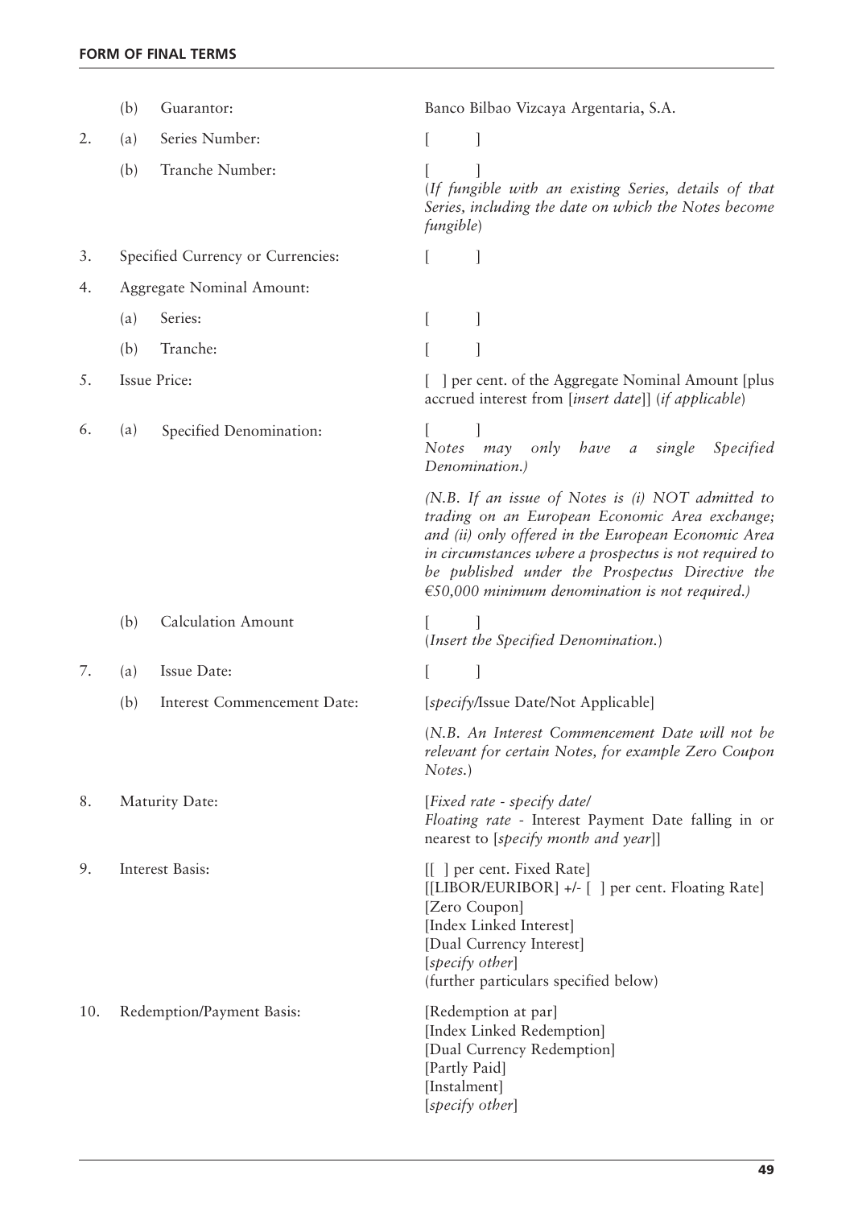## FORM OF FINAL TERMS

| | | | |
|---|---|---|---|
| | (b) | Guarantor: | Banco Bilbao Vizcaya Argentaria, S.A. |
| 2. | (a) | Series Number: | [ ] |
| | (b) | Tranche Number: | [ ]<br>(*If fungible with an existing Series, details of that Series, including the date on which the Notes become fungible*) |
| 3. | | Specified Currency or Currencies: | [ ] |
| 4. | | Aggregate Nominal Amount: | |
| | (a) | Series: | [ ] |
| | (b) | Tranche: | [ ] |
| 5. | | Issue Price: | [ ] per cent. of the Aggregate Nominal Amount [plus accrued interest from [*insert date*]] (*if applicable*) |
| 6. | (a) | Specified Denomination: | [ ]<br>*Notes may only have a single Specified Denomination.)*<br><br>*(N.B. If an issue of Notes is (i) NOT admitted to trading on an European Economic Area exchange; and (ii) only offered in the European Economic Area in circumstances where a prospectus is not required to be published under the Prospectus Directive the €50,000 minimum denomination is not required.)* |
| | (b) | Calculation Amount | [ ]<br>(*Insert the Specified Denomination.*) |
| 7. | (a) | Issue Date: | [ ] |
| | (b) | Interest Commencement Date: | [*specify*/Issue Date/Not Applicable]<br><br>(*N.B. An Interest Commencement Date will not be relevant for certain Notes, for example Zero Coupon Notes.*) |
| 8. | | Maturity Date: | [*Fixed rate - specify date/*<br>*Floating rate* - Interest Payment Date falling in or nearest to [*specify month and year*]] |
| 9. | | Interest Basis: | [[ ] per cent. Fixed Rate]<br>[[LIBOR/EURIBOR] +/- [ ] per cent. Floating Rate]<br>[Zero Coupon]<br>[Index Linked Interest]<br>[Dual Currency Interest]<br>[*specify other*]<br>(further particulars specified below) |
| 10. | | Redemption/Payment Basis: | [Redemption at par]<br>[Index Linked Redemption]<br>[Dual Currency Redemption]<br>[Partly Paid]<br>[Instalment]<br>[*specify other*] |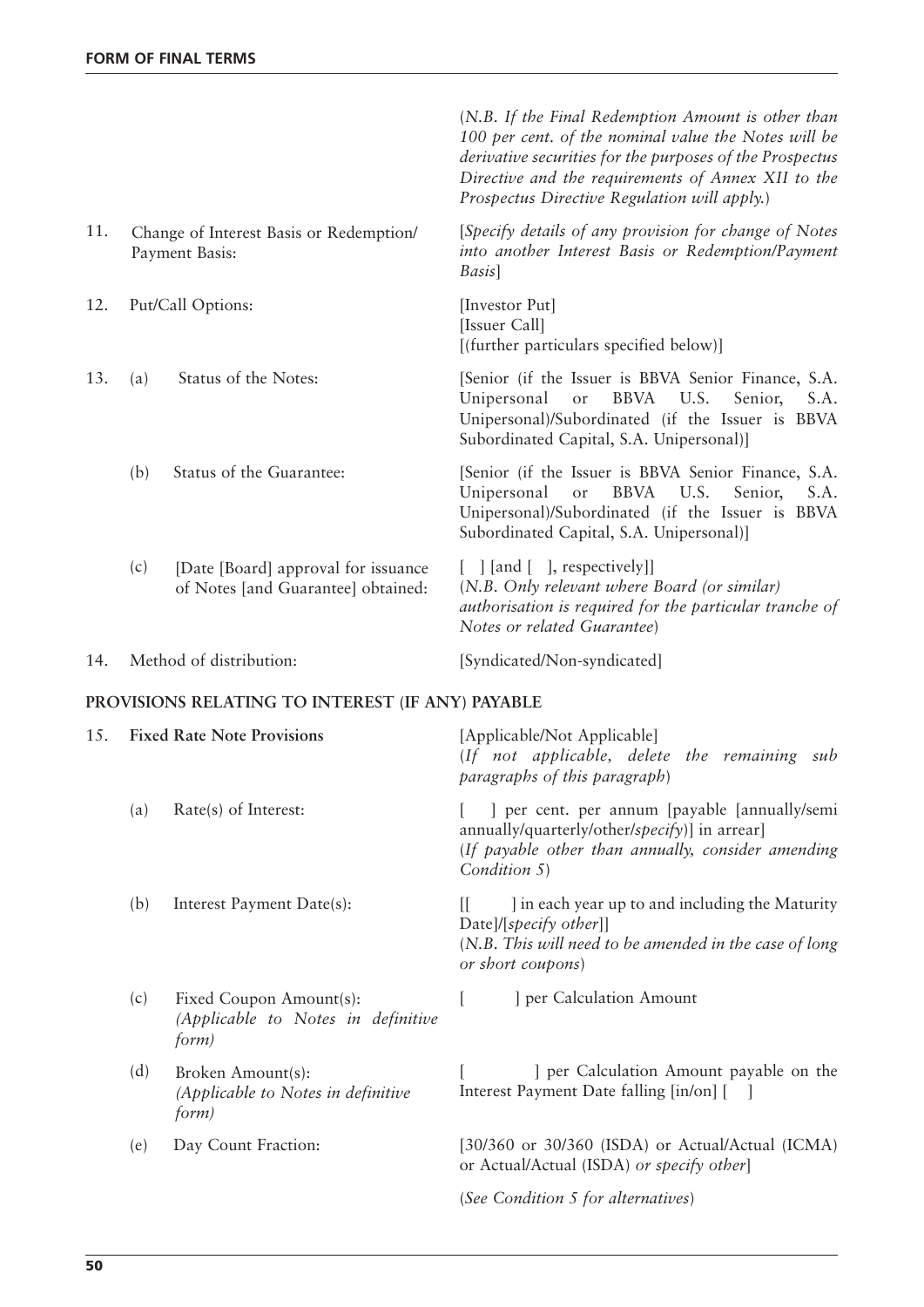| | | |
|---|---|---|
| | | (*N.B. If the Final Redemption Amount is other than 100 per cent. of the nominal value the Notes will be derivative securities for the purposes of the Prospectus Directive and the requirements of Annex XII to the Prospectus Directive Regulation will apply.*) |
| 11. | Change of Interest Basis or Redemption/ Payment Basis: | [*Specify details of any provision for change of Notes into another Interest Basis or Redemption/Payment Basis*] |
| 12. | Put/Call Options: | [Investor Put]<br>[Issuer Call]<br>[(further particulars specified below)] |
| 13. | (a) Status of the Notes: | [Senior (if the Issuer is BBVA Senior Finance, S.A. Unipersonal or BBVA U.S. Senior, S.A. Unipersonal)/Subordinated (if the Issuer is BBVA Subordinated Capital, S.A. Unipersonal)] |
| | (b) Status of the Guarantee: | [Senior (if the Issuer is BBVA Senior Finance, S.A. Unipersonal or BBVA U.S. Senior, S.A. Unipersonal)/Subordinated (if the Issuer is BBVA Subordinated Capital, S.A. Unipersonal)] |
| | (c) [Date [Board] approval for issuance of Notes [and Guarantee] obtained: | [ ] [and [ ], respectively]]<br>(*N.B. Only relevant where Board (or similar) authorisation is required for the particular tranche of Notes or related Guarantee*) |
| 14. | Method of distribution: | [Syndicated/Non-syndicated] |

**PROVISIONS RELATING TO INTEREST (IF ANY) PAYABLE**

| | | |
|---|---|---|
| 15. | **Fixed Rate Note Provisions** | [Applicable/Not Applicable]<br>(*If not applicable, delete the remaining sub paragraphs of this paragraph*) |
| | (a) Rate(s) of Interest: | [ ] per cent. per annum [payable [annually/semi annually/quarterly/other/*specify*)] in arrear]<br>(*If payable other than annually, consider amending Condition 5*) |
| | (b) Interest Payment Date(s): | [[ ] in each year up to and including the Maturity Date]/[*specify other*]]<br>(*N.B. This will need to be amended in the case of long or short coupons*) |
| | (c) Fixed Coupon Amount(s):<br>*(Applicable to Notes in definitive form)* | [ ] per Calculation Amount |
| | (d) Broken Amount(s):<br>*(Applicable to Notes in definitive form)* | [ ] per Calculation Amount payable on the Interest Payment Date falling [in/on] [ ] |
| | (e) Day Count Fraction: | [30/360 or 30/360 (ISDA) or Actual/Actual (ICMA) or Actual/Actual (ISDA) *or specify other*]<br><br>(*See Condition 5 for alternatives*) |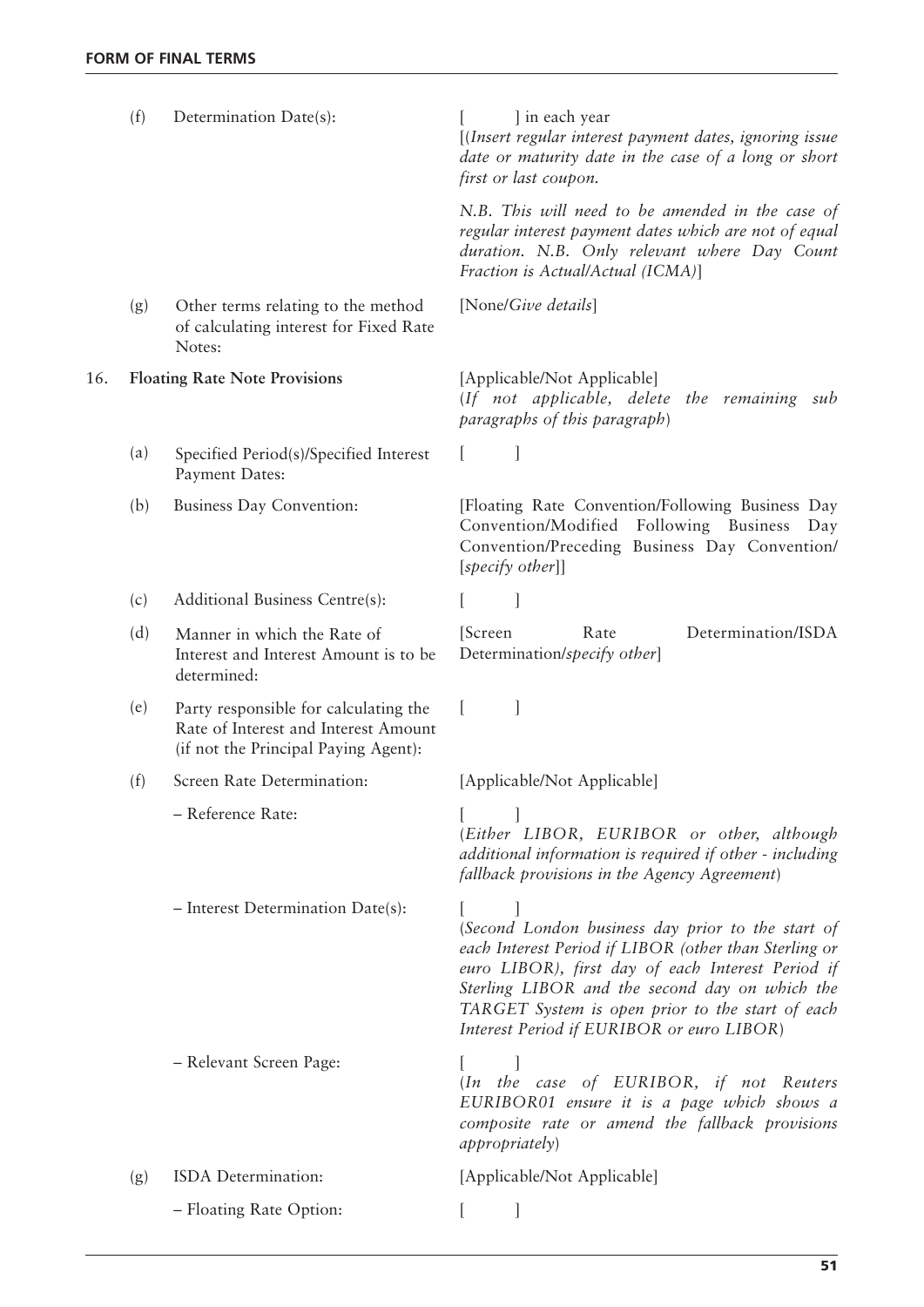| | | | |
|---|---|---|---|
| | (f) | Determination Date(s): | [ ] in each year<br>[(*Insert regular interest payment dates, ignoring issue date or maturity date in the case of a long or short first or last coupon.*<br><br>*N.B. This will need to be amended in the case of regular interest payment dates which are not of equal duration. N.B. Only relevant where Day Count Fraction is Actual/Actual (ICMA)*] |
| | (g) | Other terms relating to the method of calculating interest for Fixed Rate Notes: | [None/*Give details*] |
| 16. | **Floating Rate Note Provisions** | | [Applicable/Not Applicable]<br>(*If not applicable, delete the remaining sub paragraphs of this paragraph*) |
| | (a) | Specified Period(s)/Specified Interest Payment Dates: | [ ] |
| | (b) | Business Day Convention: | [Floating Rate Convention/Following Business Day Convention/Modified Following Business Day Convention/Preceding Business Day Convention/ [*specify other*]] |
| | (c) | Additional Business Centre(s): | [ ] |
| | (d) | Manner in which the Rate of Interest and Interest Amount is to be determined: | [Screen Rate Determination/ISDA Determination/*specify other*] |
| | (e) | Party responsible for calculating the Rate of Interest and Interest Amount (if not the Principal Paying Agent): | [ ] |
| | (f) | Screen Rate Determination: | [Applicable/Not Applicable] |
| | | – Reference Rate: | [ ]<br>(*Either LIBOR, EURIBOR or other, although additional information is required if other - including fallback provisions in the Agency Agreement*) |
| | | – Interest Determination Date(s): | [ ]<br>(*Second London business day prior to the start of each Interest Period if LIBOR (other than Sterling or euro LIBOR), first day of each Interest Period if Sterling LIBOR and the second day on which the TARGET System is open prior to the start of each Interest Period if EURIBOR or euro LIBOR*) |
| | | – Relevant Screen Page: | [ ]<br>(*In the case of EURIBOR, if not Reuters EURIBOR01 ensure it is a page which shows a composite rate or amend the fallback provisions appropriately*) |
| | (g) | ISDA Determination: | [Applicable/Not Applicable] |
| | | – Floating Rate Option: | [ ] |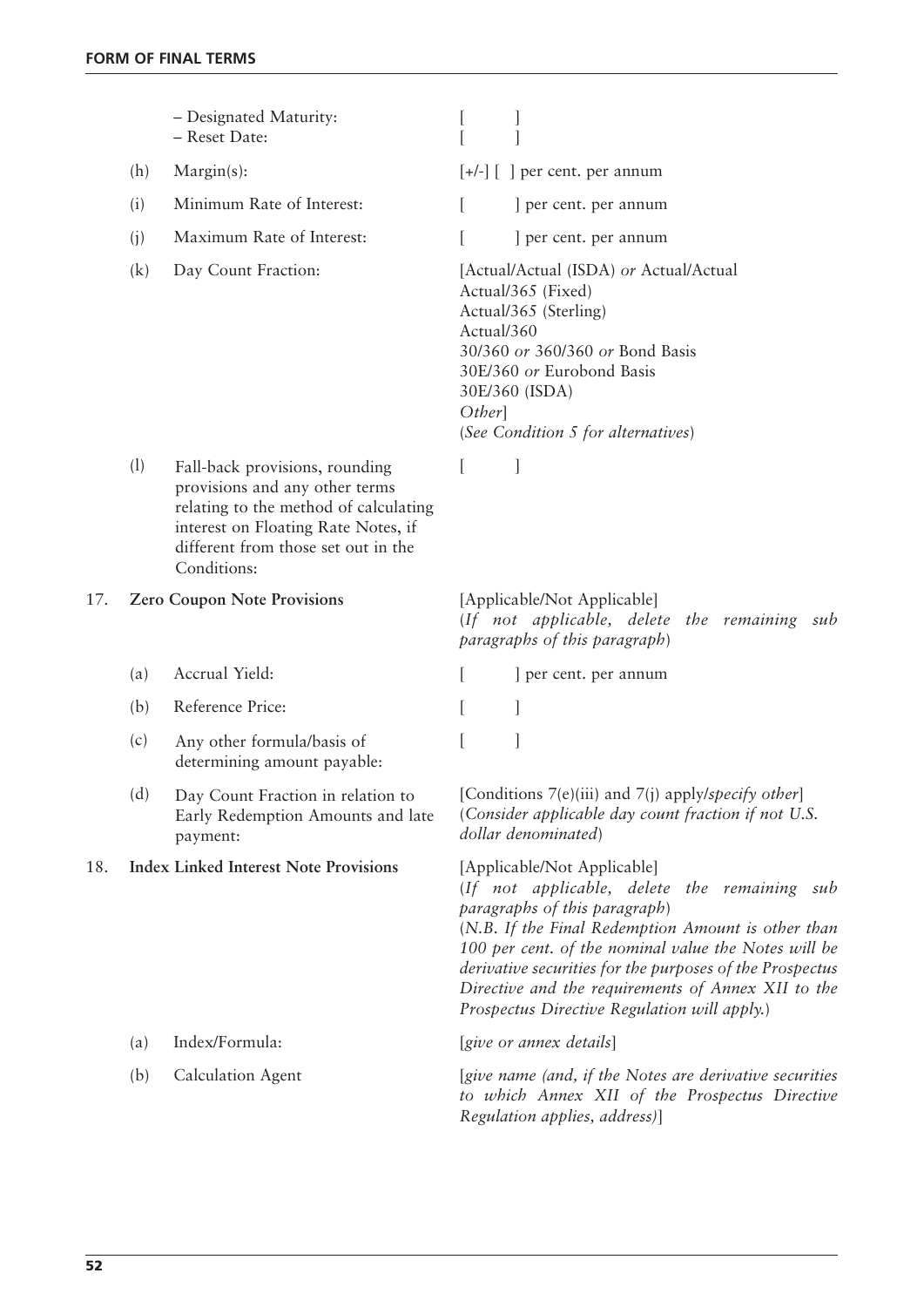| | | | |
|---|---|---|---|
| | | – Designated Maturity:<br>– Reset Date: | [ ]<br>[ ] |
| | (h) | Margin(s): | [+/-] [ ] per cent. per annum |
| | (i) | Minimum Rate of Interest: | [ ] per cent. per annum |
| | (j) | Maximum Rate of Interest: | [ ] per cent. per annum |
| | (k) | Day Count Fraction: | [Actual/Actual (ISDA) *or* Actual/Actual<br>Actual/365 (Fixed)<br>Actual/365 (Sterling)<br>Actual/360<br>30/360 *or* 360/360 *or* Bond Basis<br>30E/360 *or* Eurobond Basis<br>30E/360 (ISDA)<br>*Other*]<br>(*See Condition 5 for alternatives*) |
| | (l) | Fall-back provisions, rounding provisions and any other terms relating to the method of calculating interest on Floating Rate Notes, if different from those set out in the Conditions: | [ ] |
| 17. | **Zero Coupon Note Provisions** | | [Applicable/Not Applicable]<br>(*If not applicable, delete the remaining sub paragraphs of this paragraph*) |
| | (a) | Accrual Yield: | [ ] per cent. per annum |
| | (b) | Reference Price: | [ ] |
| | (c) | Any other formula/basis of determining amount payable: | [ ] |
| | (d) | Day Count Fraction in relation to Early Redemption Amounts and late payment: | [Conditions 7(e)(iii) and 7(j) apply/*specify other*]<br>(*Consider applicable day count fraction if not U.S. dollar denominated*) |
| 18. | **Index Linked Interest Note Provisions** | | [Applicable/Not Applicable]<br>(*If not applicable, delete the remaining sub paragraphs of this paragraph*)<br>(*N.B. If the Final Redemption Amount is other than 100 per cent. of the nominal value the Notes will be derivative securities for the purposes of the Prospectus Directive and the requirements of Annex XII to the Prospectus Directive Regulation will apply.*) |
| | (a) | Index/Formula: | [*give or annex details*] |
| | (b) | Calculation Agent | [*give name (and, if the Notes are derivative securities to which Annex XII of the Prospectus Directive Regulation applies, address)*] |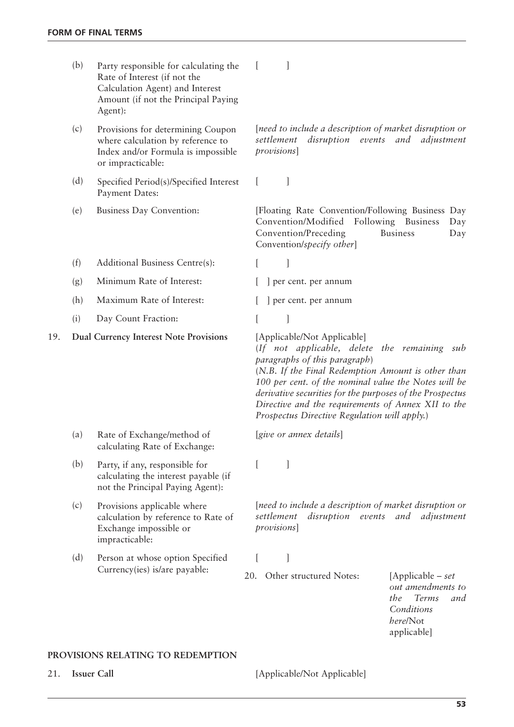| | | | |
|---|---|---|---|
| | (b) | Party responsible for calculating the Rate of Interest (if not the Calculation Agent) and Interest Amount (if not the Principal Paying Agent): | [ ] |
| | (c) | Provisions for determining Coupon where calculation by reference to Index and/or Formula is impossible or impracticable: | [*need to include a description of market disruption or settlement disruption events and adjustment provisions*] |
| | (d) | Specified Period(s)/Specified Interest Payment Dates: | [ ] |
| | (e) | Business Day Convention: | [Floating Rate Convention/Following Business Day Convention/Modified Following Business Day Convention/Preceding Business Day Convention/*specify other*] |
| | (f) | Additional Business Centre(s): | [ ] |
| | (g) | Minimum Rate of Interest: | [ ] per cent. per annum |
| | (h) | Maximum Rate of Interest: | [ ] per cent. per annum |
| | (i) | Day Count Fraction: | [ ] |
| 19. | **Dual Currency Interest Note Provisions** | | [Applicable/Not Applicable] (*If not applicable, delete the remaining sub paragraphs of this paragraph*) (*N.B. If the Final Redemption Amount is other than 100 per cent. of the nominal value the Notes will be derivative securities for the purposes of the Prospectus Directive and the requirements of Annex XII to the Prospectus Directive Regulation will apply.*) |
| | (a) | Rate of Exchange/method of calculating Rate of Exchange: | [*give or annex details*] |
| | (b) | Party, if any, responsible for calculating the interest payable (if not the Principal Paying Agent): | [ ] |
| | (c) | Provisions applicable where calculation by reference to Rate of Exchange impossible or impracticable: | [*need to include a description of market disruption or settlement disruption events and adjustment provisions*] |
| | (d) | Person at whose option Specified Currency(ies) is/are payable: | [ ] |
| 20. | Other structured Notes: | | [Applicable – *set out amendments to the Terms and Conditions here*/Not applicable] |

**PROVISIONS RELATING TO REDEMPTION**

| | | |
|---|---|---|
| 21. | **Issuer Call** | [Applicable/Not Applicable] |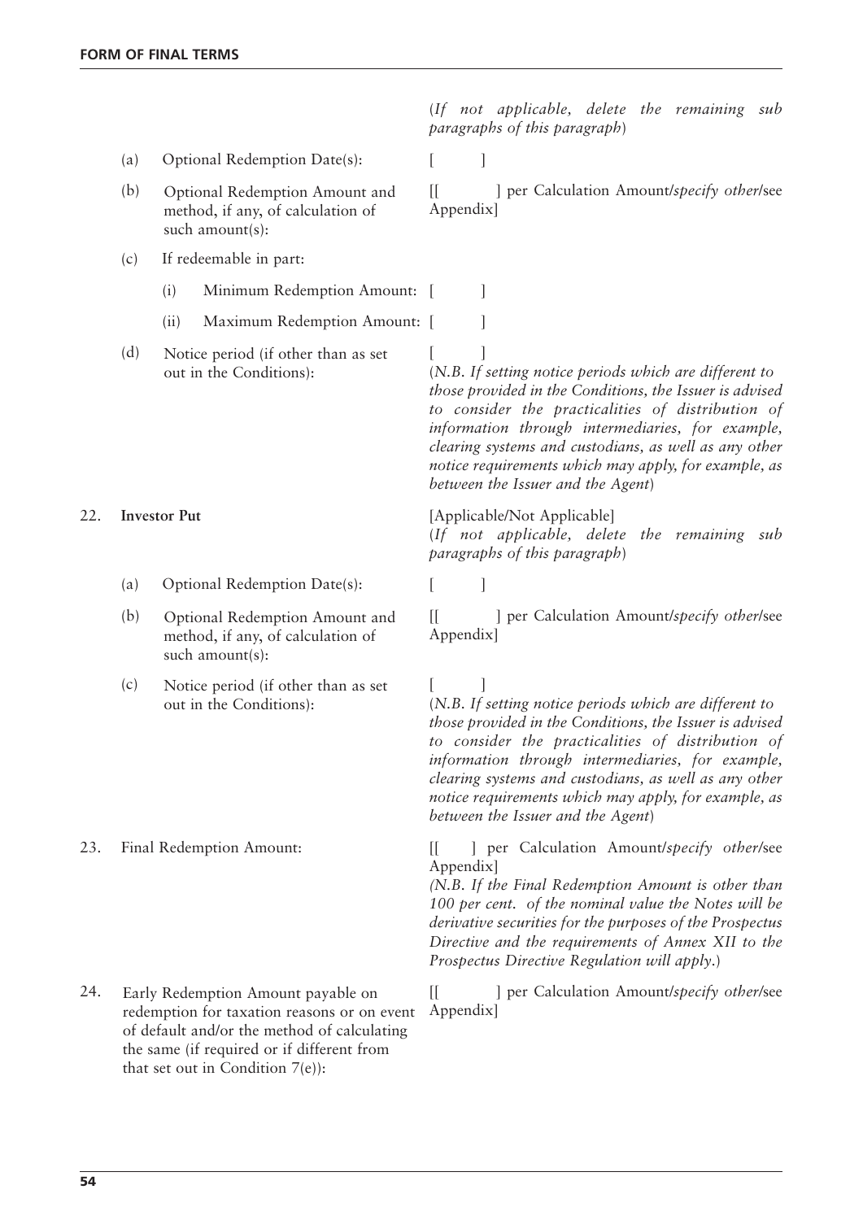**FORM OF FINAL TERMS**

| | | |
|---|---|---|
| | | (*If not applicable, delete the remaining sub paragraphs of this paragraph*) |
| | (a) Optional Redemption Date(s): | [ ] |
| | (b) Optional Redemption Amount and method, if any, of calculation of such amount(s): | [[ ] per Calculation Amount/*specify other*/see Appendix] |
| | (c) If redeemable in part: | |
| | (i) Minimum Redemption Amount: | [ ] |
| | (ii) Maximum Redemption Amount: | [ ] |
| | (d) Notice period (if other than as set out in the Conditions): | [ ] (*N.B. If setting notice periods which are different to those provided in the Conditions, the Issuer is advised to consider the practicalities of distribution of information through intermediaries, for example, clearing systems and custodians, as well as any other notice requirements which may apply, for example, as between the Issuer and the Agent*) |
| 22. | **Investor Put** | [Applicable/Not Applicable] (*If not applicable, delete the remaining sub paragraphs of this paragraph*) |
| | (a) Optional Redemption Date(s): | [ ] |
| | (b) Optional Redemption Amount and method, if any, of calculation of such amount(s): | [[ ] per Calculation Amount/*specify other*/see Appendix] |
| | (c) Notice period (if other than as set out in the Conditions): | [ ] (*N.B. If setting notice periods which are different to those provided in the Conditions, the Issuer is advised to consider the practicalities of distribution of information through intermediaries, for example, clearing systems and custodians, as well as any other notice requirements which may apply, for example, as between the Issuer and the Agent*) |
| 23. | Final Redemption Amount: | [[ ] per Calculation Amount/*specify other*/see Appendix] *(N.B. If the Final Redemption Amount is other than 100 per cent. of the nominal value the Notes will be derivative securities for the purposes of the Prospectus Directive and the requirements of Annex XII to the Prospectus Directive Regulation will apply.)* |
| 24. | Early Redemption Amount payable on redemption for taxation reasons or on event of default and/or the method of calculating the same (if required or if different from that set out in Condition 7(e)): | [[ ] per Calculation Amount/*specify other*/see Appendix] |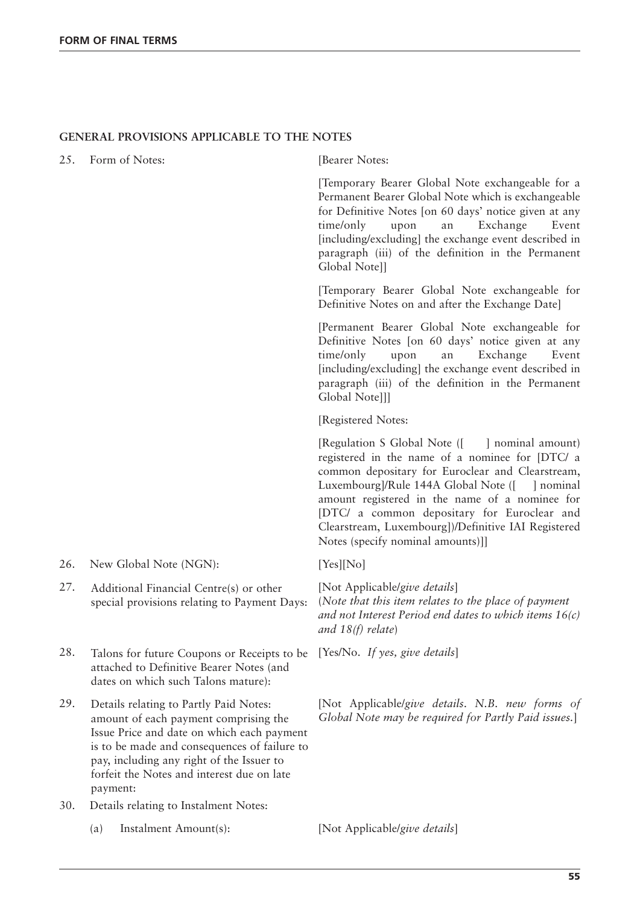## GENERAL PROVISIONS APPLICABLE TO THE NOTES

| | | |
|---|---|---|
| 25. | Form of Notes: | [Bearer Notes:<br><br>[Temporary Bearer Global Note exchangeable for a Permanent Bearer Global Note which is exchangeable for Definitive Notes [on 60 days' notice given at any time/only upon an Exchange Event [including/excluding] the exchange event described in paragraph (iii) of the definition in the Permanent Global Note]]<br><br>[Temporary Bearer Global Note exchangeable for Definitive Notes on and after the Exchange Date]<br><br>[Permanent Bearer Global Note exchangeable for Definitive Notes [on 60 days' notice given at any time/only upon an Exchange Event [including/excluding] the exchange event described in paragraph (iii) of the definition in the Permanent Global Note]]]<br><br>[Registered Notes:<br><br>[Regulation S Global Note ([ ] nominal amount) registered in the name of a nominee for [DTC/ a common depositary for Euroclear and Clearstream, Luxembourg]/Rule 144A Global Note ([ ] nominal amount registered in the name of a nominee for [DTC/ a common depositary for Euroclear and Clearstream, Luxembourg])/Definitive IAI Registered Notes (specify nominal amounts)]] |
| 26. | New Global Note (NGN): | [Yes][No] |
| 27. | Additional Financial Centre(s) or other special provisions relating to Payment Days: | [Not Applicable/*give details*]<br>(*Note that this item relates to the place of payment and not Interest Period end dates to which items 16(c) and 18(f) relate*) |
| 28. | Talons for future Coupons or Receipts to be attached to Definitive Bearer Notes (and dates on which such Talons mature): | [Yes/No. *If yes, give details*] |
| 29. | Details relating to Partly Paid Notes: amount of each payment comprising the Issue Price and date on which each payment is to be made and consequences of failure to pay, including any right of the Issuer to forfeit the Notes and interest due on late payment: | [Not Applicable/*give details. N.B. new forms of Global Note may be required for Partly Paid issues.*] |
| 30. | Details relating to Instalment Notes: | |
| | (a) Instalment Amount(s): | [Not Applicable/*give details*] |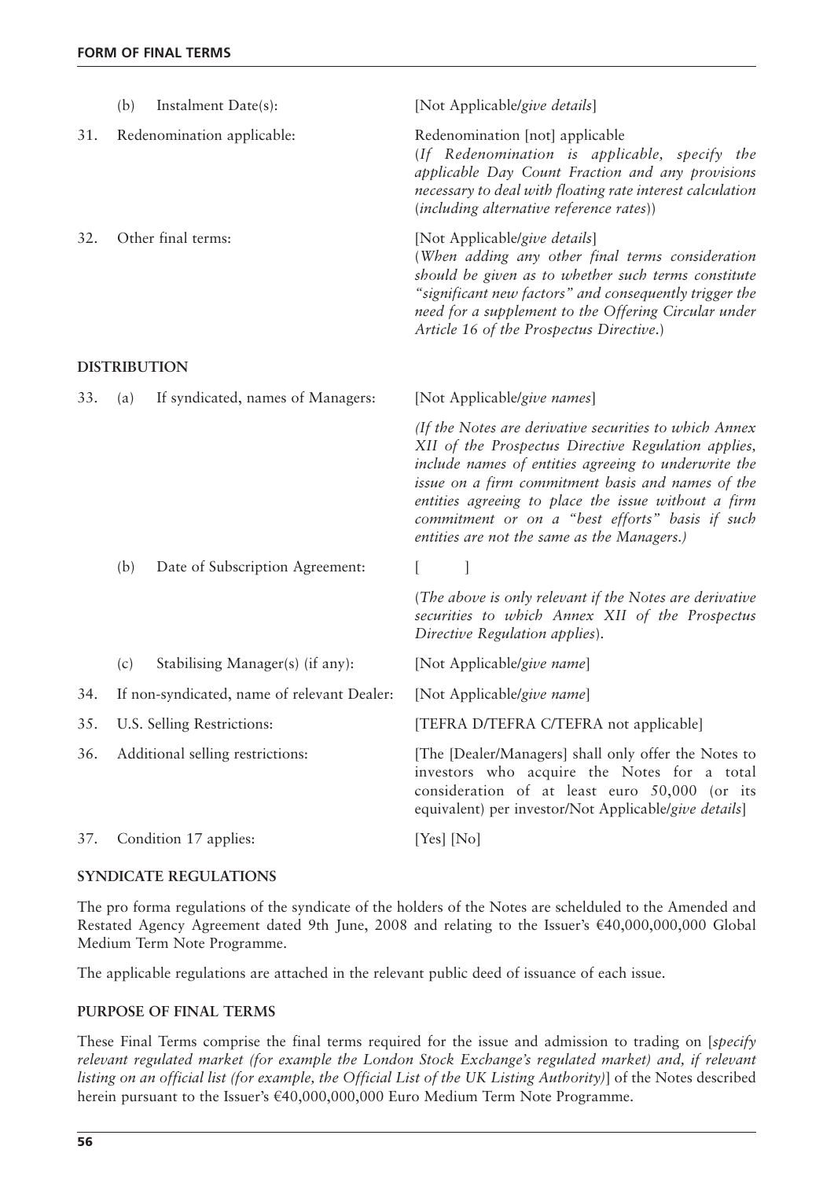| | | |
|---|---|---|
| | (b) Instalment Date(s): | [Not Applicable/*give details*] |
| 31. | Redenomination applicable: | Redenomination [not] applicable<br>(*If Redenomination is applicable, specify the applicable Day Count Fraction and any provisions necessary to deal with floating rate interest calculation* (*including alternative reference rates*)) |
| 32. | Other final terms: | [Not Applicable/*give details*]<br>(*When adding any other final terms consideration should be given as to whether such terms constitute "significant new factors" and consequently trigger the need for a supplement to the Offering Circular under Article 16 of the Prospectus Directive*.) |

**DISTRIBUTION**

| | | |
|---|---|---|
| 33. | (a) If syndicated, names of Managers: | [Not Applicable/*give names*]<br>*(If the Notes are derivative securities to which Annex XII of the Prospectus Directive Regulation applies, include names of entities agreeing to underwrite the issue on a firm commitment basis and names of the entities agreeing to place the issue without a firm commitment or on a "best efforts" basis if such entities are not the same as the Managers.)* |
| | (b) Date of Subscription Agreement: | [ ]<br>(*The above is only relevant if the Notes are derivative securities to which Annex XII of the Prospectus Directive Regulation applies*). |
| | (c) Stabilising Manager(s) (if any): | [Not Applicable/*give name*] |
| 34. | If non-syndicated, name of relevant Dealer: | [Not Applicable/*give name*] |
| 35. | U.S. Selling Restrictions: | [TEFRA D/TEFRA C/TEFRA not applicable] |
| 36. | Additional selling restrictions: | [The [Dealer/Managers] shall only offer the Notes to investors who acquire the Notes for a total consideration of at least euro 50,000 (or its equivalent) per investor/Not Applicable/*give details*] |
| 37. | Condition 17 applies: | [Yes] [No] |

**SYNDICATE REGULATIONS**

The pro forma regulations of the syndicate of the holders of the Notes are schelduled to the Amended and Restated Agency Agreement dated 9th June, 2008 and relating to the Issuer's €40,000,000,000 Global Medium Term Note Programme.

The applicable regulations are attached in the relevant public deed of issuance of each issue.

**PURPOSE OF FINAL TERMS**

These Final Terms comprise the final terms required for the issue and admission to trading on [*specify relevant regulated market (for example the London Stock Exchange's regulated market) and, if relevant listing on an official list (for example, the Official List of the UK Listing Authority)*] of the Notes described herein pursuant to the Issuer's €40,000,000,000 Euro Medium Term Note Programme.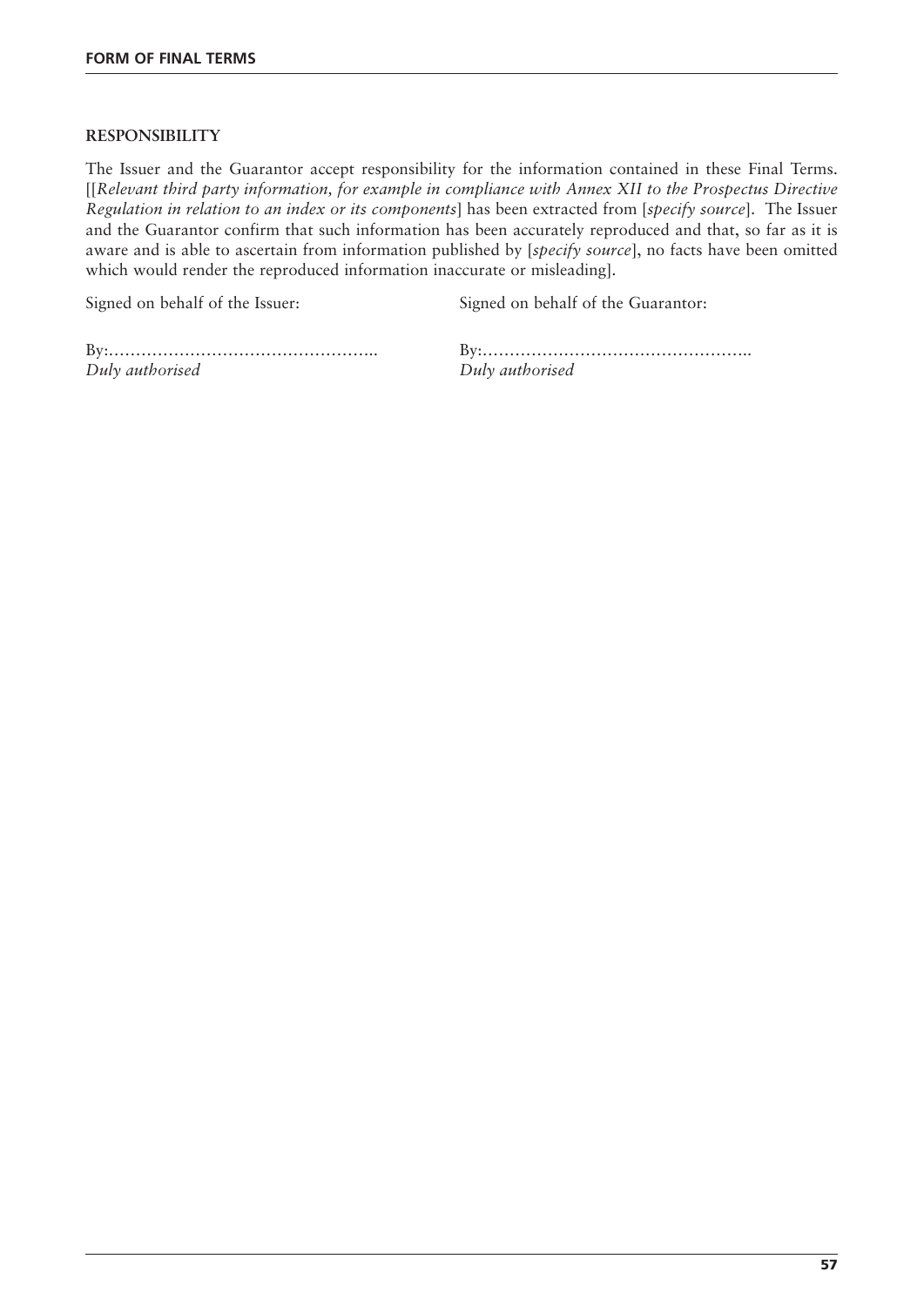**RESPONSIBILITY**

The Issuer and the Guarantor accept responsibility for the information contained in these Final Terms. [[*Relevant third party information, for example in compliance with Annex XII to the Prospectus Directive Regulation in relation to an index or its components*] has been extracted from [*specify source*]. The Issuer and the Guarantor confirm that such information has been accurately reproduced and that, so far as it is aware and is able to ascertain from information published by [*specify source*], no facts have been omitted which would render the reproduced information inaccurate or misleading].

| Signed on behalf of the Issuer: | Signed on behalf of the Guarantor: |
|---|---|
| By:………………………………………….. | By:………………………………………….. |
| *Duly authorised* | *Duly authorised* |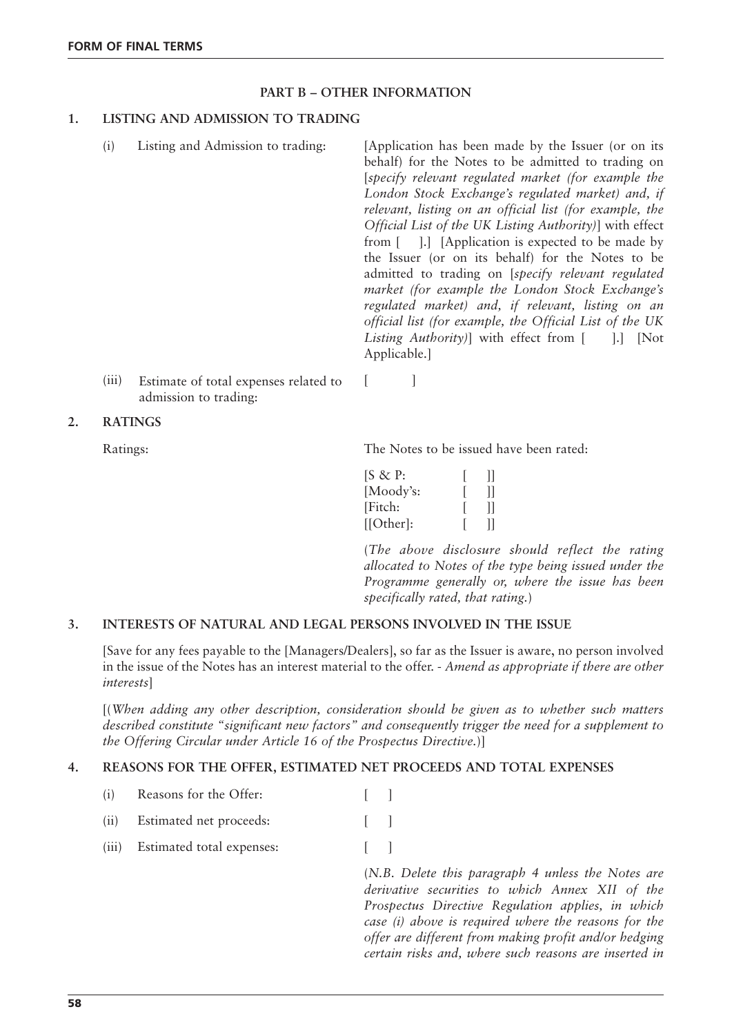## PART B – OTHER INFORMATION

### 1. LISTING AND ADMISSION TO TRADING

| | | |
|---|---|---|
| (i) | Listing and Admission to trading: | [Application has been made by the Issuer (or on its behalf) for the Notes to be admitted to trading on [*specify relevant regulated market (for example the London Stock Exchange's regulated market) and, if relevant, listing on an official list (for example, the Official List of the UK Listing Authority)*] with effect from [ ].] [Application is expected to be made by the Issuer (or on its behalf) for the Notes to be admitted to trading on [*specify relevant regulated market (for example the London Stock Exchange's regulated market) and, if relevant, listing on an official list (for example, the Official List of the UK Listing Authority)*] with effect from [ ].] [Not Applicable.] |
| (iii) | Estimate of total expenses related to admission to trading: | [ ] |

### 2. RATINGS

Ratings: The Notes to be issued have been rated:

[S & P: [ ]]
[Moody's: [ ]]
[Fitch: [ ]]
[[Other]: [ ]]

(*The above disclosure should reflect the rating allocated to Notes of the type being issued under the Programme generally or, where the issue has been specifically rated, that rating.*)

### 3. INTERESTS OF NATURAL AND LEGAL PERSONS INVOLVED IN THE ISSUE

[Save for any fees payable to the [Managers/Dealers], so far as the Issuer is aware, no person involved in the issue of the Notes has an interest material to the offer. - *Amend as appropriate if there are other interests*]

[(*When adding any other description, consideration should be given as to whether such matters described constitute "significant new factors" and consequently trigger the need for a supplement to the Offering Circular under Article 16 of the Prospectus Directive.*)]

### 4. REASONS FOR THE OFFER, ESTIMATED NET PROCEEDS AND TOTAL EXPENSES

| | | |
|---|---|---|
| (i) | Reasons for the Offer: | [ ] |
| (ii) | Estimated net proceeds: | [ ] |
| (iii) | Estimated total expenses: | [ ] |

(*N.B. Delete this paragraph 4 unless the Notes are derivative securities to which Annex XII of the Prospectus Directive Regulation applies, in which case (i) above is required where the reasons for the offer are different from making profit and/or hedging certain risks and, where such reasons are inserted in*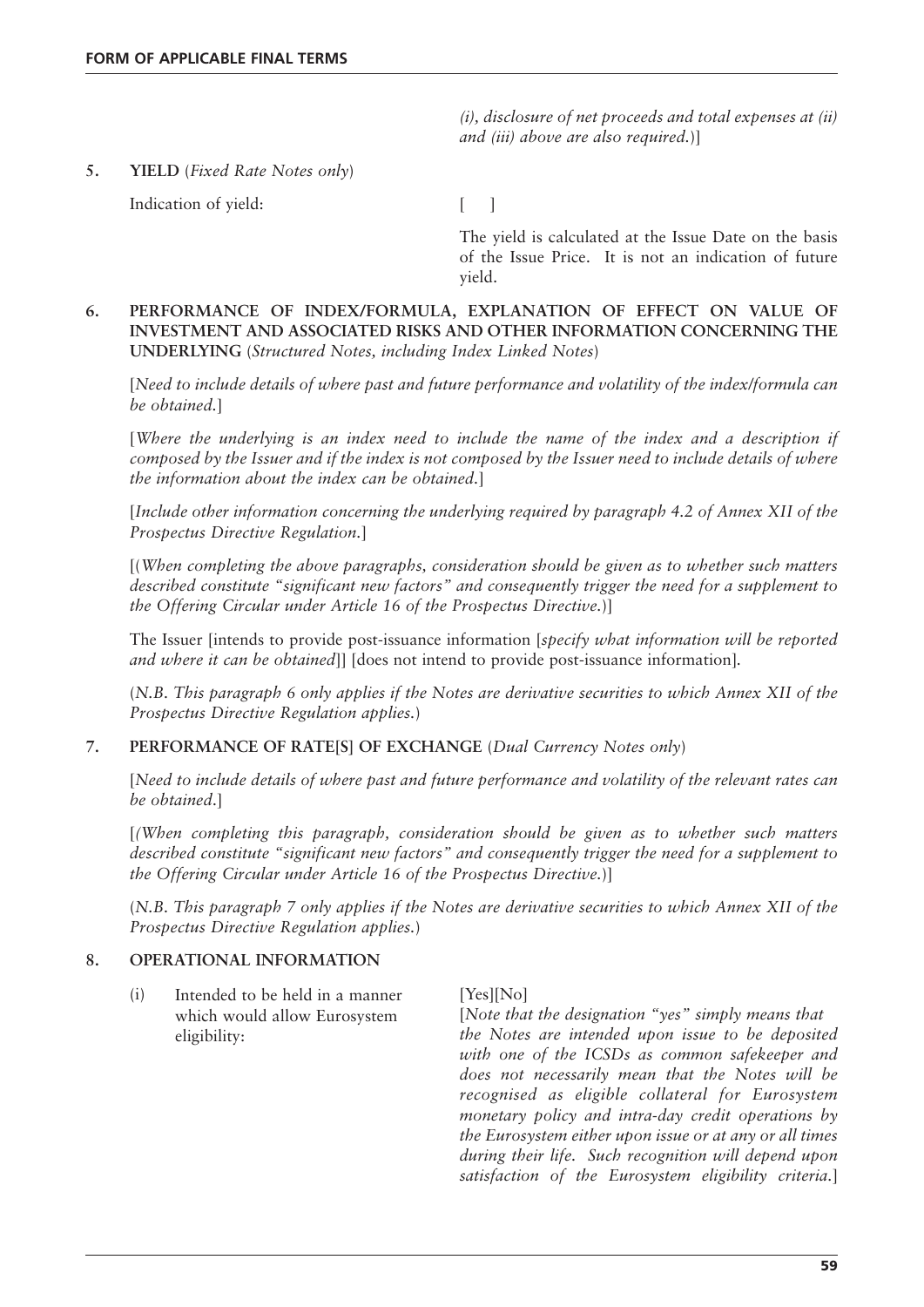*(i), disclosure of net proceeds and total expenses at (ii) and (iii) above are also required.*)]

**5. YIELD** (*Fixed Rate Notes only*)

Indication of yield: [ ]

The yield is calculated at the Issue Date on the basis of the Issue Price. It is not an indication of future yield.

**6. PERFORMANCE OF INDEX/FORMULA, EXPLANATION OF EFFECT ON VALUE OF INVESTMENT AND ASSOCIATED RISKS AND OTHER INFORMATION CONCERNING THE UNDERLYING** (*Structured Notes, including Index Linked Notes*)

[*Need to include details of where past and future performance and volatility of the index/formula can be obtained.*]

[*Where the underlying is an index need to include the name of the index and a description if composed by the Issuer and if the index is not composed by the Issuer need to include details of where the information about the index can be obtained.*]

[*Include other information concerning the underlying required by paragraph 4.2 of Annex XII of the Prospectus Directive Regulation.*]

[(*When completing the above paragraphs, consideration should be given as to whether such matters described constitute "significant new factors" and consequently trigger the need for a supplement to the Offering Circular under Article 16 of the Prospectus Directive.*)]

The Issuer [intends to provide post-issuance information [*specify what information will be reported and where it can be obtained*]] [does not intend to provide post-issuance information].

(*N.B. This paragraph 6 only applies if the Notes are derivative securities to which Annex XII of the Prospectus Directive Regulation applies.*)

**7. PERFORMANCE OF RATE[S] OF EXCHANGE** (*Dual Currency Notes only*)

[*Need to include details of where past and future performance and volatility of the relevant rates can be obtained.*]

[*(When completing this paragraph, consideration should be given as to whether such matters described constitute "significant new factors" and consequently trigger the need for a supplement to the Offering Circular under Article 16 of the Prospectus Directive.*)]

(*N.B. This paragraph 7 only applies if the Notes are derivative securities to which Annex XII of the Prospectus Directive Regulation applies.*)

**8. OPERATIONAL INFORMATION**

(i) Intended to be held in a manner which would allow Eurosystem eligibility: [Yes][No]

[*Note that the designation "yes" simply means that the Notes are intended upon issue to be deposited with one of the ICSDs as common safekeeper and does not necessarily mean that the Notes will be recognised as eligible collateral for Eurosystem monetary policy and intra-day credit operations by the Eurosystem either upon issue or at any or all times during their life. Such recognition will depend upon satisfaction of the Eurosystem eligibility criteria.*]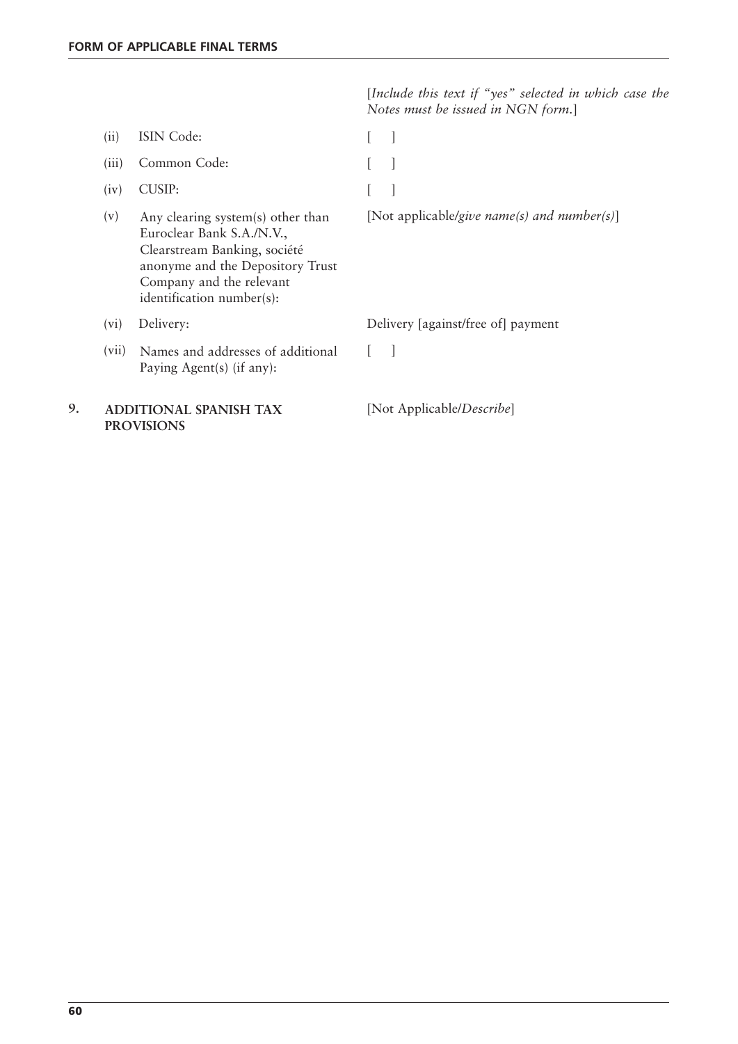| | | |
|---|---|---|
| | | [*Include this text if "yes" selected in which case the Notes must be issued in NGN form.*] |
| (ii) | ISIN Code: | [ ] |
| (iii) | Common Code: | [ ] |
| (iv) | CUSIP: | [ ] |
| (v) | Any clearing system(s) other than Euroclear Bank S.A./N.V., Clearstream Banking, société anonyme and the Depository Trust Company and the relevant identification number(s): | [Not applicable/*give name(s) and number(s)*] |
| (vi) | Delivery: | Delivery [against/free of] payment |
| (vii) | Names and addresses of additional Paying Agent(s) (if any): | [ ] |

**9. ADDITIONAL SPANISH TAX PROVISIONS** [Not Applicable/*Describe*]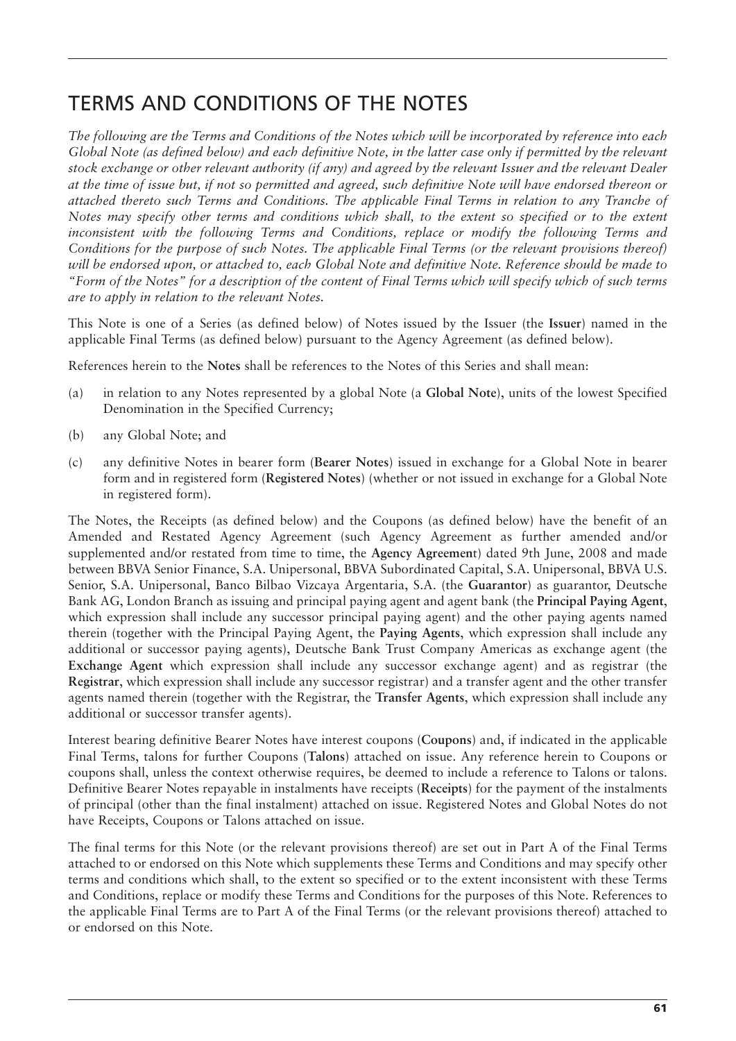# TERMS AND CONDITIONS OF THE NOTES

*The following are the Terms and Conditions of the Notes which will be incorporated by reference into each Global Note (as defined below) and each definitive Note, in the latter case only if permitted by the relevant stock exchange or other relevant authority (if any) and agreed by the relevant Issuer and the relevant Dealer at the time of issue but, if not so permitted and agreed, such definitive Note will have endorsed thereon or attached thereto such Terms and Conditions. The applicable Final Terms in relation to any Tranche of Notes may specify other terms and conditions which shall, to the extent so specified or to the extent inconsistent with the following Terms and Conditions, replace or modify the following Terms and Conditions for the purpose of such Notes. The applicable Final Terms (or the relevant provisions thereof) will be endorsed upon, or attached to, each Global Note and definitive Note. Reference should be made to "Form of the Notes" for a description of the content of Final Terms which will specify which of such terms are to apply in relation to the relevant Notes.*

This Note is one of a Series (as defined below) of Notes issued by the Issuer (the **Issuer**) named in the applicable Final Terms (as defined below) pursuant to the Agency Agreement (as defined below).

References herein to the **Notes** shall be references to the Notes of this Series and shall mean:

(a) in relation to any Notes represented by a global Note (a **Global Note**), units of the lowest Specified Denomination in the Specified Currency;

(b) any Global Note; and

(c) any definitive Notes in bearer form (**Bearer Notes**) issued in exchange for a Global Note in bearer form and in registered form (**Registered Notes**) (whether or not issued in exchange for a Global Note in registered form).

The Notes, the Receipts (as defined below) and the Coupons (as defined below) have the benefit of an Amended and Restated Agency Agreement (such Agency Agreement as further amended and/or supplemented and/or restated from time to time, the **Agency Agreement**) dated 9th June, 2008 and made between BBVA Senior Finance, S.A. Unipersonal, BBVA Subordinated Capital, S.A. Unipersonal, BBVA U.S. Senior, S.A. Unipersonal, Banco Bilbao Vizcaya Argentaria, S.A. (the **Guarantor**) as guarantor, Deutsche Bank AG, London Branch as issuing and principal paying agent and agent bank (the **Principal Paying Agent**, which expression shall include any successor principal paying agent) and the other paying agents named therein (together with the Principal Paying Agent, the **Paying Agents**, which expression shall include any additional or successor paying agents), Deutsche Bank Trust Company Americas as exchange agent (the **Exchange Agent** which expression shall include any successor exchange agent) and as registrar (the **Registrar**, which expression shall include any successor registrar) and a transfer agent and the other transfer agents named therein (together with the Registrar, the **Transfer Agents**, which expression shall include any additional or successor transfer agents).

Interest bearing definitive Bearer Notes have interest coupons (**Coupons**) and, if indicated in the applicable Final Terms, talons for further Coupons (**Talons**) attached on issue. Any reference herein to Coupons or coupons shall, unless the context otherwise requires, be deemed to include a reference to Talons or talons. Definitive Bearer Notes repayable in instalments have receipts (**Receipts**) for the payment of the instalments of principal (other than the final instalment) attached on issue. Registered Notes and Global Notes do not have Receipts, Coupons or Talons attached on issue.

The final terms for this Note (or the relevant provisions thereof) are set out in Part A of the Final Terms attached to or endorsed on this Note which supplements these Terms and Conditions and may specify other terms and conditions which shall, to the extent so specified or to the extent inconsistent with these Terms and Conditions, replace or modify these Terms and Conditions for the purposes of this Note. References to the applicable Final Terms are to Part A of the Final Terms (or the relevant provisions thereof) attached to or endorsed on this Note.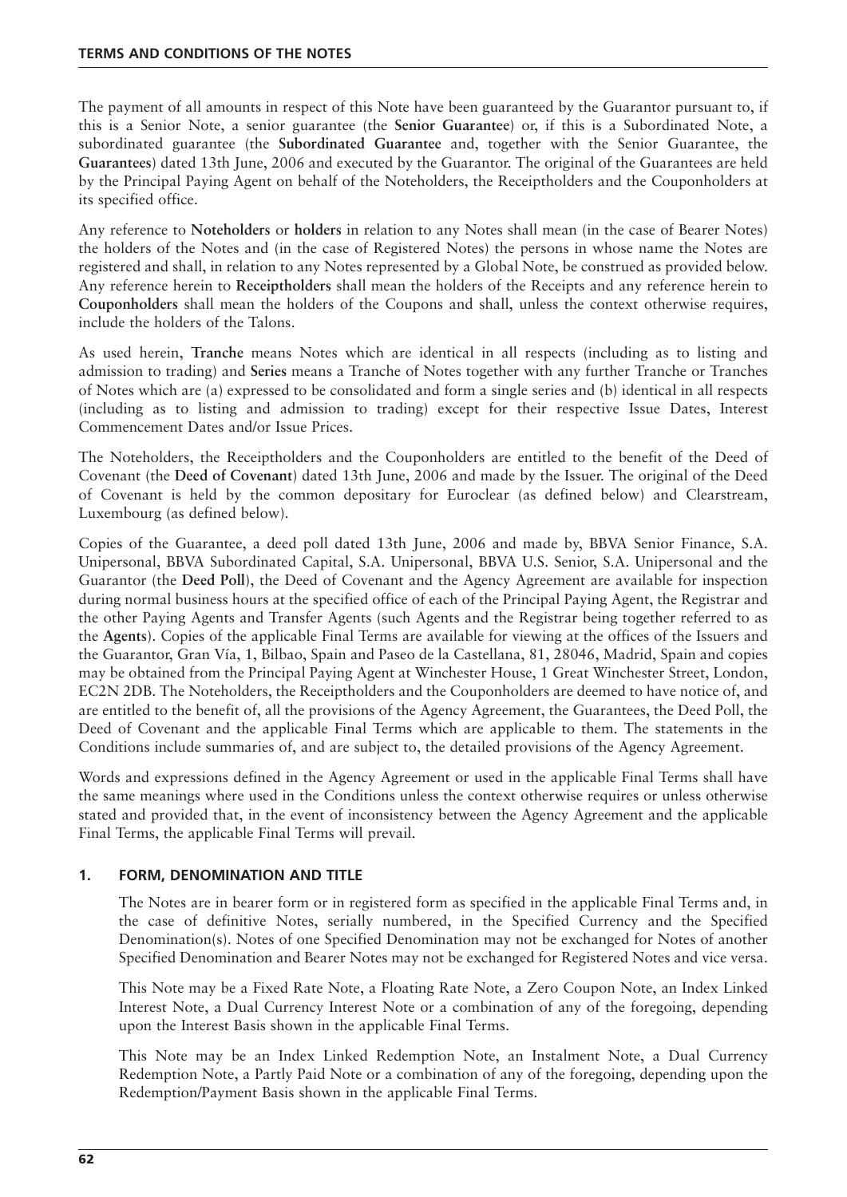The payment of all amounts in respect of this Note have been guaranteed by the Guarantor pursuant to, if this is a Senior Note, a senior guarantee (the **Senior Guarantee**) or, if this is a Subordinated Note, a subordinated guarantee (the **Subordinated Guarantee** and, together with the Senior Guarantee, the **Guarantees**) dated 13th June, 2006 and executed by the Guarantor. The original of the Guarantees are held by the Principal Paying Agent on behalf of the Noteholders, the Receiptholders and the Couponholders at its specified office.

Any reference to **Noteholders** or **holders** in relation to any Notes shall mean (in the case of Bearer Notes) the holders of the Notes and (in the case of Registered Notes) the persons in whose name the Notes are registered and shall, in relation to any Notes represented by a Global Note, be construed as provided below. Any reference herein to **Receiptholders** shall mean the holders of the Receipts and any reference herein to **Couponholders** shall mean the holders of the Coupons and shall, unless the context otherwise requires, include the holders of the Talons.

As used herein, **Tranche** means Notes which are identical in all respects (including as to listing and admission to trading) and **Series** means a Tranche of Notes together with any further Tranche or Tranches of Notes which are (a) expressed to be consolidated and form a single series and (b) identical in all respects (including as to listing and admission to trading) except for their respective Issue Dates, Interest Commencement Dates and/or Issue Prices.

The Noteholders, the Receiptholders and the Couponholders are entitled to the benefit of the Deed of Covenant (the **Deed of Covenant**) dated 13th June, 2006 and made by the Issuer. The original of the Deed of Covenant is held by the common depositary for Euroclear (as defined below) and Clearstream, Luxembourg (as defined below).

Copies of the Guarantee, a deed poll dated 13th June, 2006 and made by, BBVA Senior Finance, S.A. Unipersonal, BBVA Subordinated Capital, S.A. Unipersonal, BBVA U.S. Senior, S.A. Unipersonal and the Guarantor (the **Deed Poll**), the Deed of Covenant and the Agency Agreement are available for inspection during normal business hours at the specified office of each of the Principal Paying Agent, the Registrar and the other Paying Agents and Transfer Agents (such Agents and the Registrar being together referred to as the **Agents**). Copies of the applicable Final Terms are available for viewing at the offices of the Issuers and the Guarantor, Gran Vía, 1, Bilbao, Spain and Paseo de la Castellana, 81, 28046, Madrid, Spain and copies may be obtained from the Principal Paying Agent at Winchester House, 1 Great Winchester Street, London, EC2N 2DB. The Noteholders, the Receiptholders and the Couponholders are deemed to have notice of, and are entitled to the benefit of, all the provisions of the Agency Agreement, the Guarantees, the Deed Poll, the Deed of Covenant and the applicable Final Terms which are applicable to them. The statements in the Conditions include summaries of, and are subject to, the detailed provisions of the Agency Agreement.

Words and expressions defined in the Agency Agreement or used in the applicable Final Terms shall have the same meanings where used in the Conditions unless the context otherwise requires or unless otherwise stated and provided that, in the event of inconsistency between the Agency Agreement and the applicable Final Terms, the applicable Final Terms will prevail.

## 1. FORM, DENOMINATION AND TITLE

The Notes are in bearer form or in registered form as specified in the applicable Final Terms and, in the case of definitive Notes, serially numbered, in the Specified Currency and the Specified Denomination(s). Notes of one Specified Denomination may not be exchanged for Notes of another Specified Denomination and Bearer Notes may not be exchanged for Registered Notes and vice versa.

This Note may be a Fixed Rate Note, a Floating Rate Note, a Zero Coupon Note, an Index Linked Interest Note, a Dual Currency Interest Note or a combination of any of the foregoing, depending upon the Interest Basis shown in the applicable Final Terms.

This Note may be an Index Linked Redemption Note, an Instalment Note, a Dual Currency Redemption Note, a Partly Paid Note or a combination of any of the foregoing, depending upon the Redemption/Payment Basis shown in the applicable Final Terms.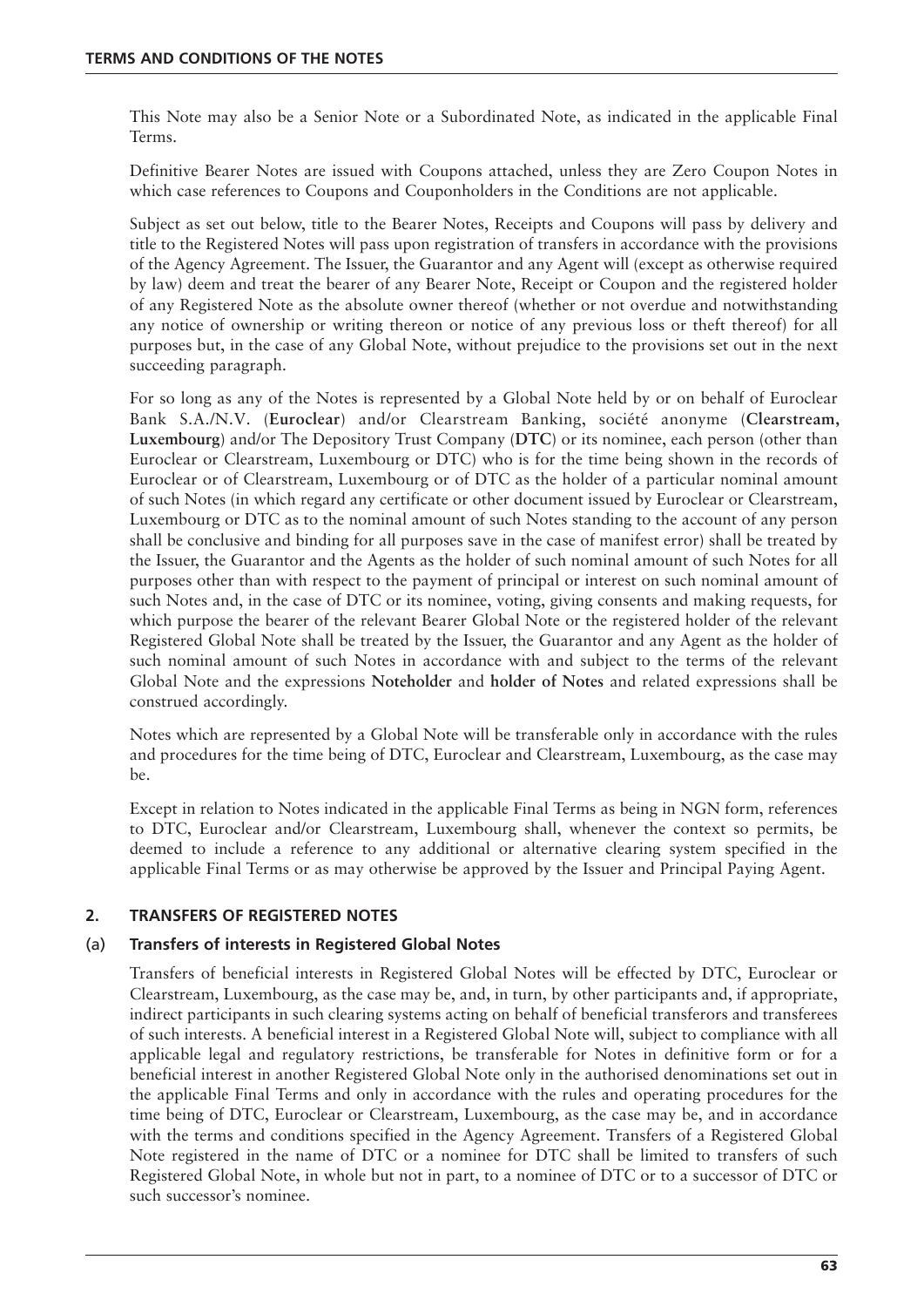This Note may also be a Senior Note or a Subordinated Note, as indicated in the applicable Final Terms.

Definitive Bearer Notes are issued with Coupons attached, unless they are Zero Coupon Notes in which case references to Coupons and Couponholders in the Conditions are not applicable.

Subject as set out below, title to the Bearer Notes, Receipts and Coupons will pass by delivery and title to the Registered Notes will pass upon registration of transfers in accordance with the provisions of the Agency Agreement. The Issuer, the Guarantor and any Agent will (except as otherwise required by law) deem and treat the bearer of any Bearer Note, Receipt or Coupon and the registered holder of any Registered Note as the absolute owner thereof (whether or not overdue and notwithstanding any notice of ownership or writing thereon or notice of any previous loss or theft thereof) for all purposes but, in the case of any Global Note, without prejudice to the provisions set out in the next succeeding paragraph.

For so long as any of the Notes is represented by a Global Note held by or on behalf of Euroclear Bank S.A./N.V. (**Euroclear**) and/or Clearstream Banking, société anonyme (**Clearstream, Luxembourg**) and/or The Depository Trust Company (**DTC**) or its nominee, each person (other than Euroclear or Clearstream, Luxembourg or DTC) who is for the time being shown in the records of Euroclear or of Clearstream, Luxembourg or of DTC as the holder of a particular nominal amount of such Notes (in which regard any certificate or other document issued by Euroclear or Clearstream, Luxembourg or DTC as to the nominal amount of such Notes standing to the account of any person shall be conclusive and binding for all purposes save in the case of manifest error) shall be treated by the Issuer, the Guarantor and the Agents as the holder of such nominal amount of such Notes for all purposes other than with respect to the payment of principal or interest on such nominal amount of such Notes and, in the case of DTC or its nominee, voting, giving consents and making requests, for which purpose the bearer of the relevant Bearer Global Note or the registered holder of the relevant Registered Global Note shall be treated by the Issuer, the Guarantor and any Agent as the holder of such nominal amount of such Notes in accordance with and subject to the terms of the relevant Global Note and the expressions **Noteholder** and **holder of Notes** and related expressions shall be construed accordingly.

Notes which are represented by a Global Note will be transferable only in accordance with the rules and procedures for the time being of DTC, Euroclear and Clearstream, Luxembourg, as the case may be.

Except in relation to Notes indicated in the applicable Final Terms as being in NGN form, references to DTC, Euroclear and/or Clearstream, Luxembourg shall, whenever the context so permits, be deemed to include a reference to any additional or alternative clearing system specified in the applicable Final Terms or as may otherwise be approved by the Issuer and Principal Paying Agent.

## 2. TRANSFERS OF REGISTERED NOTES

### (a) Transfers of interests in Registered Global Notes

Transfers of beneficial interests in Registered Global Notes will be effected by DTC, Euroclear or Clearstream, Luxembourg, as the case may be, and, in turn, by other participants and, if appropriate, indirect participants in such clearing systems acting on behalf of beneficial transferors and transferees of such interests. A beneficial interest in a Registered Global Note will, subject to compliance with all applicable legal and regulatory restrictions, be transferable for Notes in definitive form or for a beneficial interest in another Registered Global Note only in the authorised denominations set out in the applicable Final Terms and only in accordance with the rules and operating procedures for the time being of DTC, Euroclear or Clearstream, Luxembourg, as the case may be, and in accordance with the terms and conditions specified in the Agency Agreement. Transfers of a Registered Global Note registered in the name of DTC or a nominee for DTC shall be limited to transfers of such Registered Global Note, in whole but not in part, to a nominee of DTC or to a successor of DTC or such successor's nominee.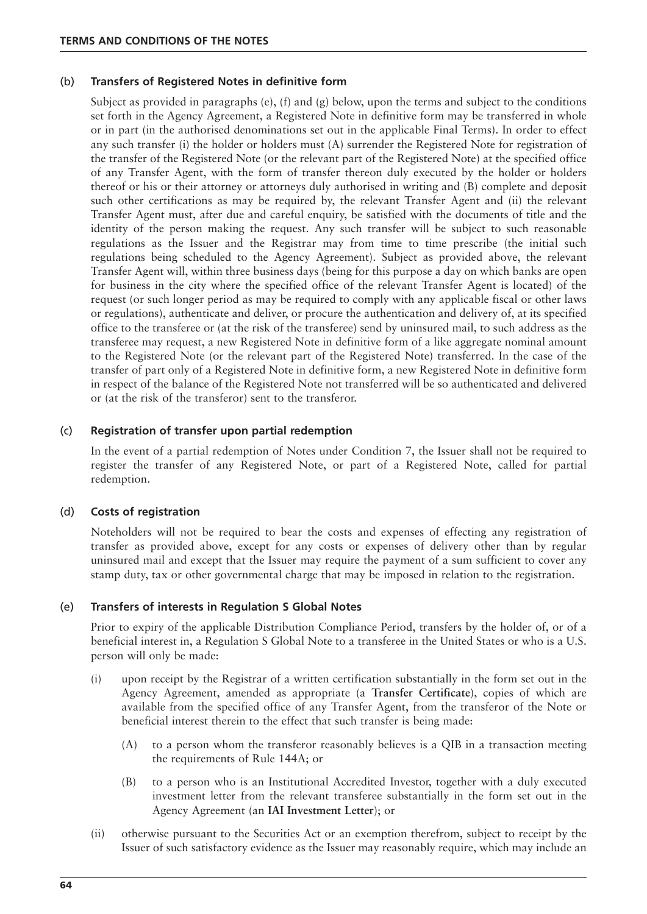### (b) Transfers of Registered Notes in definitive form

Subject as provided in paragraphs (e), (f) and (g) below, upon the terms and subject to the conditions set forth in the Agency Agreement, a Registered Note in definitive form may be transferred in whole or in part (in the authorised denominations set out in the applicable Final Terms). In order to effect any such transfer (i) the holder or holders must (A) surrender the Registered Note for registration of the transfer of the Registered Note (or the relevant part of the Registered Note) at the specified office of any Transfer Agent, with the form of transfer thereon duly executed by the holder or holders thereof or his or their attorney or attorneys duly authorised in writing and (B) complete and deposit such other certifications as may be required by, the relevant Transfer Agent and (ii) the relevant Transfer Agent must, after due and careful enquiry, be satisfied with the documents of title and the identity of the person making the request. Any such transfer will be subject to such reasonable regulations as the Issuer and the Registrar may from time to time prescribe (the initial such regulations being scheduled to the Agency Agreement). Subject as provided above, the relevant Transfer Agent will, within three business days (being for this purpose a day on which banks are open for business in the city where the specified office of the relevant Transfer Agent is located) of the request (or such longer period as may be required to comply with any applicable fiscal or other laws or regulations), authenticate and deliver, or procure the authentication and delivery of, at its specified office to the transferee or (at the risk of the transferee) send by uninsured mail, to such address as the transferee may request, a new Registered Note in definitive form of a like aggregate nominal amount to the Registered Note (or the relevant part of the Registered Note) transferred. In the case of the transfer of part only of a Registered Note in definitive form, a new Registered Note in definitive form in respect of the balance of the Registered Note not transferred will be so authenticated and delivered or (at the risk of the transferor) sent to the transferor.

### (c) Registration of transfer upon partial redemption

In the event of a partial redemption of Notes under Condition 7, the Issuer shall not be required to register the transfer of any Registered Note, or part of a Registered Note, called for partial redemption.

### (d) Costs of registration

Noteholders will not be required to bear the costs and expenses of effecting any registration of transfer as provided above, except for any costs or expenses of delivery other than by regular uninsured mail and except that the Issuer may require the payment of a sum sufficient to cover any stamp duty, tax or other governmental charge that may be imposed in relation to the registration.

### (e) Transfers of interests in Regulation S Global Notes

Prior to expiry of the applicable Distribution Compliance Period, transfers by the holder of, or of a beneficial interest in, a Regulation S Global Note to a transferee in the United States or who is a U.S. person will only be made:

(i) upon receipt by the Registrar of a written certification substantially in the form set out in the Agency Agreement, amended as appropriate (a **Transfer Certificate**), copies of which are available from the specified office of any Transfer Agent, from the transferor of the Note or beneficial interest therein to the effect that such transfer is being made:

  (A) to a person whom the transferor reasonably believes is a QIB in a transaction meeting the requirements of Rule 144A; or

  (B) to a person who is an Institutional Accredited Investor, together with a duly executed investment letter from the relevant transferee substantially in the form set out in the Agency Agreement (an **IAI Investment Letter**); or

(ii) otherwise pursuant to the Securities Act or an exemption therefrom, subject to receipt by the Issuer of such satisfactory evidence as the Issuer may reasonably require, which may include an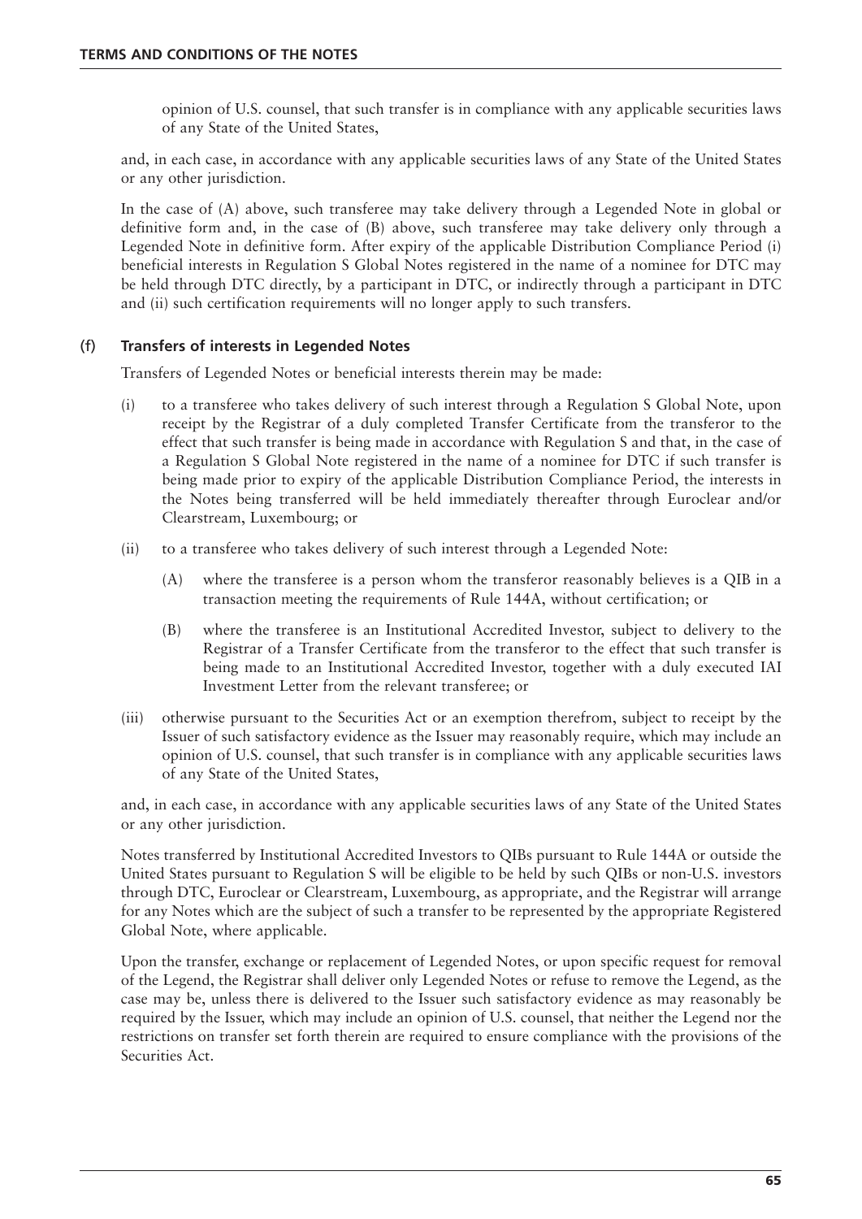opinion of U.S. counsel, that such transfer is in compliance with any applicable securities laws of any State of the United States,

and, in each case, in accordance with any applicable securities laws of any State of the United States or any other jurisdiction.

In the case of (A) above, such transferee may take delivery through a Legended Note in global or definitive form and, in the case of (B) above, such transferee may take delivery only through a Legended Note in definitive form. After expiry of the applicable Distribution Compliance Period (i) beneficial interests in Regulation S Global Notes registered in the name of a nominee for DTC may be held through DTC directly, by a participant in DTC, or indirectly through a participant in DTC and (ii) such certification requirements will no longer apply to such transfers.

#### (f) Transfers of interests in Legended Notes

Transfers of Legended Notes or beneficial interests therein may be made:

(i) to a transferee who takes delivery of such interest through a Regulation S Global Note, upon receipt by the Registrar of a duly completed Transfer Certificate from the transferor to the effect that such transfer is being made in accordance with Regulation S and that, in the case of a Regulation S Global Note registered in the name of a nominee for DTC if such transfer is being made prior to expiry of the applicable Distribution Compliance Period, the interests in the Notes being transferred will be held immediately thereafter through Euroclear and/or Clearstream, Luxembourg; or

(ii) to a transferee who takes delivery of such interest through a Legended Note:

   (A) where the transferee is a person whom the transferor reasonably believes is a QIB in a transaction meeting the requirements of Rule 144A, without certification; or

   (B) where the transferee is an Institutional Accredited Investor, subject to delivery to the Registrar of a Transfer Certificate from the transferor to the effect that such transfer is being made to an Institutional Accredited Investor, together with a duly executed IAI Investment Letter from the relevant transferee; or

(iii) otherwise pursuant to the Securities Act or an exemption therefrom, subject to receipt by the Issuer of such satisfactory evidence as the Issuer may reasonably require, which may include an opinion of U.S. counsel, that such transfer is in compliance with any applicable securities laws of any State of the United States,

and, in each case, in accordance with any applicable securities laws of any State of the United States or any other jurisdiction.

Notes transferred by Institutional Accredited Investors to QIBs pursuant to Rule 144A or outside the United States pursuant to Regulation S will be eligible to be held by such QIBs or non-U.S. investors through DTC, Euroclear or Clearstream, Luxembourg, as appropriate, and the Registrar will arrange for any Notes which are the subject of such a transfer to be represented by the appropriate Registered Global Note, where applicable.

Upon the transfer, exchange or replacement of Legended Notes, or upon specific request for removal of the Legend, the Registrar shall deliver only Legended Notes or refuse to remove the Legend, as the case may be, unless there is delivered to the Issuer such satisfactory evidence as may reasonably be required by the Issuer, which may include an opinion of U.S. counsel, that neither the Legend nor the restrictions on transfer set forth therein are required to ensure compliance with the provisions of the Securities Act.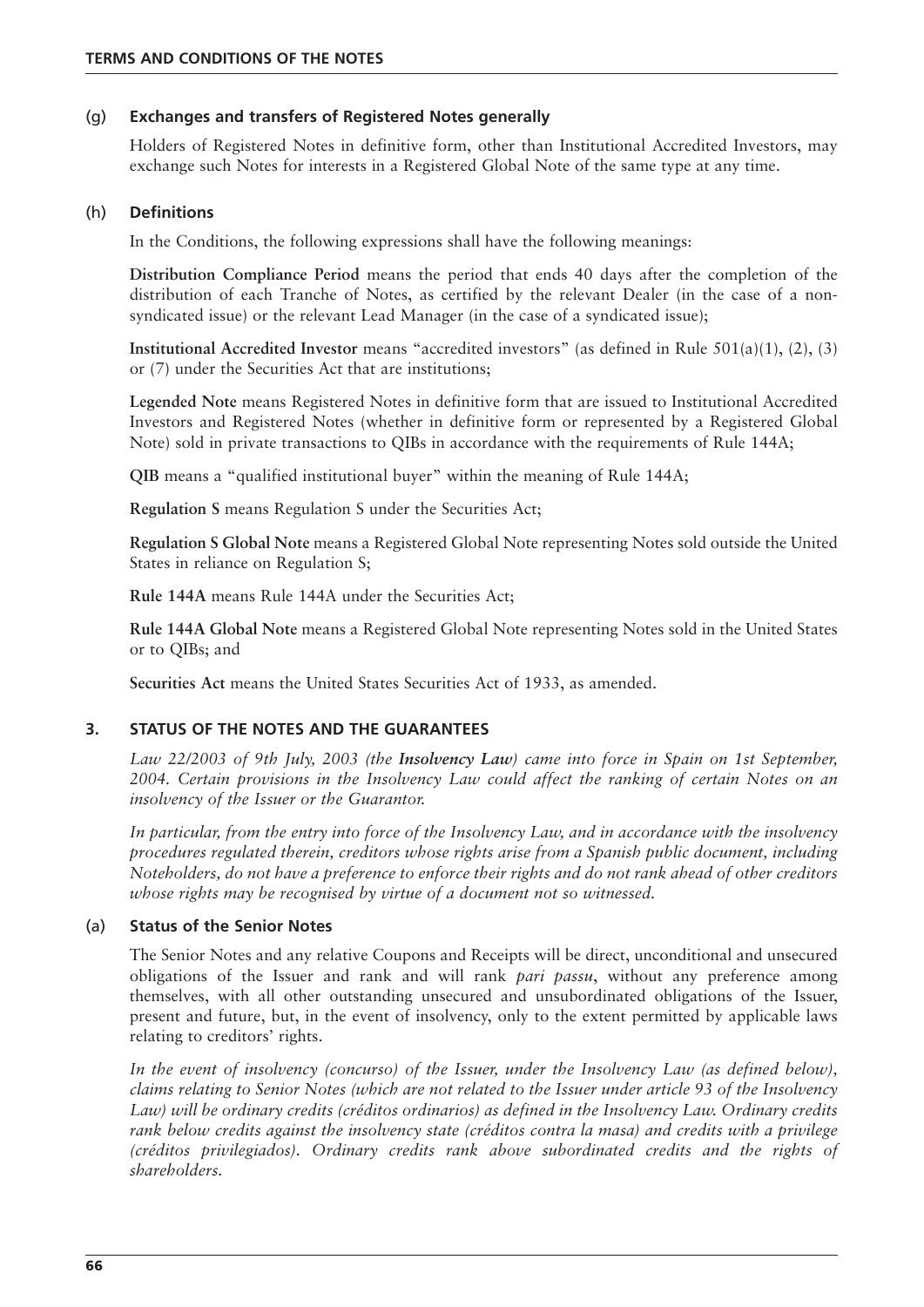### (g) Exchanges and transfers of Registered Notes generally

Holders of Registered Notes in definitive form, other than Institutional Accredited Investors, may exchange such Notes for interests in a Registered Global Note of the same type at any time.

### (h) Definitions

In the Conditions, the following expressions shall have the following meanings:

**Distribution Compliance Period** means the period that ends 40 days after the completion of the distribution of each Tranche of Notes, as certified by the relevant Dealer (in the case of a non-syndicated issue) or the relevant Lead Manager (in the case of a syndicated issue);

**Institutional Accredited Investor** means "accredited investors" (as defined in Rule 501(a)(1), (2), (3) or (7) under the Securities Act that are institutions;

**Legended Note** means Registered Notes in definitive form that are issued to Institutional Accredited Investors and Registered Notes (whether in definitive form or represented by a Registered Global Note) sold in private transactions to QIBs in accordance with the requirements of Rule 144A;

**QIB** means a "qualified institutional buyer" within the meaning of Rule 144A;

**Regulation S** means Regulation S under the Securities Act;

**Regulation S Global Note** means a Registered Global Note representing Notes sold outside the United States in reliance on Regulation S;

**Rule 144A** means Rule 144A under the Securities Act;

**Rule 144A Global Note** means a Registered Global Note representing Notes sold in the United States or to QIBs; and

**Securities Act** means the United States Securities Act of 1933, as amended.

## 3. STATUS OF THE NOTES AND THE GUARANTEES

*Law 22/2003 of 9th July, 2003 (the **Insolvency Law**) came into force in Spain on 1st September, 2004. Certain provisions in the Insolvency Law could affect the ranking of certain Notes on an insolvency of the Issuer or the Guarantor.*

*In particular, from the entry into force of the Insolvency Law, and in accordance with the insolvency procedures regulated therein, creditors whose rights arise from a Spanish public document, including Noteholders, do not have a preference to enforce their rights and do not rank ahead of other creditors whose rights may be recognised by virtue of a document not so witnessed.*

### (a) Status of the Senior Notes

The Senior Notes and any relative Coupons and Receipts will be direct, unconditional and unsecured obligations of the Issuer and rank and will rank *pari passu*, without any preference among themselves, with all other outstanding unsecured and unsubordinated obligations of the Issuer, present and future, but, in the event of insolvency, only to the extent permitted by applicable laws relating to creditors' rights.

*In the event of insolvency (concurso) of the Issuer, under the Insolvency Law (as defined below), claims relating to Senior Notes (which are not related to the Issuer under article 93 of the Insolvency Law) will be ordinary credits (créditos ordinarios) as defined in the Insolvency Law. Ordinary credits rank below credits against the insolvency state (créditos contra la masa) and credits with a privilege (créditos privilegiados). Ordinary credits rank above subordinated credits and the rights of shareholders.*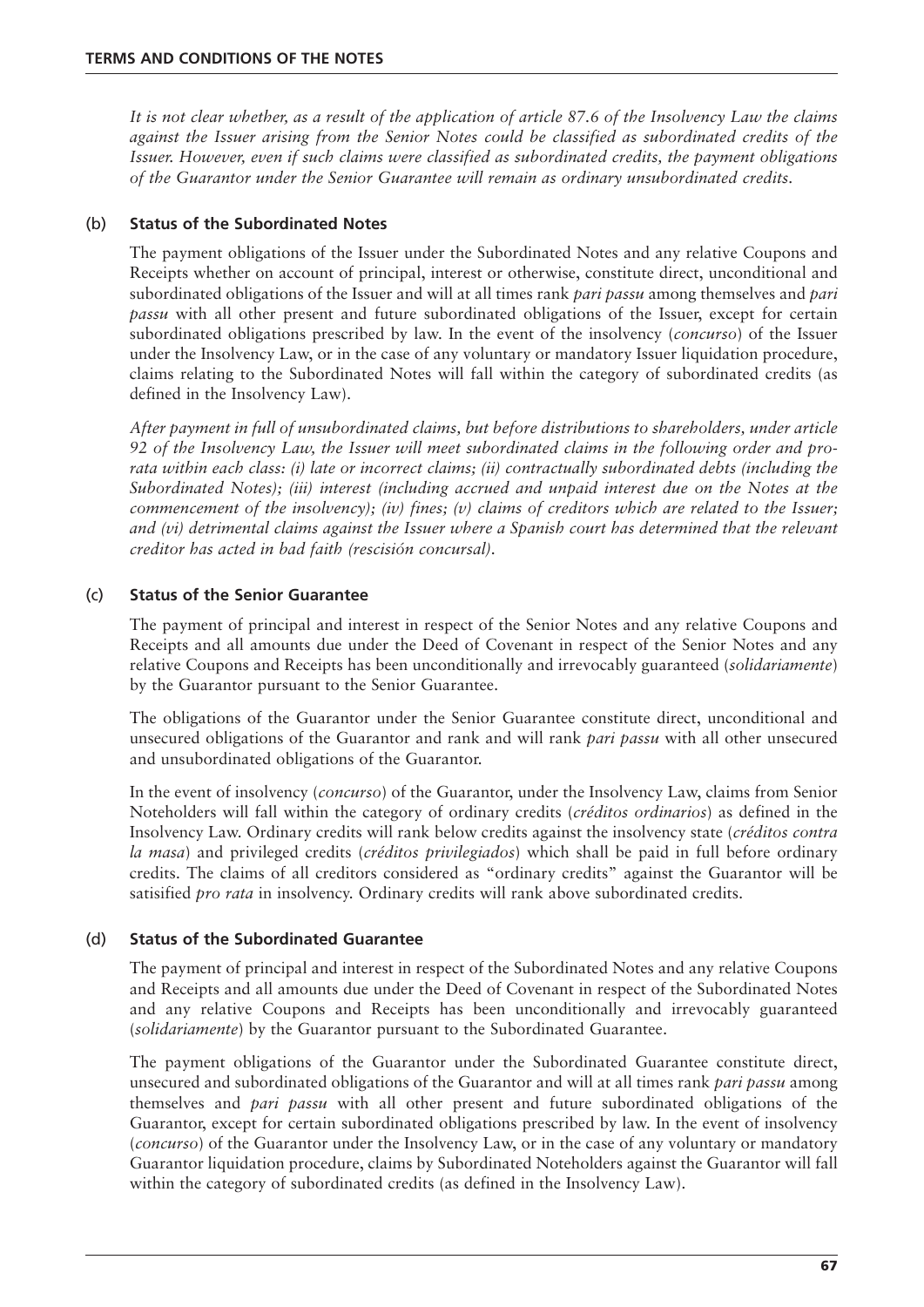*It is not clear whether, as a result of the application of article 87.6 of the Insolvency Law the claims against the Issuer arising from the Senior Notes could be classified as subordinated credits of the Issuer. However, even if such claims were classified as subordinated credits, the payment obligations of the Guarantor under the Senior Guarantee will remain as ordinary unsubordinated credits.*

**(b) Status of the Subordinated Notes**

The payment obligations of the Issuer under the Subordinated Notes and any relative Coupons and Receipts whether on account of principal, interest or otherwise, constitute direct, unconditional and subordinated obligations of the Issuer and will at all times rank *pari passu* among themselves and *pari passu* with all other present and future subordinated obligations of the Issuer, except for certain subordinated obligations prescribed by law. In the event of the insolvency (*concurso*) of the Issuer under the Insolvency Law, or in the case of any voluntary or mandatory Issuer liquidation procedure, claims relating to the Subordinated Notes will fall within the category of subordinated credits (as defined in the Insolvency Law).

*After payment in full of unsubordinated claims, but before distributions to shareholders, under article 92 of the Insolvency Law, the Issuer will meet subordinated claims in the following order and pro-rata within each class: (i) late or incorrect claims; (ii) contractually subordinated debts (including the Subordinated Notes); (iii) interest (including accrued and unpaid interest due on the Notes at the commencement of the insolvency); (iv) fines; (v) claims of creditors which are related to the Issuer; and (vi) detrimental claims against the Issuer where a Spanish court has determined that the relevant creditor has acted in bad faith (rescisión concursal).*

**(c) Status of the Senior Guarantee**

The payment of principal and interest in respect of the Senior Notes and any relative Coupons and Receipts and all amounts due under the Deed of Covenant in respect of the Senior Notes and any relative Coupons and Receipts has been unconditionally and irrevocably guaranteed (*solidariamente*) by the Guarantor pursuant to the Senior Guarantee.

The obligations of the Guarantor under the Senior Guarantee constitute direct, unconditional and unsecured obligations of the Guarantor and rank and will rank *pari passu* with all other unsecured and unsubordinated obligations of the Guarantor.

In the event of insolvency (*concurso*) of the Guarantor, under the Insolvency Law, claims from Senior Noteholders will fall within the category of ordinary credits (*créditos ordinarios*) as defined in the Insolvency Law. Ordinary credits will rank below credits against the insolvency state (*créditos contra la masa*) and privileged credits (*créditos privilegiados*) which shall be paid in full before ordinary credits. The claims of all creditors considered as "ordinary credits" against the Guarantor will be satisified *pro rata* in insolvency. Ordinary credits will rank above subordinated credits.

**(d) Status of the Subordinated Guarantee**

The payment of principal and interest in respect of the Subordinated Notes and any relative Coupons and Receipts and all amounts due under the Deed of Covenant in respect of the Subordinated Notes and any relative Coupons and Receipts has been unconditionally and irrevocably guaranteed (*solidariamente*) by the Guarantor pursuant to the Subordinated Guarantee.

The payment obligations of the Guarantor under the Subordinated Guarantee constitute direct, unsecured and subordinated obligations of the Guarantor and will at all times rank *pari passu* among themselves and *pari passu* with all other present and future subordinated obligations of the Guarantor, except for certain subordinated obligations prescribed by law. In the event of insolvency (*concurso*) of the Guarantor under the Insolvency Law, or in the case of any voluntary or mandatory Guarantor liquidation procedure, claims by Subordinated Noteholders against the Guarantor will fall within the category of subordinated credits (as defined in the Insolvency Law).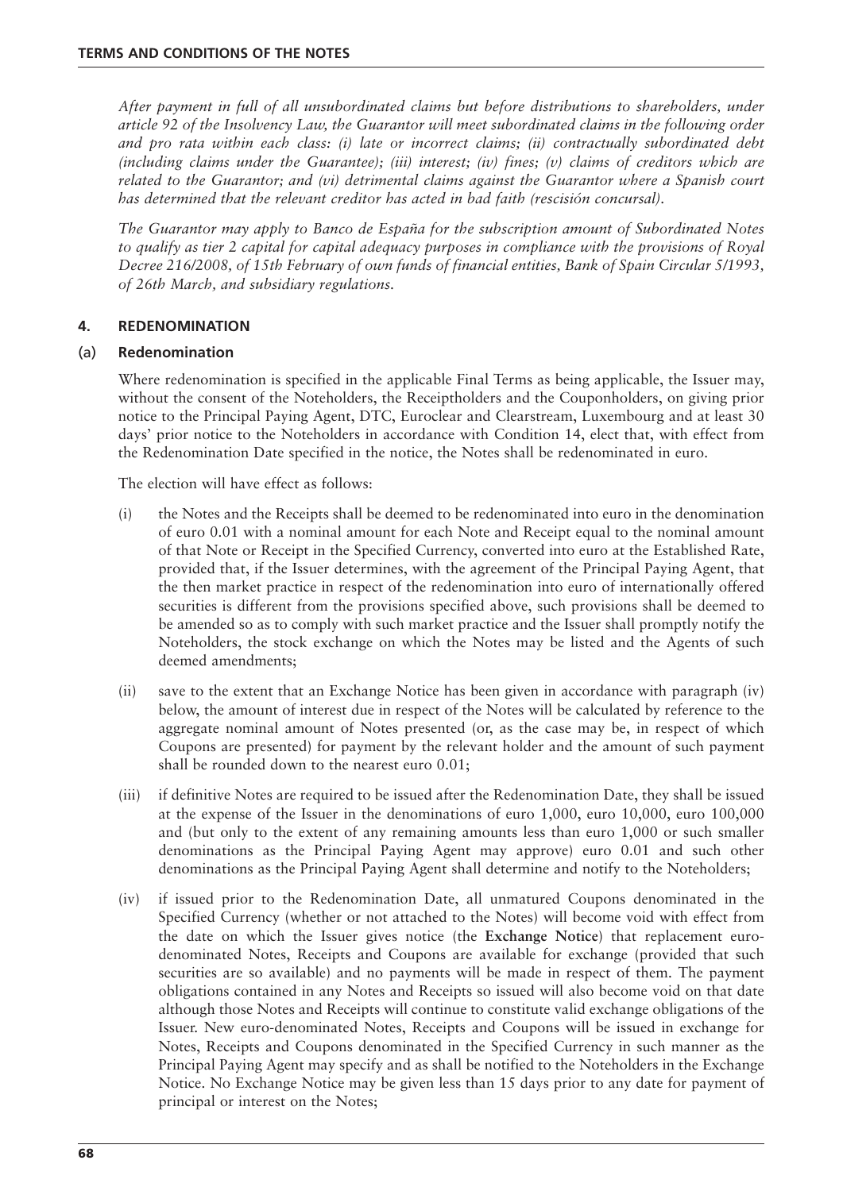*After payment in full of all unsubordinated claims but before distributions to shareholders, under article 92 of the Insolvency Law, the Guarantor will meet subordinated claims in the following order and pro rata within each class: (i) late or incorrect claims; (ii) contractually subordinated debt (including claims under the Guarantee); (iii) interest; (iv) fines; (v) claims of creditors which are related to the Guarantor; and (vi) detrimental claims against the Guarantor where a Spanish court has determined that the relevant creditor has acted in bad faith (rescisión concursal).*

*The Guarantor may apply to Banco de España for the subscription amount of Subordinated Notes to qualify as tier 2 capital for capital adequacy purposes in compliance with the provisions of Royal Decree 216/2008, of 15th February of own funds of financial entities, Bank of Spain Circular 5/1993, of 26th March, and subsidiary regulations.*

## 4. REDENOMINATION

### (a) Redenomination

Where redenomination is specified in the applicable Final Terms as being applicable, the Issuer may, without the consent of the Noteholders, the Receiptholders and the Couponholders, on giving prior notice to the Principal Paying Agent, DTC, Euroclear and Clearstream, Luxembourg and at least 30 days' prior notice to the Noteholders in accordance with Condition 14, elect that, with effect from the Redenomination Date specified in the notice, the Notes shall be redenominated in euro.

The election will have effect as follows:

(i) the Notes and the Receipts shall be deemed to be redenominated into euro in the denomination of euro 0.01 with a nominal amount for each Note and Receipt equal to the nominal amount of that Note or Receipt in the Specified Currency, converted into euro at the Established Rate, provided that, if the Issuer determines, with the agreement of the Principal Paying Agent, that the then market practice in respect of the redenomination into euro of internationally offered securities is different from the provisions specified above, such provisions shall be deemed to be amended so as to comply with such market practice and the Issuer shall promptly notify the Noteholders, the stock exchange on which the Notes may be listed and the Agents of such deemed amendments;

(ii) save to the extent that an Exchange Notice has been given in accordance with paragraph (iv) below, the amount of interest due in respect of the Notes will be calculated by reference to the aggregate nominal amount of Notes presented (or, as the case may be, in respect of which Coupons are presented) for payment by the relevant holder and the amount of such payment shall be rounded down to the nearest euro 0.01;

(iii) if definitive Notes are required to be issued after the Redenomination Date, they shall be issued at the expense of the Issuer in the denominations of euro 1,000, euro 10,000, euro 100,000 and (but only to the extent of any remaining amounts less than euro 1,000 or such smaller denominations as the Principal Paying Agent may approve) euro 0.01 and such other denominations as the Principal Paying Agent shall determine and notify to the Noteholders;

(iv) if issued prior to the Redenomination Date, all unmatured Coupons denominated in the Specified Currency (whether or not attached to the Notes) will become void with effect from the date on which the Issuer gives notice (the **Exchange Notice**) that replacement euro-denominated Notes, Receipts and Coupons are available for exchange (provided that such securities are so available) and no payments will be made in respect of them. The payment obligations contained in any Notes and Receipts so issued will also become void on that date although those Notes and Receipts will continue to constitute valid exchange obligations of the Issuer. New euro-denominated Notes, Receipts and Coupons will be issued in exchange for Notes, Receipts and Coupons denominated in the Specified Currency in such manner as the Principal Paying Agent may specify and as shall be notified to the Noteholders in the Exchange Notice. No Exchange Notice may be given less than 15 days prior to any date for payment of principal or interest on the Notes;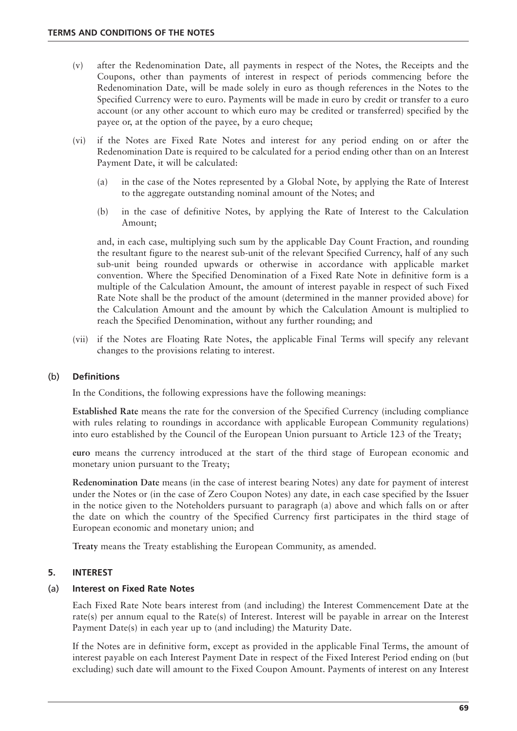(v) after the Redenomination Date, all payments in respect of the Notes, the Receipts and the Coupons, other than payments of interest in respect of periods commencing before the Redenomination Date, will be made solely in euro as though references in the Notes to the Specified Currency were to euro. Payments will be made in euro by credit or transfer to a euro account (or any other account to which euro may be credited or transferred) specified by the payee or, at the option of the payee, by a euro cheque;

(vi) if the Notes are Fixed Rate Notes and interest for any period ending on or after the Redenomination Date is required to be calculated for a period ending other than on an Interest Payment Date, it will be calculated:

  (a) in the case of the Notes represented by a Global Note, by applying the Rate of Interest to the aggregate outstanding nominal amount of the Notes; and

  (b) in the case of definitive Notes, by applying the Rate of Interest to the Calculation Amount;

  and, in each case, multiplying such sum by the applicable Day Count Fraction, and rounding the resultant figure to the nearest sub-unit of the relevant Specified Currency, half of any such sub-unit being rounded upwards or otherwise in accordance with applicable market convention. Where the Specified Denomination of a Fixed Rate Note in definitive form is a multiple of the Calculation Amount, the amount of interest payable in respect of such Fixed Rate Note shall be the product of the amount (determined in the manner provided above) for the Calculation Amount and the amount by which the Calculation Amount is multiplied to reach the Specified Denomination, without any further rounding; and

(vii) if the Notes are Floating Rate Notes, the applicable Final Terms will specify any relevant changes to the provisions relating to interest.

### (b) Definitions

In the Conditions, the following expressions have the following meanings:

**Established Rate** means the rate for the conversion of the Specified Currency (including compliance with rules relating to roundings in accordance with applicable European Community regulations) into euro established by the Council of the European Union pursuant to Article 123 of the Treaty;

**euro** means the currency introduced at the start of the third stage of European economic and monetary union pursuant to the Treaty;

**Redenomination Date** means (in the case of interest bearing Notes) any date for payment of interest under the Notes or (in the case of Zero Coupon Notes) any date, in each case specified by the Issuer in the notice given to the Noteholders pursuant to paragraph (a) above and which falls on or after the date on which the country of the Specified Currency first participates in the third stage of European economic and monetary union; and

**Treaty** means the Treaty establishing the European Community, as amended.

## 5. INTEREST

### (a) Interest on Fixed Rate Notes

Each Fixed Rate Note bears interest from (and including) the Interest Commencement Date at the rate(s) per annum equal to the Rate(s) of Interest. Interest will be payable in arrear on the Interest Payment Date(s) in each year up to (and including) the Maturity Date.

If the Notes are in definitive form, except as provided in the applicable Final Terms, the amount of interest payable on each Interest Payment Date in respect of the Fixed Interest Period ending on (but excluding) such date will amount to the Fixed Coupon Amount. Payments of interest on any Interest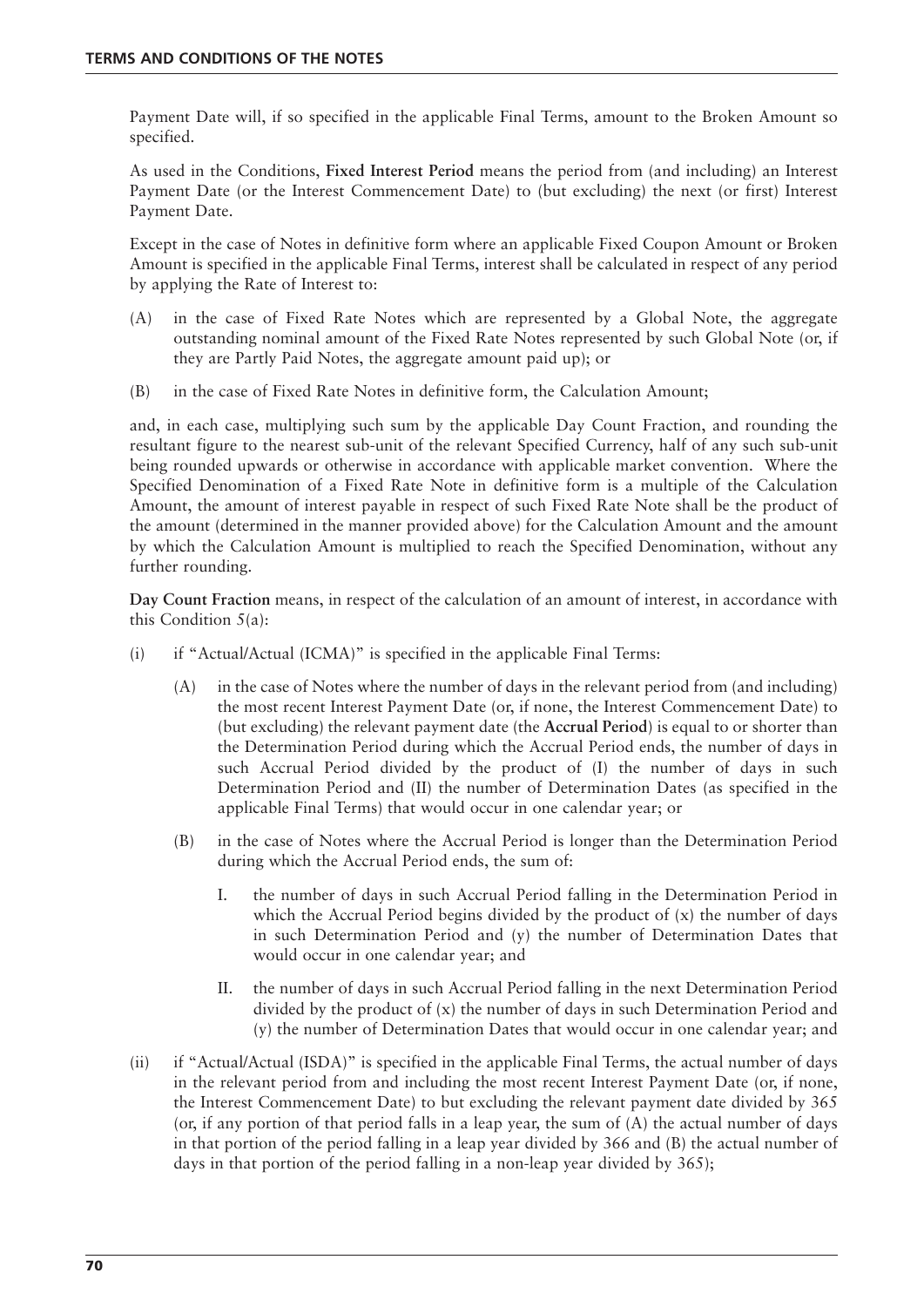Payment Date will, if so specified in the applicable Final Terms, amount to the Broken Amount so specified.

As used in the Conditions, **Fixed Interest Period** means the period from (and including) an Interest Payment Date (or the Interest Commencement Date) to (but excluding) the next (or first) Interest Payment Date.

Except in the case of Notes in definitive form where an applicable Fixed Coupon Amount or Broken Amount is specified in the applicable Final Terms, interest shall be calculated in respect of any period by applying the Rate of Interest to:

(A) in the case of Fixed Rate Notes which are represented by a Global Note, the aggregate outstanding nominal amount of the Fixed Rate Notes represented by such Global Note (or, if they are Partly Paid Notes, the aggregate amount paid up); or

(B) in the case of Fixed Rate Notes in definitive form, the Calculation Amount;

and, in each case, multiplying such sum by the applicable Day Count Fraction, and rounding the resultant figure to the nearest sub-unit of the relevant Specified Currency, half of any such sub-unit being rounded upwards or otherwise in accordance with applicable market convention. Where the Specified Denomination of a Fixed Rate Note in definitive form is a multiple of the Calculation Amount, the amount of interest payable in respect of such Fixed Rate Note shall be the product of the amount (determined in the manner provided above) for the Calculation Amount and the amount by which the Calculation Amount is multiplied to reach the Specified Denomination, without any further rounding.

**Day Count Fraction** means, in respect of the calculation of an amount of interest, in accordance with this Condition 5(a):

(i) if "Actual/Actual (ICMA)" is specified in the applicable Final Terms:

  (A) in the case of Notes where the number of days in the relevant period from (and including) the most recent Interest Payment Date (or, if none, the Interest Commencement Date) to (but excluding) the relevant payment date (the **Accrual Period**) is equal to or shorter than the Determination Period during which the Accrual Period ends, the number of days in such Accrual Period divided by the product of (I) the number of days in such Determination Period and (II) the number of Determination Dates (as specified in the applicable Final Terms) that would occur in one calendar year; or

  (B) in the case of Notes where the Accrual Period is longer than the Determination Period during which the Accrual Period ends, the sum of:

    I. the number of days in such Accrual Period falling in the Determination Period in which the Accrual Period begins divided by the product of (x) the number of days in such Determination Period and (y) the number of Determination Dates that would occur in one calendar year; and

    II. the number of days in such Accrual Period falling in the next Determination Period divided by the product of (x) the number of days in such Determination Period and (y) the number of Determination Dates that would occur in one calendar year; and

(ii) if "Actual/Actual (ISDA)" is specified in the applicable Final Terms, the actual number of days in the relevant period from and including the most recent Interest Payment Date (or, if none, the Interest Commencement Date) to but excluding the relevant payment date divided by 365 (or, if any portion of that period falls in a leap year, the sum of (A) the actual number of days in that portion of the period falling in a leap year divided by 366 and (B) the actual number of days in that portion of the period falling in a non-leap year divided by 365);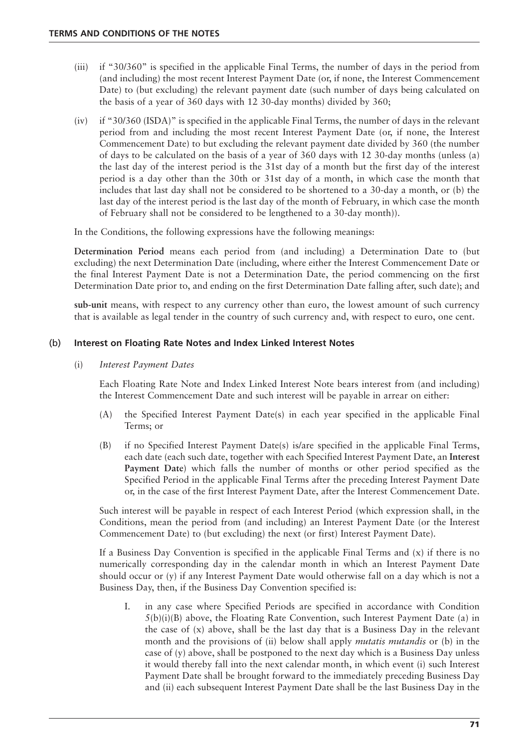(iii) if "30/360" is specified in the applicable Final Terms, the number of days in the period from (and including) the most recent Interest Payment Date (or, if none, the Interest Commencement Date) to (but excluding) the relevant payment date (such number of days being calculated on the basis of a year of 360 days with 12 30-day months) divided by 360;

(iv) if "30/360 (ISDA)" is specified in the applicable Final Terms, the number of days in the relevant period from and including the most recent Interest Payment Date (or, if none, the Interest Commencement Date) to but excluding the relevant payment date divided by 360 (the number of days to be calculated on the basis of a year of 360 days with 12 30-day months (unless (a) the last day of the interest period is the 31st day of a month but the first day of the interest period is a day other than the 30th or 31st day of a month, in which case the month that includes that last day shall not be considered to be shortened to a 30-day a month, or (b) the last day of the interest period is the last day of the month of February, in which case the month of February shall not be considered to be lengthened to a 30-day month)).

In the Conditions, the following expressions have the following meanings:

**Determination Period** means each period from (and including) a Determination Date to (but excluding) the next Determination Date (including, where either the Interest Commencement Date or the final Interest Payment Date is not a Determination Date, the period commencing on the first Determination Date prior to, and ending on the first Determination Date falling after, such date); and

**sub-unit** means, with respect to any currency other than euro, the lowest amount of such currency that is available as legal tender in the country of such currency and, with respect to euro, one cent.

### (b) Interest on Floating Rate Notes and Index Linked Interest Notes

(i) *Interest Payment Dates*

Each Floating Rate Note and Index Linked Interest Note bears interest from (and including) the Interest Commencement Date and such interest will be payable in arrear on either:

(A) the Specified Interest Payment Date(s) in each year specified in the applicable Final Terms; or

(B) if no Specified Interest Payment Date(s) is/are specified in the applicable Final Terms, each date (each such date, together with each Specified Interest Payment Date, an **Interest Payment Date**) which falls the number of months or other period specified as the Specified Period in the applicable Final Terms after the preceding Interest Payment Date or, in the case of the first Interest Payment Date, after the Interest Commencement Date.

Such interest will be payable in respect of each Interest Period (which expression shall, in the Conditions, mean the period from (and including) an Interest Payment Date (or the Interest Commencement Date) to (but excluding) the next (or first) Interest Payment Date).

If a Business Day Convention is specified in the applicable Final Terms and (x) if there is no numerically corresponding day in the calendar month in which an Interest Payment Date should occur or (y) if any Interest Payment Date would otherwise fall on a day which is not a Business Day, then, if the Business Day Convention specified is:

I. in any case where Specified Periods are specified in accordance with Condition 5(b)(i)(B) above, the Floating Rate Convention, such Interest Payment Date (a) in the case of (x) above, shall be the last day that is a Business Day in the relevant month and the provisions of (ii) below shall apply *mutatis mutandis* or (b) in the case of (y) above, shall be postponed to the next day which is a Business Day unless it would thereby fall into the next calendar month, in which event (i) such Interest Payment Date shall be brought forward to the immediately preceding Business Day and (ii) each subsequent Interest Payment Date shall be the last Business Day in the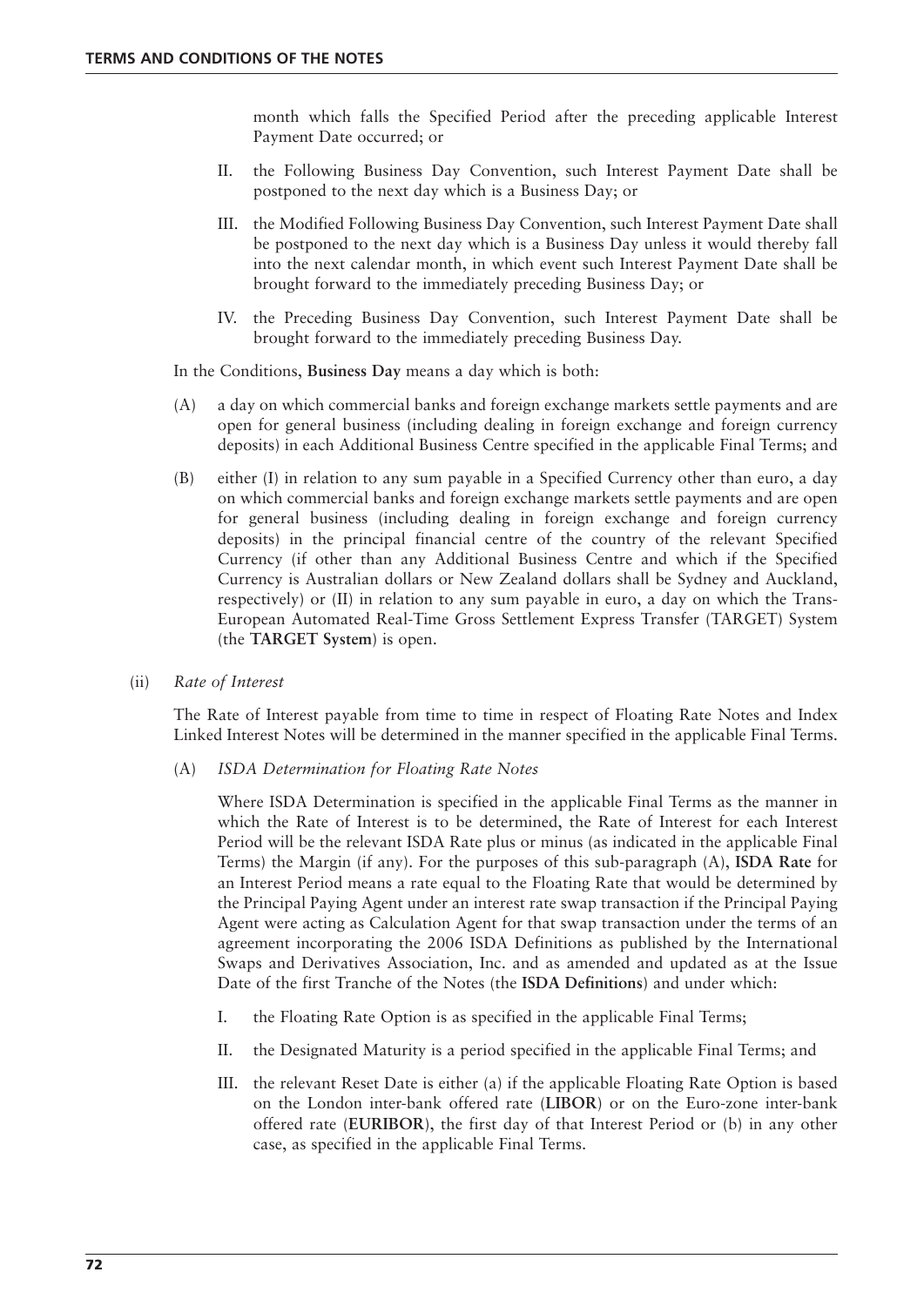month which falls the Specified Period after the preceding applicable Interest Payment Date occurred; or

II. the Following Business Day Convention, such Interest Payment Date shall be postponed to the next day which is a Business Day; or

III. the Modified Following Business Day Convention, such Interest Payment Date shall be postponed to the next day which is a Business Day unless it would thereby fall into the next calendar month, in which event such Interest Payment Date shall be brought forward to the immediately preceding Business Day; or

IV. the Preceding Business Day Convention, such Interest Payment Date shall be brought forward to the immediately preceding Business Day.

In the Conditions, **Business Day** means a day which is both:

(A) a day on which commercial banks and foreign exchange markets settle payments and are open for general business (including dealing in foreign exchange and foreign currency deposits) in each Additional Business Centre specified in the applicable Final Terms; and

(B) either (I) in relation to any sum payable in a Specified Currency other than euro, a day on which commercial banks and foreign exchange markets settle payments and are open for general business (including dealing in foreign exchange and foreign currency deposits) in the principal financial centre of the country of the relevant Specified Currency (if other than any Additional Business Centre and which if the Specified Currency is Australian dollars or New Zealand dollars shall be Sydney and Auckland, respectively) or (II) in relation to any sum payable in euro, a day on which the Trans-European Automated Real-Time Gross Settlement Express Transfer (TARGET) System (the **TARGET System**) is open.

(ii) *Rate of Interest*

The Rate of Interest payable from time to time in respect of Floating Rate Notes and Index Linked Interest Notes will be determined in the manner specified in the applicable Final Terms.

(A) *ISDA Determination for Floating Rate Notes*

Where ISDA Determination is specified in the applicable Final Terms as the manner in which the Rate of Interest is to be determined, the Rate of Interest for each Interest Period will be the relevant ISDA Rate plus or minus (as indicated in the applicable Final Terms) the Margin (if any). For the purposes of this sub-paragraph (A), **ISDA Rate** for an Interest Period means a rate equal to the Floating Rate that would be determined by the Principal Paying Agent under an interest rate swap transaction if the Principal Paying Agent were acting as Calculation Agent for that swap transaction under the terms of an agreement incorporating the 2006 ISDA Definitions as published by the International Swaps and Derivatives Association, Inc. and as amended and updated as at the Issue Date of the first Tranche of the Notes (the **ISDA Definitions**) and under which:

I. the Floating Rate Option is as specified in the applicable Final Terms;

II. the Designated Maturity is a period specified in the applicable Final Terms; and

III. the relevant Reset Date is either (a) if the applicable Floating Rate Option is based on the London inter-bank offered rate (**LIBOR**) or on the Euro-zone inter-bank offered rate (**EURIBOR**), the first day of that Interest Period or (b) in any other case, as specified in the applicable Final Terms.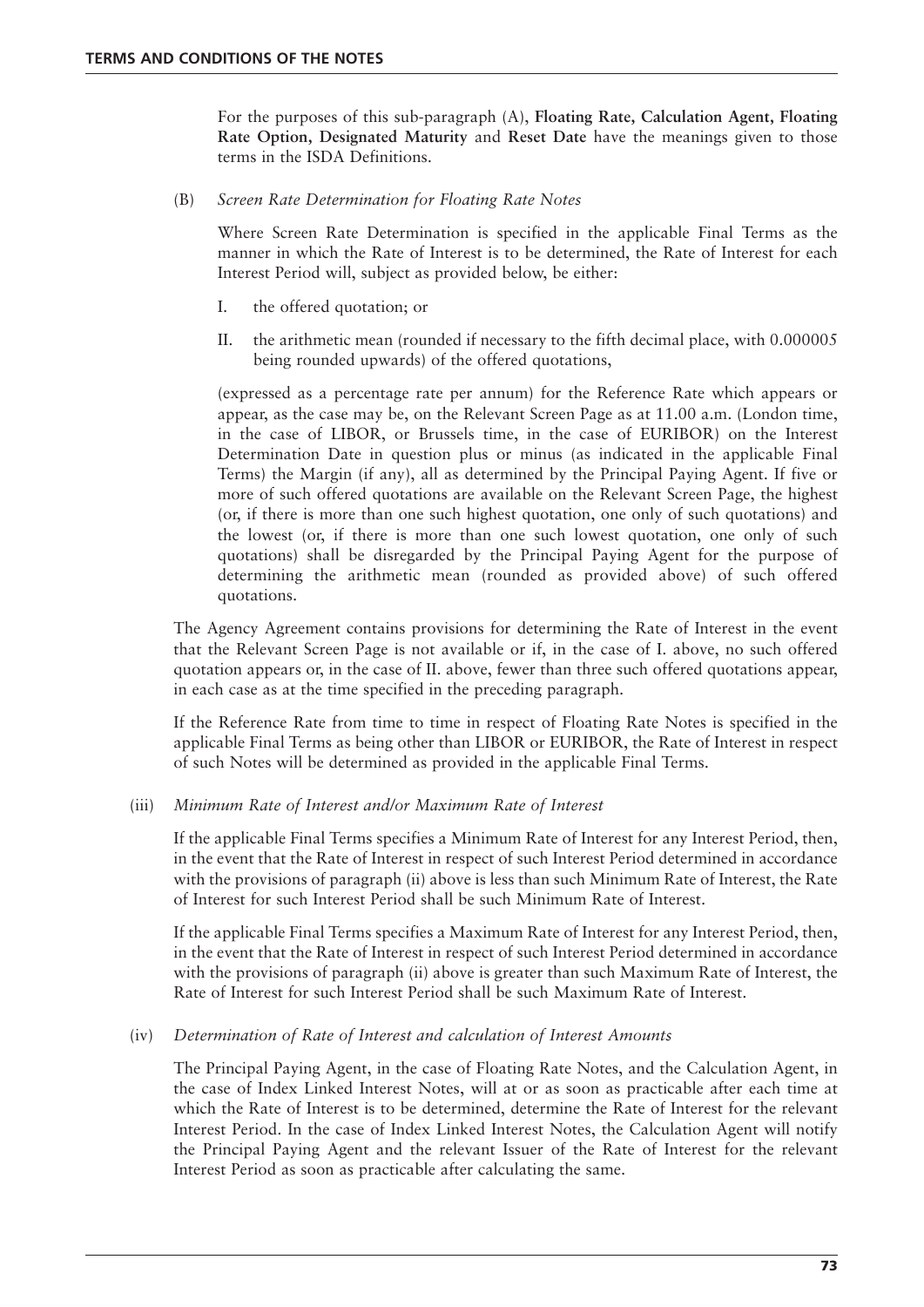For the purposes of this sub-paragraph (A), **Floating Rate, Calculation Agent, Floating Rate Option, Designated Maturity** and **Reset Date** have the meanings given to those terms in the ISDA Definitions.

(B) *Screen Rate Determination for Floating Rate Notes*

Where Screen Rate Determination is specified in the applicable Final Terms as the manner in which the Rate of Interest is to be determined, the Rate of Interest for each Interest Period will, subject as provided below, be either:

I. the offered quotation; or

II. the arithmetic mean (rounded if necessary to the fifth decimal place, with 0.000005 being rounded upwards) of the offered quotations,

(expressed as a percentage rate per annum) for the Reference Rate which appears or appear, as the case may be, on the Relevant Screen Page as at 11.00 a.m. (London time, in the case of LIBOR, or Brussels time, in the case of EURIBOR) on the Interest Determination Date in question plus or minus (as indicated in the applicable Final Terms) the Margin (if any), all as determined by the Principal Paying Agent. If five or more of such offered quotations are available on the Relevant Screen Page, the highest (or, if there is more than one such highest quotation, one only of such quotations) and the lowest (or, if there is more than one such lowest quotation, one only of such quotations) shall be disregarded by the Principal Paying Agent for the purpose of determining the arithmetic mean (rounded as provided above) of such offered quotations.

The Agency Agreement contains provisions for determining the Rate of Interest in the event that the Relevant Screen Page is not available or if, in the case of I. above, no such offered quotation appears or, in the case of II. above, fewer than three such offered quotations appear, in each case as at the time specified in the preceding paragraph.

If the Reference Rate from time to time in respect of Floating Rate Notes is specified in the applicable Final Terms as being other than LIBOR or EURIBOR, the Rate of Interest in respect of such Notes will be determined as provided in the applicable Final Terms.

(iii) *Minimum Rate of Interest and/or Maximum Rate of Interest*

If the applicable Final Terms specifies a Minimum Rate of Interest for any Interest Period, then, in the event that the Rate of Interest in respect of such Interest Period determined in accordance with the provisions of paragraph (ii) above is less than such Minimum Rate of Interest, the Rate of Interest for such Interest Period shall be such Minimum Rate of Interest.

If the applicable Final Terms specifies a Maximum Rate of Interest for any Interest Period, then, in the event that the Rate of Interest in respect of such Interest Period determined in accordance with the provisions of paragraph (ii) above is greater than such Maximum Rate of Interest, the Rate of Interest for such Interest Period shall be such Maximum Rate of Interest.

(iv) *Determination of Rate of Interest and calculation of Interest Amounts*

The Principal Paying Agent, in the case of Floating Rate Notes, and the Calculation Agent, in the case of Index Linked Interest Notes, will at or as soon as practicable after each time at which the Rate of Interest is to be determined, determine the Rate of Interest for the relevant Interest Period. In the case of Index Linked Interest Notes, the Calculation Agent will notify the Principal Paying Agent and the relevant Issuer of the Rate of Interest for the relevant Interest Period as soon as practicable after calculating the same.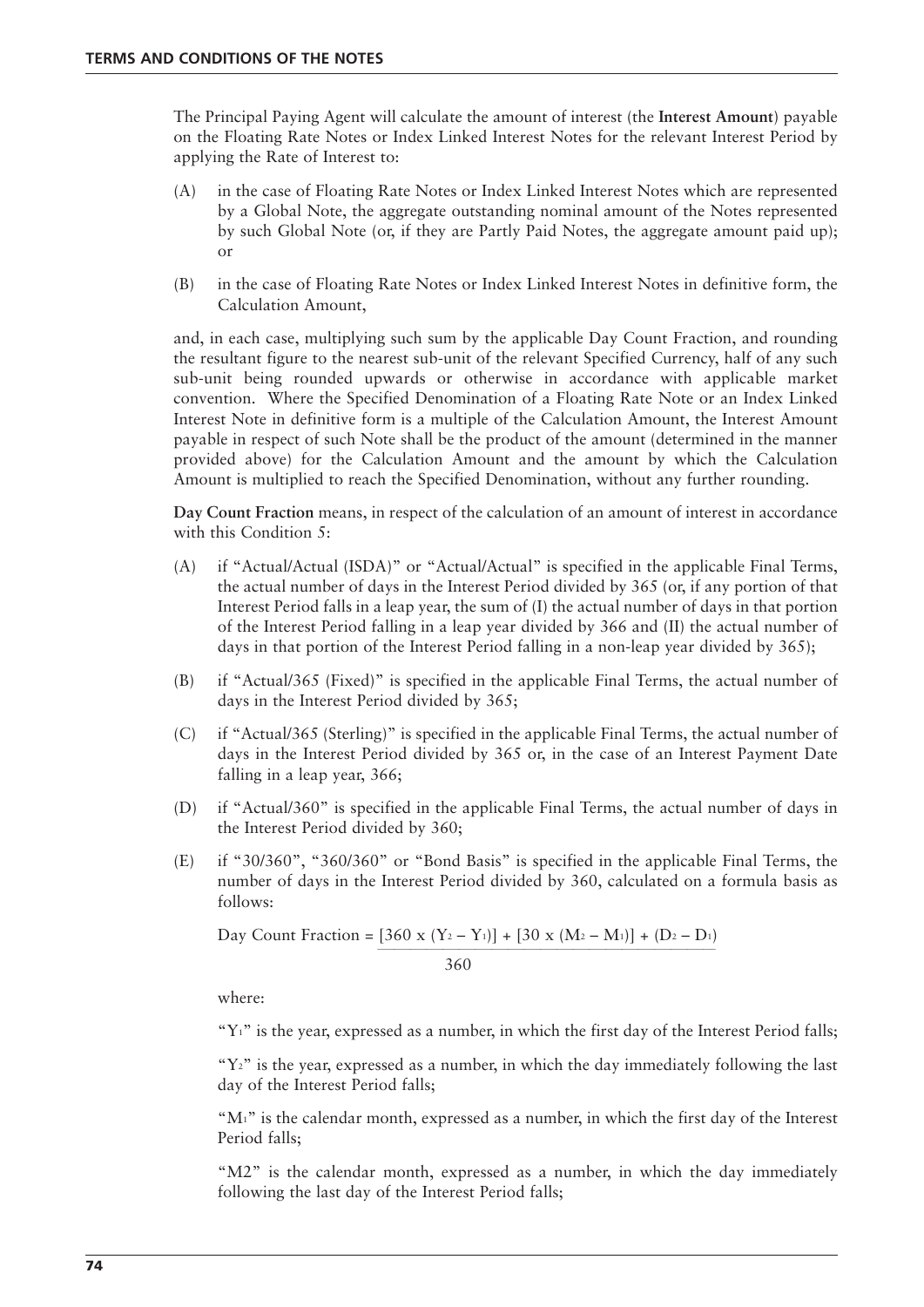The Principal Paying Agent will calculate the amount of interest (the **Interest Amount**) payable on the Floating Rate Notes or Index Linked Interest Notes for the relevant Interest Period by applying the Rate of Interest to:

(A) in the case of Floating Rate Notes or Index Linked Interest Notes which are represented by a Global Note, the aggregate outstanding nominal amount of the Notes represented by such Global Note (or, if they are Partly Paid Notes, the aggregate amount paid up); or

(B) in the case of Floating Rate Notes or Index Linked Interest Notes in definitive form, the Calculation Amount,

and, in each case, multiplying such sum by the applicable Day Count Fraction, and rounding the resultant figure to the nearest sub-unit of the relevant Specified Currency, half of any such sub-unit being rounded upwards or otherwise in accordance with applicable market convention. Where the Specified Denomination of a Floating Rate Note or an Index Linked Interest Note in definitive form is a multiple of the Calculation Amount, the Interest Amount payable in respect of such Note shall be the product of the amount (determined in the manner provided above) for the Calculation Amount and the amount by which the Calculation Amount is multiplied to reach the Specified Denomination, without any further rounding.

**Day Count Fraction** means, in respect of the calculation of an amount of interest in accordance with this Condition 5:

(A) if "Actual/Actual (ISDA)" or "Actual/Actual" is specified in the applicable Final Terms, the actual number of days in the Interest Period divided by 365 (or, if any portion of that Interest Period falls in a leap year, the sum of (I) the actual number of days in that portion of the Interest Period falling in a leap year divided by 366 and (II) the actual number of days in that portion of the Interest Period falling in a non-leap year divided by 365);

(B) if "Actual/365 (Fixed)" is specified in the applicable Final Terms, the actual number of days in the Interest Period divided by 365;

(C) if "Actual/365 (Sterling)" is specified in the applicable Final Terms, the actual number of days in the Interest Period divided by 365 or, in the case of an Interest Payment Date falling in a leap year, 366;

(D) if "Actual/360" is specified in the applicable Final Terms, the actual number of days in the Interest Period divided by 360;

(E) if "30/360", "360/360" or "Bond Basis" is specified in the applicable Final Terms, the number of days in the Interest Period divided by 360, calculated on a formula basis as follows:

$$\text{Day Count Fraction} = \frac{[360 \times (Y_2 - Y_1)] + [30 \times (M_2 - M_1)] + (D_2 - D_1)}{360}$$

where:

"$Y_1$" is the year, expressed as a number, in which the first day of the Interest Period falls;

"$Y_2$" is the year, expressed as a number, in which the day immediately following the last day of the Interest Period falls;

"$M_1$" is the calendar month, expressed as a number, in which the first day of the Interest Period falls;

"M2" is the calendar month, expressed as a number, in which the day immediately following the last day of the Interest Period falls;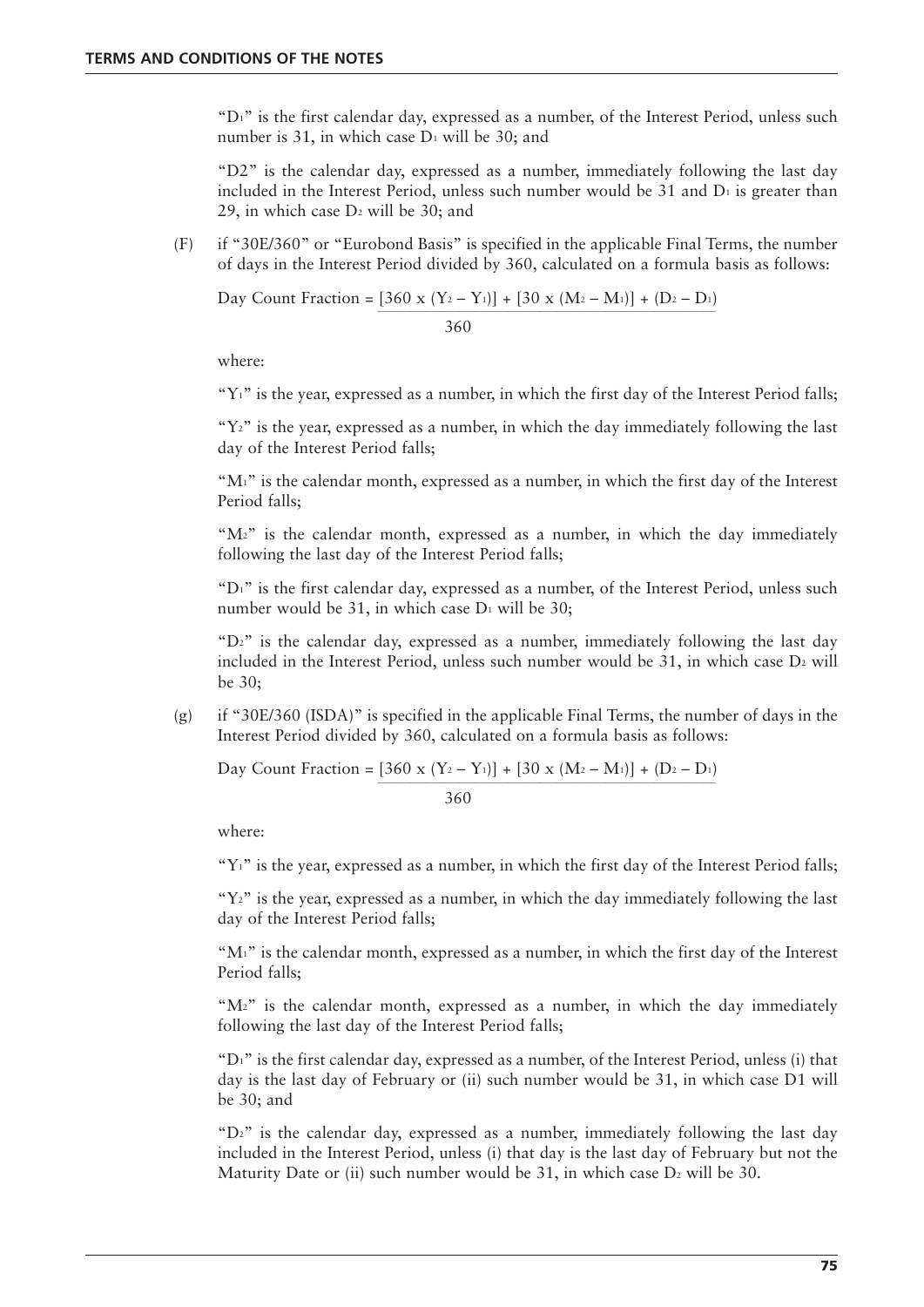"$D_1$" is the first calendar day, expressed as a number, of the Interest Period, unless such number is 31, in which case $D_1$ will be 30; and

"D2" is the calendar day, expressed as a number, immediately following the last day included in the Interest Period, unless such number would be 31 and $D_1$ is greater than 29, in which case $D_2$ will be 30; and

(F) if "30E/360" or "Eurobond Basis" is specified in the applicable Final Terms, the number of days in the Interest Period divided by 360, calculated on a formula basis as follows:

$$\text{Day Count Fraction} = \frac{[360 \times (Y_2 - Y_1)] + [30 \times (M_2 - M_1)] + (D_2 - D_1)}{360}$$

where:

"$Y_1$" is the year, expressed as a number, in which the first day of the Interest Period falls;

"$Y_2$" is the year, expressed as a number, in which the day immediately following the last day of the Interest Period falls;

"$M_1$" is the calendar month, expressed as a number, in which the first day of the Interest Period falls;

"$M_2$" is the calendar month, expressed as a number, in which the day immediately following the last day of the Interest Period falls;

"$D_1$" is the first calendar day, expressed as a number, of the Interest Period, unless such number would be 31, in which case $D_1$ will be 30;

"$D_2$" is the calendar day, expressed as a number, immediately following the last day included in the Interest Period, unless such number would be 31, in which case $D_2$ will be 30;

(g) if "30E/360 (ISDA)" is specified in the applicable Final Terms, the number of days in the Interest Period divided by 360, calculated on a formula basis as follows:

$$\text{Day Count Fraction} = \frac{[360 \times (Y_2 - Y_1)] + [30 \times (M_2 - M_1)] + (D_2 - D_1)}{360}$$

where:

"$Y_1$" is the year, expressed as a number, in which the first day of the Interest Period falls;

"$Y_2$" is the year, expressed as a number, in which the day immediately following the last day of the Interest Period falls;

"$M_1$" is the calendar month, expressed as a number, in which the first day of the Interest Period falls;

"$M_2$" is the calendar month, expressed as a number, in which the day immediately following the last day of the Interest Period falls;

"$D_1$" is the first calendar day, expressed as a number, of the Interest Period, unless (i) that day is the last day of February or (ii) such number would be 31, in which case D1 will be 30; and

"$D_2$" is the calendar day, expressed as a number, immediately following the last day included in the Interest Period, unless (i) that day is the last day of February but not the Maturity Date or (ii) such number would be 31, in which case $D_2$ will be 30.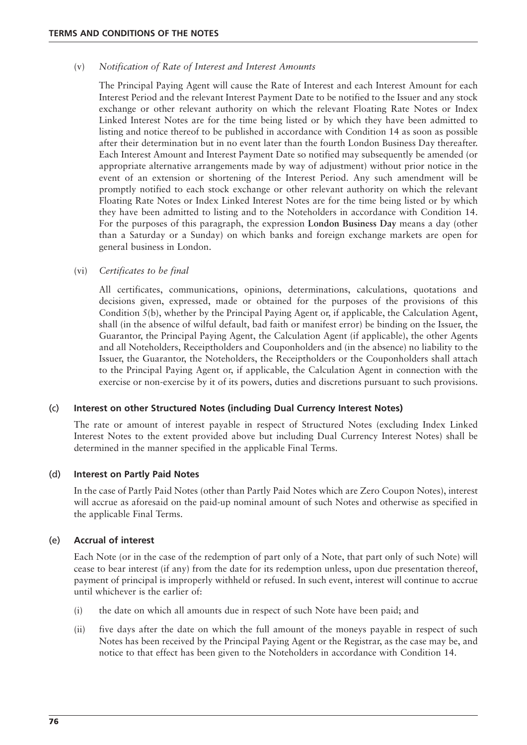(v) *Notification of Rate of Interest and Interest Amounts*

The Principal Paying Agent will cause the Rate of Interest and each Interest Amount for each Interest Period and the relevant Interest Payment Date to be notified to the Issuer and any stock exchange or other relevant authority on which the relevant Floating Rate Notes or Index Linked Interest Notes are for the time being listed or by which they have been admitted to listing and notice thereof to be published in accordance with Condition 14 as soon as possible after their determination but in no event later than the fourth London Business Day thereafter. Each Interest Amount and Interest Payment Date so notified may subsequently be amended (or appropriate alternative arrangements made by way of adjustment) without prior notice in the event of an extension or shortening of the Interest Period. Any such amendment will be promptly notified to each stock exchange or other relevant authority on which the relevant Floating Rate Notes or Index Linked Interest Notes are for the time being listed or by which they have been admitted to listing and to the Noteholders in accordance with Condition 14. For the purposes of this paragraph, the expression **London Business Day** means a day (other than a Saturday or a Sunday) on which banks and foreign exchange markets are open for general business in London.

(vi) *Certificates to be final*

All certificates, communications, opinions, determinations, calculations, quotations and decisions given, expressed, made or obtained for the purposes of the provisions of this Condition 5(b), whether by the Principal Paying Agent or, if applicable, the Calculation Agent, shall (in the absence of wilful default, bad faith or manifest error) be binding on the Issuer, the Guarantor, the Principal Paying Agent, the Calculation Agent (if applicable), the other Agents and all Noteholders, Receiptholders and Couponholders and (in the absence) no liability to the Issuer, the Guarantor, the Noteholders, the Receiptholders or the Couponholders shall attach to the Principal Paying Agent or, if applicable, the Calculation Agent in connection with the exercise or non-exercise by it of its powers, duties and discretions pursuant to such provisions.

## (c) Interest on other Structured Notes (including Dual Currency Interest Notes)

The rate or amount of interest payable in respect of Structured Notes (excluding Index Linked Interest Notes to the extent provided above but including Dual Currency Interest Notes) shall be determined in the manner specified in the applicable Final Terms.

## (d) Interest on Partly Paid Notes

In the case of Partly Paid Notes (other than Partly Paid Notes which are Zero Coupon Notes), interest will accrue as aforesaid on the paid-up nominal amount of such Notes and otherwise as specified in the applicable Final Terms.

## (e) Accrual of interest

Each Note (or in the case of the redemption of part only of a Note, that part only of such Note) will cease to bear interest (if any) from the date for its redemption unless, upon due presentation thereof, payment of principal is improperly withheld or refused. In such event, interest will continue to accrue until whichever is the earlier of:

(i) the date on which all amounts due in respect of such Note have been paid; and

(ii) five days after the date on which the full amount of the moneys payable in respect of such Notes has been received by the Principal Paying Agent or the Registrar, as the case may be, and notice to that effect has been given to the Noteholders in accordance with Condition 14.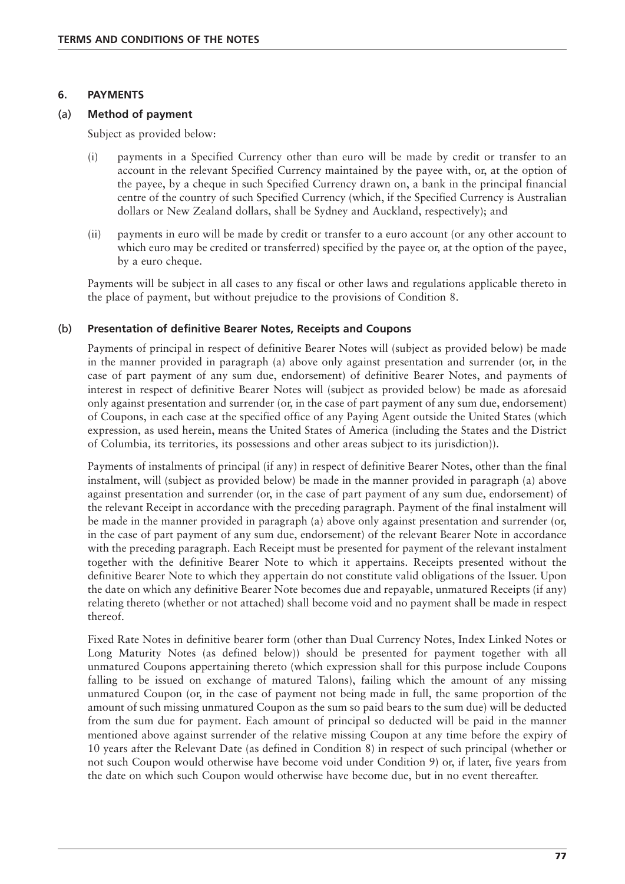## 6. PAYMENTS

### (a) Method of payment

Subject as provided below:

(i) payments in a Specified Currency other than euro will be made by credit or transfer to an account in the relevant Specified Currency maintained by the payee with, or, at the option of the payee, by a cheque in such Specified Currency drawn on, a bank in the principal financial centre of the country of such Specified Currency (which, if the Specified Currency is Australian dollars or New Zealand dollars, shall be Sydney and Auckland, respectively); and

(ii) payments in euro will be made by credit or transfer to a euro account (or any other account to which euro may be credited or transferred) specified by the payee or, at the option of the payee, by a euro cheque.

Payments will be subject in all cases to any fiscal or other laws and regulations applicable thereto in the place of payment, but without prejudice to the provisions of Condition 8.

### (b) Presentation of definitive Bearer Notes, Receipts and Coupons

Payments of principal in respect of definitive Bearer Notes will (subject as provided below) be made in the manner provided in paragraph (a) above only against presentation and surrender (or, in the case of part payment of any sum due, endorsement) of definitive Bearer Notes, and payments of interest in respect of definitive Bearer Notes will (subject as provided below) be made as aforesaid only against presentation and surrender (or, in the case of part payment of any sum due, endorsement) of Coupons, in each case at the specified office of any Paying Agent outside the United States (which expression, as used herein, means the United States of America (including the States and the District of Columbia, its territories, its possessions and other areas subject to its jurisdiction)).

Payments of instalments of principal (if any) in respect of definitive Bearer Notes, other than the final instalment, will (subject as provided below) be made in the manner provided in paragraph (a) above against presentation and surrender (or, in the case of part payment of any sum due, endorsement) of the relevant Receipt in accordance with the preceding paragraph. Payment of the final instalment will be made in the manner provided in paragraph (a) above only against presentation and surrender (or, in the case of part payment of any sum due, endorsement) of the relevant Bearer Note in accordance with the preceding paragraph. Each Receipt must be presented for payment of the relevant instalment together with the definitive Bearer Note to which it appertains. Receipts presented without the definitive Bearer Note to which they appertain do not constitute valid obligations of the Issuer. Upon the date on which any definitive Bearer Note becomes due and repayable, unmatured Receipts (if any) relating thereto (whether or not attached) shall become void and no payment shall be made in respect thereof.

Fixed Rate Notes in definitive bearer form (other than Dual Currency Notes, Index Linked Notes or Long Maturity Notes (as defined below)) should be presented for payment together with all unmatured Coupons appertaining thereto (which expression shall for this purpose include Coupons falling to be issued on exchange of matured Talons), failing which the amount of any missing unmatured Coupon (or, in the case of payment not being made in full, the same proportion of the amount of such missing unmatured Coupon as the sum so paid bears to the sum due) will be deducted from the sum due for payment. Each amount of principal so deducted will be paid in the manner mentioned above against surrender of the relative missing Coupon at any time before the expiry of 10 years after the Relevant Date (as defined in Condition 8) in respect of such principal (whether or not such Coupon would otherwise have become void under Condition 9) or, if later, five years from the date on which such Coupon would otherwise have become due, but in no event thereafter.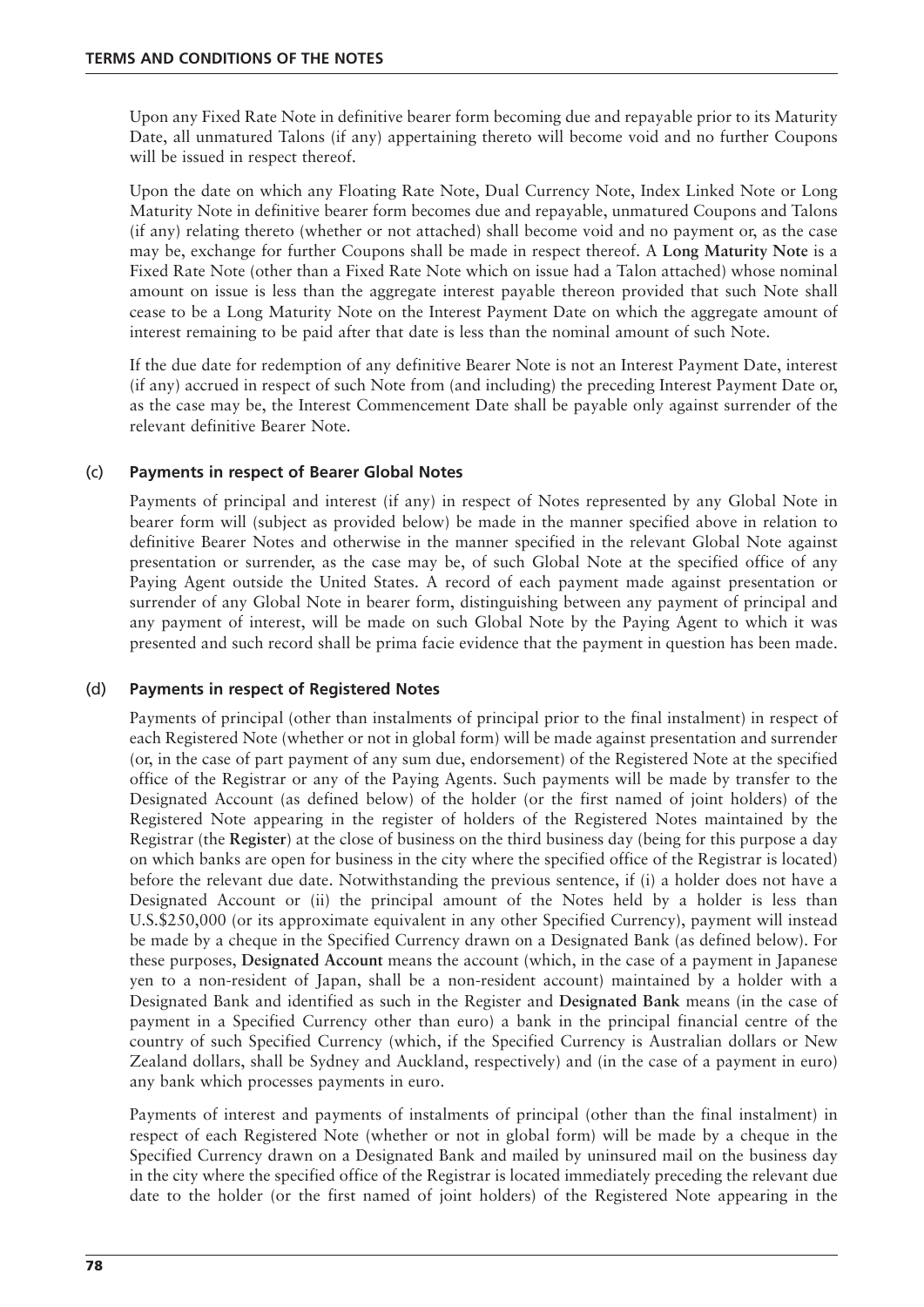Upon any Fixed Rate Note in definitive bearer form becoming due and repayable prior to its Maturity Date, all unmatured Talons (if any) appertaining thereto will become void and no further Coupons will be issued in respect thereof.

Upon the date on which any Floating Rate Note, Dual Currency Note, Index Linked Note or Long Maturity Note in definitive bearer form becomes due and repayable, unmatured Coupons and Talons (if any) relating thereto (whether or not attached) shall become void and no payment or, as the case may be, exchange for further Coupons shall be made in respect thereof. A **Long Maturity Note** is a Fixed Rate Note (other than a Fixed Rate Note which on issue had a Talon attached) whose nominal amount on issue is less than the aggregate interest payable thereon provided that such Note shall cease to be a Long Maturity Note on the Interest Payment Date on which the aggregate amount of interest remaining to be paid after that date is less than the nominal amount of such Note.

If the due date for redemption of any definitive Bearer Note is not an Interest Payment Date, interest (if any) accrued in respect of such Note from (and including) the preceding Interest Payment Date or, as the case may be, the Interest Commencement Date shall be payable only against surrender of the relevant definitive Bearer Note.

### (c) Payments in respect of Bearer Global Notes

Payments of principal and interest (if any) in respect of Notes represented by any Global Note in bearer form will (subject as provided below) be made in the manner specified above in relation to definitive Bearer Notes and otherwise in the manner specified in the relevant Global Note against presentation or surrender, as the case may be, of such Global Note at the specified office of any Paying Agent outside the United States. A record of each payment made against presentation or surrender of any Global Note in bearer form, distinguishing between any payment of principal and any payment of interest, will be made on such Global Note by the Paying Agent to which it was presented and such record shall be prima facie evidence that the payment in question has been made.

### (d) Payments in respect of Registered Notes

Payments of principal (other than instalments of principal prior to the final instalment) in respect of each Registered Note (whether or not in global form) will be made against presentation and surrender (or, in the case of part payment of any sum due, endorsement) of the Registered Note at the specified office of the Registrar or any of the Paying Agents. Such payments will be made by transfer to the Designated Account (as defined below) of the holder (or the first named of joint holders) of the Registered Note appearing in the register of holders of the Registered Notes maintained by the Registrar (the **Register**) at the close of business on the third business day (being for this purpose a day on which banks are open for business in the city where the specified office of the Registrar is located) before the relevant due date. Notwithstanding the previous sentence, if (i) a holder does not have a Designated Account or (ii) the principal amount of the Notes held by a holder is less than U.S.$250,000 (or its approximate equivalent in any other Specified Currency), payment will instead be made by a cheque in the Specified Currency drawn on a Designated Bank (as defined below). For these purposes, **Designated Account** means the account (which, in the case of a payment in Japanese yen to a non-resident of Japan, shall be a non-resident account) maintained by a holder with a Designated Bank and identified as such in the Register and **Designated Bank** means (in the case of payment in a Specified Currency other than euro) a bank in the principal financial centre of the country of such Specified Currency (which, if the Specified Currency is Australian dollars or New Zealand dollars, shall be Sydney and Auckland, respectively) and (in the case of a payment in euro) any bank which processes payments in euro.

Payments of interest and payments of instalments of principal (other than the final instalment) in respect of each Registered Note (whether or not in global form) will be made by a cheque in the Specified Currency drawn on a Designated Bank and mailed by uninsured mail on the business day in the city where the specified office of the Registrar is located immediately preceding the relevant due date to the holder (or the first named of joint holders) of the Registered Note appearing in the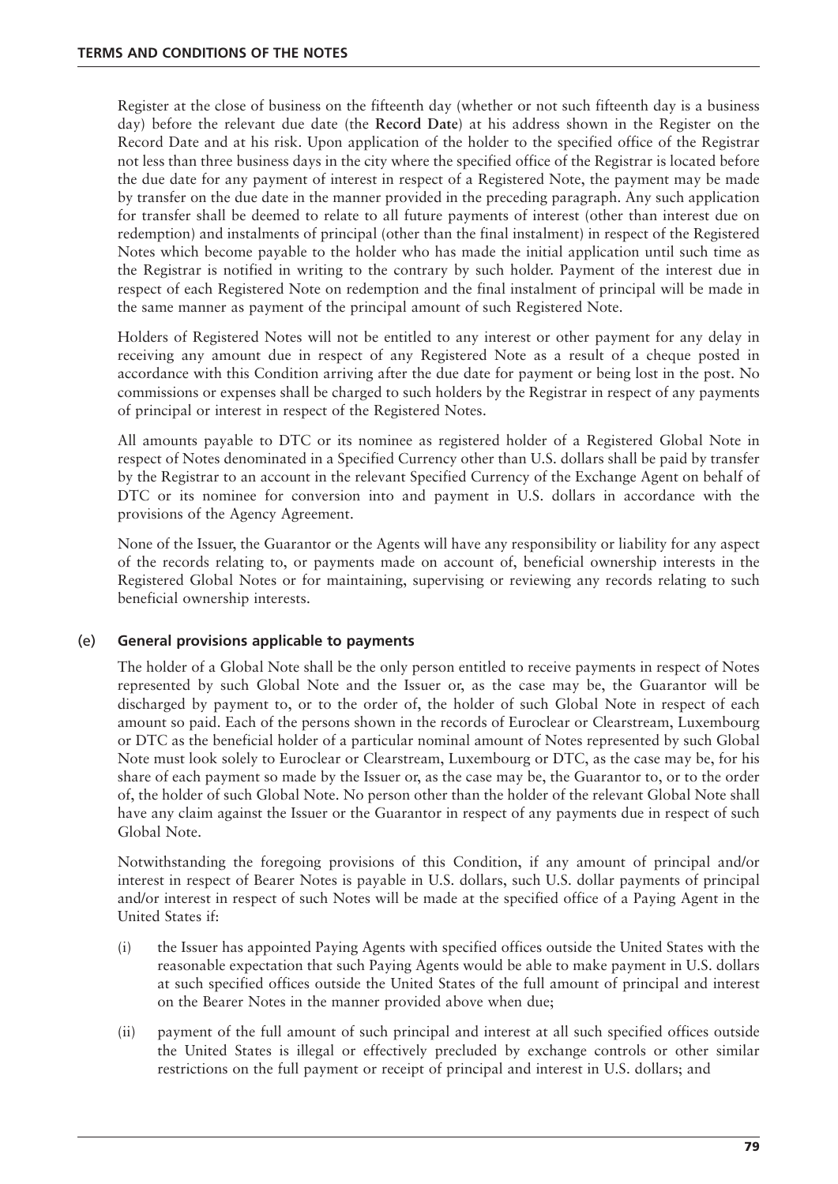Register at the close of business on the fifteenth day (whether or not such fifteenth day is a business day) before the relevant due date (the **Record Date**) at his address shown in the Register on the Record Date and at his risk. Upon application of the holder to the specified office of the Registrar not less than three business days in the city where the specified office of the Registrar is located before the due date for any payment of interest in respect of a Registered Note, the payment may be made by transfer on the due date in the manner provided in the preceding paragraph. Any such application for transfer shall be deemed to relate to all future payments of interest (other than interest due on redemption) and instalments of principal (other than the final instalment) in respect of the Registered Notes which become payable to the holder who has made the initial application until such time as the Registrar is notified in writing to the contrary by such holder. Payment of the interest due in respect of each Registered Note on redemption and the final instalment of principal will be made in the same manner as payment of the principal amount of such Registered Note.

Holders of Registered Notes will not be entitled to any interest or other payment for any delay in receiving any amount due in respect of any Registered Note as a result of a cheque posted in accordance with this Condition arriving after the due date for payment or being lost in the post. No commissions or expenses shall be charged to such holders by the Registrar in respect of any payments of principal or interest in respect of the Registered Notes.

All amounts payable to DTC or its nominee as registered holder of a Registered Global Note in respect of Notes denominated in a Specified Currency other than U.S. dollars shall be paid by transfer by the Registrar to an account in the relevant Specified Currency of the Exchange Agent on behalf of DTC or its nominee for conversion into and payment in U.S. dollars in accordance with the provisions of the Agency Agreement.

None of the Issuer, the Guarantor or the Agents will have any responsibility or liability for any aspect of the records relating to, or payments made on account of, beneficial ownership interests in the Registered Global Notes or for maintaining, supervising or reviewing any records relating to such beneficial ownership interests.

### (e) General provisions applicable to payments

The holder of a Global Note shall be the only person entitled to receive payments in respect of Notes represented by such Global Note and the Issuer or, as the case may be, the Guarantor will be discharged by payment to, or to the order of, the holder of such Global Note in respect of each amount so paid. Each of the persons shown in the records of Euroclear or Clearstream, Luxembourg or DTC as the beneficial holder of a particular nominal amount of Notes represented by such Global Note must look solely to Euroclear or Clearstream, Luxembourg or DTC, as the case may be, for his share of each payment so made by the Issuer or, as the case may be, the Guarantor to, or to the order of, the holder of such Global Note. No person other than the holder of the relevant Global Note shall have any claim against the Issuer or the Guarantor in respect of any payments due in respect of such Global Note.

Notwithstanding the foregoing provisions of this Condition, if any amount of principal and/or interest in respect of Bearer Notes is payable in U.S. dollars, such U.S. dollar payments of principal and/or interest in respect of such Notes will be made at the specified office of a Paying Agent in the United States if:

(i) the Issuer has appointed Paying Agents with specified offices outside the United States with the reasonable expectation that such Paying Agents would be able to make payment in U.S. dollars at such specified offices outside the United States of the full amount of principal and interest on the Bearer Notes in the manner provided above when due;

(ii) payment of the full amount of such principal and interest at all such specified offices outside the United States is illegal or effectively precluded by exchange controls or other similar restrictions on the full payment or receipt of principal and interest in U.S. dollars; and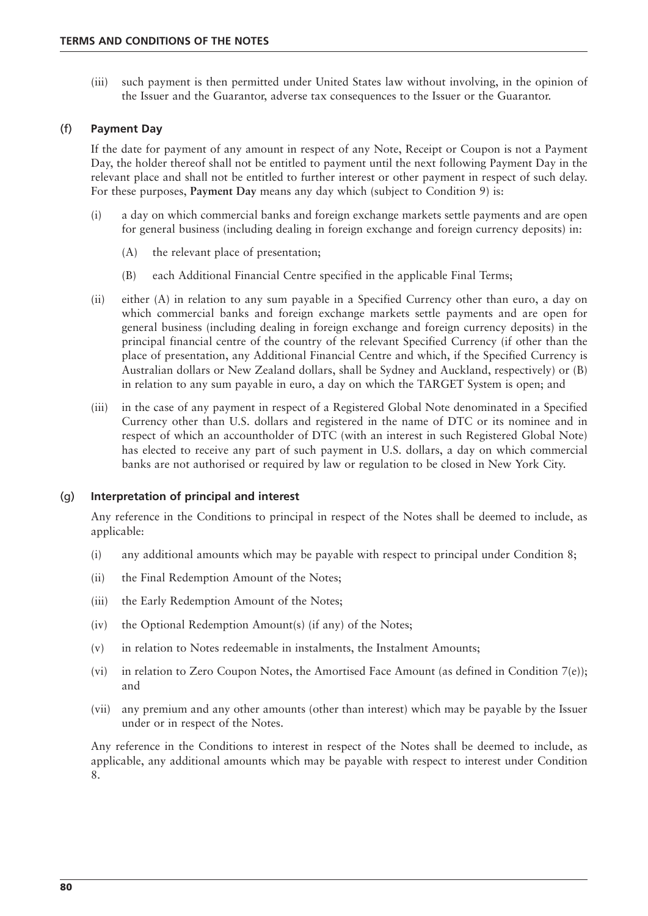(iii) such payment is then permitted under United States law without involving, in the opinion of the Issuer and the Guarantor, adverse tax consequences to the Issuer or the Guarantor.

### (f) Payment Day

If the date for payment of any amount in respect of any Note, Receipt or Coupon is not a Payment Day, the holder thereof shall not be entitled to payment until the next following Payment Day in the relevant place and shall not be entitled to further interest or other payment in respect of such delay. For these purposes, **Payment Day** means any day which (subject to Condition 9) is:

(i) a day on which commercial banks and foreign exchange markets settle payments and are open for general business (including dealing in foreign exchange and foreign currency deposits) in:

(A) the relevant place of presentation;

(B) each Additional Financial Centre specified in the applicable Final Terms;

(ii) either (A) in relation to any sum payable in a Specified Currency other than euro, a day on which commercial banks and foreign exchange markets settle payments and are open for general business (including dealing in foreign exchange and foreign currency deposits) in the principal financial centre of the country of the relevant Specified Currency (if other than the place of presentation, any Additional Financial Centre and which, if the Specified Currency is Australian dollars or New Zealand dollars, shall be Sydney and Auckland, respectively) or (B) in relation to any sum payable in euro, a day on which the TARGET System is open; and

(iii) in the case of any payment in respect of a Registered Global Note denominated in a Specified Currency other than U.S. dollars and registered in the name of DTC or its nominee and in respect of which an accountholder of DTC (with an interest in such Registered Global Note) has elected to receive any part of such payment in U.S. dollars, a day on which commercial banks are not authorised or required by law or regulation to be closed in New York City.

### (g) Interpretation of principal and interest

Any reference in the Conditions to principal in respect of the Notes shall be deemed to include, as applicable:

(i) any additional amounts which may be payable with respect to principal under Condition 8;

(ii) the Final Redemption Amount of the Notes;

(iii) the Early Redemption Amount of the Notes;

(iv) the Optional Redemption Amount(s) (if any) of the Notes;

(v) in relation to Notes redeemable in instalments, the Instalment Amounts;

(vi) in relation to Zero Coupon Notes, the Amortised Face Amount (as defined in Condition 7(e)); and

(vii) any premium and any other amounts (other than interest) which may be payable by the Issuer under or in respect of the Notes.

Any reference in the Conditions to interest in respect of the Notes shall be deemed to include, as applicable, any additional amounts which may be payable with respect to interest under Condition 8.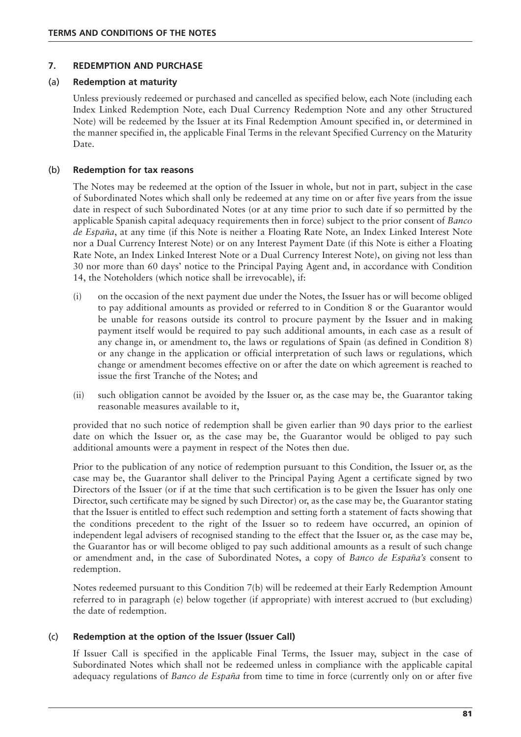## 7. REDEMPTION AND PURCHASE

### (a) Redemption at maturity

Unless previously redeemed or purchased and cancelled as specified below, each Note (including each Index Linked Redemption Note, each Dual Currency Redemption Note and any other Structured Note) will be redeemed by the Issuer at its Final Redemption Amount specified in, or determined in the manner specified in, the applicable Final Terms in the relevant Specified Currency on the Maturity Date.

### (b) Redemption for tax reasons

The Notes may be redeemed at the option of the Issuer in whole, but not in part, subject in the case of Subordinated Notes which shall only be redeemed at any time on or after five years from the issue date in respect of such Subordinated Notes (or at any time prior to such date if so permitted by the applicable Spanish capital adequacy requirements then in force) subject to the prior consent of *Banco de España*, at any time (if this Note is neither a Floating Rate Note, an Index Linked Interest Note nor a Dual Currency Interest Note) or on any Interest Payment Date (if this Note is either a Floating Rate Note, an Index Linked Interest Note or a Dual Currency Interest Note), on giving not less than 30 nor more than 60 days' notice to the Principal Paying Agent and, in accordance with Condition 14, the Noteholders (which notice shall be irrevocable), if:

(i) on the occasion of the next payment due under the Notes, the Issuer has or will become obliged to pay additional amounts as provided or referred to in Condition 8 or the Guarantor would be unable for reasons outside its control to procure payment by the Issuer and in making payment itself would be required to pay such additional amounts, in each case as a result of any change in, or amendment to, the laws or regulations of Spain (as defined in Condition 8) or any change in the application or official interpretation of such laws or regulations, which change or amendment becomes effective on or after the date on which agreement is reached to issue the first Tranche of the Notes; and

(ii) such obligation cannot be avoided by the Issuer or, as the case may be, the Guarantor taking reasonable measures available to it,

provided that no such notice of redemption shall be given earlier than 90 days prior to the earliest date on which the Issuer or, as the case may be, the Guarantor would be obliged to pay such additional amounts were a payment in respect of the Notes then due.

Prior to the publication of any notice of redemption pursuant to this Condition, the Issuer or, as the case may be, the Guarantor shall deliver to the Principal Paying Agent a certificate signed by two Directors of the Issuer (or if at the time that such certification is to be given the Issuer has only one Director, such certificate may be signed by such Director) or, as the case may be, the Guarantor stating that the Issuer is entitled to effect such redemption and setting forth a statement of facts showing that the conditions precedent to the right of the Issuer so to redeem have occurred, an opinion of independent legal advisers of recognised standing to the effect that the Issuer or, as the case may be, the Guarantor has or will become obliged to pay such additional amounts as a result of such change or amendment and, in the case of Subordinated Notes, a copy of *Banco de España's* consent to redemption.

Notes redeemed pursuant to this Condition 7(b) will be redeemed at their Early Redemption Amount referred to in paragraph (e) below together (if appropriate) with interest accrued to (but excluding) the date of redemption.

### (c) Redemption at the option of the Issuer (Issuer Call)

If Issuer Call is specified in the applicable Final Terms, the Issuer may, subject in the case of Subordinated Notes which shall not be redeemed unless in compliance with the applicable capital adequacy regulations of *Banco de España* from time to time in force (currently only on or after five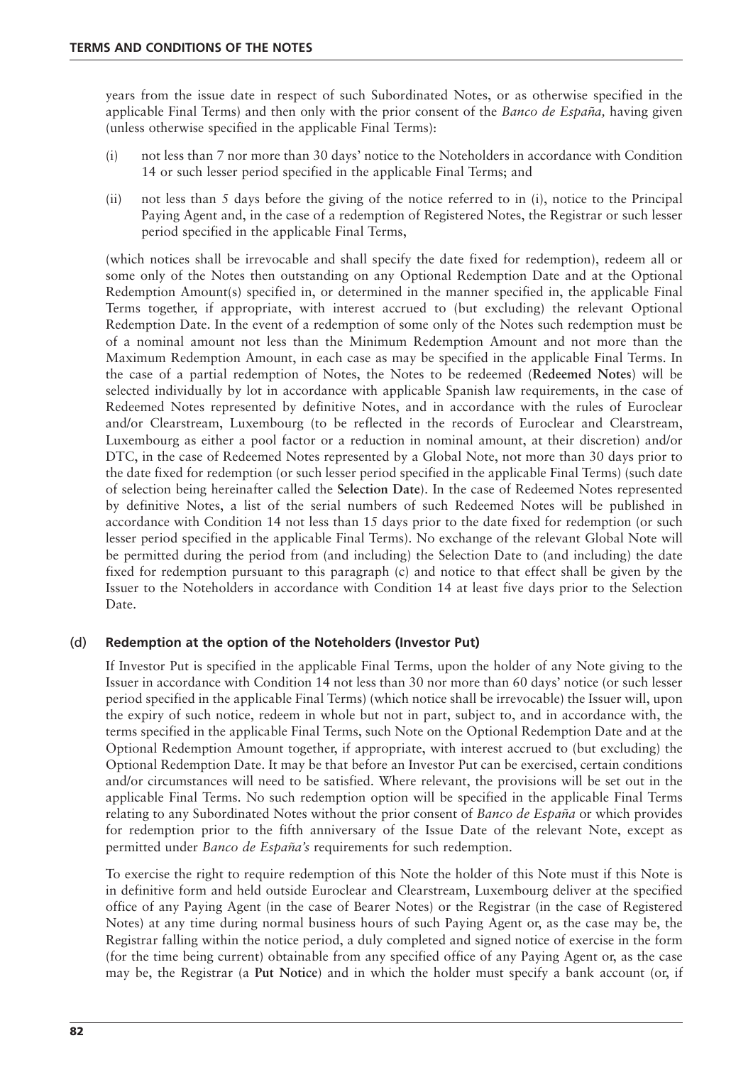years from the issue date in respect of such Subordinated Notes, or as otherwise specified in the applicable Final Terms) and then only with the prior consent of the *Banco de España,* having given (unless otherwise specified in the applicable Final Terms):

(i) not less than 7 nor more than 30 days' notice to the Noteholders in accordance with Condition 14 or such lesser period specified in the applicable Final Terms; and

(ii) not less than 5 days before the giving of the notice referred to in (i), notice to the Principal Paying Agent and, in the case of a redemption of Registered Notes, the Registrar or such lesser period specified in the applicable Final Terms,

(which notices shall be irrevocable and shall specify the date fixed for redemption), redeem all or some only of the Notes then outstanding on any Optional Redemption Date and at the Optional Redemption Amount(s) specified in, or determined in the manner specified in, the applicable Final Terms together, if appropriate, with interest accrued to (but excluding) the relevant Optional Redemption Date. In the event of a redemption of some only of the Notes such redemption must be of a nominal amount not less than the Minimum Redemption Amount and not more than the Maximum Redemption Amount, in each case as may be specified in the applicable Final Terms. In the case of a partial redemption of Notes, the Notes to be redeemed (**Redeemed Notes**) will be selected individually by lot in accordance with applicable Spanish law requirements, in the case of Redeemed Notes represented by definitive Notes, and in accordance with the rules of Euroclear and/or Clearstream, Luxembourg (to be reflected in the records of Euroclear and Clearstream, Luxembourg as either a pool factor or a reduction in nominal amount, at their discretion) and/or DTC, in the case of Redeemed Notes represented by a Global Note, not more than 30 days prior to the date fixed for redemption (or such lesser period specified in the applicable Final Terms) (such date of selection being hereinafter called the **Selection Date**). In the case of Redeemed Notes represented by definitive Notes, a list of the serial numbers of such Redeemed Notes will be published in accordance with Condition 14 not less than 15 days prior to the date fixed for redemption (or such lesser period specified in the applicable Final Terms). No exchange of the relevant Global Note will be permitted during the period from (and including) the Selection Date to (and including) the date fixed for redemption pursuant to this paragraph (c) and notice to that effect shall be given by the Issuer to the Noteholders in accordance with Condition 14 at least five days prior to the Selection Date.

### (d) Redemption at the option of the Noteholders (Investor Put)

If Investor Put is specified in the applicable Final Terms, upon the holder of any Note giving to the Issuer in accordance with Condition 14 not less than 30 nor more than 60 days' notice (or such lesser period specified in the applicable Final Terms) (which notice shall be irrevocable) the Issuer will, upon the expiry of such notice, redeem in whole but not in part, subject to, and in accordance with, the terms specified in the applicable Final Terms, such Note on the Optional Redemption Date and at the Optional Redemption Amount together, if appropriate, with interest accrued to (but excluding) the Optional Redemption Date. It may be that before an Investor Put can be exercised, certain conditions and/or circumstances will need to be satisfied. Where relevant, the provisions will be set out in the applicable Final Terms. No such redemption option will be specified in the applicable Final Terms relating to any Subordinated Notes without the prior consent of *Banco de España* or which provides for redemption prior to the fifth anniversary of the Issue Date of the relevant Note, except as permitted under *Banco de España's* requirements for such redemption.

To exercise the right to require redemption of this Note the holder of this Note must if this Note is in definitive form and held outside Euroclear and Clearstream, Luxembourg deliver at the specified office of any Paying Agent (in the case of Bearer Notes) or the Registrar (in the case of Registered Notes) at any time during normal business hours of such Paying Agent or, as the case may be, the Registrar falling within the notice period, a duly completed and signed notice of exercise in the form (for the time being current) obtainable from any specified office of any Paying Agent or, as the case may be, the Registrar (a **Put Notice**) and in which the holder must specify a bank account (or, if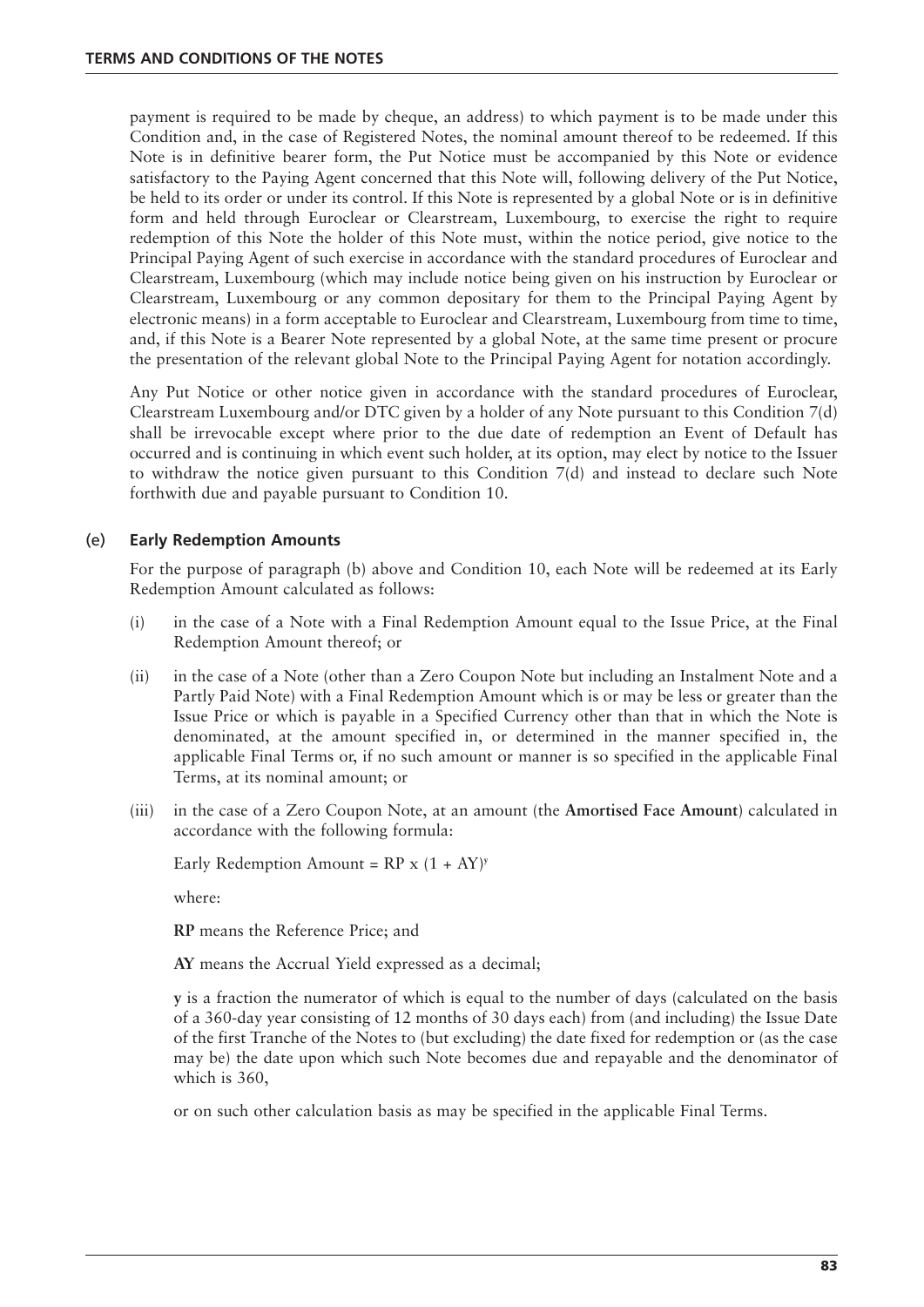payment is required to be made by cheque, an address) to which payment is to be made under this Condition and, in the case of Registered Notes, the nominal amount thereof to be redeemed. If this Note is in definitive bearer form, the Put Notice must be accompanied by this Note or evidence satisfactory to the Paying Agent concerned that this Note will, following delivery of the Put Notice, be held to its order or under its control. If this Note is represented by a global Note or is in definitive form and held through Euroclear or Clearstream, Luxembourg, to exercise the right to require redemption of this Note the holder of this Note must, within the notice period, give notice to the Principal Paying Agent of such exercise in accordance with the standard procedures of Euroclear and Clearstream, Luxembourg (which may include notice being given on his instruction by Euroclear or Clearstream, Luxembourg or any common depositary for them to the Principal Paying Agent by electronic means) in a form acceptable to Euroclear and Clearstream, Luxembourg from time to time, and, if this Note is a Bearer Note represented by a global Note, at the same time present or procure the presentation of the relevant global Note to the Principal Paying Agent for notation accordingly.

Any Put Notice or other notice given in accordance with the standard procedures of Euroclear, Clearstream Luxembourg and/or DTC given by a holder of any Note pursuant to this Condition 7(d) shall be irrevocable except where prior to the due date of redemption an Event of Default has occurred and is continuing in which event such holder, at its option, may elect by notice to the Issuer to withdraw the notice given pursuant to this Condition 7(d) and instead to declare such Note forthwith due and payable pursuant to Condition 10.

### (e) Early Redemption Amounts

For the purpose of paragraph (b) above and Condition 10, each Note will be redeemed at its Early Redemption Amount calculated as follows:

(i) in the case of a Note with a Final Redemption Amount equal to the Issue Price, at the Final Redemption Amount thereof; or

(ii) in the case of a Note (other than a Zero Coupon Note but including an Instalment Note and a Partly Paid Note) with a Final Redemption Amount which is or may be less or greater than the Issue Price or which is payable in a Specified Currency other than that in which the Note is denominated, at the amount specified in, or determined in the manner specified in, the applicable Final Terms or, if no such amount or manner is so specified in the applicable Final Terms, at its nominal amount; or

(iii) in the case of a Zero Coupon Note, at an amount (the **Amortised Face Amount**) calculated in accordance with the following formula:

Early Redemption Amount = $RP \times (1 + AY)^{y}$

where:

**RP** means the Reference Price; and

**AY** means the Accrual Yield expressed as a decimal;

**y** is a fraction the numerator of which is equal to the number of days (calculated on the basis of a 360-day year consisting of 12 months of 30 days each) from (and including) the Issue Date of the first Tranche of the Notes to (but excluding) the date fixed for redemption or (as the case may be) the date upon which such Note becomes due and repayable and the denominator of which is 360,

or on such other calculation basis as may be specified in the applicable Final Terms.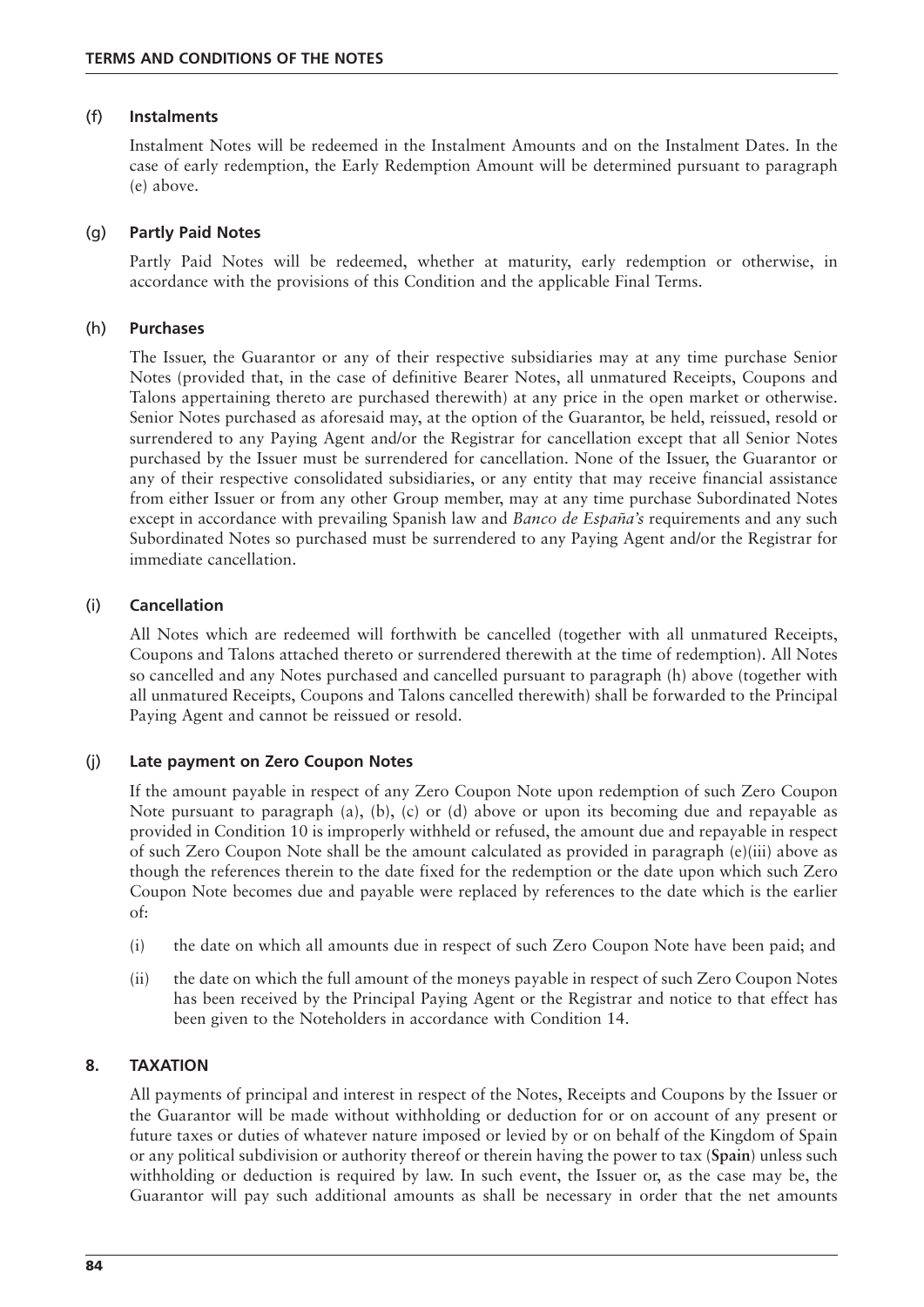### (f) Instalments

Instalment Notes will be redeemed in the Instalment Amounts and on the Instalment Dates. In the case of early redemption, the Early Redemption Amount will be determined pursuant to paragraph (e) above.

### (g) Partly Paid Notes

Partly Paid Notes will be redeemed, whether at maturity, early redemption or otherwise, in accordance with the provisions of this Condition and the applicable Final Terms.

### (h) Purchases

The Issuer, the Guarantor or any of their respective subsidiaries may at any time purchase Senior Notes (provided that, in the case of definitive Bearer Notes, all unmatured Receipts, Coupons and Talons appertaining thereto are purchased therewith) at any price in the open market or otherwise. Senior Notes purchased as aforesaid may, at the option of the Guarantor, be held, reissued, resold or surrendered to any Paying Agent and/or the Registrar for cancellation except that all Senior Notes purchased by the Issuer must be surrendered for cancellation. None of the Issuer, the Guarantor or any of their respective consolidated subsidiaries, or any entity that may receive financial assistance from either Issuer or from any other Group member, may at any time purchase Subordinated Notes except in accordance with prevailing Spanish law and *Banco de España's* requirements and any such Subordinated Notes so purchased must be surrendered to any Paying Agent and/or the Registrar for immediate cancellation.

### (i) Cancellation

All Notes which are redeemed will forthwith be cancelled (together with all unmatured Receipts, Coupons and Talons attached thereto or surrendered therewith at the time of redemption). All Notes so cancelled and any Notes purchased and cancelled pursuant to paragraph (h) above (together with all unmatured Receipts, Coupons and Talons cancelled therewith) shall be forwarded to the Principal Paying Agent and cannot be reissued or resold.

### (j) Late payment on Zero Coupon Notes

If the amount payable in respect of any Zero Coupon Note upon redemption of such Zero Coupon Note pursuant to paragraph (a), (b), (c) or (d) above or upon its becoming due and repayable as provided in Condition 10 is improperly withheld or refused, the amount due and repayable in respect of such Zero Coupon Note shall be the amount calculated as provided in paragraph (e)(iii) above as though the references therein to the date fixed for the redemption or the date upon which such Zero Coupon Note becomes due and payable were replaced by references to the date which is the earlier of:

(i) the date on which all amounts due in respect of such Zero Coupon Note have been paid; and

(ii) the date on which the full amount of the moneys payable in respect of such Zero Coupon Notes has been received by the Principal Paying Agent or the Registrar and notice to that effect has been given to the Noteholders in accordance with Condition 14.

## 8. TAXATION

All payments of principal and interest in respect of the Notes, Receipts and Coupons by the Issuer or the Guarantor will be made without withholding or deduction for or on account of any present or future taxes or duties of whatever nature imposed or levied by or on behalf of the Kingdom of Spain or any political subdivision or authority thereof or therein having the power to tax (**Spain**) unless such withholding or deduction is required by law. In such event, the Issuer or, as the case may be, the Guarantor will pay such additional amounts as shall be necessary in order that the net amounts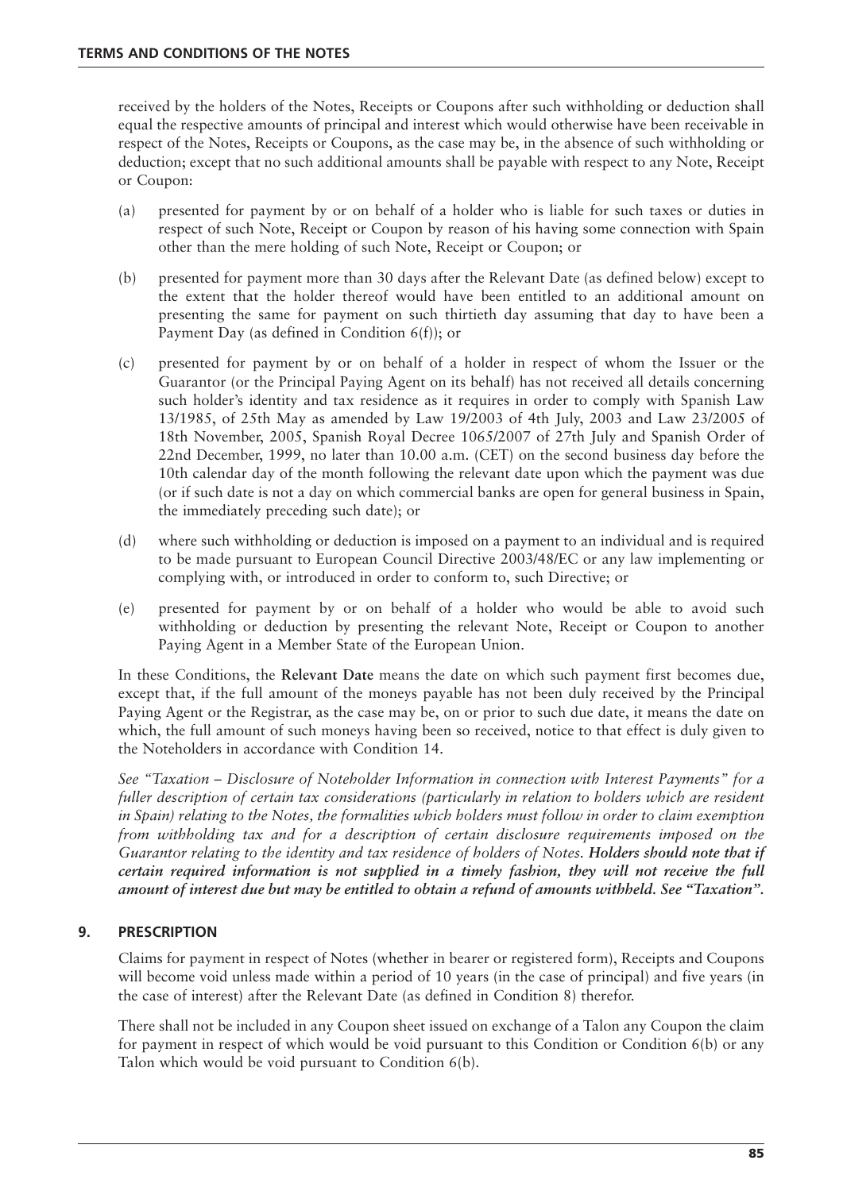received by the holders of the Notes, Receipts or Coupons after such withholding or deduction shall equal the respective amounts of principal and interest which would otherwise have been receivable in respect of the Notes, Receipts or Coupons, as the case may be, in the absence of such withholding or deduction; except that no such additional amounts shall be payable with respect to any Note, Receipt or Coupon:

(a) presented for payment by or on behalf of a holder who is liable for such taxes or duties in respect of such Note, Receipt or Coupon by reason of his having some connection with Spain other than the mere holding of such Note, Receipt or Coupon; or

(b) presented for payment more than 30 days after the Relevant Date (as defined below) except to the extent that the holder thereof would have been entitled to an additional amount on presenting the same for payment on such thirtieth day assuming that day to have been a Payment Day (as defined in Condition 6(f)); or

(c) presented for payment by or on behalf of a holder in respect of whom the Issuer or the Guarantor (or the Principal Paying Agent on its behalf) has not received all details concerning such holder's identity and tax residence as it requires in order to comply with Spanish Law 13/1985, of 25th May as amended by Law 19/2003 of 4th July, 2003 and Law 23/2005 of 18th November, 2005, Spanish Royal Decree 1065/2007 of 27th July and Spanish Order of 22nd December, 1999, no later than 10.00 a.m. (CET) on the second business day before the 10th calendar day of the month following the relevant date upon which the payment was due (or if such date is not a day on which commercial banks are open for general business in Spain, the immediately preceding such date); or

(d) where such withholding or deduction is imposed on a payment to an individual and is required to be made pursuant to European Council Directive 2003/48/EC or any law implementing or complying with, or introduced in order to conform to, such Directive; or

(e) presented for payment by or on behalf of a holder who would be able to avoid such withholding or deduction by presenting the relevant Note, Receipt or Coupon to another Paying Agent in a Member State of the European Union.

In these Conditions, the **Relevant Date** means the date on which such payment first becomes due, except that, if the full amount of the moneys payable has not been duly received by the Principal Paying Agent or the Registrar, as the case may be, on or prior to such due date, it means the date on which, the full amount of such moneys having been so received, notice to that effect is duly given to the Noteholders in accordance with Condition 14.

*See "Taxation – Disclosure of Noteholder Information in connection with Interest Payments" for a fuller description of certain tax considerations (particularly in relation to holders which are resident in Spain) relating to the Notes, the formalities which holders must follow in order to claim exemption from withholding tax and for a description of certain disclosure requirements imposed on the Guarantor relating to the identity and tax residence of holders of Notes.* ***Holders should note that if certain required information is not supplied in a timely fashion, they will not receive the full amount of interest due but may be entitled to obtain a refund of amounts withheld. See "Taxation".***

## 9. PRESCRIPTION

Claims for payment in respect of Notes (whether in bearer or registered form), Receipts and Coupons will become void unless made within a period of 10 years (in the case of principal) and five years (in the case of interest) after the Relevant Date (as defined in Condition 8) therefor.

There shall not be included in any Coupon sheet issued on exchange of a Talon any Coupon the claim for payment in respect of which would be void pursuant to this Condition or Condition 6(b) or any Talon which would be void pursuant to Condition 6(b).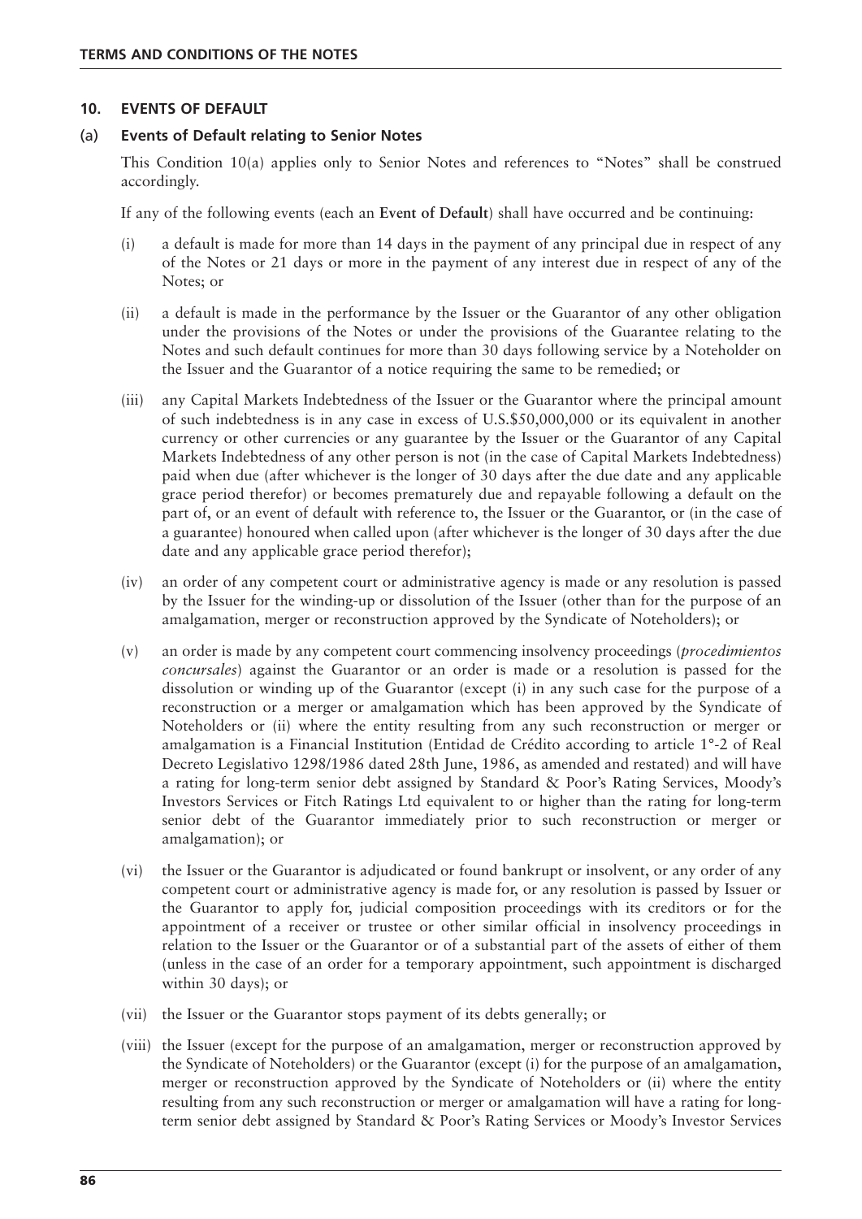## 10. EVENTS OF DEFAULT

### (a) Events of Default relating to Senior Notes

This Condition 10(a) applies only to Senior Notes and references to "Notes" shall be construed accordingly.

If any of the following events (each an **Event of Default**) shall have occurred and be continuing:

(i) a default is made for more than 14 days in the payment of any principal due in respect of any of the Notes or 21 days or more in the payment of any interest due in respect of any of the Notes; or

(ii) a default is made in the performance by the Issuer or the Guarantor of any other obligation under the provisions of the Notes or under the provisions of the Guarantee relating to the Notes and such default continues for more than 30 days following service by a Noteholder on the Issuer and the Guarantor of a notice requiring the same to be remedied; or

(iii) any Capital Markets Indebtedness of the Issuer or the Guarantor where the principal amount of such indebtedness is in any case in excess of U.S.$50,000,000 or its equivalent in another currency or other currencies or any guarantee by the Issuer or the Guarantor of any Capital Markets Indebtedness of any other person is not (in the case of Capital Markets Indebtedness) paid when due (after whichever is the longer of 30 days after the due date and any applicable grace period therefor) or becomes prematurely due and repayable following a default on the part of, or an event of default with reference to, the Issuer or the Guarantor, or (in the case of a guarantee) honoured when called upon (after whichever is the longer of 30 days after the due date and any applicable grace period therefor);

(iv) an order of any competent court or administrative agency is made or any resolution is passed by the Issuer for the winding-up or dissolution of the Issuer (other than for the purpose of an amalgamation, merger or reconstruction approved by the Syndicate of Noteholders); or

(v) an order is made by any competent court commencing insolvency proceedings (*procedimientos concursales*) against the Guarantor or an order is made or a resolution is passed for the dissolution or winding up of the Guarantor (except (i) in any such case for the purpose of a reconstruction or a merger or amalgamation which has been approved by the Syndicate of Noteholders or (ii) where the entity resulting from any such reconstruction or merger or amalgamation is a Financial Institution (Entidad de Crédito according to article 1°-2 of Real Decreto Legislativo 1298/1986 dated 28th June, 1986, as amended and restated) and will have a rating for long-term senior debt assigned by Standard & Poor's Rating Services, Moody's Investors Services or Fitch Ratings Ltd equivalent to or higher than the rating for long-term senior debt of the Guarantor immediately prior to such reconstruction or merger or amalgamation); or

(vi) the Issuer or the Guarantor is adjudicated or found bankrupt or insolvent, or any order of any competent court or administrative agency is made for, or any resolution is passed by Issuer or the Guarantor to apply for, judicial composition proceedings with its creditors or for the appointment of a receiver or trustee or other similar official in insolvency proceedings in relation to the Issuer or the Guarantor or of a substantial part of the assets of either of them (unless in the case of an order for a temporary appointment, such appointment is discharged within 30 days); or

(vii) the Issuer or the Guarantor stops payment of its debts generally; or

(viii) the Issuer (except for the purpose of an amalgamation, merger or reconstruction approved by the Syndicate of Noteholders) or the Guarantor (except (i) for the purpose of an amalgamation, merger or reconstruction approved by the Syndicate of Noteholders or (ii) where the entity resulting from any such reconstruction or merger or amalgamation will have a rating for long-term senior debt assigned by Standard & Poor's Rating Services or Moody's Investor Services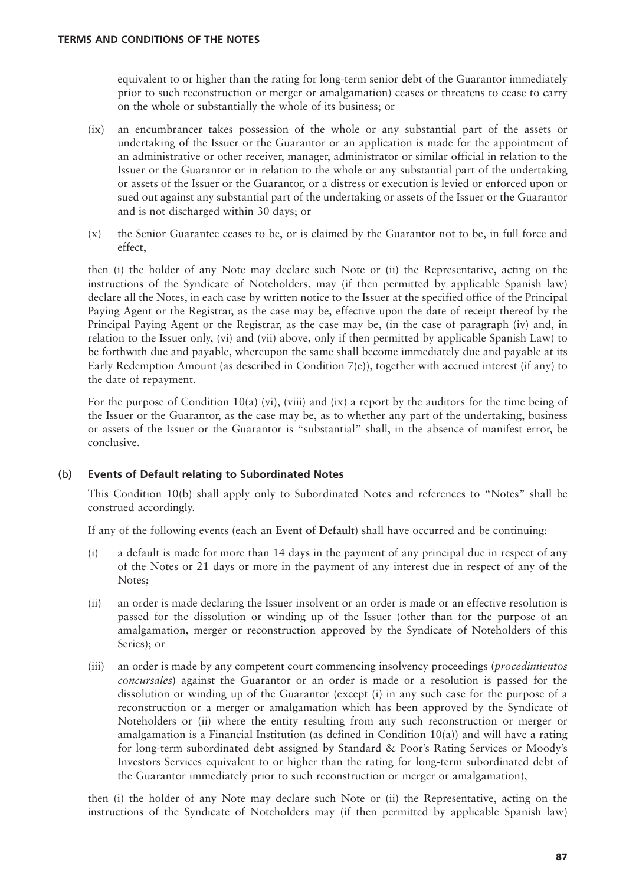equivalent to or higher than the rating for long-term senior debt of the Guarantor immediately prior to such reconstruction or merger or amalgamation) ceases or threatens to cease to carry on the whole or substantially the whole of its business; or

(ix) an encumbrancer takes possession of the whole or any substantial part of the assets or undertaking of the Issuer or the Guarantor or an application is made for the appointment of an administrative or other receiver, manager, administrator or similar official in relation to the Issuer or the Guarantor or in relation to the whole or any substantial part of the undertaking or assets of the Issuer or the Guarantor, or a distress or execution is levied or enforced upon or sued out against any substantial part of the undertaking or assets of the Issuer or the Guarantor and is not discharged within 30 days; or

(x) the Senior Guarantee ceases to be, or is claimed by the Guarantor not to be, in full force and effect,

then (i) the holder of any Note may declare such Note or (ii) the Representative, acting on the instructions of the Syndicate of Noteholders, may (if then permitted by applicable Spanish law) declare all the Notes, in each case by written notice to the Issuer at the specified office of the Principal Paying Agent or the Registrar, as the case may be, effective upon the date of receipt thereof by the Principal Paying Agent or the Registrar, as the case may be, (in the case of paragraph (iv) and, in relation to the Issuer only, (vi) and (vii) above, only if then permitted by applicable Spanish Law) to be forthwith due and payable, whereupon the same shall become immediately due and payable at its Early Redemption Amount (as described in Condition 7(e)), together with accrued interest (if any) to the date of repayment.

For the purpose of Condition 10(a) (vi), (viii) and (ix) a report by the auditors for the time being of the Issuer or the Guarantor, as the case may be, as to whether any part of the undertaking, business or assets of the Issuer or the Guarantor is "substantial" shall, in the absence of manifest error, be conclusive.

### (b) Events of Default relating to Subordinated Notes

This Condition 10(b) shall apply only to Subordinated Notes and references to "Notes" shall be construed accordingly.

If any of the following events (each an **Event of Default**) shall have occurred and be continuing:

(i) a default is made for more than 14 days in the payment of any principal due in respect of any of the Notes or 21 days or more in the payment of any interest due in respect of any of the Notes;

(ii) an order is made declaring the Issuer insolvent or an order is made or an effective resolution is passed for the dissolution or winding up of the Issuer (other than for the purpose of an amalgamation, merger or reconstruction approved by the Syndicate of Noteholders of this Series); or

(iii) an order is made by any competent court commencing insolvency proceedings (*procedimientos concursales*) against the Guarantor or an order is made or a resolution is passed for the dissolution or winding up of the Guarantor (except (i) in any such case for the purpose of a reconstruction or a merger or amalgamation which has been approved by the Syndicate of Noteholders or (ii) where the entity resulting from any such reconstruction or merger or amalgamation is a Financial Institution (as defined in Condition 10(a)) and will have a rating for long-term subordinated debt assigned by Standard & Poor's Rating Services or Moody's Investors Services equivalent to or higher than the rating for long-term subordinated debt of the Guarantor immediately prior to such reconstruction or merger or amalgamation),

then (i) the holder of any Note may declare such Note or (ii) the Representative, acting on the instructions of the Syndicate of Noteholders may (if then permitted by applicable Spanish law)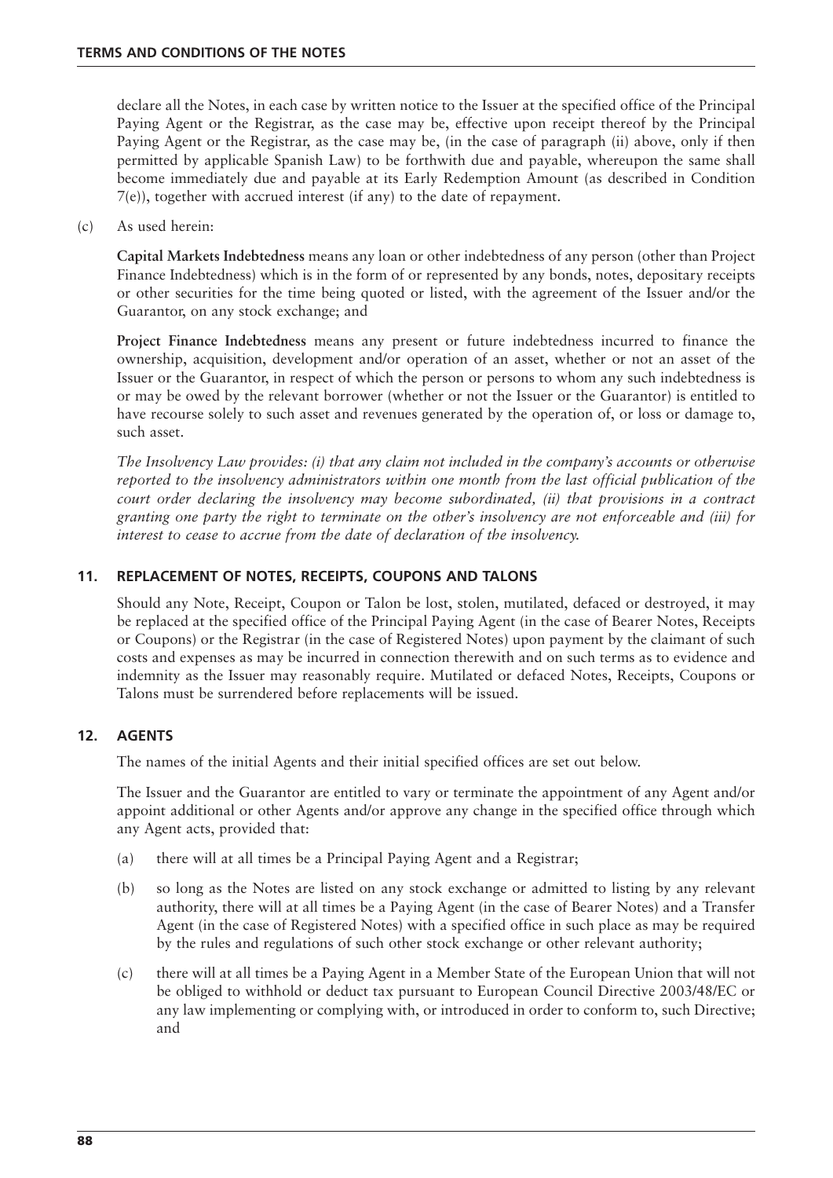declare all the Notes, in each case by written notice to the Issuer at the specified office of the Principal Paying Agent or the Registrar, as the case may be, effective upon receipt thereof by the Principal Paying Agent or the Registrar, as the case may be, (in the case of paragraph (ii) above, only if then permitted by applicable Spanish Law) to be forthwith due and payable, whereupon the same shall become immediately due and payable at its Early Redemption Amount (as described in Condition 7(e)), together with accrued interest (if any) to the date of repayment.

(c) As used herein:

**Capital Markets Indebtedness** means any loan or other indebtedness of any person (other than Project Finance Indebtedness) which is in the form of or represented by any bonds, notes, depositary receipts or other securities for the time being quoted or listed, with the agreement of the Issuer and/or the Guarantor, on any stock exchange; and

**Project Finance Indebtedness** means any present or future indebtedness incurred to finance the ownership, acquisition, development and/or operation of an asset, whether or not an asset of the Issuer or the Guarantor, in respect of which the person or persons to whom any such indebtedness is or may be owed by the relevant borrower (whether or not the Issuer or the Guarantor) is entitled to have recourse solely to such asset and revenues generated by the operation of, or loss or damage to, such asset.

*The Insolvency Law provides: (i) that any claim not included in the company's accounts or otherwise reported to the insolvency administrators within one month from the last official publication of the court order declaring the insolvency may become subordinated, (ii) that provisions in a contract granting one party the right to terminate on the other's insolvency are not enforceable and (iii) for interest to cease to accrue from the date of declaration of the insolvency.*

## 11. REPLACEMENT OF NOTES, RECEIPTS, COUPONS AND TALONS

Should any Note, Receipt, Coupon or Talon be lost, stolen, mutilated, defaced or destroyed, it may be replaced at the specified office of the Principal Paying Agent (in the case of Bearer Notes, Receipts or Coupons) or the Registrar (in the case of Registered Notes) upon payment by the claimant of such costs and expenses as may be incurred in connection therewith and on such terms as to evidence and indemnity as the Issuer may reasonably require. Mutilated or defaced Notes, Receipts, Coupons or Talons must be surrendered before replacements will be issued.

## 12. AGENTS

The names of the initial Agents and their initial specified offices are set out below.

The Issuer and the Guarantor are entitled to vary or terminate the appointment of any Agent and/or appoint additional or other Agents and/or approve any change in the specified office through which any Agent acts, provided that:

(a) there will at all times be a Principal Paying Agent and a Registrar;

(b) so long as the Notes are listed on any stock exchange or admitted to listing by any relevant authority, there will at all times be a Paying Agent (in the case of Bearer Notes) and a Transfer Agent (in the case of Registered Notes) with a specified office in such place as may be required by the rules and regulations of such other stock exchange or other relevant authority;

(c) there will at all times be a Paying Agent in a Member State of the European Union that will not be obliged to withhold or deduct tax pursuant to European Council Directive 2003/48/EC or any law implementing or complying with, or introduced in order to conform to, such Directive; and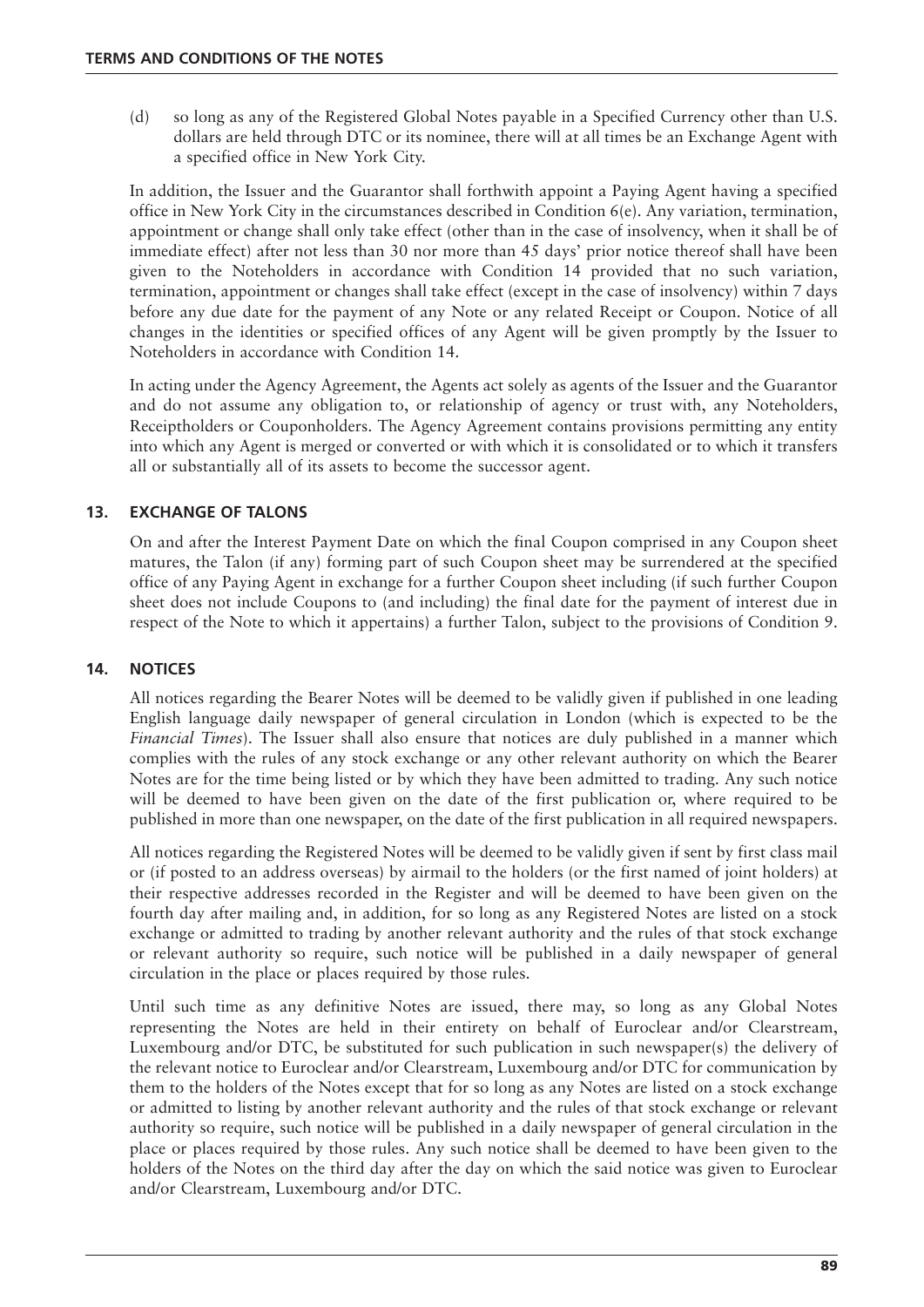(d) so long as any of the Registered Global Notes payable in a Specified Currency other than U.S. dollars are held through DTC or its nominee, there will at all times be an Exchange Agent with a specified office in New York City.

In addition, the Issuer and the Guarantor shall forthwith appoint a Paying Agent having a specified office in New York City in the circumstances described in Condition 6(e). Any variation, termination, appointment or change shall only take effect (other than in the case of insolvency, when it shall be of immediate effect) after not less than 30 nor more than 45 days' prior notice thereof shall have been given to the Noteholders in accordance with Condition 14 provided that no such variation, termination, appointment or changes shall take effect (except in the case of insolvency) within 7 days before any due date for the payment of any Note or any related Receipt or Coupon. Notice of all changes in the identities or specified offices of any Agent will be given promptly by the Issuer to Noteholders in accordance with Condition 14.

In acting under the Agency Agreement, the Agents act solely as agents of the Issuer and the Guarantor and do not assume any obligation to, or relationship of agency or trust with, any Noteholders, Receiptholders or Couponholders. The Agency Agreement contains provisions permitting any entity into which any Agent is merged or converted or with which it is consolidated or to which it transfers all or substantially all of its assets to become the successor agent.

## 13. EXCHANGE OF TALONS

On and after the Interest Payment Date on which the final Coupon comprised in any Coupon sheet matures, the Talon (if any) forming part of such Coupon sheet may be surrendered at the specified office of any Paying Agent in exchange for a further Coupon sheet including (if such further Coupon sheet does not include Coupons to (and including) the final date for the payment of interest due in respect of the Note to which it appertains) a further Talon, subject to the provisions of Condition 9.

## 14. NOTICES

All notices regarding the Bearer Notes will be deemed to be validly given if published in one leading English language daily newspaper of general circulation in London (which is expected to be the *Financial Times*). The Issuer shall also ensure that notices are duly published in a manner which complies with the rules of any stock exchange or any other relevant authority on which the Bearer Notes are for the time being listed or by which they have been admitted to trading. Any such notice will be deemed to have been given on the date of the first publication or, where required to be published in more than one newspaper, on the date of the first publication in all required newspapers.

All notices regarding the Registered Notes will be deemed to be validly given if sent by first class mail or (if posted to an address overseas) by airmail to the holders (or the first named of joint holders) at their respective addresses recorded in the Register and will be deemed to have been given on the fourth day after mailing and, in addition, for so long as any Registered Notes are listed on a stock exchange or admitted to trading by another relevant authority and the rules of that stock exchange or relevant authority so require, such notice will be published in a daily newspaper of general circulation in the place or places required by those rules.

Until such time as any definitive Notes are issued, there may, so long as any Global Notes representing the Notes are held in their entirety on behalf of Euroclear and/or Clearstream, Luxembourg and/or DTC, be substituted for such publication in such newspaper(s) the delivery of the relevant notice to Euroclear and/or Clearstream, Luxembourg and/or DTC for communication by them to the holders of the Notes except that for so long as any Notes are listed on a stock exchange or admitted to listing by another relevant authority and the rules of that stock exchange or relevant authority so require, such notice will be published in a daily newspaper of general circulation in the place or places required by those rules. Any such notice shall be deemed to have been given to the holders of the Notes on the third day after the day on which the said notice was given to Euroclear and/or Clearstream, Luxembourg and/or DTC.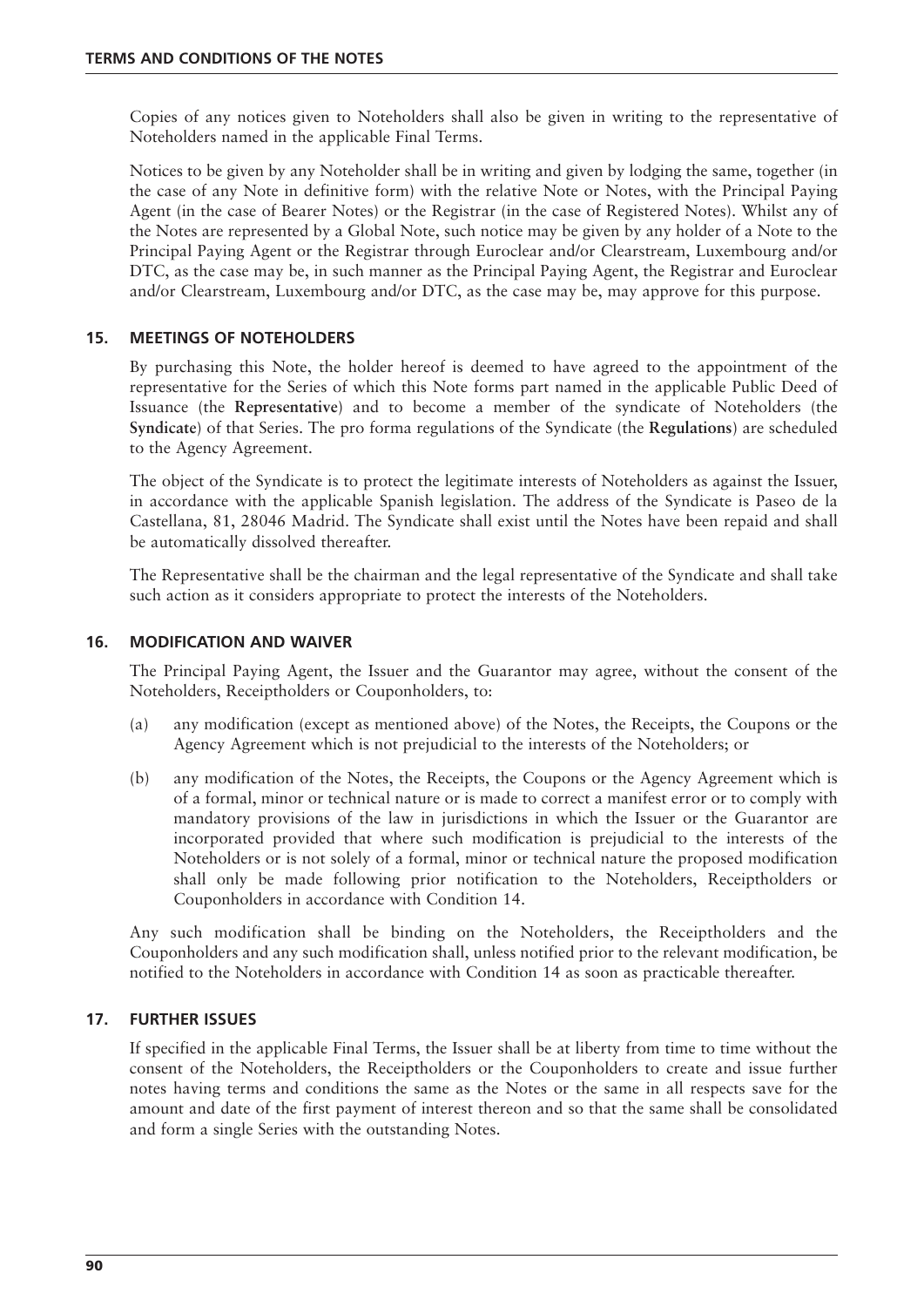Copies of any notices given to Noteholders shall also be given in writing to the representative of Noteholders named in the applicable Final Terms.

Notices to be given by any Noteholder shall be in writing and given by lodging the same, together (in the case of any Note in definitive form) with the relative Note or Notes, with the Principal Paying Agent (in the case of Bearer Notes) or the Registrar (in the case of Registered Notes). Whilst any of the Notes are represented by a Global Note, such notice may be given by any holder of a Note to the Principal Paying Agent or the Registrar through Euroclear and/or Clearstream, Luxembourg and/or DTC, as the case may be, in such manner as the Principal Paying Agent, the Registrar and Euroclear and/or Clearstream, Luxembourg and/or DTC, as the case may be, may approve for this purpose.

## 15. MEETINGS OF NOTEHOLDERS

By purchasing this Note, the holder hereof is deemed to have agreed to the appointment of the representative for the Series of which this Note forms part named in the applicable Public Deed of Issuance (the **Representative**) and to become a member of the syndicate of Noteholders (the **Syndicate**) of that Series. The pro forma regulations of the Syndicate (the **Regulations**) are scheduled to the Agency Agreement.

The object of the Syndicate is to protect the legitimate interests of Noteholders as against the Issuer, in accordance with the applicable Spanish legislation. The address of the Syndicate is Paseo de la Castellana, 81, 28046 Madrid. The Syndicate shall exist until the Notes have been repaid and shall be automatically dissolved thereafter.

The Representative shall be the chairman and the legal representative of the Syndicate and shall take such action as it considers appropriate to protect the interests of the Noteholders.

## 16. MODIFICATION AND WAIVER

The Principal Paying Agent, the Issuer and the Guarantor may agree, without the consent of the Noteholders, Receiptholders or Couponholders, to:

(a) any modification (except as mentioned above) of the Notes, the Receipts, the Coupons or the Agency Agreement which is not prejudicial to the interests of the Noteholders; or

(b) any modification of the Notes, the Receipts, the Coupons or the Agency Agreement which is of a formal, minor or technical nature or is made to correct a manifest error or to comply with mandatory provisions of the law in jurisdictions in which the Issuer or the Guarantor are incorporated provided that where such modification is prejudicial to the interests of the Noteholders or is not solely of a formal, minor or technical nature the proposed modification shall only be made following prior notification to the Noteholders, Receiptholders or Couponholders in accordance with Condition 14.

Any such modification shall be binding on the Noteholders, the Receiptholders and the Couponholders and any such modification shall, unless notified prior to the relevant modification, be notified to the Noteholders in accordance with Condition 14 as soon as practicable thereafter.

## 17. FURTHER ISSUES

If specified in the applicable Final Terms, the Issuer shall be at liberty from time to time without the consent of the Noteholders, the Receiptholders or the Couponholders to create and issue further notes having terms and conditions the same as the Notes or the same in all respects save for the amount and date of the first payment of interest thereon and so that the same shall be consolidated and form a single Series with the outstanding Notes.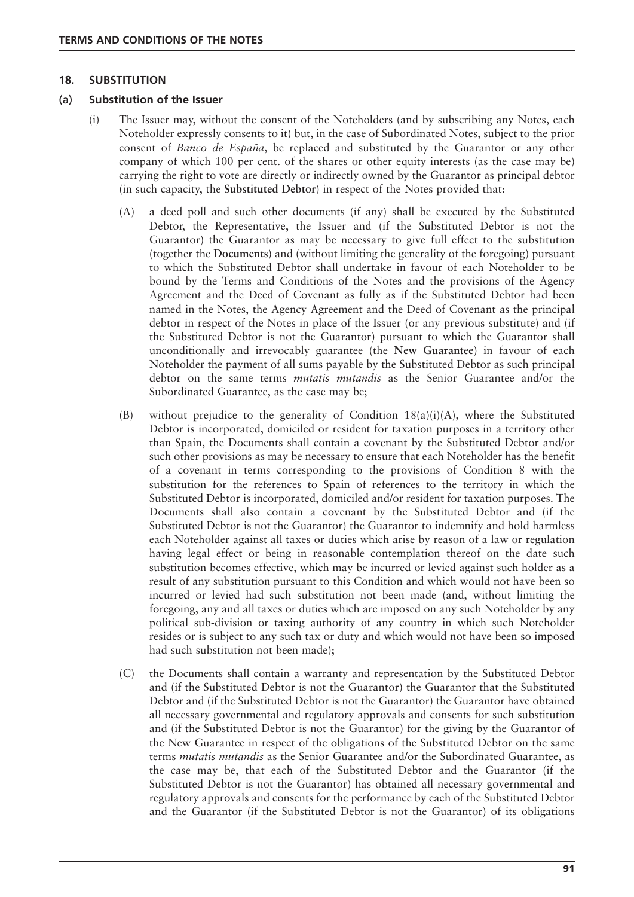## 18. SUBSTITUTION

### (a) Substitution of the Issuer

(i) The Issuer may, without the consent of the Noteholders (and by subscribing any Notes, each Noteholder expressly consents to it) but, in the case of Subordinated Notes, subject to the prior consent of *Banco de España*, be replaced and substituted by the Guarantor or any other company of which 100 per cent. of the shares or other equity interests (as the case may be) carrying the right to vote are directly or indirectly owned by the Guarantor as principal debtor (in such capacity, the **Substituted Debtor**) in respect of the Notes provided that:

(A) a deed poll and such other documents (if any) shall be executed by the Substituted Debtor, the Representative, the Issuer and (if the Substituted Debtor is not the Guarantor) the Guarantor as may be necessary to give full effect to the substitution (together the **Documents**) and (without limiting the generality of the foregoing) pursuant to which the Substituted Debtor shall undertake in favour of each Noteholder to be bound by the Terms and Conditions of the Notes and the provisions of the Agency Agreement and the Deed of Covenant as fully as if the Substituted Debtor had been named in the Notes, the Agency Agreement and the Deed of Covenant as the principal debtor in respect of the Notes in place of the Issuer (or any previous substitute) and (if the Substituted Debtor is not the Guarantor) pursuant to which the Guarantor shall unconditionally and irrevocably guarantee (the **New Guarantee**) in favour of each Noteholder the payment of all sums payable by the Substituted Debtor as such principal debtor on the same terms *mutatis mutandis* as the Senior Guarantee and/or the Subordinated Guarantee, as the case may be;

(B) without prejudice to the generality of Condition 18(a)(i)(A), where the Substituted Debtor is incorporated, domiciled or resident for taxation purposes in a territory other than Spain, the Documents shall contain a covenant by the Substituted Debtor and/or such other provisions as may be necessary to ensure that each Noteholder has the benefit of a covenant in terms corresponding to the provisions of Condition 8 with the substitution for the references to Spain of references to the territory in which the Substituted Debtor is incorporated, domiciled and/or resident for taxation purposes. The Documents shall also contain a covenant by the Substituted Debtor and (if the Substituted Debtor is not the Guarantor) the Guarantor to indemnify and hold harmless each Noteholder against all taxes or duties which arise by reason of a law or regulation having legal effect or being in reasonable contemplation thereof on the date such substitution becomes effective, which may be incurred or levied against such holder as a result of any substitution pursuant to this Condition and which would not have been so incurred or levied had such substitution not been made (and, without limiting the foregoing, any and all taxes or duties which are imposed on any such Noteholder by any political sub-division or taxing authority of any country in which such Noteholder resides or is subject to any such tax or duty and which would not have been so imposed had such substitution not been made);

(C) the Documents shall contain a warranty and representation by the Substituted Debtor and (if the Substituted Debtor is not the Guarantor) the Guarantor that the Substituted Debtor and (if the Substituted Debtor is not the Guarantor) the Guarantor have obtained all necessary governmental and regulatory approvals and consents for such substitution and (if the Substituted Debtor is not the Guarantor) for the giving by the Guarantor of the New Guarantee in respect of the obligations of the Substituted Debtor on the same terms *mutatis mutandis* as the Senior Guarantee and/or the Subordinated Guarantee, as the case may be, that each of the Substituted Debtor and the Guarantor (if the Substituted Debtor is not the Guarantor) has obtained all necessary governmental and regulatory approvals and consents for the performance by each of the Substituted Debtor and the Guarantor (if the Substituted Debtor is not the Guarantor) of its obligations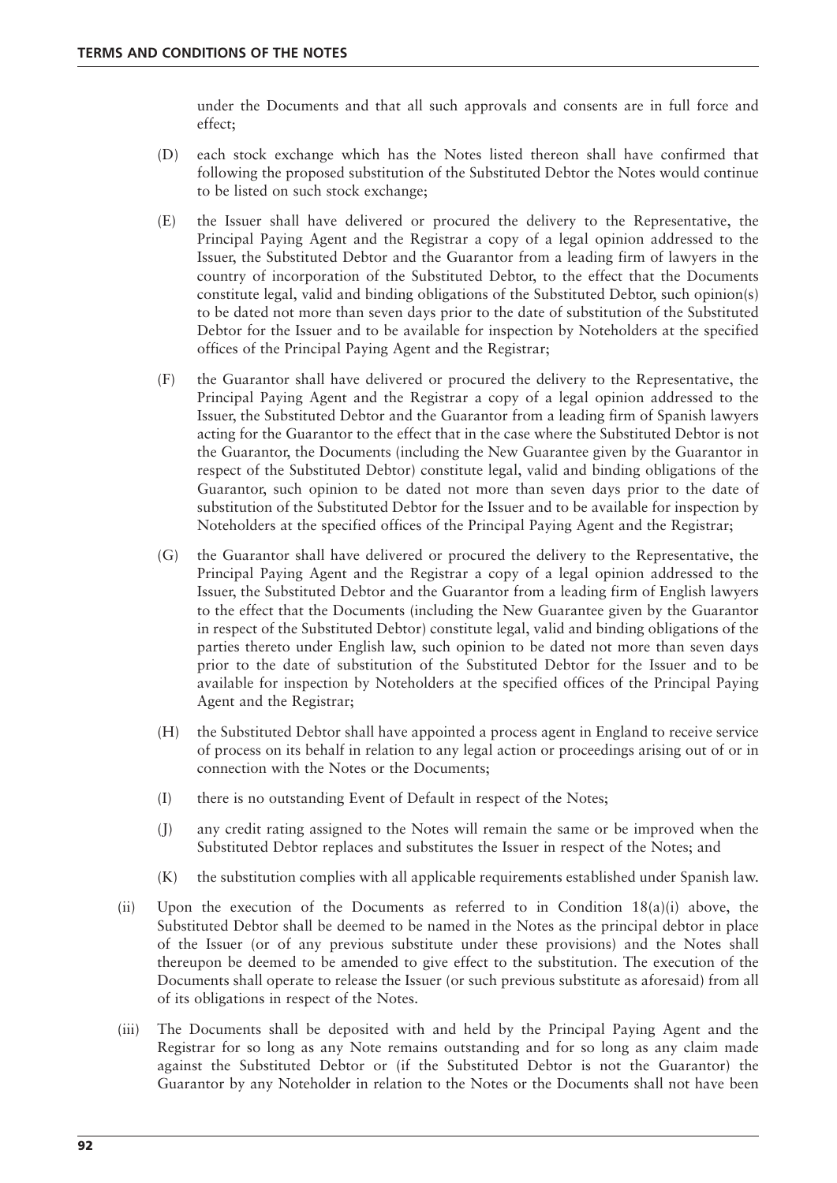under the Documents and that all such approvals and consents are in full force and effect;

(D) each stock exchange which has the Notes listed thereon shall have confirmed that following the proposed substitution of the Substituted Debtor the Notes would continue to be listed on such stock exchange;

(E) the Issuer shall have delivered or procured the delivery to the Representative, the Principal Paying Agent and the Registrar a copy of a legal opinion addressed to the Issuer, the Substituted Debtor and the Guarantor from a leading firm of lawyers in the country of incorporation of the Substituted Debtor, to the effect that the Documents constitute legal, valid and binding obligations of the Substituted Debtor, such opinion(s) to be dated not more than seven days prior to the date of substitution of the Substituted Debtor for the Issuer and to be available for inspection by Noteholders at the specified offices of the Principal Paying Agent and the Registrar;

(F) the Guarantor shall have delivered or procured the delivery to the Representative, the Principal Paying Agent and the Registrar a copy of a legal opinion addressed to the Issuer, the Substituted Debtor and the Guarantor from a leading firm of Spanish lawyers acting for the Guarantor to the effect that in the case where the Substituted Debtor is not the Guarantor, the Documents (including the New Guarantee given by the Guarantor in respect of the Substituted Debtor) constitute legal, valid and binding obligations of the Guarantor, such opinion to be dated not more than seven days prior to the date of substitution of the Substituted Debtor for the Issuer and to be available for inspection by Noteholders at the specified offices of the Principal Paying Agent and the Registrar;

(G) the Guarantor shall have delivered or procured the delivery to the Representative, the Principal Paying Agent and the Registrar a copy of a legal opinion addressed to the Issuer, the Substituted Debtor and the Guarantor from a leading firm of English lawyers to the effect that the Documents (including the New Guarantee given by the Guarantor in respect of the Substituted Debtor) constitute legal, valid and binding obligations of the parties thereto under English law, such opinion to be dated not more than seven days prior to the date of substitution of the Substituted Debtor for the Issuer and to be available for inspection by Noteholders at the specified offices of the Principal Paying Agent and the Registrar;

(H) the Substituted Debtor shall have appointed a process agent in England to receive service of process on its behalf in relation to any legal action or proceedings arising out of or in connection with the Notes or the Documents;

(I) there is no outstanding Event of Default in respect of the Notes;

(J) any credit rating assigned to the Notes will remain the same or be improved when the Substituted Debtor replaces and substitutes the Issuer in respect of the Notes; and

(K) the substitution complies with all applicable requirements established under Spanish law.

(ii) Upon the execution of the Documents as referred to in Condition 18(a)(i) above, the Substituted Debtor shall be deemed to be named in the Notes as the principal debtor in place of the Issuer (or of any previous substitute under these provisions) and the Notes shall thereupon be deemed to be amended to give effect to the substitution. The execution of the Documents shall operate to release the Issuer (or such previous substitute as aforesaid) from all of its obligations in respect of the Notes.

(iii) The Documents shall be deposited with and held by the Principal Paying Agent and the Registrar for so long as any Note remains outstanding and for so long as any claim made against the Substituted Debtor or (if the Substituted Debtor is not the Guarantor) the Guarantor by any Noteholder in relation to the Notes or the Documents shall not have been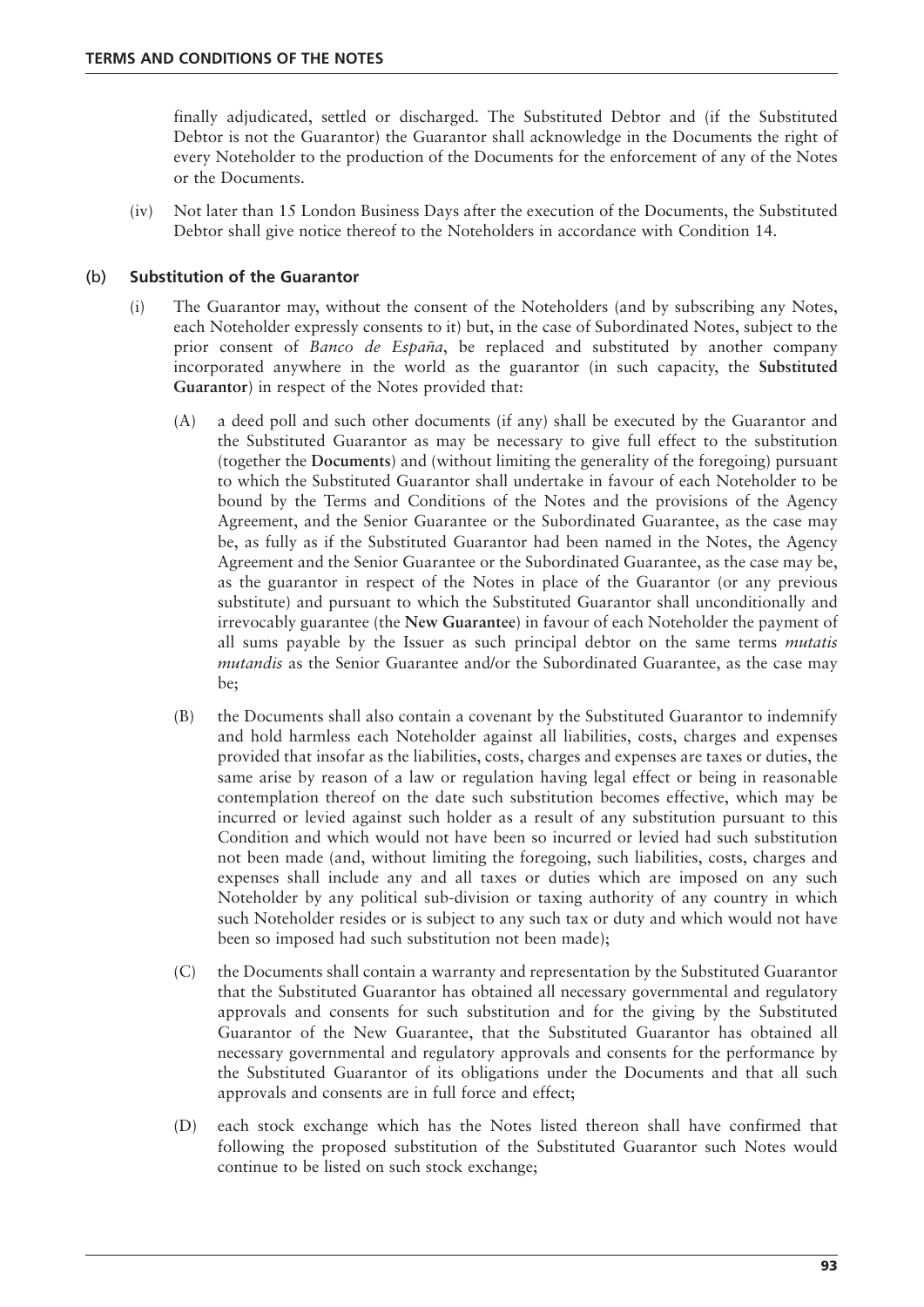finally adjudicated, settled or discharged. The Substituted Debtor and (if the Substituted Debtor is not the Guarantor) the Guarantor shall acknowledge in the Documents the right of every Noteholder to the production of the Documents for the enforcement of any of the Notes or the Documents.

(iv) Not later than 15 London Business Days after the execution of the Documents, the Substituted Debtor shall give notice thereof to the Noteholders in accordance with Condition 14.

### (b) Substitution of the Guarantor

(i) The Guarantor may, without the consent of the Noteholders (and by subscribing any Notes, each Noteholder expressly consents to it) but, in the case of Subordinated Notes, subject to the prior consent of *Banco de España*, be replaced and substituted by another company incorporated anywhere in the world as the guarantor (in such capacity, the **Substituted Guarantor**) in respect of the Notes provided that:

(A) a deed poll and such other documents (if any) shall be executed by the Guarantor and the Substituted Guarantor as may be necessary to give full effect to the substitution (together the **Documents**) and (without limiting the generality of the foregoing) pursuant to which the Substituted Guarantor shall undertake in favour of each Noteholder to be bound by the Terms and Conditions of the Notes and the provisions of the Agency Agreement, and the Senior Guarantee or the Subordinated Guarantee, as the case may be, as fully as if the Substituted Guarantor had been named in the Notes, the Agency Agreement and the Senior Guarantee or the Subordinated Guarantee, as the case may be, as the guarantor in respect of the Notes in place of the Guarantor (or any previous substitute) and pursuant to which the Substituted Guarantor shall unconditionally and irrevocably guarantee (the **New Guarantee**) in favour of each Noteholder the payment of all sums payable by the Issuer as such principal debtor on the same terms *mutatis mutandis* as the Senior Guarantee and/or the Subordinated Guarantee, as the case may be;

(B) the Documents shall also contain a covenant by the Substituted Guarantor to indemnify and hold harmless each Noteholder against all liabilities, costs, charges and expenses provided that insofar as the liabilities, costs, charges and expenses are taxes or duties, the same arise by reason of a law or regulation having legal effect or being in reasonable contemplation thereof on the date such substitution becomes effective, which may be incurred or levied against such holder as a result of any substitution pursuant to this Condition and which would not have been so incurred or levied had such substitution not been made (and, without limiting the foregoing, such liabilities, costs, charges and expenses shall include any and all taxes or duties which are imposed on any such Noteholder by any political sub-division or taxing authority of any country in which such Noteholder resides or is subject to any such tax or duty and which would not have been so imposed had such substitution not been made);

(C) the Documents shall contain a warranty and representation by the Substituted Guarantor that the Substituted Guarantor has obtained all necessary governmental and regulatory approvals and consents for such substitution and for the giving by the Substituted Guarantor of the New Guarantee, that the Substituted Guarantor has obtained all necessary governmental and regulatory approvals and consents for the performance by the Substituted Guarantor of its obligations under the Documents and that all such approvals and consents are in full force and effect;

(D) each stock exchange which has the Notes listed thereon shall have confirmed that following the proposed substitution of the Substituted Guarantor such Notes would continue to be listed on such stock exchange;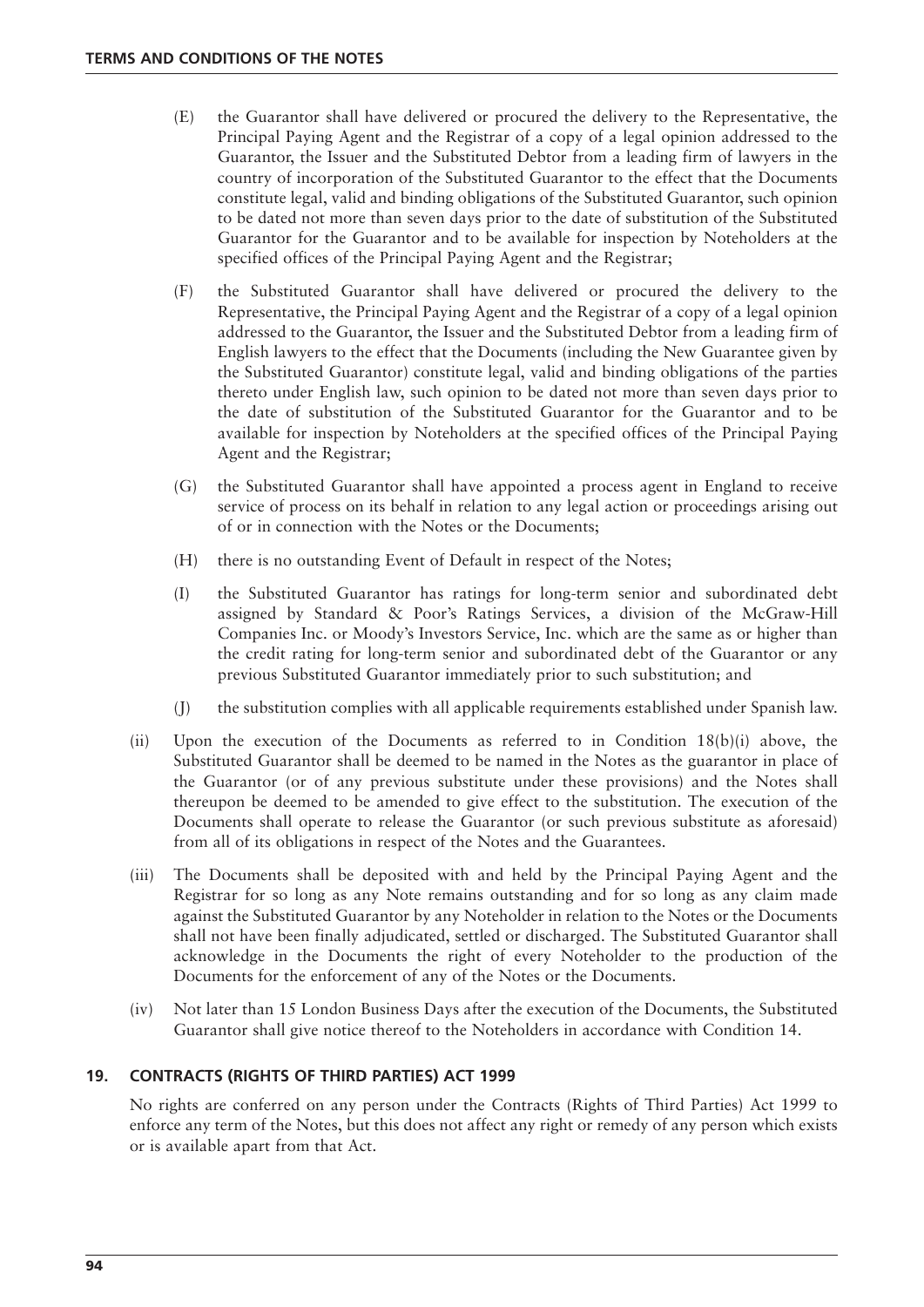(E) the Guarantor shall have delivered or procured the delivery to the Representative, the Principal Paying Agent and the Registrar of a copy of a legal opinion addressed to the Guarantor, the Issuer and the Substituted Debtor from a leading firm of lawyers in the country of incorporation of the Substituted Guarantor to the effect that the Documents constitute legal, valid and binding obligations of the Substituted Guarantor, such opinion to be dated not more than seven days prior to the date of substitution of the Substituted Guarantor for the Guarantor and to be available for inspection by Noteholders at the specified offices of the Principal Paying Agent and the Registrar;

(F) the Substituted Guarantor shall have delivered or procured the delivery to the Representative, the Principal Paying Agent and the Registrar of a copy of a legal opinion addressed to the Guarantor, the Issuer and the Substituted Debtor from a leading firm of English lawyers to the effect that the Documents (including the New Guarantee given by the Substituted Guarantor) constitute legal, valid and binding obligations of the parties thereto under English law, such opinion to be dated not more than seven days prior to the date of substitution of the Substituted Guarantor for the Guarantor and to be available for inspection by Noteholders at the specified offices of the Principal Paying Agent and the Registrar;

(G) the Substituted Guarantor shall have appointed a process agent in England to receive service of process on its behalf in relation to any legal action or proceedings arising out of or in connection with the Notes or the Documents;

(H) there is no outstanding Event of Default in respect of the Notes;

(I) the Substituted Guarantor has ratings for long-term senior and subordinated debt assigned by Standard & Poor's Ratings Services, a division of the McGraw-Hill Companies Inc. or Moody's Investors Service, Inc. which are the same as or higher than the credit rating for long-term senior and subordinated debt of the Guarantor or any previous Substituted Guarantor immediately prior to such substitution; and

(J) the substitution complies with all applicable requirements established under Spanish law.

(ii) Upon the execution of the Documents as referred to in Condition 18(b)(i) above, the Substituted Guarantor shall be deemed to be named in the Notes as the guarantor in place of the Guarantor (or of any previous substitute under these provisions) and the Notes shall thereupon be deemed to be amended to give effect to the substitution. The execution of the Documents shall operate to release the Guarantor (or such previous substitute as aforesaid) from all of its obligations in respect of the Notes and the Guarantees.

(iii) The Documents shall be deposited with and held by the Principal Paying Agent and the Registrar for so long as any Note remains outstanding and for so long as any claim made against the Substituted Guarantor by any Noteholder in relation to the Notes or the Documents shall not have been finally adjudicated, settled or discharged. The Substituted Guarantor shall acknowledge in the Documents the right of every Noteholder to the production of the Documents for the enforcement of any of the Notes or the Documents.

(iv) Not later than 15 London Business Days after the execution of the Documents, the Substituted Guarantor shall give notice thereof to the Noteholders in accordance with Condition 14.

## 19. CONTRACTS (RIGHTS OF THIRD PARTIES) ACT 1999

No rights are conferred on any person under the Contracts (Rights of Third Parties) Act 1999 to enforce any term of the Notes, but this does not affect any right or remedy of any person which exists or is available apart from that Act.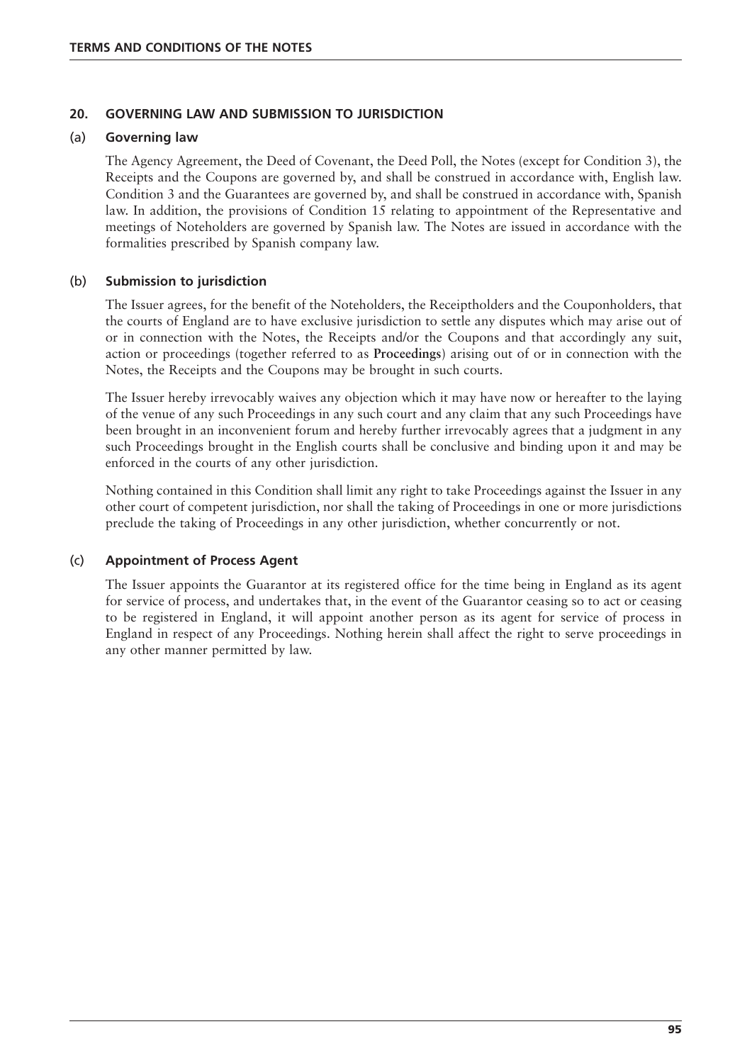## 20. GOVERNING LAW AND SUBMISSION TO JURISDICTION

### (a) Governing law

The Agency Agreement, the Deed of Covenant, the Deed Poll, the Notes (except for Condition 3), the Receipts and the Coupons are governed by, and shall be construed in accordance with, English law. Condition 3 and the Guarantees are governed by, and shall be construed in accordance with, Spanish law. In addition, the provisions of Condition 15 relating to appointment of the Representative and meetings of Noteholders are governed by Spanish law. The Notes are issued in accordance with the formalities prescribed by Spanish company law.

### (b) Submission to jurisdiction

The Issuer agrees, for the benefit of the Noteholders, the Receiptholders and the Couponholders, that the courts of England are to have exclusive jurisdiction to settle any disputes which may arise out of or in connection with the Notes, the Receipts and/or the Coupons and that accordingly any suit, action or proceedings (together referred to as **Proceedings**) arising out of or in connection with the Notes, the Receipts and the Coupons may be brought in such courts.

The Issuer hereby irrevocably waives any objection which it may have now or hereafter to the laying of the venue of any such Proceedings in any such court and any claim that any such Proceedings have been brought in an inconvenient forum and hereby further irrevocably agrees that a judgment in any such Proceedings brought in the English courts shall be conclusive and binding upon it and may be enforced in the courts of any other jurisdiction.

Nothing contained in this Condition shall limit any right to take Proceedings against the Issuer in any other court of competent jurisdiction, nor shall the taking of Proceedings in one or more jurisdictions preclude the taking of Proceedings in any other jurisdiction, whether concurrently or not.

### (c) Appointment of Process Agent

The Issuer appoints the Guarantor at its registered office for the time being in England as its agent for service of process, and undertakes that, in the event of the Guarantor ceasing so to act or ceasing to be registered in England, it will appoint another person as its agent for service of process in England in respect of any Proceedings. Nothing herein shall affect the right to serve proceedings in any other manner permitted by law.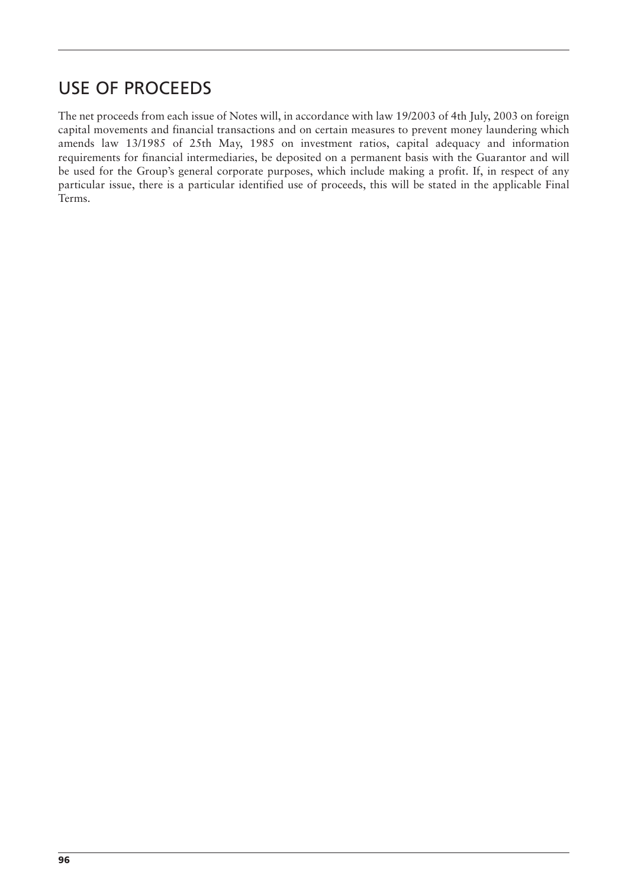## USE OF PROCEEDS

The net proceeds from each issue of Notes will, in accordance with law 19/2003 of 4th July, 2003 on foreign capital movements and financial transactions and on certain measures to prevent money laundering which amends law 13/1985 of 25th May, 1985 on investment ratios, capital adequacy and information requirements for financial intermediaries, be deposited on a permanent basis with the Guarantor and will be used for the Group's general corporate purposes, which include making a profit. If, in respect of any particular issue, there is a particular identified use of proceeds, this will be stated in the applicable Final Terms.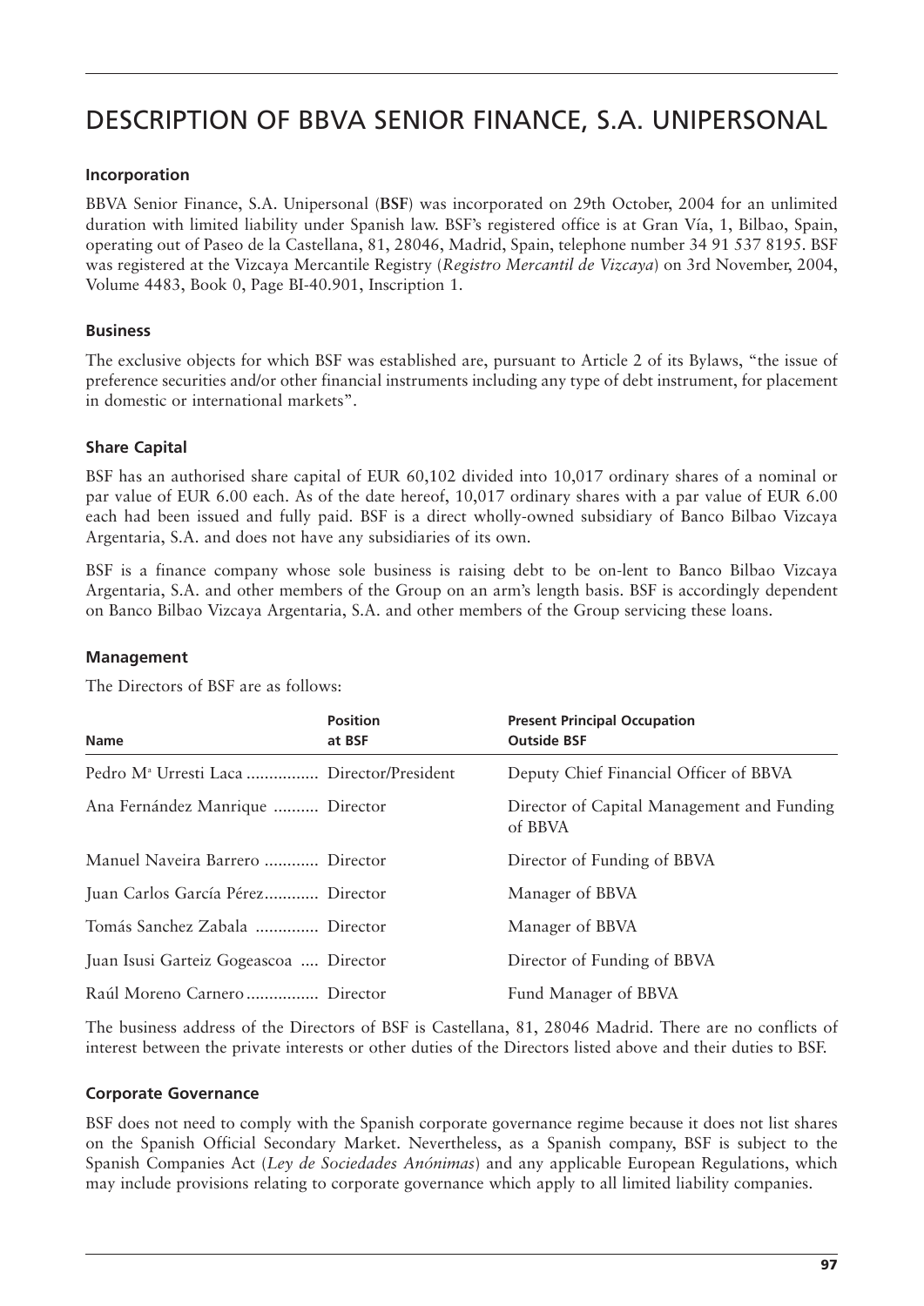# DESCRIPTION OF BBVA SENIOR FINANCE, S.A. UNIPERSONAL

## Incorporation

BBVA Senior Finance, S.A. Unipersonal (**BSF**) was incorporated on 29th October, 2004 for an unlimited duration with limited liability under Spanish law. BSF's registered office is at Gran Vía, 1, Bilbao, Spain, operating out of Paseo de la Castellana, 81, 28046, Madrid, Spain, telephone number 34 91 537 8195. BSF was registered at the Vizcaya Mercantile Registry (*Registro Mercantil de Vizcaya*) on 3rd November, 2004, Volume 4483, Book 0, Page BI-40.901, Inscription 1.

## Business

The exclusive objects for which BSF was established are, pursuant to Article 2 of its Bylaws, "the issue of preference securities and/or other financial instruments including any type of debt instrument, for placement in domestic or international markets".

## Share Capital

BSF has an authorised share capital of EUR 60,102 divided into 10,017 ordinary shares of a nominal or par value of EUR 6.00 each. As of the date hereof, 10,017 ordinary shares with a par value of EUR 6.00 each had been issued and fully paid. BSF is a direct wholly-owned subsidiary of Banco Bilbao Vizcaya Argentaria, S.A. and does not have any subsidiaries of its own.

BSF is a finance company whose sole business is raising debt to be on-lent to Banco Bilbao Vizcaya Argentaria, S.A. and other members of the Group on an arm's length basis. BSF is accordingly dependent on Banco Bilbao Vizcaya Argentaria, S.A. and other members of the Group servicing these loans.

## Management

The Directors of BSF are as follows:

| Name | Position at BSF | Present Principal Occupation Outside BSF |
|---|---|---|
| Pedro Mª Urresti Laca | Director/President | Deputy Chief Financial Officer of BBVA |
| Ana Fernández Manrique | Director | Director of Capital Management and Funding of BBVA |
| Manuel Naveira Barrero | Director | Director of Funding of BBVA |
| Juan Carlos García Pérez | Director | Manager of BBVA |
| Tomás Sanchez Zabala | Director | Manager of BBVA |
| Juan Isusi Garteiz Gogeascoa | Director | Director of Funding of BBVA |
| Raúl Moreno Carnero | Director | Fund Manager of BBVA |

The business address of the Directors of BSF is Castellana, 81, 28046 Madrid. There are no conflicts of interest between the private interests or other duties of the Directors listed above and their duties to BSF.

## Corporate Governance

BSF does not need to comply with the Spanish corporate governance regime because it does not list shares on the Spanish Official Secondary Market. Nevertheless, as a Spanish company, BSF is subject to the Spanish Companies Act (*Ley de Sociedades Anónimas*) and any applicable European Regulations, which may include provisions relating to corporate governance which apply to all limited liability companies.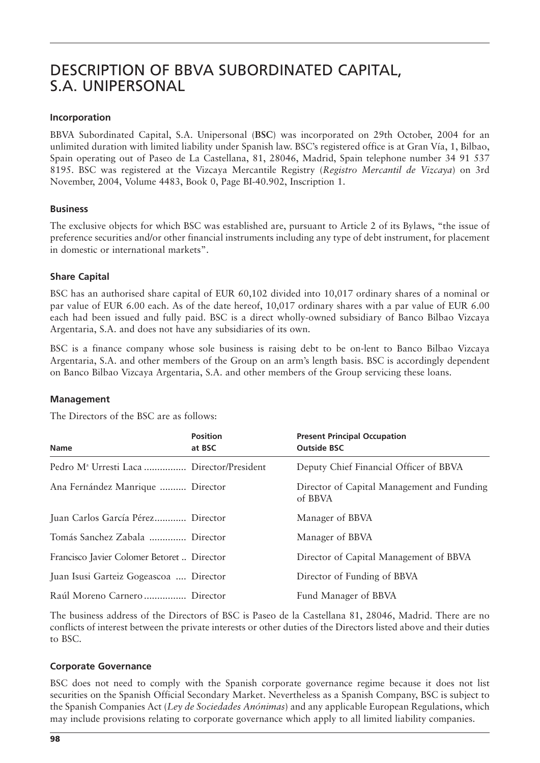# DESCRIPTION OF BBVA SUBORDINATED CAPITAL, S.A. UNIPERSONAL

### Incorporation

BBVA Subordinated Capital, S.A. Unipersonal (**BSC**) was incorporated on 29th October, 2004 for an unlimited duration with limited liability under Spanish law. BSC's registered office is at Gran Vía, 1, Bilbao, Spain operating out of Paseo de La Castellana, 81, 28046, Madrid, Spain telephone number 34 91 537 8195. BSC was registered at the Vizcaya Mercantile Registry (*Registro Mercantil de Vizcaya*) on 3rd November, 2004, Volume 4483, Book 0, Page BI-40.902, Inscription 1.

### Business

The exclusive objects for which BSC was established are, pursuant to Article 2 of its Bylaws, "the issue of preference securities and/or other financial instruments including any type of debt instrument, for placement in domestic or international markets".

### Share Capital

BSC has an authorised share capital of EUR 60,102 divided into 10,017 ordinary shares of a nominal or par value of EUR 6.00 each. As of the date hereof, 10,017 ordinary shares with a par value of EUR 6.00 each had been issued and fully paid. BSC is a direct wholly-owned subsidiary of Banco Bilbao Vizcaya Argentaria, S.A. and does not have any subsidiaries of its own.

BSC is a finance company whose sole business is raising debt to be on-lent to Banco Bilbao Vizcaya Argentaria, S.A. and other members of the Group on an arm's length basis. BSC is accordingly dependent on Banco Bilbao Vizcaya Argentaria, S.A. and other members of the Group servicing these loans.

### Management

The Directors of the BSC are as follows:

| Name | Position at BSC | Present Principal Occupation Outside BSC |
|---|---|---|
| Pedro Mª Urresti Laca | Director/President | Deputy Chief Financial Officer of BBVA |
| Ana Fernández Manrique | Director | Director of Capital Management and Funding of BBVA |
| Juan Carlos García Pérez | Director | Manager of BBVA |
| Tomás Sanchez Zabala | Director | Manager of BBVA |
| Francisco Javier Colomer Betoret | Director | Director of Capital Management of BBVA |
| Juan Isusi Garteiz Gogeascoa | Director | Director of Funding of BBVA |
| Raúl Moreno Carnero | Director | Fund Manager of BBVA |

The business address of the Directors of BSC is Paseo de la Castellana 81, 28046, Madrid. There are no conflicts of interest between the private interests or other duties of the Directors listed above and their duties to BSC.

### Corporate Governance

BSC does not need to comply with the Spanish corporate governance regime because it does not list securities on the Spanish Official Secondary Market. Nevertheless as a Spanish Company, BSC is subject to the Spanish Companies Act (*Ley de Sociedades Anónimas*) and any applicable European Regulations, which may include provisions relating to corporate governance which apply to all limited liability companies.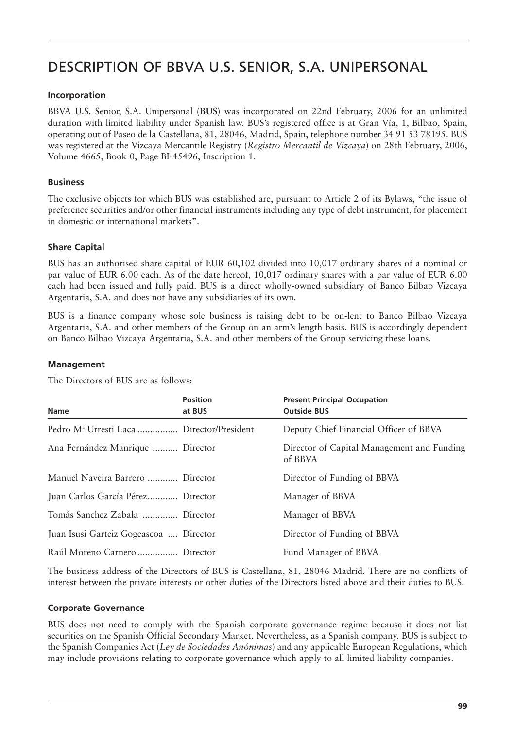# DESCRIPTION OF BBVA U.S. SENIOR, S.A. UNIPERSONAL

### Incorporation

BBVA U.S. Senior, S.A. Unipersonal (**BUS**) was incorporated on 22nd February, 2006 for an unlimited duration with limited liability under Spanish law. BUS's registered office is at Gran Vía, 1, Bilbao, Spain, operating out of Paseo de la Castellana, 81, 28046, Madrid, Spain, telephone number 34 91 53 78195. BUS was registered at the Vizcaya Mercantile Registry (*Registro Mercantil de Vizcaya*) on 28th February, 2006, Volume 4665, Book 0, Page BI-45496, Inscription 1.

### Business

The exclusive objects for which BUS was established are, pursuant to Article 2 of its Bylaws, "the issue of preference securities and/or other financial instruments including any type of debt instrument, for placement in domestic or international markets".

### Share Capital

BUS has an authorised share capital of EUR 60,102 divided into 10,017 ordinary shares of a nominal or par value of EUR 6.00 each. As of the date hereof, 10,017 ordinary shares with a par value of EUR 6.00 each had been issued and fully paid. BUS is a direct wholly-owned subsidiary of Banco Bilbao Vizcaya Argentaria, S.A. and does not have any subsidiaries of its own.

BUS is a finance company whose sole business is raising debt to be on-lent to Banco Bilbao Vizcaya Argentaria, S.A. and other members of the Group on an arm's length basis. BUS is accordingly dependent on Banco Bilbao Vizcaya Argentaria, S.A. and other members of the Group servicing these loans.

### Management

The Directors of BUS are as follows:

| Name | Position at BUS | Present Principal Occupation Outside BUS |
|---|---|---|
| Pedro Mª Urresti Laca | Director/President | Deputy Chief Financial Officer of BBVA |
| Ana Fernández Manrique | Director | Director of Capital Management and Funding of BBVA |
| Manuel Naveira Barrero | Director | Director of Funding of BBVA |
| Juan Carlos García Pérez | Director | Manager of BBVA |
| Tomás Sanchez Zabala | Director | Manager of BBVA |
| Juan Isusi Garteiz Gogeascoa | Director | Director of Funding of BBVA |
| Raúl Moreno Carnero | Director | Fund Manager of BBVA |

The business address of the Directors of BUS is Castellana, 81, 28046 Madrid. There are no conflicts of interest between the private interests or other duties of the Directors listed above and their duties to BUS.

### Corporate Governance

BUS does not need to comply with the Spanish corporate governance regime because it does not list securities on the Spanish Official Secondary Market. Nevertheless, as a Spanish company, BUS is subject to the Spanish Companies Act (*Ley de Sociedades Anónimas*) and any applicable European Regulations, which may include provisions relating to corporate governance which apply to all limited liability companies.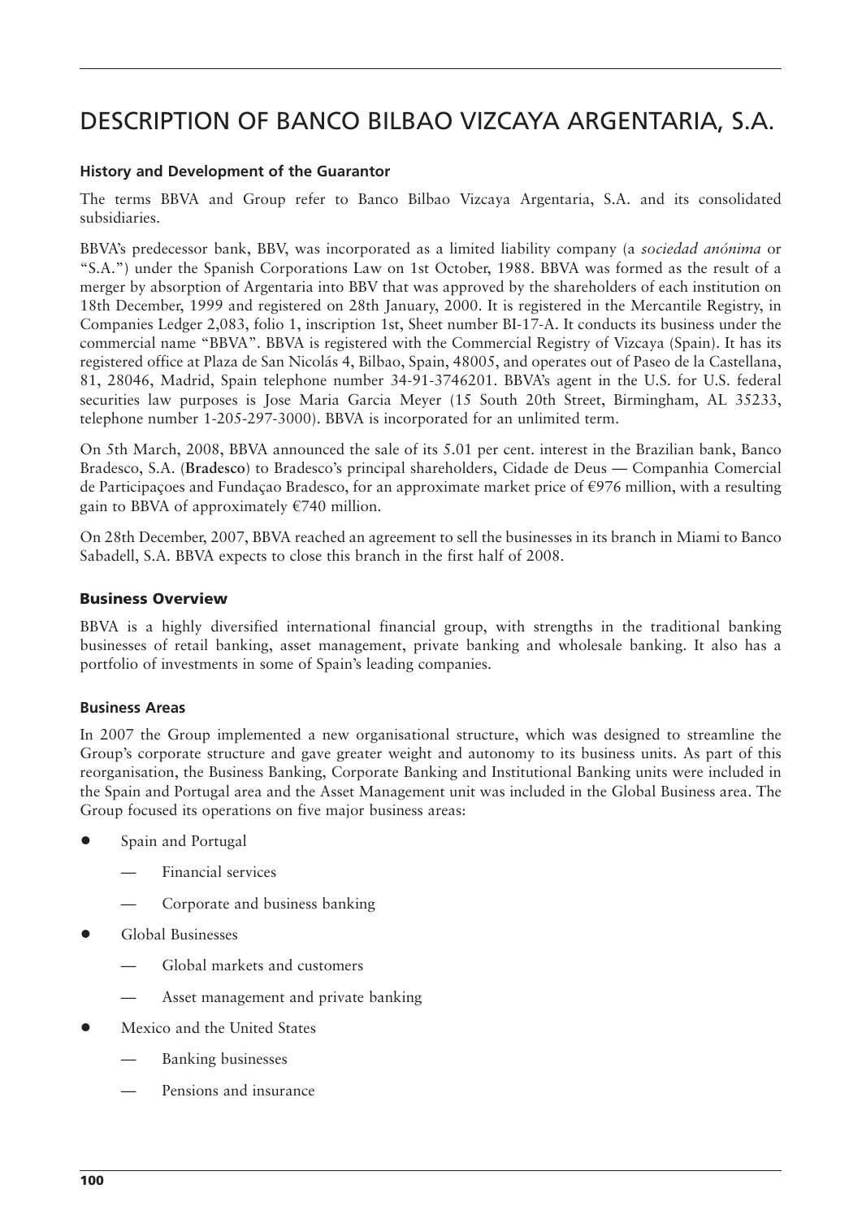# DESCRIPTION OF BANCO BILBAO VIZCAYA ARGENTARIA, S.A.

### History and Development of the Guarantor

The terms BBVA and Group refer to Banco Bilbao Vizcaya Argentaria, S.A. and its consolidated subsidiaries.

BBVA's predecessor bank, BBV, was incorporated as a limited liability company (a *sociedad anónima* or "S.A.") under the Spanish Corporations Law on 1st October, 1988. BBVA was formed as the result of a merger by absorption of Argentaria into BBV that was approved by the shareholders of each institution on 18th December, 1999 and registered on 28th January, 2000. It is registered in the Mercantile Registry, in Companies Ledger 2,083, folio 1, inscription 1st, Sheet number BI-17-A. It conducts its business under the commercial name "BBVA". BBVA is registered with the Commercial Registry of Vizcaya (Spain). It has its registered office at Plaza de San Nicolás 4, Bilbao, Spain, 48005, and operates out of Paseo de la Castellana, 81, 28046, Madrid, Spain telephone number 34-91-3746201. BBVA's agent in the U.S. for U.S. federal securities law purposes is Jose Maria Garcia Meyer (15 South 20th Street, Birmingham, AL 35233, telephone number 1-205-297-3000). BBVA is incorporated for an unlimited term.

On 5th March, 2008, BBVA announced the sale of its 5.01 per cent. interest in the Brazilian bank, Banco Bradesco, S.A. (**Bradesco**) to Bradesco's principal shareholders, Cidade de Deus — Companhia Comercial de Participaçoes and Fundaçao Bradesco, for an approximate market price of €976 million, with a resulting gain to BBVA of approximately €740 million.

On 28th December, 2007, BBVA reached an agreement to sell the businesses in its branch in Miami to Banco Sabadell, S.A. BBVA expects to close this branch in the first half of 2008.

### Business Overview

BBVA is a highly diversified international financial group, with strengths in the traditional banking businesses of retail banking, asset management, private banking and wholesale banking. It also has a portfolio of investments in some of Spain's leading companies.

### Business Areas

In 2007 the Group implemented a new organisational structure, which was designed to streamline the Group's corporate structure and gave greater weight and autonomy to its business units. As part of this reorganisation, the Business Banking, Corporate Banking and Institutional Banking units were included in the Spain and Portugal area and the Asset Management unit was included in the Global Business area. The Group focused its operations on five major business areas:

- Spain and Portugal
  - Financial services
  - Corporate and business banking
- Global Businesses
  - Global markets and customers
  - Asset management and private banking
- Mexico and the United States
  - Banking businesses
  - Pensions and insurance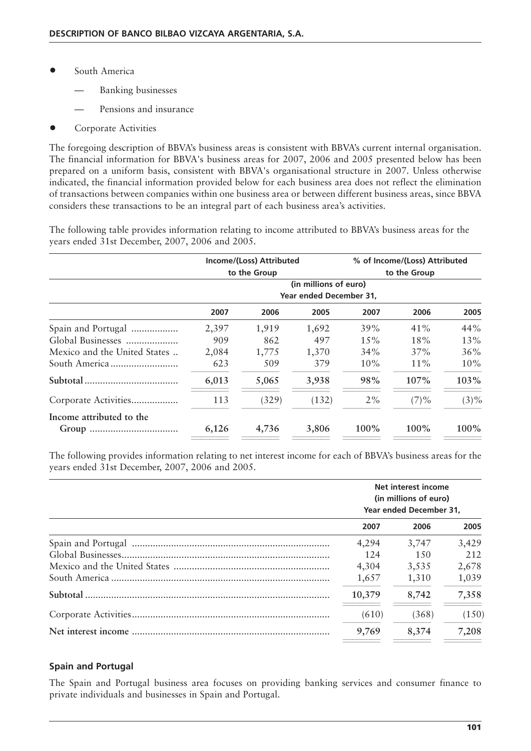- South America
  - — Banking businesses
  - — Pensions and insurance
- Corporate Activities

The foregoing description of BBVA's business areas is consistent with BBVA's current internal organisation. The financial information for BBVA's business areas for 2007, 2006 and 2005 presented below has been prepared on a uniform basis, consistent with BBVA's organisational structure in 2007. Unless otherwise indicated, the financial information provided below for each business area does not reflect the elimination of transactions between companies within one business area or between different business areas, since BBVA considers these transactions to be an integral part of each business area's activities.

The following table provides information relating to income attributed to BBVA's business areas for the years ended 31st December, 2007, 2006 and 2005.

| | Income/(Loss) Attributed to the Group | | | % of Income/(Loss) Attributed to the Group | | |
|---|---|---|---|---|---|---|
| | (in millions of euro) Year ended December 31, | | | | | |
| | 2007 | 2006 | 2005 | 2007 | 2006 | 2005 |
| Spain and Portugal | 2,397 | 1,919 | 1,692 | 39% | 41% | 44% |
| Global Businesses | 909 | 862 | 497 | 15% | 18% | 13% |
| Mexico and the United States | 2,084 | 1,775 | 1,370 | 34% | 37% | 36% |
| South America | 623 | 509 | 379 | 10% | 11% | 10% |
| **Subtotal** | **6,013** | **5,065** | **3,938** | **98%** | **107%** | **103%** |
| Corporate Activities | 113 | (329) | (132) | 2% | (7)% | (3)% |
| **Income attributed to the Group** | **6,126** | **4,736** | **3,806** | **100%** | **100%** | **100%** |

The following provides information relating to net interest income for each of BBVA's business areas for the years ended 31st December, 2007, 2006 and 2005.

| | Net interest income (in millions of euro) Year ended December 31, | | |
|---|---|---|---|
| | 2007 | 2006 | 2005 |
| Spain and Portugal | 4,294 | 3,747 | 3,429 |
| Global Businesses | 124 | 150 | 212 |
| Mexico and the United States | 4,304 | 3,535 | 2,678 |
| South America | 1,657 | 1,310 | 1,039 |
| **Subtotal** | **10,379** | **8,742** | **7,358** |
| Corporate Activities | (610) | (368) | (150) |
| **Net interest income** | **9,769** | **8,374** | **7,208** |

### Spain and Portugal

The Spain and Portugal business area focuses on providing banking services and consumer finance to private individuals and businesses in Spain and Portugal.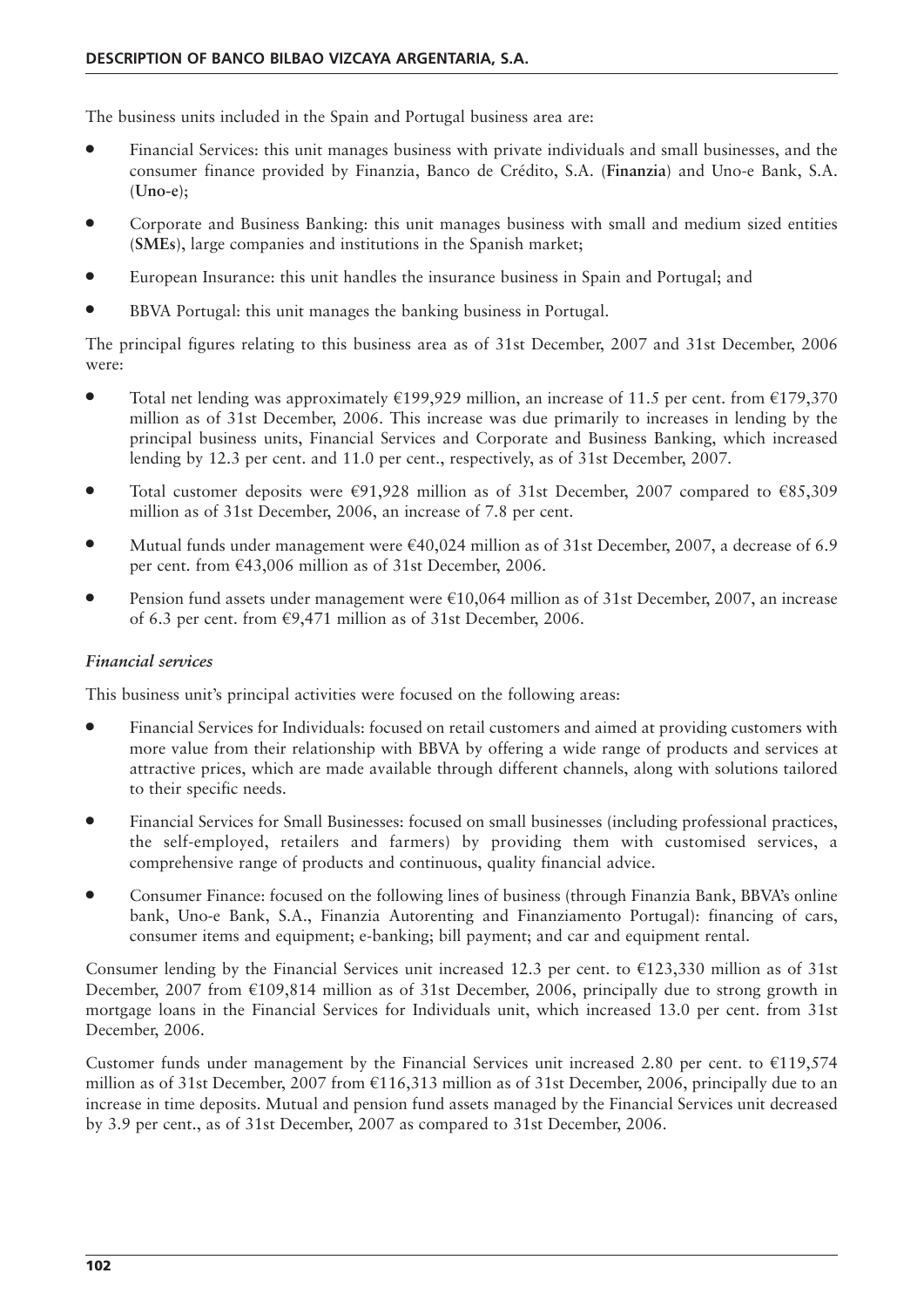The business units included in the Spain and Portugal business area are:

- Financial Services: this unit manages business with private individuals and small businesses, and the consumer finance provided by Finanzia, Banco de Crédito, S.A. (**Finanzia**) and Uno-e Bank, S.A. (**Uno-e**);
- Corporate and Business Banking: this unit manages business with small and medium sized entities (**SMEs**), large companies and institutions in the Spanish market;
- European Insurance: this unit handles the insurance business in Spain and Portugal; and
- BBVA Portugal: this unit manages the banking business in Portugal.

The principal figures relating to this business area as of 31st December, 2007 and 31st December, 2006 were:

- Total net lending was approximately €199,929 million, an increase of 11.5 per cent. from €179,370 million as of 31st December, 2006. This increase was due primarily to increases in lending by the principal business units, Financial Services and Corporate and Business Banking, which increased lending by 12.3 per cent. and 11.0 per cent., respectively, as of 31st December, 2007.
- Total customer deposits were €91,928 million as of 31st December, 2007 compared to €85,309 million as of 31st December, 2006, an increase of 7.8 per cent.
- Mutual funds under management were €40,024 million as of 31st December, 2007, a decrease of 6.9 per cent. from €43,006 million as of 31st December, 2006.
- Pension fund assets under management were €10,064 million as of 31st December, 2007, an increase of 6.3 per cent. from €9,471 million as of 31st December, 2006.

### *Financial services*

This business unit's principal activities were focused on the following areas:

- Financial Services for Individuals: focused on retail customers and aimed at providing customers with more value from their relationship with BBVA by offering a wide range of products and services at attractive prices, which are made available through different channels, along with solutions tailored to their specific needs.
- Financial Services for Small Businesses: focused on small businesses (including professional practices, the self-employed, retailers and farmers) by providing them with customised services, a comprehensive range of products and continuous, quality financial advice.
- Consumer Finance: focused on the following lines of business (through Finanzia Bank, BBVA's online bank, Uno-e Bank, S.A., Finanzia Autorenting and Finanziamento Portugal): financing of cars, consumer items and equipment; e-banking; bill payment; and car and equipment rental.

Consumer lending by the Financial Services unit increased 12.3 per cent. to €123,330 million as of 31st December, 2007 from €109,814 million as of 31st December, 2006, principally due to strong growth in mortgage loans in the Financial Services for Individuals unit, which increased 13.0 per cent. from 31st December, 2006.

Customer funds under management by the Financial Services unit increased 2.80 per cent. to €119,574 million as of 31st December, 2007 from €116,313 million as of 31st December, 2006, principally due to an increase in time deposits. Mutual and pension fund assets managed by the Financial Services unit decreased by 3.9 per cent., as of 31st December, 2007 as compared to 31st December, 2006.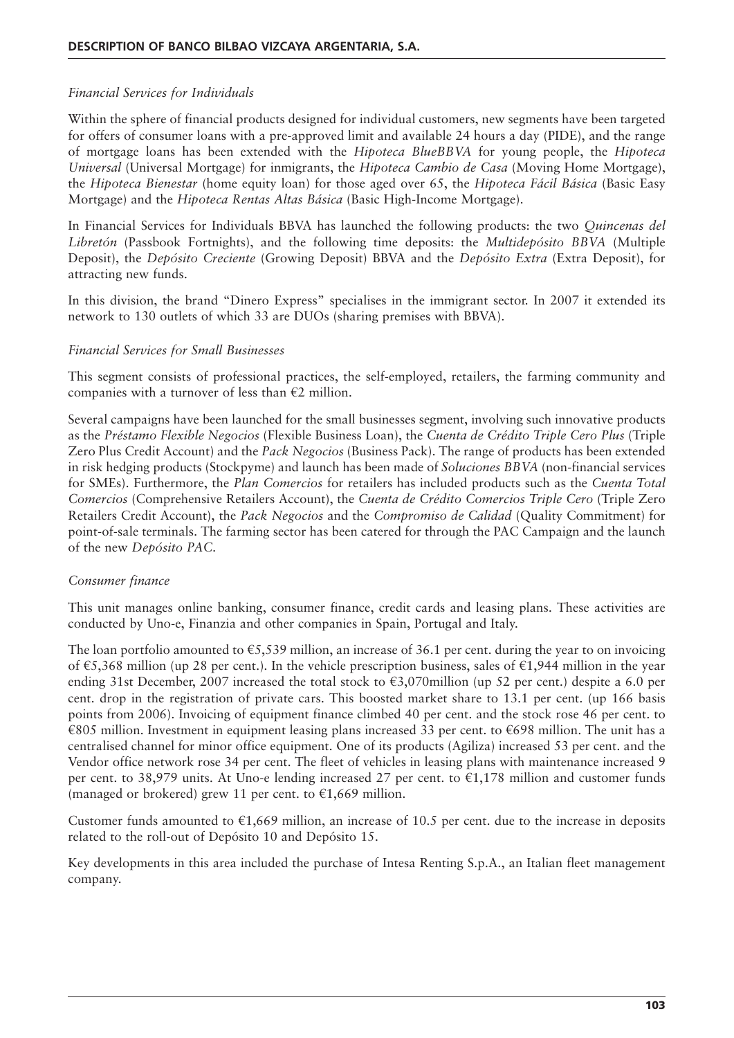### *Financial Services for Individuals*

Within the sphere of financial products designed for individual customers, new segments have been targeted for offers of consumer loans with a pre-approved limit and available 24 hours a day (PIDE), and the range of mortgage loans has been extended with the *Hipoteca BlueBBVA* for young people, the *Hipoteca Universal* (Universal Mortgage) for inmigrants, the *Hipoteca Cambio de Casa* (Moving Home Mortgage), the *Hipoteca Bienestar* (home equity loan) for those aged over 65, the *Hipoteca Fácil Básica* (Basic Easy Mortgage) and the *Hipoteca Rentas Altas Básica* (Basic High-Income Mortgage).

In Financial Services for Individuals BBVA has launched the following products: the two *Quincenas del Libretón* (Passbook Fortnights), and the following time deposits: the *Multidepósito BBVA* (Multiple Deposit), the *Depósito Creciente* (Growing Deposit) BBVA and the *Depósito Extra* (Extra Deposit), for attracting new funds.

In this division, the brand "Dinero Express" specialises in the immigrant sector. In 2007 it extended its network to 130 outlets of which 33 are DUOs (sharing premises with BBVA).

### *Financial Services for Small Businesses*

This segment consists of professional practices, the self-employed, retailers, the farming community and companies with a turnover of less than €2 million.

Several campaigns have been launched for the small businesses segment, involving such innovative products as the *Préstamo Flexible Negocios* (Flexible Business Loan), the *Cuenta de Crédito Triple Cero Plus* (Triple Zero Plus Credit Account) and the *Pack Negocios* (Business Pack). The range of products has been extended in risk hedging products (Stockpyme) and launch has been made of *Soluciones BBVA* (non-financial services for SMEs). Furthermore, the *Plan Comercios* for retailers has included products such as the *Cuenta Total Comercios* (Comprehensive Retailers Account), the *Cuenta de Crédito Comercios Triple Cero* (Triple Zero Retailers Credit Account), the *Pack Negocios* and the *Compromiso de Calidad* (Quality Commitment) for point-of-sale terminals. The farming sector has been catered for through the PAC Campaign and the launch of the new *Depósito PAC*.

### *Consumer finance*

This unit manages online banking, consumer finance, credit cards and leasing plans. These activities are conducted by Uno-e, Finanzia and other companies in Spain, Portugal and Italy.

The loan portfolio amounted to €5,539 million, an increase of 36.1 per cent. during the year to on invoicing of €5,368 million (up 28 per cent.). In the vehicle prescription business, sales of €1,944 million in the year ending 31st December, 2007 increased the total stock to €3,070million (up 52 per cent.) despite a 6.0 per cent. drop in the registration of private cars. This boosted market share to 13.1 per cent. (up 166 basis points from 2006). Invoicing of equipment finance climbed 40 per cent. and the stock rose 46 per cent. to €805 million. Investment in equipment leasing plans increased 33 per cent. to €698 million. The unit has a centralised channel for minor office equipment. One of its products (Agiliza) increased 53 per cent. and the Vendor office network rose 34 per cent. The fleet of vehicles in leasing plans with maintenance increased 9 per cent. to 38,979 units. At Uno-e lending increased 27 per cent. to €1,178 million and customer funds (managed or brokered) grew 11 per cent. to €1,669 million.

Customer funds amounted to €1,669 million, an increase of 10.5 per cent. due to the increase in deposits related to the roll-out of Depósito 10 and Depósito 15.

Key developments in this area included the purchase of Intesa Renting S.p.A., an Italian fleet management company.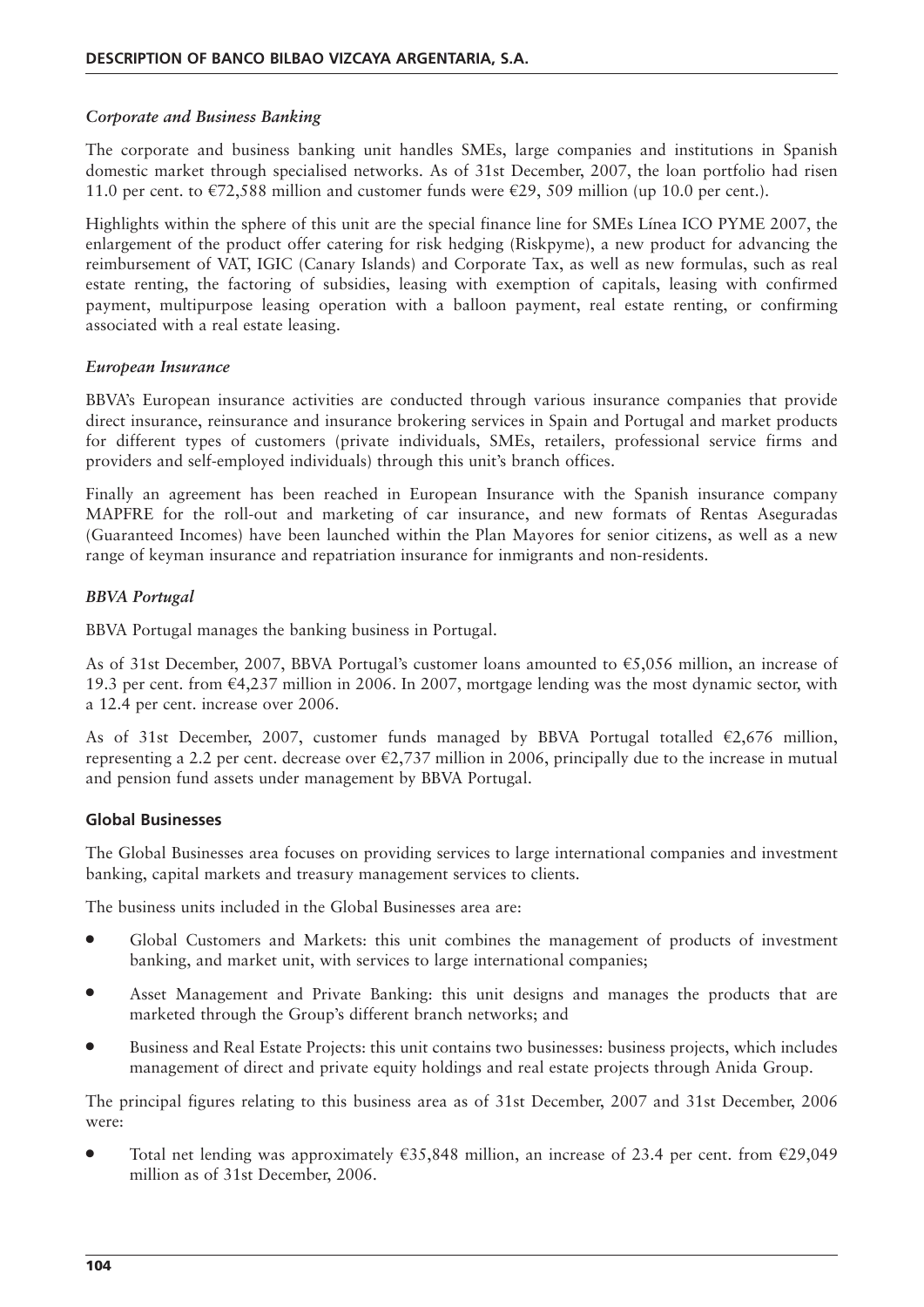*Corporate and Business Banking*

The corporate and business banking unit handles SMEs, large companies and institutions in Spanish domestic market through specialised networks. As of 31st December, 2007, the loan portfolio had risen 11.0 per cent. to €72,588 million and customer funds were €29, 509 million (up 10.0 per cent.).

Highlights within the sphere of this unit are the special finance line for SMEs Línea ICO PYME 2007, the enlargement of the product offer catering for risk hedging (Riskpyme), a new product for advancing the reimbursement of VAT, IGIC (Canary Islands) and Corporate Tax, as well as new formulas, such as real estate renting, the factoring of subsidies, leasing with exemption of capitals, leasing with confirmed payment, multipurpose leasing operation with a balloon payment, real estate renting, or confirming associated with a real estate leasing.

*European Insurance*

BBVA's European insurance activities are conducted through various insurance companies that provide direct insurance, reinsurance and insurance brokering services in Spain and Portugal and market products for different types of customers (private individuals, SMEs, retailers, professional service firms and providers and self-employed individuals) through this unit's branch offices.

Finally an agreement has been reached in European Insurance with the Spanish insurance company MAPFRE for the roll-out and marketing of car insurance, and new formats of Rentas Aseguradas (Guaranteed Incomes) have been launched within the Plan Mayores for senior citizens, as well as a new range of keyman insurance and repatriation insurance for inmigrants and non-residents.

*BBVA Portugal*

BBVA Portugal manages the banking business in Portugal.

As of 31st December, 2007, BBVA Portugal's customer loans amounted to €5,056 million, an increase of 19.3 per cent. from €4,237 million in 2006. In 2007, mortgage lending was the most dynamic sector, with a 12.4 per cent. increase over 2006.

As of 31st December, 2007, customer funds managed by BBVA Portugal totalled €2,676 million, representing a 2.2 per cent. decrease over €2,737 million in 2006, principally due to the increase in mutual and pension fund assets under management by BBVA Portugal.

**Global Businesses**

The Global Businesses area focuses on providing services to large international companies and investment banking, capital markets and treasury management services to clients.

The business units included in the Global Businesses area are:

- Global Customers and Markets: this unit combines the management of products of investment banking, and market unit, with services to large international companies;
- Asset Management and Private Banking: this unit designs and manages the products that are marketed through the Group's different branch networks; and
- Business and Real Estate Projects: this unit contains two businesses: business projects, which includes management of direct and private equity holdings and real estate projects through Anida Group.

The principal figures relating to this business area as of 31st December, 2007 and 31st December, 2006 were:

- Total net lending was approximately €35,848 million, an increase of 23.4 per cent. from €29,049 million as of 31st December, 2006.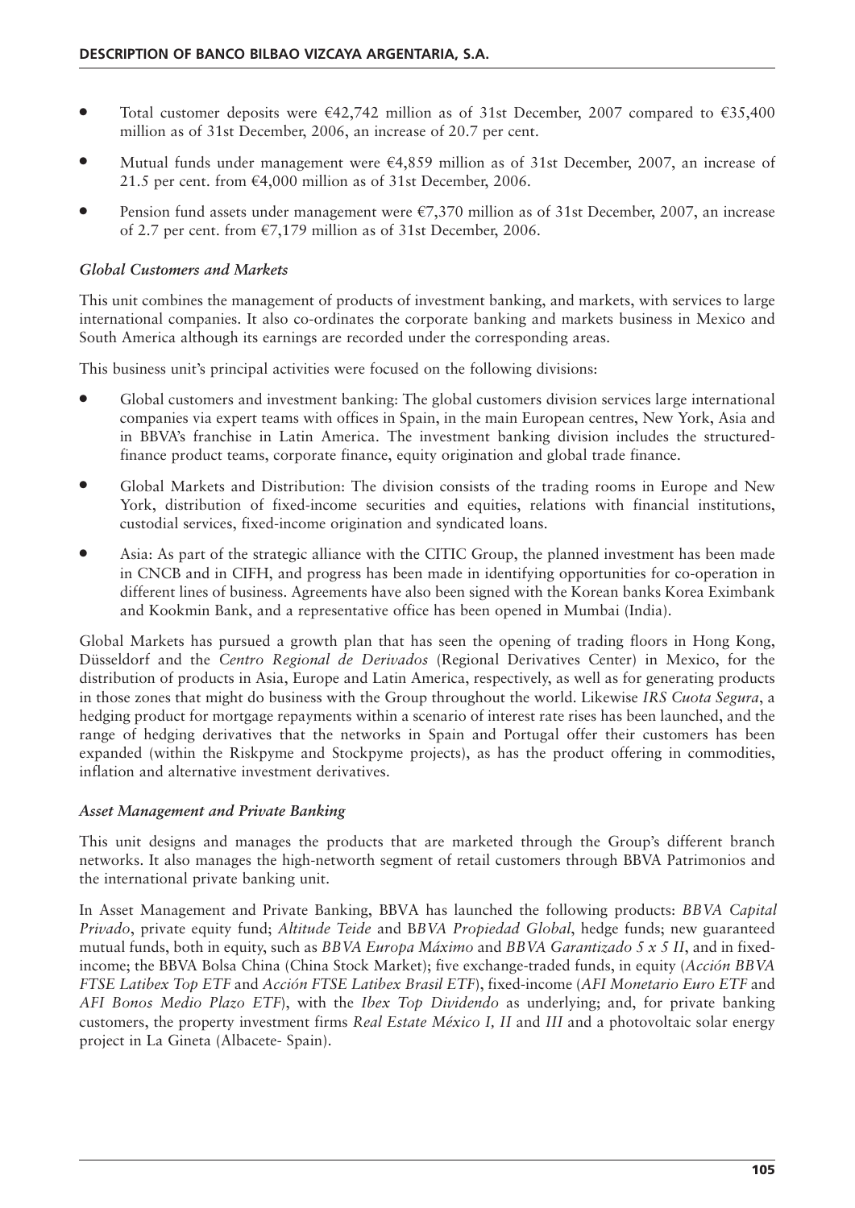- Total customer deposits were €42,742 million as of 31st December, 2007 compared to €35,400 million as of 31st December, 2006, an increase of 20.7 per cent.
- Mutual funds under management were €4,859 million as of 31st December, 2007, an increase of 21.5 per cent. from €4,000 million as of 31st December, 2006.
- Pension fund assets under management were €7,370 million as of 31st December, 2007, an increase of 2.7 per cent. from €7,179 million as of 31st December, 2006.

### *Global Customers and Markets*

This unit combines the management of products of investment banking, and markets, with services to large international companies. It also co-ordinates the corporate banking and markets business in Mexico and South America although its earnings are recorded under the corresponding areas.

This business unit's principal activities were focused on the following divisions:

- Global customers and investment banking: The global customers division services large international companies via expert teams with offices in Spain, in the main European centres, New York, Asia and in BBVA's franchise in Latin America. The investment banking division includes the structured-finance product teams, corporate finance, equity origination and global trade finance.
- Global Markets and Distribution: The division consists of the trading rooms in Europe and New York, distribution of fixed-income securities and equities, relations with financial institutions, custodial services, fixed-income origination and syndicated loans.
- Asia: As part of the strategic alliance with the CITIC Group, the planned investment has been made in CNCB and in CIFH, and progress has been made in identifying opportunities for co-operation in different lines of business. Agreements have also been signed with the Korean banks Korea Eximbank and Kookmin Bank, and a representative office has been opened in Mumbai (India).

Global Markets has pursued a growth plan that has seen the opening of trading floors in Hong Kong, Düsseldorf and the *Centro Regional de Derivados* (Regional Derivatives Center) in Mexico, for the distribution of products in Asia, Europe and Latin America, respectively, as well as for generating products in those zones that might do business with the Group throughout the world. Likewise *IRS Cuota Segura*, a hedging product for mortgage repayments within a scenario of interest rate rises has been launched, and the range of hedging derivatives that the networks in Spain and Portugal offer their customers has been expanded (within the Riskpyme and Stockpyme projects), as has the product offering in commodities, inflation and alternative investment derivatives.

### *Asset Management and Private Banking*

This unit designs and manages the products that are marketed through the Group's different branch networks. It also manages the high-networth segment of retail customers through BBVA Patrimonios and the international private banking unit.

In Asset Management and Private Banking, BBVA has launched the following products: *BBVA Capital Privado*, private equity fund; *Altitude Teide* and B*BVA Propiedad Global*, hedge funds; new guaranteed mutual funds, both in equity, such as *BBVA Europa Máximo* and *BBVA Garantizado 5 x 5 II*, and in fixed-income; the BBVA Bolsa China (China Stock Market); five exchange-traded funds, in equity (*Acción BBVA FTSE Latibex Top ETF* and *Acción FTSE Latibex Brasil ETF*), fixed-income (*AFI Monetario Euro ETF* and *AFI Bonos Medio Plazo ETF*), with the *Ibex Top Dividendo* as underlying; and, for private banking customers, the property investment firms *Real Estate México I, II* and *III* and a photovoltaic solar energy project in La Gineta (Albacete- Spain).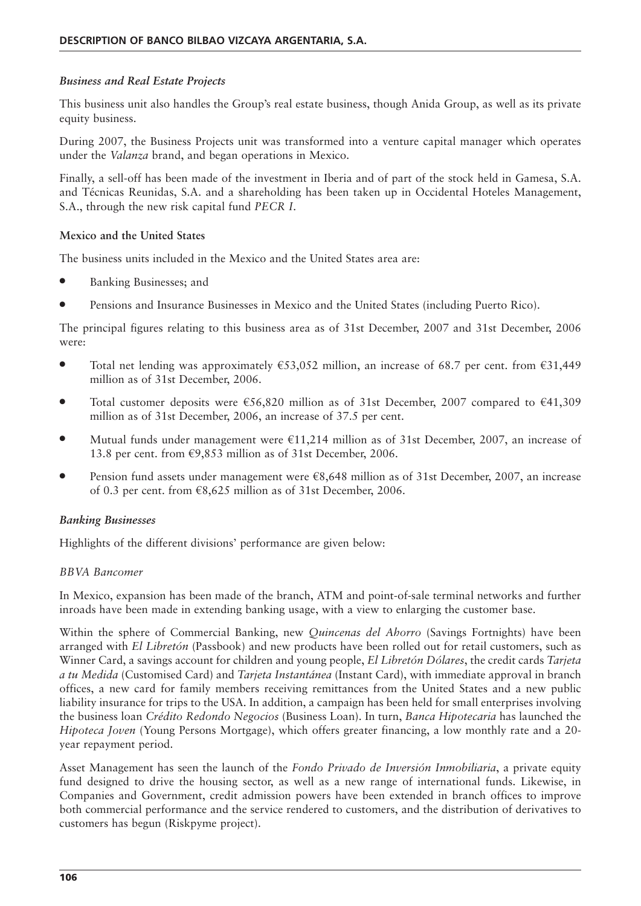### *Business and Real Estate Projects*

This business unit also handles the Group's real estate business, though Anida Group, as well as its private equity business.

During 2007, the Business Projects unit was transformed into a venture capital manager which operates under the *Valanza* brand, and began operations in Mexico.

Finally, a sell-off has been made of the investment in Iberia and of part of the stock held in Gamesa, S.A. and Técnicas Reunidas, S.A. and a shareholding has been taken up in Occidental Hoteles Management, S.A., through the new risk capital fund *PECR I*.

## Mexico and the United States

The business units included in the Mexico and the United States area are:

- Banking Businesses; and
- Pensions and Insurance Businesses in Mexico and the United States (including Puerto Rico).

The principal figures relating to this business area as of 31st December, 2007 and 31st December, 2006 were:

- Total net lending was approximately €53,052 million, an increase of 68.7 per cent. from €31,449 million as of 31st December, 2006.
- Total customer deposits were €56,820 million as of 31st December, 2007 compared to €41,309 million as of 31st December, 2006, an increase of 37.5 per cent.
- Mutual funds under management were €11,214 million as of 31st December, 2007, an increase of 13.8 per cent. from €9,853 million as of 31st December, 2006.
- Pension fund assets under management were €8,648 million as of 31st December, 2007, an increase of 0.3 per cent. from €8,625 million as of 31st December, 2006.

### *Banking Businesses*

Highlights of the different divisions' performance are given below:

#### *BBVA Bancomer*

In Mexico, expansion has been made of the branch, ATM and point-of-sale terminal networks and further inroads have been made in extending banking usage, with a view to enlarging the customer base.

Within the sphere of Commercial Banking, new *Quincenas del Ahorro* (Savings Fortnights) have been arranged with *El Libretón* (Passbook) and new products have been rolled out for retail customers, such as Winner Card, a savings account for children and young people, *El Libretón Dólares*, the credit cards *Tarjeta a tu Medida* (Customised Card) and *Tarjeta Instantánea* (Instant Card), with immediate approval in branch offices, a new card for family members receiving remittances from the United States and a new public liability insurance for trips to the USA. In addition, a campaign has been held for small enterprises involving the business loan *Crédito Redondo Negocios* (Business Loan). In turn, *Banca Hipotecaria* has launched the *Hipoteca Joven* (Young Persons Mortgage), which offers greater financing, a low monthly rate and a 20-year repayment period.

Asset Management has seen the launch of the *Fondo Privado de Inversión Inmobiliaria*, a private equity fund designed to drive the housing sector, as well as a new range of international funds. Likewise, in Companies and Government, credit admission powers have been extended in branch offices to improve both commercial performance and the service rendered to customers, and the distribution of derivatives to customers has begun (Riskpyme project).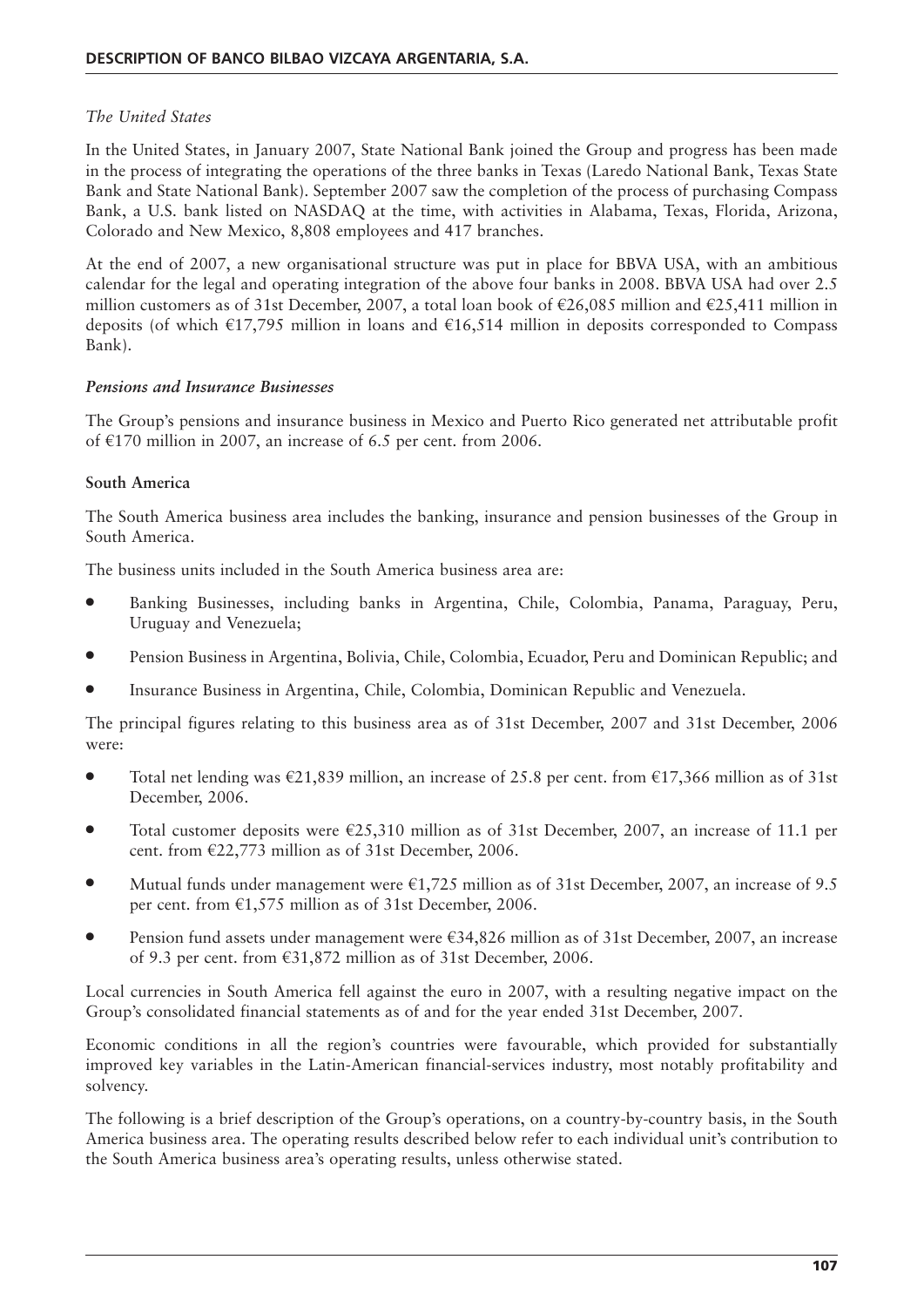*The United States*

In the United States, in January 2007, State National Bank joined the Group and progress has been made in the process of integrating the operations of the three banks in Texas (Laredo National Bank, Texas State Bank and State National Bank). September 2007 saw the completion of the process of purchasing Compass Bank, a U.S. bank listed on NASDAQ at the time, with activities in Alabama, Texas, Florida, Arizona, Colorado and New Mexico, 8,808 employees and 417 branches.

At the end of 2007, a new organisational structure was put in place for BBVA USA, with an ambitious calendar for the legal and operating integration of the above four banks in 2008. BBVA USA had over 2.5 million customers as of 31st December, 2007, a total loan book of €26,085 million and €25,411 million in deposits (of which €17,795 million in loans and €16,514 million in deposits corresponded to Compass Bank).

***Pensions and Insurance Businesses***

The Group's pensions and insurance business in Mexico and Puerto Rico generated net attributable profit of €170 million in 2007, an increase of 6.5 per cent. from 2006.

**South America**

The South America business area includes the banking, insurance and pension businesses of the Group in South America.

The business units included in the South America business area are:

- Banking Businesses, including banks in Argentina, Chile, Colombia, Panama, Paraguay, Peru, Uruguay and Venezuela;
- Pension Business in Argentina, Bolivia, Chile, Colombia, Ecuador, Peru and Dominican Republic; and
- Insurance Business in Argentina, Chile, Colombia, Dominican Republic and Venezuela.

The principal figures relating to this business area as of 31st December, 2007 and 31st December, 2006 were:

- Total net lending was €21,839 million, an increase of 25.8 per cent. from €17,366 million as of 31st December, 2006.
- Total customer deposits were €25,310 million as of 31st December, 2007, an increase of 11.1 per cent. from €22,773 million as of 31st December, 2006.
- Mutual funds under management were €1,725 million as of 31st December, 2007, an increase of 9.5 per cent. from €1,575 million as of 31st December, 2006.
- Pension fund assets under management were €34,826 million as of 31st December, 2007, an increase of 9.3 per cent. from €31,872 million as of 31st December, 2006.

Local currencies in South America fell against the euro in 2007, with a resulting negative impact on the Group's consolidated financial statements as of and for the year ended 31st December, 2007.

Economic conditions in all the region's countries were favourable, which provided for substantially improved key variables in the Latin-American financial-services industry, most notably profitability and solvency.

The following is a brief description of the Group's operations, on a country-by-country basis, in the South America business area. The operating results described below refer to each individual unit's contribution to the South America business area's operating results, unless otherwise stated.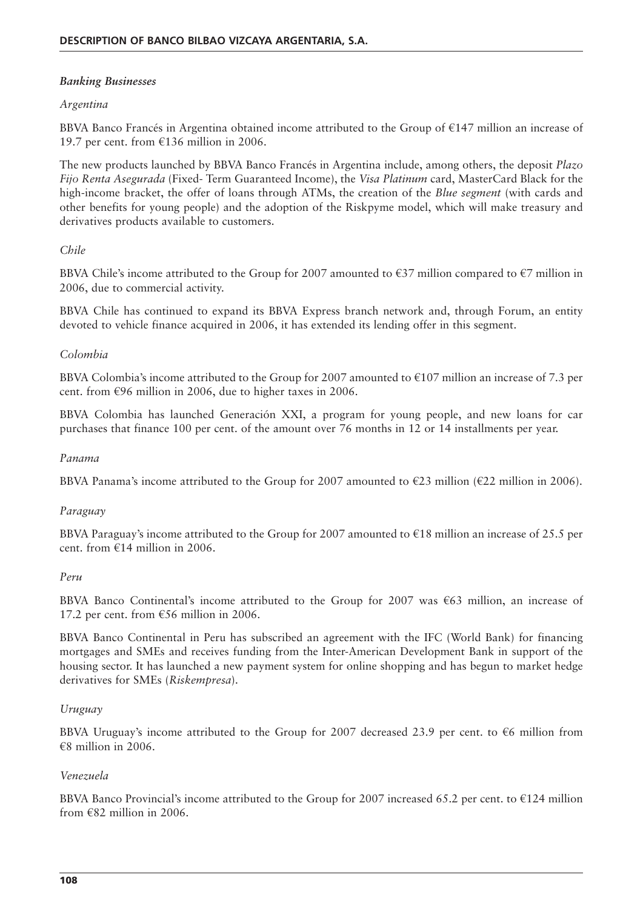### *Banking Businesses*

*Argentina*

BBVA Banco Francés in Argentina obtained income attributed to the Group of €147 million an increase of 19.7 per cent. from €136 million in 2006.

The new products launched by BBVA Banco Francés in Argentina include, among others, the deposit *Plazo Fijo Renta Asegurada* (Fixed- Term Guaranteed Income), the *Visa Platinum* card, MasterCard Black for the high-income bracket, the offer of loans through ATMs, the creation of the *Blue segment* (with cards and other benefits for young people) and the adoption of the Riskpyme model, which will make treasury and derivatives products available to customers.

*Chile*

BBVA Chile's income attributed to the Group for 2007 amounted to €37 million compared to €7 million in 2006, due to commercial activity.

BBVA Chile has continued to expand its BBVA Express branch network and, through Forum, an entity devoted to vehicle finance acquired in 2006, it has extended its lending offer in this segment.

*Colombia*

BBVA Colombia's income attributed to the Group for 2007 amounted to €107 million an increase of 7.3 per cent. from €96 million in 2006, due to higher taxes in 2006.

BBVA Colombia has launched Generación XXI, a program for young people, and new loans for car purchases that finance 100 per cent. of the amount over 76 months in 12 or 14 installments per year.

*Panama*

BBVA Panama's income attributed to the Group for 2007 amounted to €23 million (€22 million in 2006).

*Paraguay*

BBVA Paraguay's income attributed to the Group for 2007 amounted to €18 million an increase of 25.5 per cent. from €14 million in 2006.

*Peru*

BBVA Banco Continental's income attributed to the Group for 2007 was €63 million, an increase of 17.2 per cent. from €56 million in 2006.

BBVA Banco Continental in Peru has subscribed an agreement with the IFC (World Bank) for financing mortgages and SMEs and receives funding from the Inter-American Development Bank in support of the housing sector. It has launched a new payment system for online shopping and has begun to market hedge derivatives for SMEs (*Riskempresa*).

*Uruguay*

BBVA Uruguay's income attributed to the Group for 2007 decreased 23.9 per cent. to €6 million from €8 million in 2006.

*Venezuela*

BBVA Banco Provincial's income attributed to the Group for 2007 increased 65.2 per cent. to €124 million from €82 million in 2006.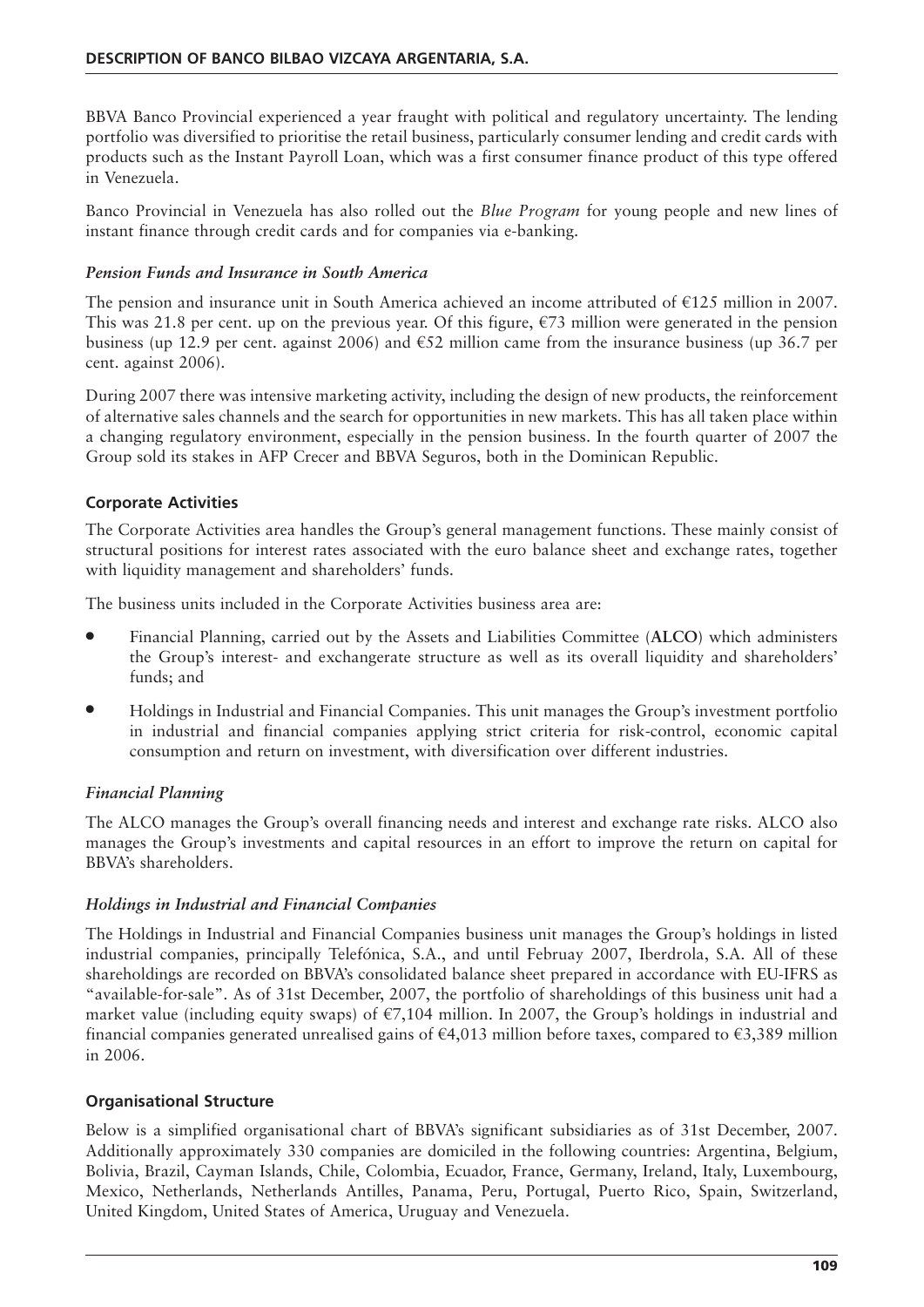BBVA Banco Provincial experienced a year fraught with political and regulatory uncertainty. The lending portfolio was diversified to prioritise the retail business, particularly consumer lending and credit cards with products such as the Instant Payroll Loan, which was a first consumer finance product of this type offered in Venezuela.

Banco Provincial in Venezuela has also rolled out the *Blue Program* for young people and new lines of instant finance through credit cards and for companies via e-banking.

### *Pension Funds and Insurance in South America*

The pension and insurance unit in South America achieved an income attributed of €125 million in 2007. This was 21.8 per cent. up on the previous year. Of this figure, €73 million were generated in the pension business (up 12.9 per cent. against 2006) and €52 million came from the insurance business (up 36.7 per cent. against 2006).

During 2007 there was intensive marketing activity, including the design of new products, the reinforcement of alternative sales channels and the search for opportunities in new markets. This has all taken place within a changing regulatory environment, especially in the pension business. In the fourth quarter of 2007 the Group sold its stakes in AFP Crecer and BBVA Seguros, both in the Dominican Republic.

## Corporate Activities

The Corporate Activities area handles the Group's general management functions. These mainly consist of structural positions for interest rates associated with the euro balance sheet and exchange rates, together with liquidity management and shareholders' funds.

The business units included in the Corporate Activities business area are:

- Financial Planning, carried out by the Assets and Liabilities Committee (**ALCO**) which administers the Group's interest- and exchangerate structure as well as its overall liquidity and shareholders' funds; and
- Holdings in Industrial and Financial Companies. This unit manages the Group's investment portfolio in industrial and financial companies applying strict criteria for risk-control, economic capital consumption and return on investment, with diversification over different industries.

### *Financial Planning*

The ALCO manages the Group's overall financing needs and interest and exchange rate risks. ALCO also manages the Group's investments and capital resources in an effort to improve the return on capital for BBVA's shareholders.

### *Holdings in Industrial and Financial Companies*

The Holdings in Industrial and Financial Companies business unit manages the Group's holdings in listed industrial companies, principally Telefónica, S.A., and until Februay 2007, Iberdrola, S.A. All of these shareholdings are recorded on BBVA's consolidated balance sheet prepared in accordance with EU-IFRS as "available-for-sale". As of 31st December, 2007, the portfolio of shareholdings of this business unit had a market value (including equity swaps) of €7,104 million. In 2007, the Group's holdings in industrial and financial companies generated unrealised gains of €4,013 million before taxes, compared to €3,389 million in 2006.

## Organisational Structure

Below is a simplified organisational chart of BBVA's significant subsidiaries as of 31st December, 2007. Additionally approximately 330 companies are domiciled in the following countries: Argentina, Belgium, Bolivia, Brazil, Cayman Islands, Chile, Colombia, Ecuador, France, Germany, Ireland, Italy, Luxembourg, Mexico, Netherlands, Netherlands Antilles, Panama, Peru, Portugal, Puerto Rico, Spain, Switzerland, United Kingdom, United States of America, Uruguay and Venezuela.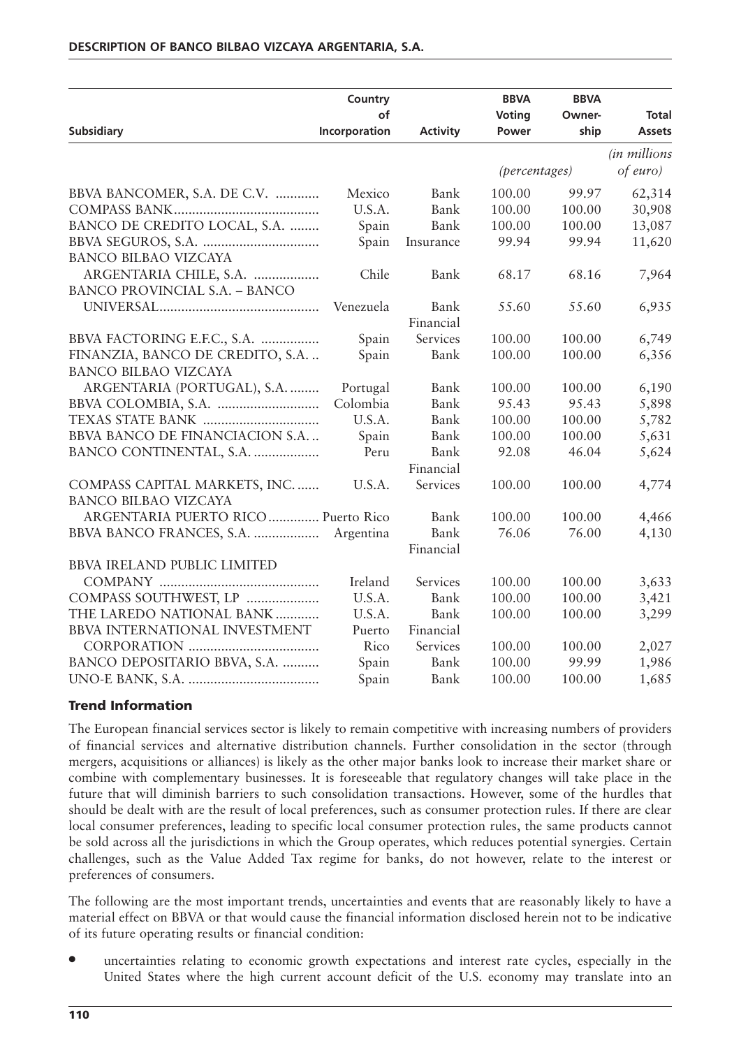| Subsidiary | Country of Incorporation | Activity | BBVA Voting Power | BBVA Owner-ship | Total Assets |
|---|---|---|---|---|---|
| | | | *(percentages)* | | *(in millions of euro)* |
| BBVA BANCOMER, S.A. DE C.V. | Mexico | Bank | 100.00 | 99.97 | 62,314 |
| COMPASS BANK | U.S.A. | Bank | 100.00 | 100.00 | 30,908 |
| BANCO DE CREDITO LOCAL, S.A. | Spain | Bank | 100.00 | 100.00 | 13,087 |
| BBVA SEGUROS, S.A. | Spain | Insurance | 99.94 | 99.94 | 11,620 |
| BANCO BILBAO VIZCAYA ARGENTARIA CHILE, S.A. | Chile | Bank | 68.17 | 68.16 | 7,964 |
| BANCO PROVINCIAL S.A. – BANCO UNIVERSAL | Venezuela | Bank | 55.60 | 55.60 | 6,935 |
| BBVA FACTORING E.F.C., S.A. | Spain | Financial Services | 100.00 | 100.00 | 6,749 |
| FINANZIA, BANCO DE CREDITO, S.A. | Spain | Bank | 100.00 | 100.00 | 6,356 |
| BANCO BILBAO VIZCAYA ARGENTARIA (PORTUGAL), S.A. | Portugal | Bank | 100.00 | 100.00 | 6,190 |
| BBVA COLOMBIA, S.A. | Colombia | Bank | 95.43 | 95.43 | 5,898 |
| TEXAS STATE BANK | U.S.A. | Bank | 100.00 | 100.00 | 5,782 |
| BBVA BANCO DE FINANCIACION S.A. | Spain | Bank | 100.00 | 100.00 | 5,631 |
| BANCO CONTINENTAL, S.A. | Peru | Bank | 92.08 | 46.04 | 5,624 |
| COMPASS CAPITAL MARKETS, INC. | U.S.A. | Financial Services | 100.00 | 100.00 | 4,774 |
| BANCO BILBAO VIZCAYA ARGENTARIA PUERTO RICO | Puerto Rico | Bank | 100.00 | 100.00 | 4,466 |
| BBVA BANCO FRANCES, S.A. | Argentina | Bank | 76.06 | 76.00 | 4,130 |
| BBVA IRELAND PUBLIC LIMITED COMPANY | Ireland | Financial Services | 100.00 | 100.00 | 3,633 |
| COMPASS SOUTHWEST, LP | U.S.A. | Bank | 100.00 | 100.00 | 3,421 |
| THE LAREDO NATIONAL BANK | U.S.A. | Bank | 100.00 | 100.00 | 3,299 |
| BBVA INTERNATIONAL INVESTMENT CORPORATION | Puerto Rico | Financial Services | 100.00 | 100.00 | 2,027 |
| BANCO DEPOSITARIO BBVA, S.A. | Spain | Bank | 100.00 | 99.99 | 1,986 |
| UNO-E BANK, S.A. | Spain | Bank | 100.00 | 100.00 | 1,685 |

### Trend Information

The European financial services sector is likely to remain competitive with increasing numbers of providers of financial services and alternative distribution channels. Further consolidation in the sector (through mergers, acquisitions or alliances) is likely as the other major banks look to increase their market share or combine with complementary businesses. It is foreseeable that regulatory changes will take place in the future that will diminish barriers to such consolidation transactions. However, some of the hurdles that should be dealt with are the result of local preferences, such as consumer protection rules. If there are clear local consumer preferences, leading to specific local consumer protection rules, the same products cannot be sold across all the jurisdictions in which the Group operates, which reduces potential synergies. Certain challenges, such as the Value Added Tax regime for banks, do not however, relate to the interest or preferences of consumers.

The following are the most important trends, uncertainties and events that are reasonably likely to have a material effect on BBVA or that would cause the financial information disclosed herein not to be indicative of its future operating results or financial condition:

- uncertainties relating to economic growth expectations and interest rate cycles, especially in the United States where the high current account deficit of the U.S. economy may translate into an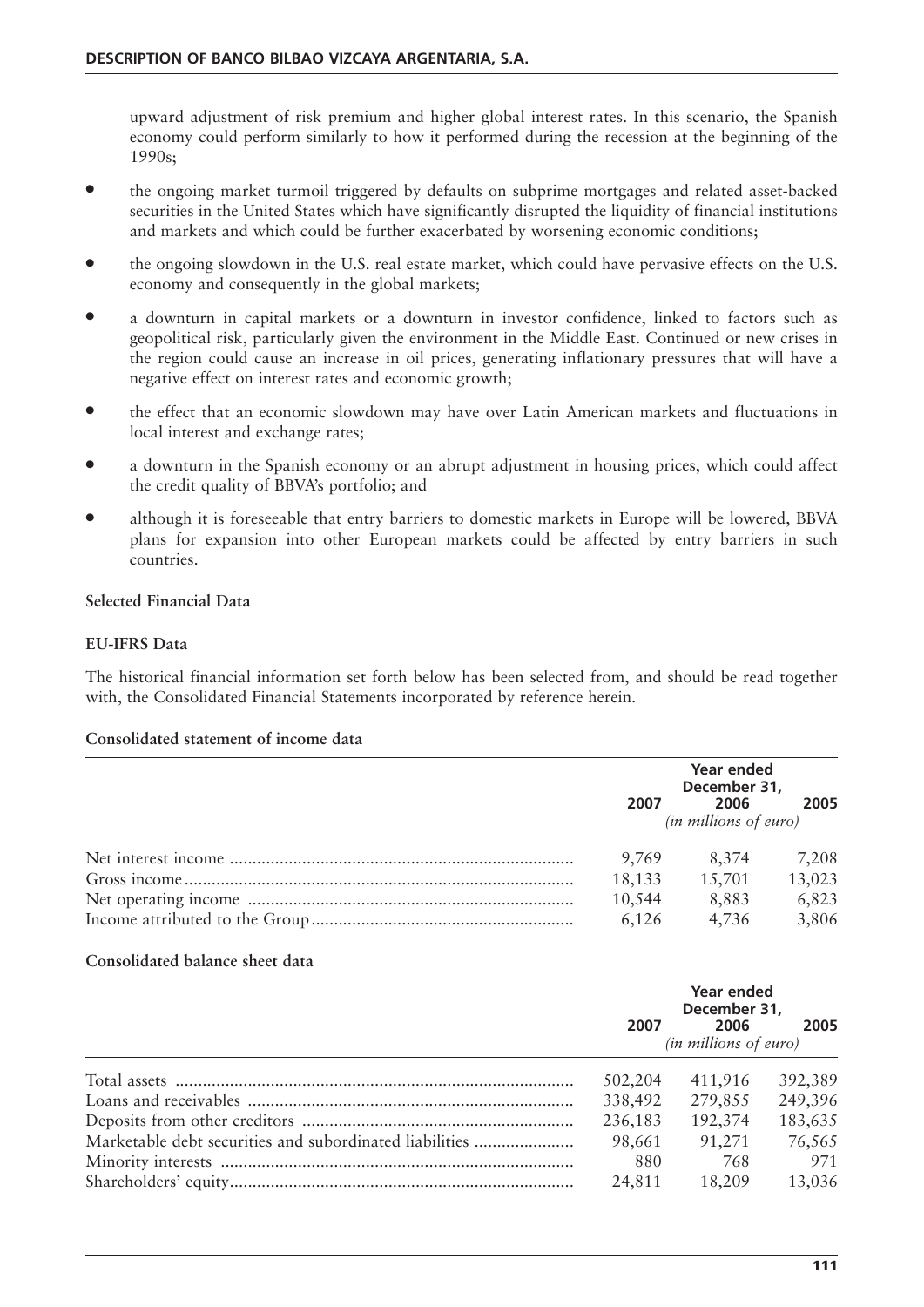upward adjustment of risk premium and higher global interest rates. In this scenario, the Spanish economy could perform similarly to how it performed during the recession at the beginning of the 1990s;

- the ongoing market turmoil triggered by defaults on subprime mortgages and related asset-backed securities in the United States which have significantly disrupted the liquidity of financial institutions and markets and which could be further exacerbated by worsening economic conditions;
- the ongoing slowdown in the U.S. real estate market, which could have pervasive effects on the U.S. economy and consequently in the global markets;
- a downturn in capital markets or a downturn in investor confidence, linked to factors such as geopolitical risk, particularly given the environment in the Middle East. Continued or new crises in the region could cause an increase in oil prices, generating inflationary pressures that will have a negative effect on interest rates and economic growth;
- the effect that an economic slowdown may have over Latin American markets and fluctuations in local interest and exchange rates;
- a downturn in the Spanish economy or an abrupt adjustment in housing prices, which could affect the credit quality of BBVA's portfolio; and
- although it is foreseeable that entry barriers to domestic markets in Europe will be lowered, BBVA plans for expansion into other European markets could be affected by entry barriers in such countries.

**Selected Financial Data**

**EU-IFRS Data**

The historical financial information set forth below has been selected from, and should be read together with, the Consolidated Financial Statements incorporated by reference herein.

**Consolidated statement of income data**

| | Year ended December 31, | | |
|---|---|---|---|
| | 2007 | 2006 | 2005 |
| | *(in millions of euro)* | | |
| Net interest income | 9,769 | 8,374 | 7,208 |
| Gross income | 18,133 | 15,701 | 13,023 |
| Net operating income | 10,544 | 8,883 | 6,823 |
| Income attributed to the Group | 6,126 | 4,736 | 3,806 |

**Consolidated balance sheet data**

| | Year ended December 31, | | |
|---|---|---|---|
| | 2007 | 2006 | 2005 |
| | *(in millions of euro)* | | |
| Total assets | 502,204 | 411,916 | 392,389 |
| Loans and receivables | 338,492 | 279,855 | 249,396 |
| Deposits from other creditors | 236,183 | 192,374 | 183,635 |
| Marketable debt securities and subordinated liabilities | 98,661 | 91,271 | 76,565 |
| Minority interests | 880 | 768 | 971 |
| Shareholders' equity | 24,811 | 18,209 | 13,036 |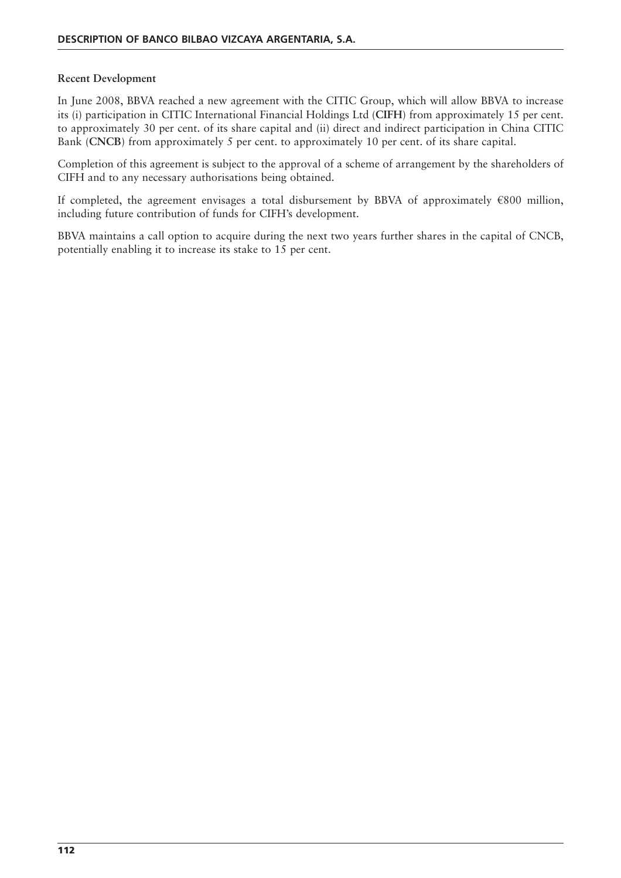**Recent Development**

In June 2008, BBVA reached a new agreement with the CITIC Group, which will allow BBVA to increase its (i) participation in CITIC International Financial Holdings Ltd (**CIFH**) from approximately 15 per cent. to approximately 30 per cent. of its share capital and (ii) direct and indirect participation in China CITIC Bank (**CNCB**) from approximately 5 per cent. to approximately 10 per cent. of its share capital.

Completion of this agreement is subject to the approval of a scheme of arrangement by the shareholders of CIFH and to any necessary authorisations being obtained.

If completed, the agreement envisages a total disbursement by BBVA of approximately €800 million, including future contribution of funds for CIFH's development.

BBVA maintains a call option to acquire during the next two years further shares in the capital of CNCB, potentially enabling it to increase its stake to 15 per cent.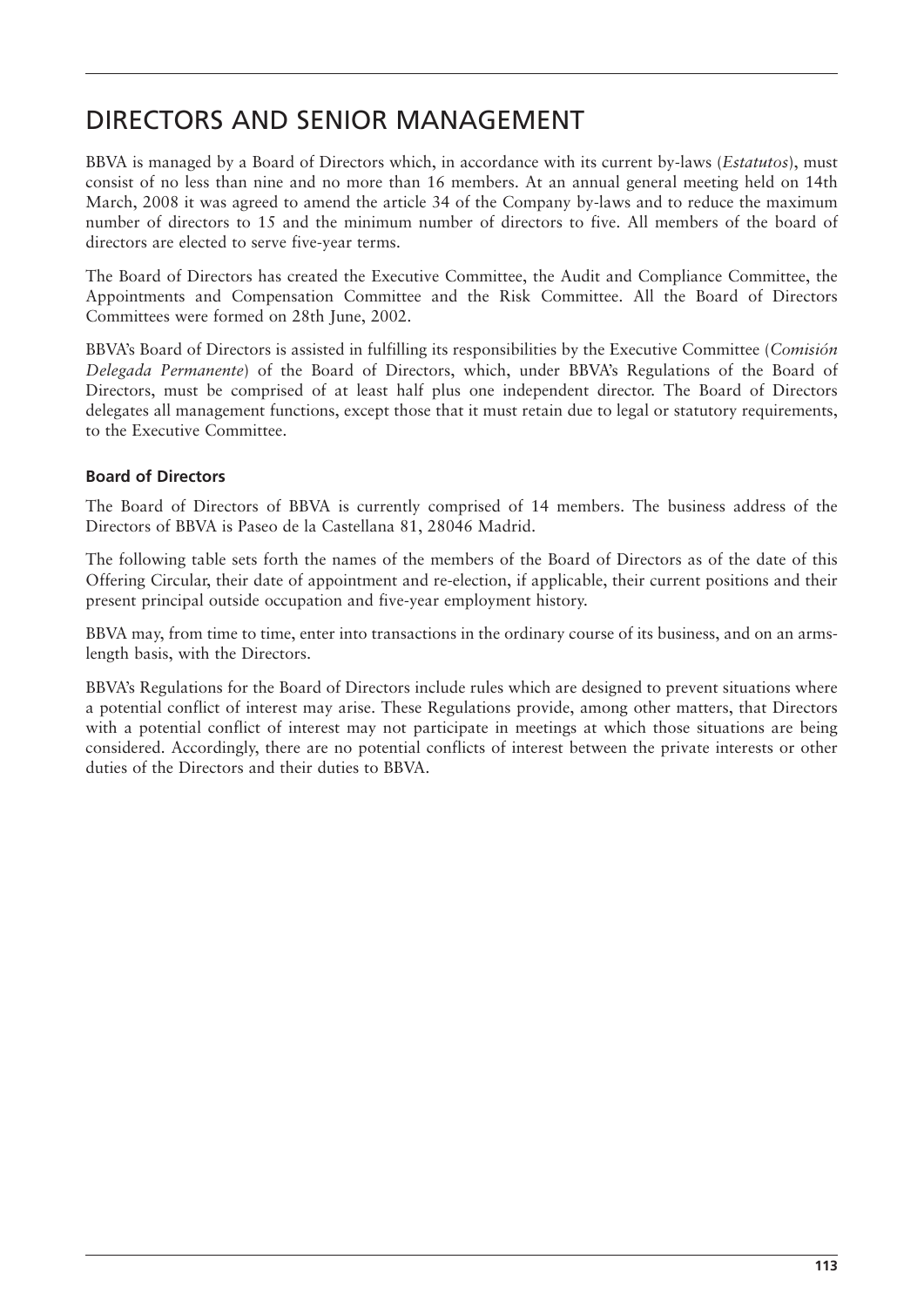# DIRECTORS AND SENIOR MANAGEMENT

BBVA is managed by a Board of Directors which, in accordance with its current by-laws (*Estatutos*), must consist of no less than nine and no more than 16 members. At an annual general meeting held on 14th March, 2008 it was agreed to amend the article 34 of the Company by-laws and to reduce the maximum number of directors to 15 and the minimum number of directors to five. All members of the board of directors are elected to serve five-year terms.

The Board of Directors has created the Executive Committee, the Audit and Compliance Committee, the Appointments and Compensation Committee and the Risk Committee. All the Board of Directors Committees were formed on 28th June, 2002.

BBVA's Board of Directors is assisted in fulfilling its responsibilities by the Executive Committee (*Comisión Delegada Permanente*) of the Board of Directors, which, under BBVA's Regulations of the Board of Directors, must be comprised of at least half plus one independent director. The Board of Directors delegates all management functions, except those that it must retain due to legal or statutory requirements, to the Executive Committee.

### Board of Directors

The Board of Directors of BBVA is currently comprised of 14 members. The business address of the Directors of BBVA is Paseo de la Castellana 81, 28046 Madrid.

The following table sets forth the names of the members of the Board of Directors as of the date of this Offering Circular, their date of appointment and re-election, if applicable, their current positions and their present principal outside occupation and five-year employment history.

BBVA may, from time to time, enter into transactions in the ordinary course of its business, and on an arms-length basis, with the Directors.

BBVA's Regulations for the Board of Directors include rules which are designed to prevent situations where a potential conflict of interest may arise. These Regulations provide, among other matters, that Directors with a potential conflict of interest may not participate in meetings at which those situations are being considered. Accordingly, there are no potential conflicts of interest between the private interests or other duties of the Directors and their duties to BBVA.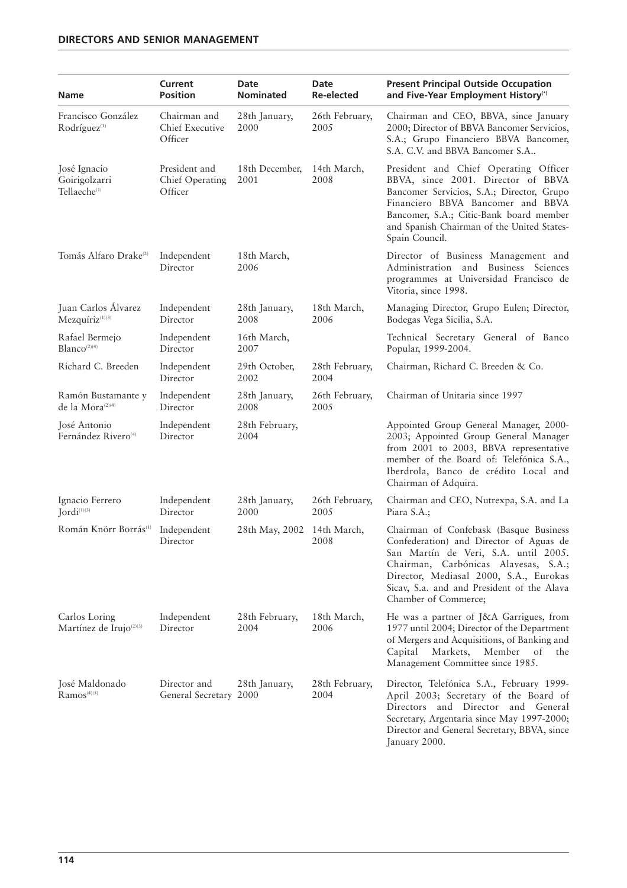## DIRECTORS AND SENIOR MANAGEMENT

| Name | Current Position | Date Nominated | Date Re-elected | Present Principal Outside Occupation and Five-Year Employment History(*) |
|---|---|---|---|---|
| Francisco González Rodríguez[1] | Chairman and Chief Executive Officer | 28th January, 2000 | 26th February, 2005 | Chairman and CEO, BBVA, since January 2000; Director of BBVA Bancomer Servicios, S.A.; Grupo Financiero BBVA Bancomer, S.A. C.V. and BBVA Bancomer S.A.. |
| José Ignacio Goirigolzarri Tellaeche[1] | President and Chief Operating Officer | 18th December, 2001 | 14th March, 2008 | President and Chief Operating Officer BBVA, since 2001. Director of BBVA Bancomer Servicios, S.A.; Director, Grupo Financiero BBVA Bancomer and BBVA Bancomer, S.A.; Citic-Bank board member and Spanish Chairman of the United States-Spain Council. |
| Tomás Alfaro Drake[2] | Independent Director | 18th March, 2006 | | Director of Business Management and Administration and Business Sciences programmes at Universidad Francisco de Vitoria, since 1998. |
| Juan Carlos Álvarez Mezquíriz[1][3] | Independent Director | 28th January, 2008 | 18th March, 2006 | Managing Director, Grupo Eulen; Director, Bodegas Vega Sicilia, S.A. |
| Rafael Bermejo Blanco[2][4] | Independent Director | 16th March, 2007 | | Technical Secretary General of Banco Popular, 1999-2004. |
| Richard C. Breeden | Independent Director | 29th October, 2002 | 28th February, 2004 | Chairman, Richard C. Breeden & Co. |
| Ramón Bustamante y de la Mora[2][4] | Independent Director | 28th January, 2008 | 26th February, 2005 | Chairman of Unitaria since 1997 |
| José Antonio Fernández Rivero[4] | Independent Director | 28th February, 2004 | | Appointed Group General Manager, 2000-2003; Appointed Group General Manager from 2001 to 2003, BBVA representative member of the Board of: Telefónica S.A., Iberdrola, Banco de crédito Local and Chairman of Adquira. |
| Ignacio Ferrero Jordi[1][3] | Independent Director | 28th January, 2000 | 26th February, 2005 | Chairman and CEO, Nutrexpa, S.A. and La Piara S.A.; |
| Román Knörr Borrás[1] | Independent Director | 28th May, 2002 | 14th March, 2008 | Chairman of Confebask (Basque Business Confederation) and Director of Aguas de San Martín de Veri, S.A. until 2005. Chairman, Carbónicas Alavesas, S.A.; Director, Mediasal 2000, S.A., Eurokas Sicav, S.a. and President of the Alava Chamber of Commerce; |
| Carlos Loring Martínez de Irujo[2][3] | Independent Director | 28th February, 2004 | 18th March, 2006 | He was a partner of J&A Garrigues, from 1977 until 2004; Director of the Department of Mergers and Acquisitions, of Banking and Capital Markets, Member of the Management Committee since 1985. |
| José Maldonado Ramos[4][5] | Director and General Secretary | 28th January, 2000 | 28th February, 2004 | Director, Telefónica S.A., February 1999-April 2003; Secretary of the Board of Directors and Director and General Secretary, Argentaria since May 1997-2000; Director and General Secretary, BBVA, since January 2000. |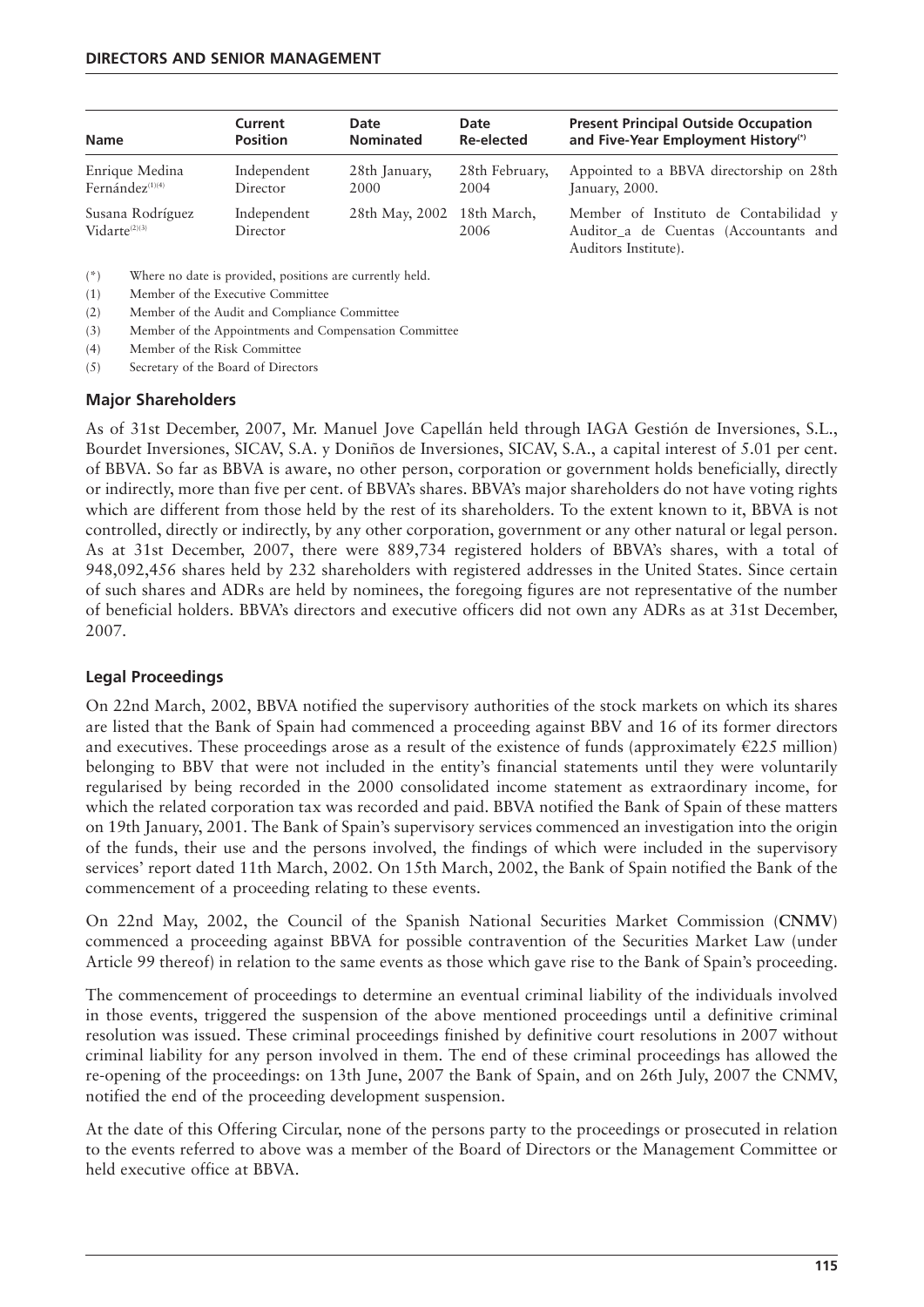| Name | Current Position | Date Nominated | Date Re-elected | Present Principal Outside Occupation and Five-Year Employment History(*) |
|---|---|---|---|---|
| Enrique Medina Fernández(1)(4) | Independent Director | 28th January, 2000 | 28th February, 2004 | Appointed to a BBVA directorship on 28th January, 2000. |
| Susana Rodríguez Vidarte(2)(3) | Independent Director | 28th May, 2002 | 18th March, 2006 | Member of Instituto de Contabilidad y Auditor_a de Cuentas (Accountants and Auditors Institute). |

(*) Where no date is provided, positions are currently held.

(1) Member of the Executive Committee

(2) Member of the Audit and Compliance Committee

(3) Member of the Appointments and Compensation Committee

(4) Member of the Risk Committee

(5) Secretary of the Board of Directors

## Major Shareholders

As of 31st December, 2007, Mr. Manuel Jove Capellán held through IAGA Gestión de Inversiones, S.L., Bourdet Inversiones, SICAV, S.A. y Doniños de Inversiones, SICAV, S.A., a capital interest of 5.01 per cent. of BBVA. So far as BBVA is aware, no other person, corporation or government holds beneficially, directly or indirectly, more than five per cent. of BBVA's shares. BBVA's major shareholders do not have voting rights which are different from those held by the rest of its shareholders. To the extent known to it, BBVA is not controlled, directly or indirectly, by any other corporation, government or any other natural or legal person. As at 31st December, 2007, there were 889,734 registered holders of BBVA's shares, with a total of 948,092,456 shares held by 232 shareholders with registered addresses in the United States. Since certain of such shares and ADRs are held by nominees, the foregoing figures are not representative of the number of beneficial holders. BBVA's directors and executive officers did not own any ADRs as at 31st December, 2007.

## Legal Proceedings

On 22nd March, 2002, BBVA notified the supervisory authorities of the stock markets on which its shares are listed that the Bank of Spain had commenced a proceeding against BBV and 16 of its former directors and executives. These proceedings arose as a result of the existence of funds (approximately €225 million) belonging to BBV that were not included in the entity's financial statements until they were voluntarily regularised by being recorded in the 2000 consolidated income statement as extraordinary income, for which the related corporation tax was recorded and paid. BBVA notified the Bank of Spain of these matters on 19th January, 2001. The Bank of Spain's supervisory services commenced an investigation into the origin of the funds, their use and the persons involved, the findings of which were included in the supervisory services' report dated 11th March, 2002. On 15th March, 2002, the Bank of Spain notified the Bank of the commencement of a proceeding relating to these events.

On 22nd May, 2002, the Council of the Spanish National Securities Market Commission (**CNMV**) commenced a proceeding against BBVA for possible contravention of the Securities Market Law (under Article 99 thereof) in relation to the same events as those which gave rise to the Bank of Spain's proceeding.

The commencement of proceedings to determine an eventual criminal liability of the individuals involved in those events, triggered the suspension of the above mentioned proceedings until a definitive criminal resolution was issued. These criminal proceedings finished by definitive court resolutions in 2007 without criminal liability for any person involved in them. The end of these criminal proceedings has allowed the re-opening of the proceedings: on 13th June, 2007 the Bank of Spain, and on 26th July, 2007 the CNMV, notified the end of the proceeding development suspension.

At the date of this Offering Circular, none of the persons party to the proceedings or prosecuted in relation to the events referred to above was a member of the Board of Directors or the Management Committee or held executive office at BBVA.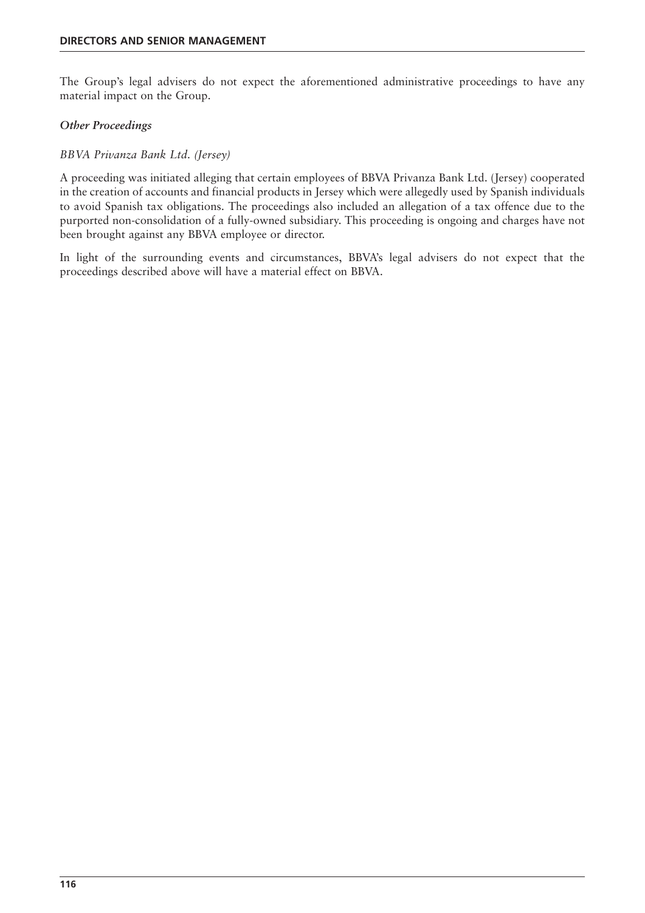The Group's legal advisers do not expect the aforementioned administrative proceedings to have any material impact on the Group.

***Other Proceedings***

*BBVA Privanza Bank Ltd. (Jersey)*

A proceeding was initiated alleging that certain employees of BBVA Privanza Bank Ltd. (Jersey) cooperated in the creation of accounts and financial products in Jersey which were allegedly used by Spanish individuals to avoid Spanish tax obligations. The proceedings also included an allegation of a tax offence due to the purported non-consolidation of a fully-owned subsidiary. This proceeding is ongoing and charges have not been brought against any BBVA employee or director.

In light of the surrounding events and circumstances, BBVA's legal advisers do not expect that the proceedings described above will have a material effect on BBVA.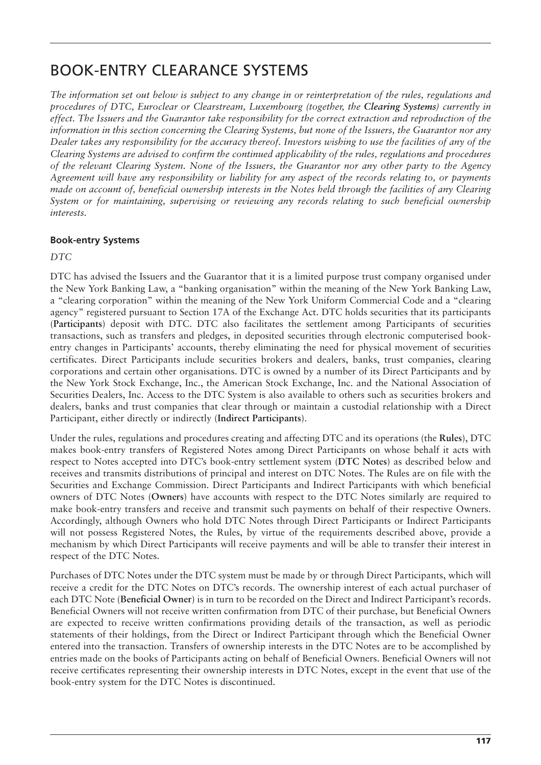# BOOK-ENTRY CLEARANCE SYSTEMS

*The information set out below is subject to any change in or reinterpretation of the rules, regulations and procedures of DTC, Euroclear or Clearstream, Luxembourg (together, the* ***Clearing Systems****) currently in effect. The Issuers and the Guarantor take responsibility for the correct extraction and reproduction of the information in this section concerning the Clearing Systems, but none of the Issuers, the Guarantor nor any Dealer takes any responsibility for the accuracy thereof. Investors wishing to use the facilities of any of the Clearing Systems are advised to confirm the continued applicability of the rules, regulations and procedures of the relevant Clearing System. None of the Issuers, the Guarantor nor any other party to the Agency Agreement will have any responsibility or liability for any aspect of the records relating to, or payments made on account of, beneficial ownership interests in the Notes held through the facilities of any Clearing System or for maintaining, supervising or reviewing any records relating to such beneficial ownership interests.*

### Book-entry Systems

*DTC*

DTC has advised the Issuers and the Guarantor that it is a limited purpose trust company organised under the New York Banking Law, a "banking organisation" within the meaning of the New York Banking Law, a "clearing corporation" within the meaning of the New York Uniform Commercial Code and a "clearing agency" registered pursuant to Section 17A of the Exchange Act. DTC holds securities that its participants (**Participants**) deposit with DTC. DTC also facilitates the settlement among Participants of securities transactions, such as transfers and pledges, in deposited securities through electronic computerised book-entry changes in Participants' accounts, thereby eliminating the need for physical movement of securities certificates. Direct Participants include securities brokers and dealers, banks, trust companies, clearing corporations and certain other organisations. DTC is owned by a number of its Direct Participants and by the New York Stock Exchange, Inc., the American Stock Exchange, Inc. and the National Association of Securities Dealers, Inc. Access to the DTC System is also available to others such as securities brokers and dealers, banks and trust companies that clear through or maintain a custodial relationship with a Direct Participant, either directly or indirectly (**Indirect Participants**).

Under the rules, regulations and procedures creating and affecting DTC and its operations (the **Rules**), DTC makes book-entry transfers of Registered Notes among Direct Participants on whose behalf it acts with respect to Notes accepted into DTC's book-entry settlement system (**DTC Notes**) as described below and receives and transmits distributions of principal and interest on DTC Notes. The Rules are on file with the Securities and Exchange Commission. Direct Participants and Indirect Participants with which beneficial owners of DTC Notes (**Owners**) have accounts with respect to the DTC Notes similarly are required to make book-entry transfers and receive and transmit such payments on behalf of their respective Owners. Accordingly, although Owners who hold DTC Notes through Direct Participants or Indirect Participants will not possess Registered Notes, the Rules, by virtue of the requirements described above, provide a mechanism by which Direct Participants will receive payments and will be able to transfer their interest in respect of the DTC Notes.

Purchases of DTC Notes under the DTC system must be made by or through Direct Participants, which will receive a credit for the DTC Notes on DTC's records. The ownership interest of each actual purchaser of each DTC Note (**Beneficial Owner**) is in turn to be recorded on the Direct and Indirect Participant's records. Beneficial Owners will not receive written confirmation from DTC of their purchase, but Beneficial Owners are expected to receive written confirmations providing details of the transaction, as well as periodic statements of their holdings, from the Direct or Indirect Participant through which the Beneficial Owner entered into the transaction. Transfers of ownership interests in the DTC Notes are to be accomplished by entries made on the books of Participants acting on behalf of Beneficial Owners. Beneficial Owners will not receive certificates representing their ownership interests in DTC Notes, except in the event that use of the book-entry system for the DTC Notes is discontinued.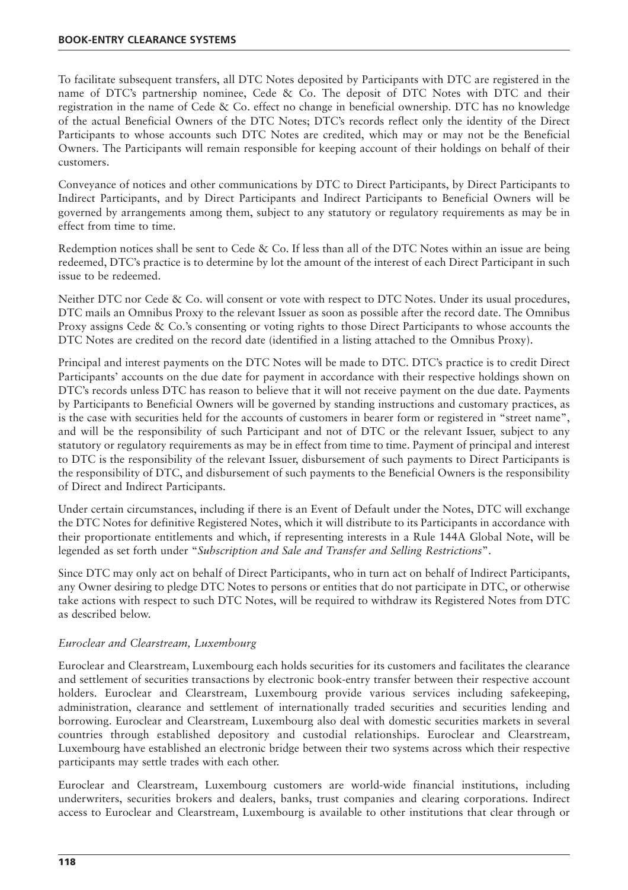To facilitate subsequent transfers, all DTC Notes deposited by Participants with DTC are registered in the name of DTC's partnership nominee, Cede & Co. The deposit of DTC Notes with DTC and their registration in the name of Cede & Co. effect no change in beneficial ownership. DTC has no knowledge of the actual Beneficial Owners of the DTC Notes; DTC's records reflect only the identity of the Direct Participants to whose accounts such DTC Notes are credited, which may or may not be the Beneficial Owners. The Participants will remain responsible for keeping account of their holdings on behalf of their customers.

Conveyance of notices and other communications by DTC to Direct Participants, by Direct Participants to Indirect Participants, and by Direct Participants and Indirect Participants to Beneficial Owners will be governed by arrangements among them, subject to any statutory or regulatory requirements as may be in effect from time to time.

Redemption notices shall be sent to Cede & Co. If less than all of the DTC Notes within an issue are being redeemed, DTC's practice is to determine by lot the amount of the interest of each Direct Participant in such issue to be redeemed.

Neither DTC nor Cede & Co. will consent or vote with respect to DTC Notes. Under its usual procedures, DTC mails an Omnibus Proxy to the relevant Issuer as soon as possible after the record date. The Omnibus Proxy assigns Cede & Co.'s consenting or voting rights to those Direct Participants to whose accounts the DTC Notes are credited on the record date (identified in a listing attached to the Omnibus Proxy).

Principal and interest payments on the DTC Notes will be made to DTC. DTC's practice is to credit Direct Participants' accounts on the due date for payment in accordance with their respective holdings shown on DTC's records unless DTC has reason to believe that it will not receive payment on the due date. Payments by Participants to Beneficial Owners will be governed by standing instructions and customary practices, as is the case with securities held for the accounts of customers in bearer form or registered in "street name", and will be the responsibility of such Participant and not of DTC or the relevant Issuer, subject to any statutory or regulatory requirements as may be in effect from time to time. Payment of principal and interest to DTC is the responsibility of the relevant Issuer, disbursement of such payments to Direct Participants is the responsibility of DTC, and disbursement of such payments to the Beneficial Owners is the responsibility of Direct and Indirect Participants.

Under certain circumstances, including if there is an Event of Default under the Notes, DTC will exchange the DTC Notes for definitive Registered Notes, which it will distribute to its Participants in accordance with their proportionate entitlements and which, if representing interests in a Rule 144A Global Note, will be legended as set forth under "*Subscription and Sale and Transfer and Selling Restrictions*".

Since DTC may only act on behalf of Direct Participants, who in turn act on behalf of Indirect Participants, any Owner desiring to pledge DTC Notes to persons or entities that do not participate in DTC, or otherwise take actions with respect to such DTC Notes, will be required to withdraw its Registered Notes from DTC as described below.

### *Euroclear and Clearstream, Luxembourg*

Euroclear and Clearstream, Luxembourg each holds securities for its customers and facilitates the clearance and settlement of securities transactions by electronic book-entry transfer between their respective account holders. Euroclear and Clearstream, Luxembourg provide various services including safekeeping, administration, clearance and settlement of internationally traded securities and securities lending and borrowing. Euroclear and Clearstream, Luxembourg also deal with domestic securities markets in several countries through established depository and custodial relationships. Euroclear and Clearstream, Luxembourg have established an electronic bridge between their two systems across which their respective participants may settle trades with each other.

Euroclear and Clearstream, Luxembourg customers are world-wide financial institutions, including underwriters, securities brokers and dealers, banks, trust companies and clearing corporations. Indirect access to Euroclear and Clearstream, Luxembourg is available to other institutions that clear through or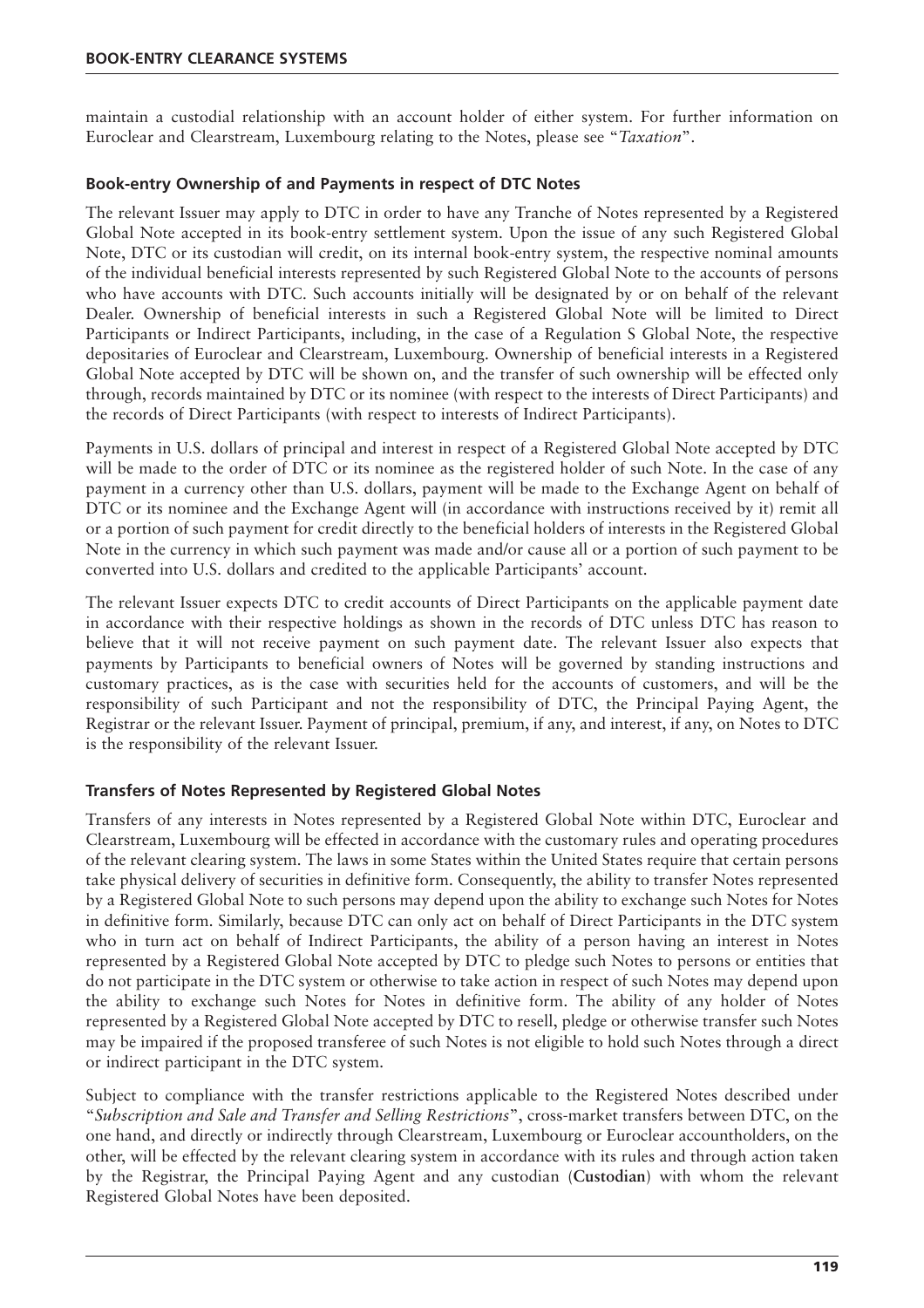maintain a custodial relationship with an account holder of either system. For further information on Euroclear and Clearstream, Luxembourg relating to the Notes, please see "*Taxation*".

## Book-entry Ownership of and Payments in respect of DTC Notes

The relevant Issuer may apply to DTC in order to have any Tranche of Notes represented by a Registered Global Note accepted in its book-entry settlement system. Upon the issue of any such Registered Global Note, DTC or its custodian will credit, on its internal book-entry system, the respective nominal amounts of the individual beneficial interests represented by such Registered Global Note to the accounts of persons who have accounts with DTC. Such accounts initially will be designated by or on behalf of the relevant Dealer. Ownership of beneficial interests in such a Registered Global Note will be limited to Direct Participants or Indirect Participants, including, in the case of a Regulation S Global Note, the respective depositaries of Euroclear and Clearstream, Luxembourg. Ownership of beneficial interests in a Registered Global Note accepted by DTC will be shown on, and the transfer of such ownership will be effected only through, records maintained by DTC or its nominee (with respect to the interests of Direct Participants) and the records of Direct Participants (with respect to interests of Indirect Participants).

Payments in U.S. dollars of principal and interest in respect of a Registered Global Note accepted by DTC will be made to the order of DTC or its nominee as the registered holder of such Note. In the case of any payment in a currency other than U.S. dollars, payment will be made to the Exchange Agent on behalf of DTC or its nominee and the Exchange Agent will (in accordance with instructions received by it) remit all or a portion of such payment for credit directly to the beneficial holders of interests in the Registered Global Note in the currency in which such payment was made and/or cause all or a portion of such payment to be converted into U.S. dollars and credited to the applicable Participants' account.

The relevant Issuer expects DTC to credit accounts of Direct Participants on the applicable payment date in accordance with their respective holdings as shown in the records of DTC unless DTC has reason to believe that it will not receive payment on such payment date. The relevant Issuer also expects that payments by Participants to beneficial owners of Notes will be governed by standing instructions and customary practices, as is the case with securities held for the accounts of customers, and will be the responsibility of such Participant and not the responsibility of DTC, the Principal Paying Agent, the Registrar or the relevant Issuer. Payment of principal, premium, if any, and interest, if any, on Notes to DTC is the responsibility of the relevant Issuer.

## Transfers of Notes Represented by Registered Global Notes

Transfers of any interests in Notes represented by a Registered Global Note within DTC, Euroclear and Clearstream, Luxembourg will be effected in accordance with the customary rules and operating procedures of the relevant clearing system. The laws in some States within the United States require that certain persons take physical delivery of securities in definitive form. Consequently, the ability to transfer Notes represented by a Registered Global Note to such persons may depend upon the ability to exchange such Notes for Notes in definitive form. Similarly, because DTC can only act on behalf of Direct Participants in the DTC system who in turn act on behalf of Indirect Participants, the ability of a person having an interest in Notes represented by a Registered Global Note accepted by DTC to pledge such Notes to persons or entities that do not participate in the DTC system or otherwise to take action in respect of such Notes may depend upon the ability to exchange such Notes for Notes in definitive form. The ability of any holder of Notes represented by a Registered Global Note accepted by DTC to resell, pledge or otherwise transfer such Notes may be impaired if the proposed transferee of such Notes is not eligible to hold such Notes through a direct or indirect participant in the DTC system.

Subject to compliance with the transfer restrictions applicable to the Registered Notes described under "*Subscription and Sale and Transfer and Selling Restrictions*", cross-market transfers between DTC, on the one hand, and directly or indirectly through Clearstream, Luxembourg or Euroclear accountholders, on the other, will be effected by the relevant clearing system in accordance with its rules and through action taken by the Registrar, the Principal Paying Agent and any custodian (**Custodian**) with whom the relevant Registered Global Notes have been deposited.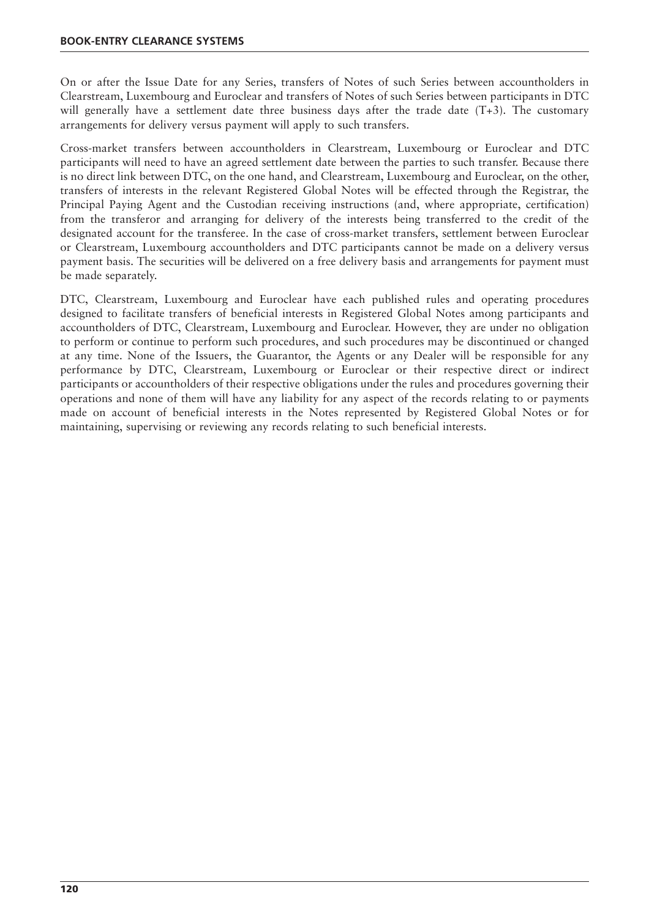On or after the Issue Date for any Series, transfers of Notes of such Series between accountholders in Clearstream, Luxembourg and Euroclear and transfers of Notes of such Series between participants in DTC will generally have a settlement date three business days after the trade date (T+3). The customary arrangements for delivery versus payment will apply to such transfers.

Cross-market transfers between accountholders in Clearstream, Luxembourg or Euroclear and DTC participants will need to have an agreed settlement date between the parties to such transfer. Because there is no direct link between DTC, on the one hand, and Clearstream, Luxembourg and Euroclear, on the other, transfers of interests in the relevant Registered Global Notes will be effected through the Registrar, the Principal Paying Agent and the Custodian receiving instructions (and, where appropriate, certification) from the transferor and arranging for delivery of the interests being transferred to the credit of the designated account for the transferee. In the case of cross-market transfers, settlement between Euroclear or Clearstream, Luxembourg accountholders and DTC participants cannot be made on a delivery versus payment basis. The securities will be delivered on a free delivery basis and arrangements for payment must be made separately.

DTC, Clearstream, Luxembourg and Euroclear have each published rules and operating procedures designed to facilitate transfers of beneficial interests in Registered Global Notes among participants and accountholders of DTC, Clearstream, Luxembourg and Euroclear. However, they are under no obligation to perform or continue to perform such procedures, and such procedures may be discontinued or changed at any time. None of the Issuers, the Guarantor, the Agents or any Dealer will be responsible for any performance by DTC, Clearstream, Luxembourg or Euroclear or their respective direct or indirect participants or accountholders of their respective obligations under the rules and procedures governing their operations and none of them will have any liability for any aspect of the records relating to or payments made on account of beneficial interests in the Notes represented by Registered Global Notes or for maintaining, supervising or reviewing any records relating to such beneficial interests.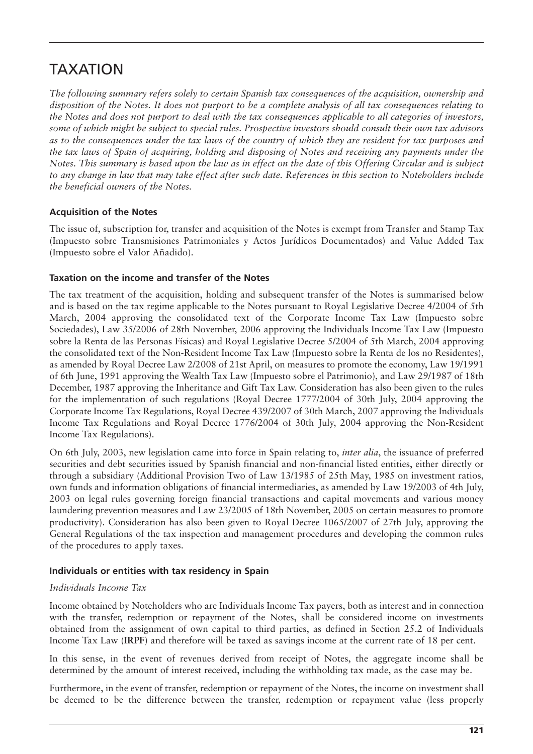# TAXATION

*The following summary refers solely to certain Spanish tax consequences of the acquisition, ownership and disposition of the Notes. It does not purport to be a complete analysis of all tax consequences relating to the Notes and does not purport to deal with the tax consequences applicable to all categories of investors, some of which might be subject to special rules. Prospective investors should consult their own tax advisors as to the consequences under the tax laws of the country of which they are resident for tax purposes and the tax laws of Spain of acquiring, holding and disposing of Notes and receiving any payments under the Notes. This summary is based upon the law as in effect on the date of this Offering Circular and is subject to any change in law that may take effect after such date. References in this section to Noteholders include the beneficial owners of the Notes.*

### Acquisition of the Notes

The issue of, subscription for, transfer and acquisition of the Notes is exempt from Transfer and Stamp Tax (Impuesto sobre Transmisiones Patrimoniales y Actos Jurídicos Documentados) and Value Added Tax (Impuesto sobre el Valor Añadido).

### Taxation on the income and transfer of the Notes

The tax treatment of the acquisition, holding and subsequent transfer of the Notes is summarised below and is based on the tax regime applicable to the Notes pursuant to Royal Legislative Decree 4/2004 of 5th March, 2004 approving the consolidated text of the Corporate Income Tax Law (Impuesto sobre Sociedades), Law 35/2006 of 28th November, 2006 approving the Individuals Income Tax Law (Impuesto sobre la Renta de las Personas Físicas) and Royal Legislative Decree 5/2004 of 5th March, 2004 approving the consolidated text of the Non-Resident Income Tax Law (Impuesto sobre la Renta de los no Residentes), as amended by Royal Decree Law 2/2008 of 21st April, on measures to promote the economy, Law 19/1991 of 6th June, 1991 approving the Wealth Tax Law (Impuesto sobre el Patrimonio), and Law 29/1987 of 18th December, 1987 approving the Inheritance and Gift Tax Law. Consideration has also been given to the rules for the implementation of such regulations (Royal Decree 1777/2004 of 30th July, 2004 approving the Corporate Income Tax Regulations, Royal Decree 439/2007 of 30th March, 2007 approving the Individuals Income Tax Regulations and Royal Decree 1776/2004 of 30th July, 2004 approving the Non-Resident Income Tax Regulations).

On 6th July, 2003, new legislation came into force in Spain relating to, *inter alia*, the issuance of preferred securities and debt securities issued by Spanish financial and non-financial listed entities, either directly or through a subsidiary (Additional Provision Two of Law 13/1985 of 25th May, 1985 on investment ratios, own funds and information obligations of financial intermediaries, as amended by Law 19/2003 of 4th July, 2003 on legal rules governing foreign financial transactions and capital movements and various money laundering prevention measures and Law 23/2005 of 18th November, 2005 on certain measures to promote productivity). Consideration has also been given to Royal Decree 1065/2007 of 27th July, approving the General Regulations of the tax inspection and management procedures and developing the common rules of the procedures to apply taxes.

### Individuals or entities with tax residency in Spain

*Individuals Income Tax*

Income obtained by Noteholders who are Individuals Income Tax payers, both as interest and in connection with the transfer, redemption or repayment of the Notes, shall be considered income on investments obtained from the assignment of own capital to third parties, as defined in Section 25.2 of Individuals Income Tax Law (**IRPF**) and therefore will be taxed as savings income at the current rate of 18 per cent.

In this sense, in the event of revenues derived from receipt of Notes, the aggregate income shall be determined by the amount of interest received, including the withholding tax made, as the case may be.

Furthermore, in the event of transfer, redemption or repayment of the Notes, the income on investment shall be deemed to be the difference between the transfer, redemption or repayment value (less properly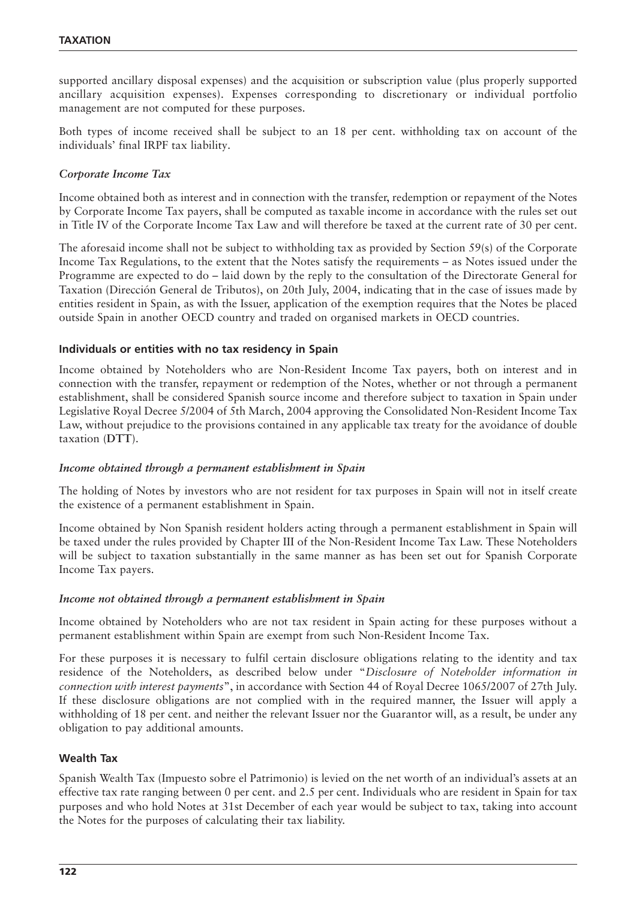supported ancillary disposal expenses) and the acquisition or subscription value (plus properly supported ancillary acquisition expenses). Expenses corresponding to discretionary or individual portfolio management are not computed for these purposes.

Both types of income received shall be subject to an 18 per cent. withholding tax on account of the individuals' final IRPF tax liability.

### *Corporate Income Tax*

Income obtained both as interest and in connection with the transfer, redemption or repayment of the Notes by Corporate Income Tax payers, shall be computed as taxable income in accordance with the rules set out in Title IV of the Corporate Income Tax Law and will therefore be taxed at the current rate of 30 per cent.

The aforesaid income shall not be subject to withholding tax as provided by Section 59(s) of the Corporate Income Tax Regulations, to the extent that the Notes satisfy the requirements – as Notes issued under the Programme are expected to do – laid down by the reply to the consultation of the Directorate General for Taxation (Dirección General de Tributos), on 20th July, 2004, indicating that in the case of issues made by entities resident in Spain, as with the Issuer, application of the exemption requires that the Notes be placed outside Spain in another OECD country and traded on organised markets in OECD countries.

## **Individuals or entities with no tax residency in Spain**

Income obtained by Noteholders who are Non-Resident Income Tax payers, both on interest and in connection with the transfer, repayment or redemption of the Notes, whether or not through a permanent establishment, shall be considered Spanish source income and therefore subject to taxation in Spain under Legislative Royal Decree 5/2004 of 5th March, 2004 approving the Consolidated Non-Resident Income Tax Law, without prejudice to the provisions contained in any applicable tax treaty for the avoidance of double taxation (**DTT**).

### *Income obtained through a permanent establishment in Spain*

The holding of Notes by investors who are not resident for tax purposes in Spain will not in itself create the existence of a permanent establishment in Spain.

Income obtained by Non Spanish resident holders acting through a permanent establishment in Spain will be taxed under the rules provided by Chapter III of the Non-Resident Income Tax Law. These Noteholders will be subject to taxation substantially in the same manner as has been set out for Spanish Corporate Income Tax payers.

### *Income not obtained through a permanent establishment in Spain*

Income obtained by Noteholders who are not tax resident in Spain acting for these purposes without a permanent establishment within Spain are exempt from such Non-Resident Income Tax.

For these purposes it is necessary to fulfil certain disclosure obligations relating to the identity and tax residence of the Noteholders, as described below under "*Disclosure of Noteholder information in connection with interest payments*", in accordance with Section 44 of Royal Decree 1065/2007 of 27th July. If these disclosure obligations are not complied with in the required manner, the Issuer will apply a withholding of 18 per cent. and neither the relevant Issuer nor the Guarantor will, as a result, be under any obligation to pay additional amounts.

## **Wealth Tax**

Spanish Wealth Tax (Impuesto sobre el Patrimonio) is levied on the net worth of an individual's assets at an effective tax rate ranging between 0 per cent. and 2.5 per cent. Individuals who are resident in Spain for tax purposes and who hold Notes at 31st December of each year would be subject to tax, taking into account the Notes for the purposes of calculating their tax liability.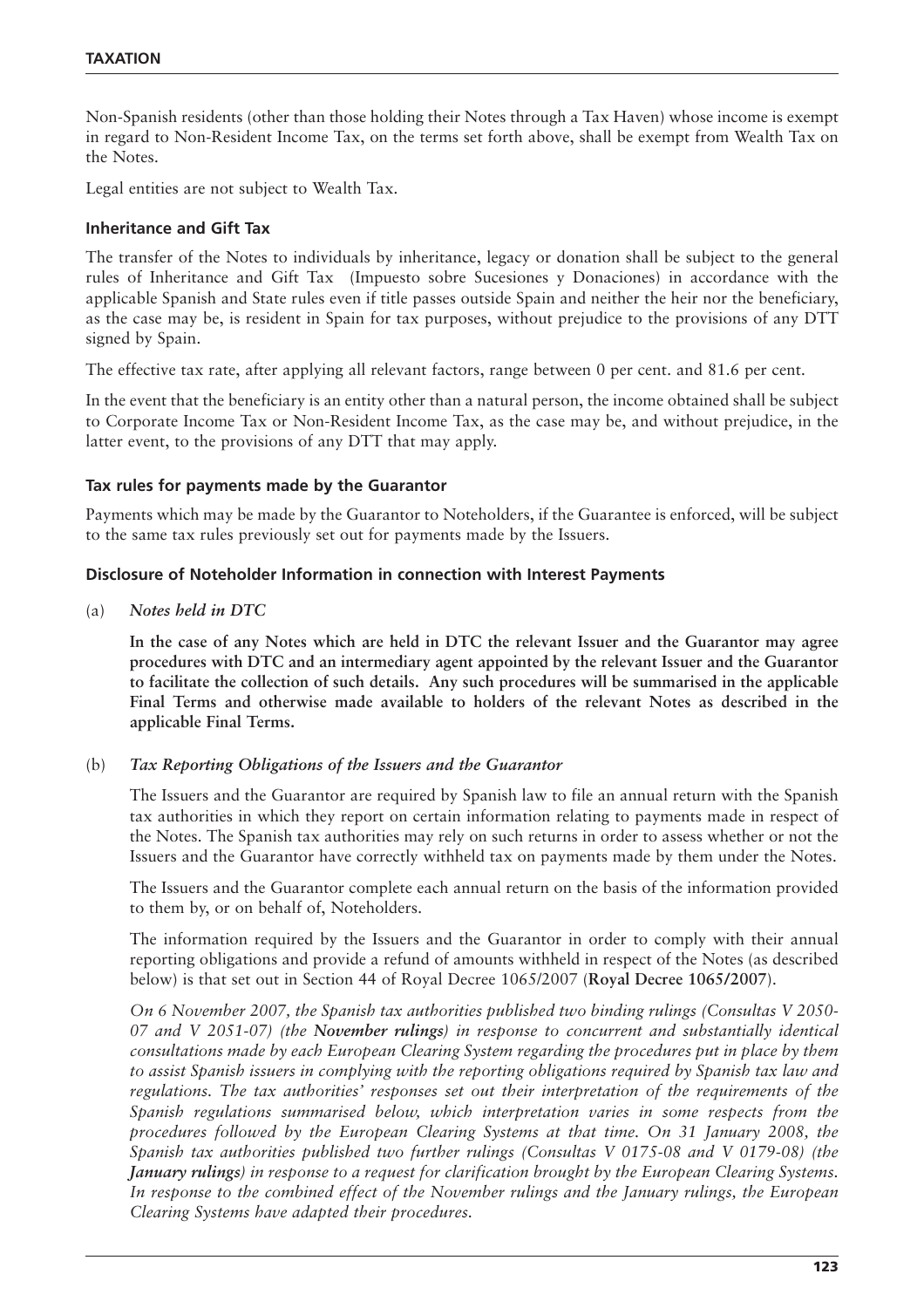Non-Spanish residents (other than those holding their Notes through a Tax Haven) whose income is exempt in regard to Non-Resident Income Tax, on the terms set forth above, shall be exempt from Wealth Tax on the Notes.

Legal entities are not subject to Wealth Tax.

### Inheritance and Gift Tax

The transfer of the Notes to individuals by inheritance, legacy or donation shall be subject to the general rules of Inheritance and Gift Tax (Impuesto sobre Sucesiones y Donaciones) in accordance with the applicable Spanish and State rules even if title passes outside Spain and neither the heir nor the beneficiary, as the case may be, is resident in Spain for tax purposes, without prejudice to the provisions of any DTT signed by Spain.

The effective tax rate, after applying all relevant factors, range between 0 per cent. and 81.6 per cent.

In the event that the beneficiary is an entity other than a natural person, the income obtained shall be subject to Corporate Income Tax or Non-Resident Income Tax, as the case may be, and without prejudice, in the latter event, to the provisions of any DTT that may apply.

### Tax rules for payments made by the Guarantor

Payments which may be made by the Guarantor to Noteholders, if the Guarantee is enforced, will be subject to the same tax rules previously set out for payments made by the Issuers.

### Disclosure of Noteholder Information in connection with Interest Payments

(a) *Notes held in DTC*

**In the case of any Notes which are held in DTC the relevant Issuer and the Guarantor may agree procedures with DTC and an intermediary agent appointed by the relevant Issuer and the Guarantor to facilitate the collection of such details. Any such procedures will be summarised in the applicable Final Terms and otherwise made available to holders of the relevant Notes as described in the applicable Final Terms.**

(b) *Tax Reporting Obligations of the Issuers and the Guarantor*

The Issuers and the Guarantor are required by Spanish law to file an annual return with the Spanish tax authorities in which they report on certain information relating to payments made in respect of the Notes. The Spanish tax authorities may rely on such returns in order to assess whether or not the Issuers and the Guarantor have correctly withheld tax on payments made by them under the Notes.

The Issuers and the Guarantor complete each annual return on the basis of the information provided to them by, or on behalf of, Noteholders.

The information required by the Issuers and the Guarantor in order to comply with their annual reporting obligations and provide a refund of amounts withheld in respect of the Notes (as described below) is that set out in Section 44 of Royal Decree 1065/2007 (**Royal Decree 1065/2007**).

*On 6 November 2007, the Spanish tax authorities published two binding rulings (Consultas V 2050-07 and V 2051-07) (the* ***November rulings****) in response to concurrent and substantially identical consultations made by each European Clearing System regarding the procedures put in place by them to assist Spanish issuers in complying with the reporting obligations required by Spanish tax law and regulations. The tax authorities' responses set out their interpretation of the requirements of the Spanish regulations summarised below, which interpretation varies in some respects from the procedures followed by the European Clearing Systems at that time. On 31 January 2008, the Spanish tax authorities published two further rulings (Consultas V 0175-08 and V 0179-08) (the* ***January rulings****) in response to a request for clarification brought by the European Clearing Systems. In response to the combined effect of the November rulings and the January rulings, the European Clearing Systems have adapted their procedures.*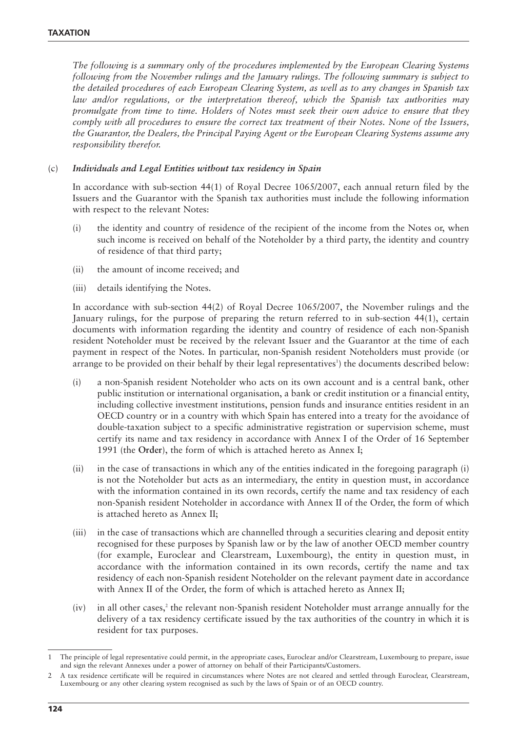*The following is a summary only of the procedures implemented by the European Clearing Systems following from the November rulings and the January rulings. The following summary is subject to the detailed procedures of each European Clearing System, as well as to any changes in Spanish tax law and/or regulations, or the interpretation thereof, which the Spanish tax authorities may promulgate from time to time. Holders of Notes must seek their own advice to ensure that they comply with all procedures to ensure the correct tax treatment of their Notes. None of the Issuers, the Guarantor, the Dealers, the Principal Paying Agent or the European Clearing Systems assume any responsibility therefor.*

(c) ***Individuals and Legal Entities without tax residency in Spain***

In accordance with sub-section 44(1) of Royal Decree 1065/2007, each annual return filed by the Issuers and the Guarantor with the Spanish tax authorities must include the following information with respect to the relevant Notes:

(i) the identity and country of residence of the recipient of the income from the Notes or, when such income is received on behalf of the Noteholder by a third party, the identity and country of residence of that third party;

(ii) the amount of income received; and

(iii) details identifying the Notes.

In accordance with sub-section 44(2) of Royal Decree 1065/2007, the November rulings and the January rulings, for the purpose of preparing the return referred to in sub-section 44(1), certain documents with information regarding the identity and country of residence of each non-Spanish resident Noteholder must be received by the relevant Issuer and the Guarantor at the time of each payment in respect of the Notes. In particular, non-Spanish resident Noteholders must provide (or arrange to be provided on their behalf by their legal representatives[1]) the documents described below:

(i) a non-Spanish resident Noteholder who acts on its own account and is a central bank, other public institution or international organisation, a bank or credit institution or a financial entity, including collective investment institutions, pension funds and insurance entities resident in an OECD country or in a country with which Spain has entered into a treaty for the avoidance of double-taxation subject to a specific administrative registration or supervision scheme, must certify its name and tax residency in accordance with Annex I of the Order of 16 September 1991 (the **Order**), the form of which is attached hereto as Annex I;

(ii) in the case of transactions in which any of the entities indicated in the foregoing paragraph (i) is not the Noteholder but acts as an intermediary, the entity in question must, in accordance with the information contained in its own records, certify the name and tax residency of each non-Spanish resident Noteholder in accordance with Annex II of the Order, the form of which is attached hereto as Annex II;

(iii) in the case of transactions which are channelled through a securities clearing and deposit entity recognised for these purposes by Spanish law or by the law of another OECD member country (for example, Euroclear and Clearstream, Luxembourg), the entity in question must, in accordance with the information contained in its own records, certify the name and tax residency of each non-Spanish resident Noteholder on the relevant payment date in accordance with Annex II of the Order, the form of which is attached hereto as Annex II;

(iv) in all other cases,[2] the relevant non-Spanish resident Noteholder must arrange annually for the delivery of a tax residency certificate issued by the tax authorities of the country in which it is resident for tax purposes.

---

1 The principle of legal representative could permit, in the appropriate cases, Euroclear and/or Clearstream, Luxembourg to prepare, issue and sign the relevant Annexes under a power of attorney on behalf of their Participants/Customers.

2 A tax residence certificate will be required in circumstances where Notes are not cleared and settled through Euroclear, Clearstream, Luxembourg or any other clearing system recognised as such by the laws of Spain or of an OECD country.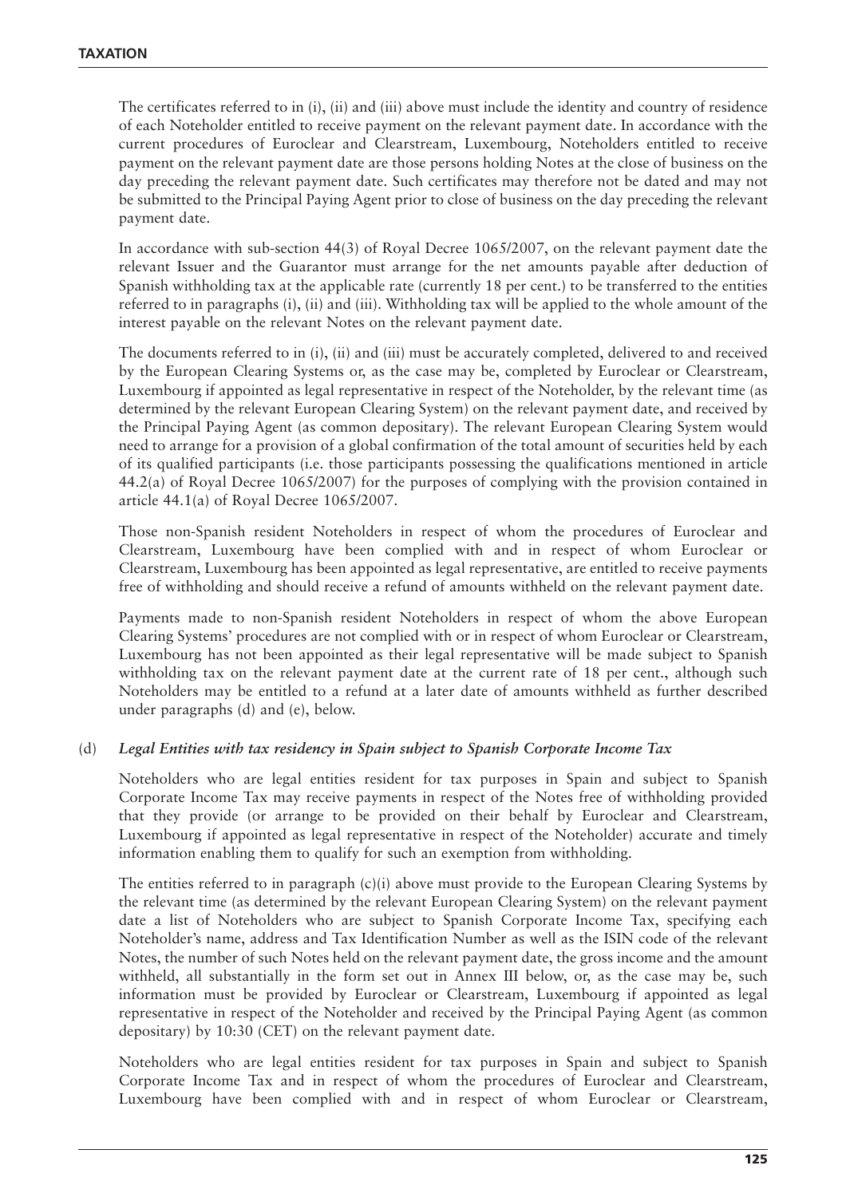The certificates referred to in (i), (ii) and (iii) above must include the identity and country of residence of each Noteholder entitled to receive payment on the relevant payment date. In accordance with the current procedures of Euroclear and Clearstream, Luxembourg, Noteholders entitled to receive payment on the relevant payment date are those persons holding Notes at the close of business on the day preceding the relevant payment date. Such certificates may therefore not be dated and may not be submitted to the Principal Paying Agent prior to close of business on the day preceding the relevant payment date.

In accordance with sub-section 44(3) of Royal Decree 1065/2007, on the relevant payment date the relevant Issuer and the Guarantor must arrange for the net amounts payable after deduction of Spanish withholding tax at the applicable rate (currently 18 per cent.) to be transferred to the entities referred to in paragraphs (i), (ii) and (iii). Withholding tax will be applied to the whole amount of the interest payable on the relevant Notes on the relevant payment date.

The documents referred to in (i), (ii) and (iii) must be accurately completed, delivered to and received by the European Clearing Systems or, as the case may be, completed by Euroclear or Clearstream, Luxembourg if appointed as legal representative in respect of the Noteholder, by the relevant time (as determined by the relevant European Clearing System) on the relevant payment date, and received by the Principal Paying Agent (as common depositary). The relevant European Clearing System would need to arrange for a provision of a global confirmation of the total amount of securities held by each of its qualified participants (i.e. those participants possessing the qualifications mentioned in article 44.2(a) of Royal Decree 1065/2007) for the purposes of complying with the provision contained in article 44.1(a) of Royal Decree 1065/2007.

Those non-Spanish resident Noteholders in respect of whom the procedures of Euroclear and Clearstream, Luxembourg have been complied with and in respect of whom Euroclear or Clearstream, Luxembourg has been appointed as legal representative, are entitled to receive payments free of withholding and should receive a refund of amounts withheld on the relevant payment date.

Payments made to non-Spanish resident Noteholders in respect of whom the above European Clearing Systems' procedures are not complied with or in respect of whom Euroclear or Clearstream, Luxembourg has not been appointed as their legal representative will be made subject to Spanish withholding tax on the relevant payment date at the current rate of 18 per cent., although such Noteholders may be entitled to a refund at a later date of amounts withheld as further described under paragraphs (d) and (e), below.

(d) ***Legal Entities with tax residency in Spain subject to Spanish Corporate Income Tax***

Noteholders who are legal entities resident for tax purposes in Spain and subject to Spanish Corporate Income Tax may receive payments in respect of the Notes free of withholding provided that they provide (or arrange to be provided on their behalf by Euroclear and Clearstream, Luxembourg if appointed as legal representative in respect of the Noteholder) accurate and timely information enabling them to qualify for such an exemption from withholding.

The entities referred to in paragraph (c)(i) above must provide to the European Clearing Systems by the relevant time (as determined by the relevant European Clearing System) on the relevant payment date a list of Noteholders who are subject to Spanish Corporate Income Tax, specifying each Noteholder's name, address and Tax Identification Number as well as the ISIN code of the relevant Notes, the number of such Notes held on the relevant payment date, the gross income and the amount withheld, all substantially in the form set out in Annex III below, or, as the case may be, such information must be provided by Euroclear or Clearstream, Luxembourg if appointed as legal representative in respect of the Noteholder and received by the Principal Paying Agent (as common depositary) by 10:30 (CET) on the relevant payment date.

Noteholders who are legal entities resident for tax purposes in Spain and subject to Spanish Corporate Income Tax and in respect of whom the procedures of Euroclear and Clearstream, Luxembourg have been complied with and in respect of whom Euroclear or Clearstream,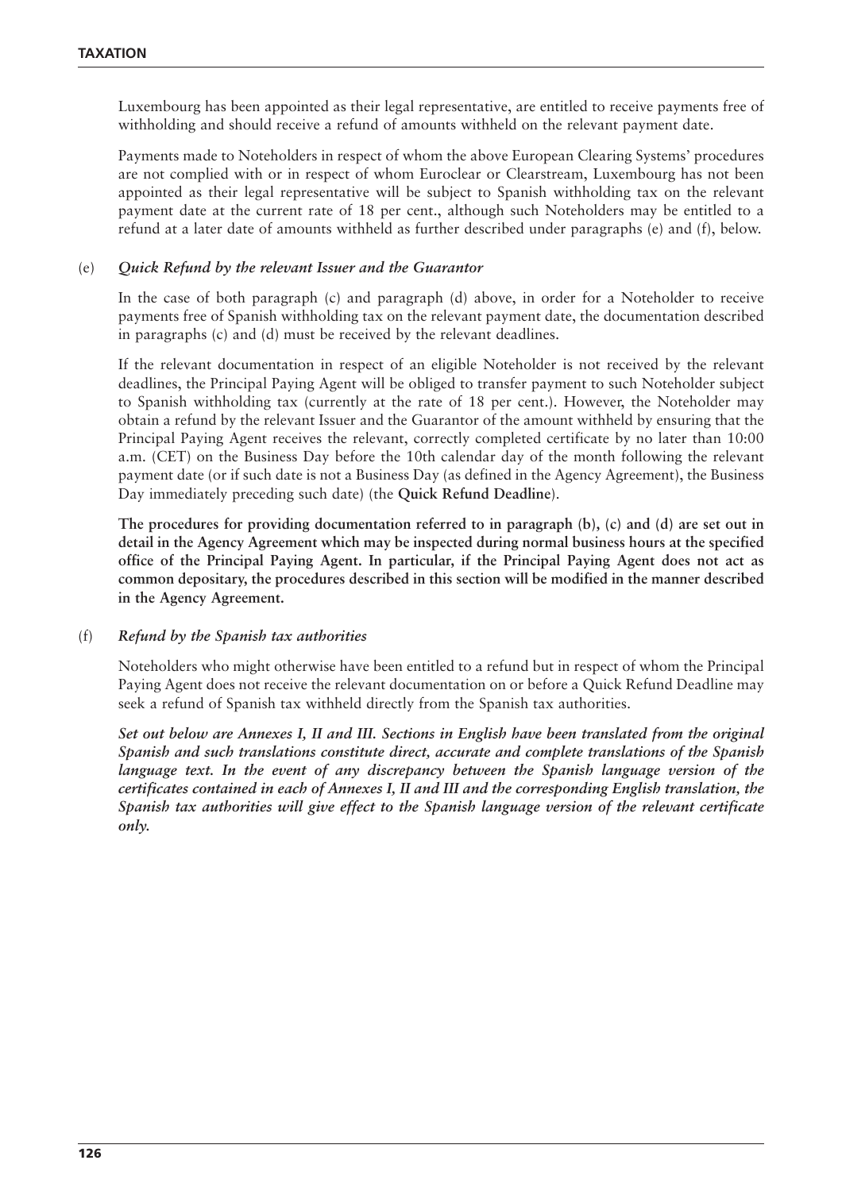Luxembourg has been appointed as their legal representative, are entitled to receive payments free of withholding and should receive a refund of amounts withheld on the relevant payment date.

Payments made to Noteholders in respect of whom the above European Clearing Systems' procedures are not complied with or in respect of whom Euroclear or Clearstream, Luxembourg has not been appointed as their legal representative will be subject to Spanish withholding tax on the relevant payment date at the current rate of 18 per cent., although such Noteholders may be entitled to a refund at a later date of amounts withheld as further described under paragraphs (e) and (f), below.

(e) ***Quick Refund by the relevant Issuer and the Guarantor***

In the case of both paragraph (c) and paragraph (d) above, in order for a Noteholder to receive payments free of Spanish withholding tax on the relevant payment date, the documentation described in paragraphs (c) and (d) must be received by the relevant deadlines.

If the relevant documentation in respect of an eligible Noteholder is not received by the relevant deadlines, the Principal Paying Agent will be obliged to transfer payment to such Noteholder subject to Spanish withholding tax (currently at the rate of 18 per cent.). However, the Noteholder may obtain a refund by the relevant Issuer and the Guarantor of the amount withheld by ensuring that the Principal Paying Agent receives the relevant, correctly completed certificate by no later than 10:00 a.m. (CET) on the Business Day before the 10th calendar day of the month following the relevant payment date (or if such date is not a Business Day (as defined in the Agency Agreement), the Business Day immediately preceding such date) (the **Quick Refund Deadline**).

**The procedures for providing documentation referred to in paragraph (b), (c) and (d) are set out in detail in the Agency Agreement which may be inspected during normal business hours at the specified office of the Principal Paying Agent. In particular, if the Principal Paying Agent does not act as common depositary, the procedures described in this section will be modified in the manner described in the Agency Agreement.**

(f) ***Refund by the Spanish tax authorities***

Noteholders who might otherwise have been entitled to a refund but in respect of whom the Principal Paying Agent does not receive the relevant documentation on or before a Quick Refund Deadline may seek a refund of Spanish tax withheld directly from the Spanish tax authorities.

***Set out below are Annexes I, II and III. Sections in English have been translated from the original Spanish and such translations constitute direct, accurate and complete translations of the Spanish language text. In the event of any discrepancy between the Spanish language version of the certificates contained in each of Annexes I, II and III and the corresponding English translation, the Spanish tax authorities will give effect to the Spanish language version of the relevant certificate only.***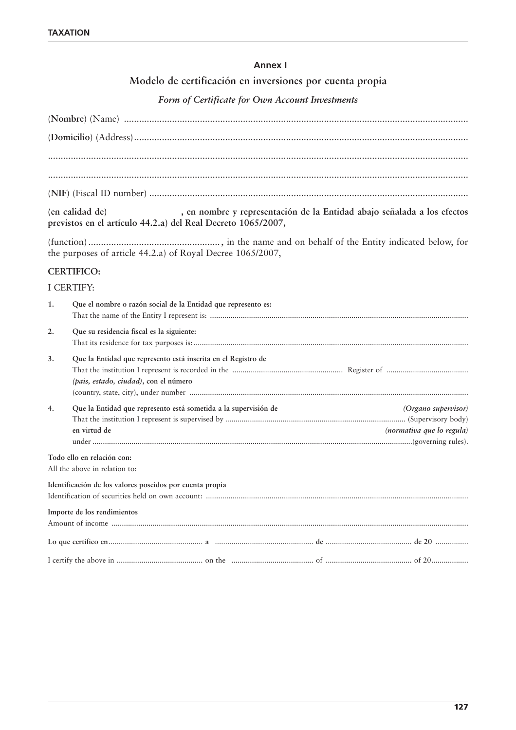## Annex I

### Modelo de certificación en inversiones por cuenta propia

*Form of Certificate for Own Account Investments*

(**Nombre**) (Name) ....................................................................................................................................

(**Domicilio**) (Address) ...............................................................................................................................

...................................................................................................................................................................

...................................................................................................................................................................

(**NIF**) (Fiscal ID number) .........................................................................................................................

**(en calidad de)                          , en nombre y representación de la Entidad abajo señalada a los efectos previstos en el artículo 44.2.a) del Real Decreto 1065/2007,**

(function) ...................................................., in the name and on behalf of the Entity indicated below, for the purposes of article 44.2.a) of Royal Decree 1065/2007,

**CERTIFICO:**

I CERTIFY:

1. **Que el nombre o razón social de la Entidad que represento es:**
   That the name of the Entity I represent is: ...........................................................................................................................

2. **Que su residencia fiscal es la siguiente:**
   That its residence for tax purposes is: ...................................................................................................................................

3. **Que la Entidad que represento está inscrita en el Registro de**
   That the institution I represent is recorded in the ..................................................... Register of .......................................
   ***(pais, estado, ciudad)*, con el número**
   (country, state, city), under number .....................................................................................................................................

4. **Que la Entidad que represento está sometida a la supervisión de** ***(Organo supervisor)***
   That the institution I represent is supervised by ....................................................................................... (Supervisory body)
   **en virtud de** ***(normativa que lo regula)***
   under ........................................................................................................................................................(governing rules).

**Todo ello en relación con:**
All the above in relation to:

**Identificación de los valores poseídos por cuenta propia**
Identification of securities held on own account: ...............................................................................................................................

**Importe de los rendimientos**
Amount of income ...........................................................................................................................................................................

**Lo que certifico en............................................. a ................................................ de .......................................... de 20 ................**

I certify the above in .......................................... on the ........................................ of .......................................... of 20..................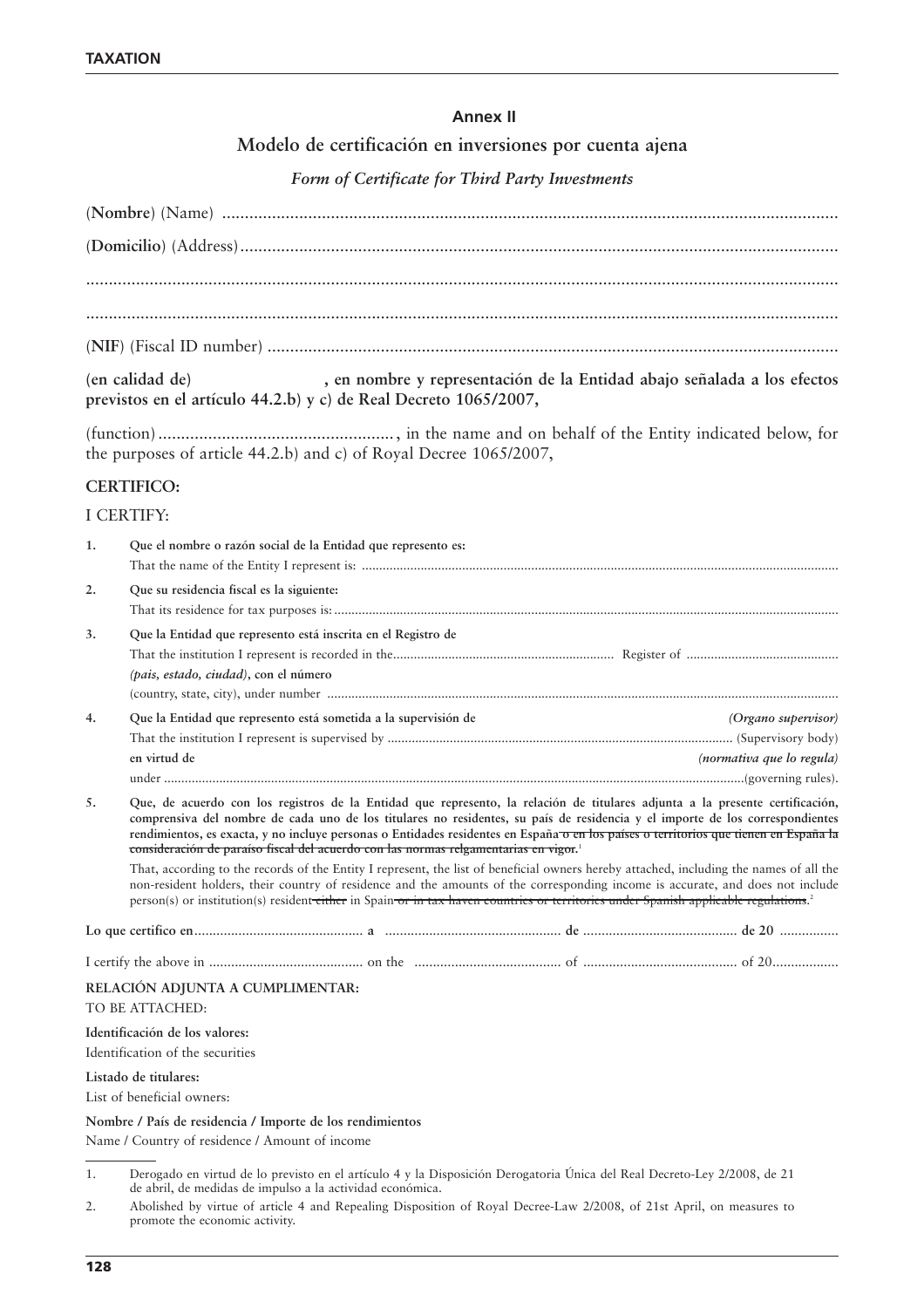## Annex II

### Modelo de certificación en inversiones por cuenta ajena

*Form of Certificate for Third Party Investments*

(**Nombre**) (Name) ....................................................................................................................................

(**Domicilio**) (Address)................................................................................................................................

...................................................................................................................................................................

...................................................................................................................................................................

(**NIF**) (Fiscal ID number) ...........................................................................................................................

**(en calidad de) , en nombre y representación de la Entidad abajo señalada a los efectos previstos en el artículo 44.2.b) y c) de Real Decreto 1065/2007,**

(function)...................................................., in the name and on behalf of the Entity indicated below, for the purposes of article 44.2.b) and c) of Royal Decree 1065/2007,

**CERTIFICO:**

I CERTIFY:

1. **Que el nombre o razón social de la Entidad que represento es:**
   That the name of the Entity I represent is: .......................................................................................................................................

2. **Que su residencia fiscal es la siguiente:**
   That its residence for tax purposes is:................................................................................................................................................

3. **Que la Entidad que represento está inscrita en el Registro de**
   That the institution I represent is recorded in the.............................................................. Register of ...........................................
   ***(pais, estado, ciudad)*, con el número**
   (country, state, city), under number .................................................................................................................................................

4. **Que la Entidad que represento está sometida a la supervisión de** ***(Organo supervisor)***
   That the institution I represent is supervised by .................................................................................................. (Supervisory body)
   **en virtud de** ***(normativa que lo regula)***
   under ......................................................................................................................................................................(governing rules).

5. **Que, de acuerdo con los registros de la Entidad que represento, la relación de titulares adjunta a la presente certificación, comprensiva del nombre de cada uno de los titulares no residentes, su país de residencia y el importe de los correspondientes rendimientos, es exacta, y no incluye personas o Entidades residentes en España ~~o en los países o territorios que tienen en España la consideración de paraíso fiscal del acuerdo con las normas relgamentarias en vigor.~~**[1]

   That, according to the records of the Entity I represent, the list of beneficial owners hereby attached, including the names of all the non-resident holders, their country of residence and the amounts of the corresponding income is accurate, and does not include person(s) or institution(s) resident ~~either~~ in Spain ~~or in tax haven countries or territories under Spanish applicable regulations~~.[2]

**Lo que certifico en............................................ a ............................................... de ......................................... de 20 ................**

I certify the above in .......................................... on the ........................................ of .......................................... of 20..................

**RELACIÓN ADJUNTA A CUMPLIMENTAR:**

TO BE ATTACHED:

**Identificación de los valores:**

Identification of the securities

**Listado de titulares:**

List of beneficial owners:

**Nombre / País de residencia / Importe de los rendimientos**

Name / Country of residence / Amount of income

---

1. Derogado en virtud de lo previsto en el artículo 4 y la Disposición Derogatoria Única del Real Decreto-Ley 2/2008, de 21 de abril, de medidas de impulso a la actividad económica.
2. Abolished by virtue of article 4 and Repealing Disposition of Royal Decree-Law 2/2008, of 21st April, on measures to promote the economic activity.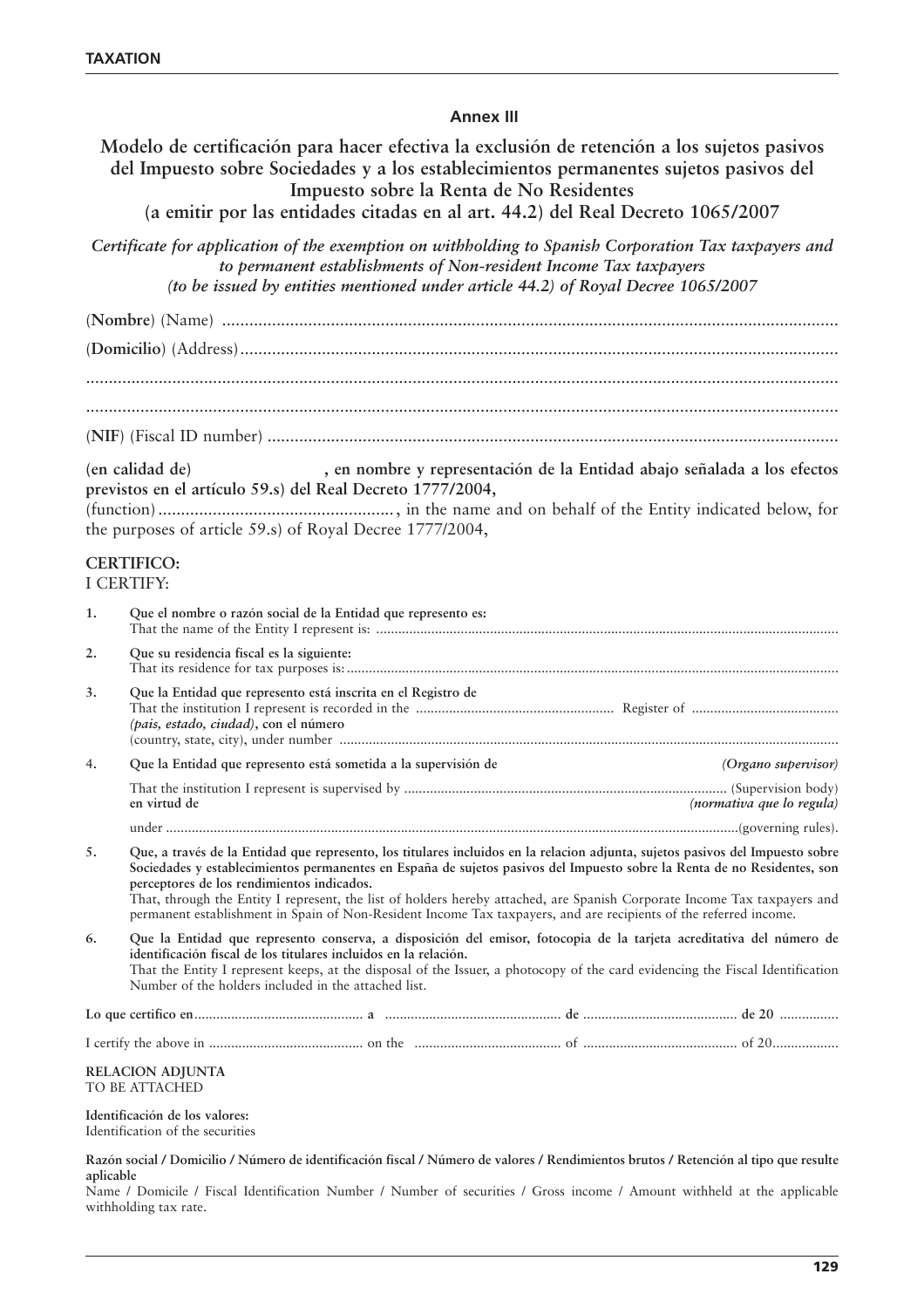### Annex III

## Modelo de certificación para hacer efectiva la exclusión de retención a los sujetos pasivos del Impuesto sobre Sociedades y a los establecimientos permanentes sujetos pasivos del Impuesto sobre la Renta de No Residentes (a emitir por las entidades citadas en al art. 44.2) del Real Decreto 1065/2007

*Certificate for application of the exemption on withholding to Spanish Corporation Tax taxpayers and to permanent establishments of Non-resident Income Tax taxpayers (to be issued by entities mentioned under article 44.2) of Royal Decree 1065/2007*

(**Nombre**) (Name) ..........................................................................................................................

(**Domicilio**) (Address).....................................................................................................................

....................................................................................................................................................

....................................................................................................................................................

(**NIF**) (Fiscal ID number) ...............................................................................................................

**(en calidad de) , en nombre y representación de la Entidad abajo señalada a los efectos previstos en el artículo 59.s) del Real Decreto 1777/2004,**

(function)....................................................., in the name and on behalf of the Entity indicated below, for the purposes of article 59.s) of Royal Decree 1777/2004,

**CERTIFICO:**
I CERTIFY:

1. **Que el nombre o razón social de la Entidad que represento es:**
   That the name of the Entity I represent is: ..........................................................................................................................

2. **Que su residencia fiscal es la siguiente:**
   That its residence for tax purposes is:...................................................................................................................................

3. **Que la Entidad que represento está inscrita en el Registro de**
   That the institution I represent is recorded in the ..................................................... Register of .......................................
   ***(pais, estado, ciudad)*, con el número**
   (country, state, city), under number ......................................................................................................................................

4. **Que la Entidad que represento está sometida a la supervisión de** ***(Organo supervisor)***
   That the institution I represent is supervised by ....................................................................................... (Supervision body)
   **en virtud de** ***(normativa que lo regula)***
   under ............................................................................................................................................................(governing rules).

5. **Que, a través de la Entidad que represento, los titulares incluidos en la relacion adjunta, sujetos pasivos del Impuesto sobre Sociedades y establecimientos permanentes en España de sujetos pasivos del Impuesto sobre la Renta de no Residentes, son perceptores de los rendimientos indicados.**
   That, through the Entity I represent, the list of holders hereby attached, are Spanish Corporate Income Tax taxpayers and permanent establishment in Spain of Non-Resident Income Tax taxpayers, and are recipients of the referred income.

6. **Que la Entidad que represento conserva, a disposición del emisor, fotocopia de la tarjeta acreditativa del número de identificación fiscal de los titulares incluidos en la relación.**
   That the Entity I represent keeps, at the disposal of the Issuer, a photocopy of the card evidencing the Fiscal Identification Number of the holders included in the attached list.

**Lo que certifico en**.............................................. **a** ................................................ **de** .......................................... **de 20** ................

I certify the above in .......................................... on the ........................................ of .......................................... of 20..................

**RELACION ADJUNTA**
TO BE ATTACHED

**Identificación de los valores:**
Identification of the securities

**Razón social / Domicilio / Número de identificación fiscal / Número de valores / Rendimientos brutos / Retención al tipo que resulte aplicable**
Name / Domicile / Fiscal Identification Number / Number of securities / Gross income / Amount withheld at the applicable withholding tax rate.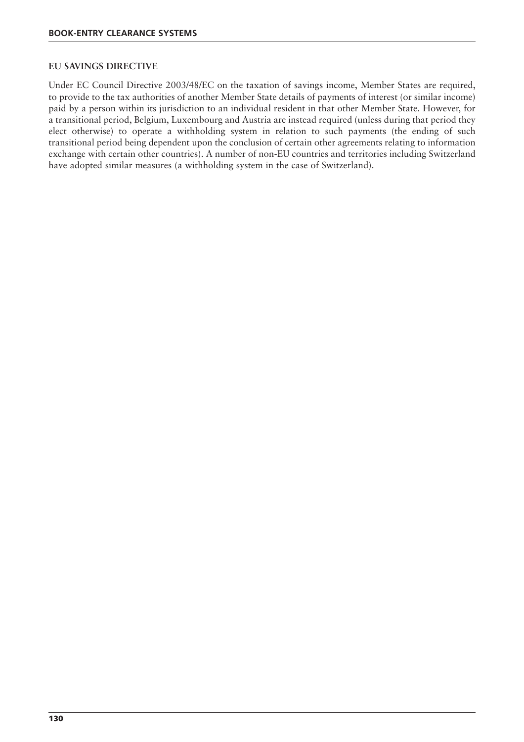## EU SAVINGS DIRECTIVE

Under EC Council Directive 2003/48/EC on the taxation of savings income, Member States are required, to provide to the tax authorities of another Member State details of payments of interest (or similar income) paid by a person within its jurisdiction to an individual resident in that other Member State. However, for a transitional period, Belgium, Luxembourg and Austria are instead required (unless during that period they elect otherwise) to operate a withholding system in relation to such payments (the ending of such transitional period being dependent upon the conclusion of certain other agreements relating to information exchange with certain other countries). A number of non-EU countries and territories including Switzerland have adopted similar measures (a withholding system in the case of Switzerland).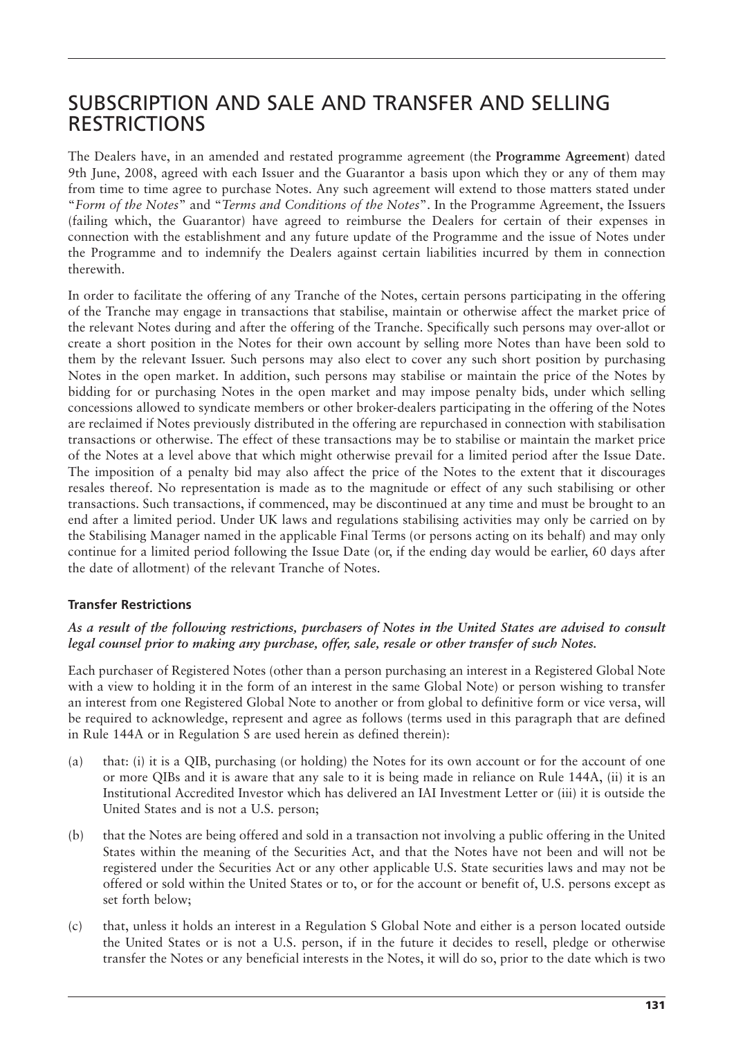# SUBSCRIPTION AND SALE AND TRANSFER AND SELLING RESTRICTIONS

The Dealers have, in an amended and restated programme agreement (the **Programme Agreement**) dated 9th June, 2008, agreed with each Issuer and the Guarantor a basis upon which they or any of them may from time to time agree to purchase Notes. Any such agreement will extend to those matters stated under "*Form of the Notes*" and "*Terms and Conditions of the Notes*". In the Programme Agreement, the Issuers (failing which, the Guarantor) have agreed to reimburse the Dealers for certain of their expenses in connection with the establishment and any future update of the Programme and the issue of Notes under the Programme and to indemnify the Dealers against certain liabilities incurred by them in connection therewith.

In order to facilitate the offering of any Tranche of the Notes, certain persons participating in the offering of the Tranche may engage in transactions that stabilise, maintain or otherwise affect the market price of the relevant Notes during and after the offering of the Tranche. Specifically such persons may over-allot or create a short position in the Notes for their own account by selling more Notes than have been sold to them by the relevant Issuer. Such persons may also elect to cover any such short position by purchasing Notes in the open market. In addition, such persons may stabilise or maintain the price of the Notes by bidding for or purchasing Notes in the open market and may impose penalty bids, under which selling concessions allowed to syndicate members or other broker-dealers participating in the offering of the Notes are reclaimed if Notes previously distributed in the offering are repurchased in connection with stabilisation transactions or otherwise. The effect of these transactions may be to stabilise or maintain the market price of the Notes at a level above that which might otherwise prevail for a limited period after the Issue Date. The imposition of a penalty bid may also affect the price of the Notes to the extent that it discourages resales thereof. No representation is made as to the magnitude or effect of any such stabilising or other transactions. Such transactions, if commenced, may be discontinued at any time and must be brought to an end after a limited period. Under UK laws and regulations stabilising activities may only be carried on by the Stabilising Manager named in the applicable Final Terms (or persons acting on its behalf) and may only continue for a limited period following the Issue Date (or, if the ending day would be earlier, 60 days after the date of allotment) of the relevant Tranche of Notes.

### Transfer Restrictions

***As a result of the following restrictions, purchasers of Notes in the United States are advised to consult legal counsel prior to making any purchase, offer, sale, resale or other transfer of such Notes.***

Each purchaser of Registered Notes (other than a person purchasing an interest in a Registered Global Note with a view to holding it in the form of an interest in the same Global Note) or person wishing to transfer an interest from one Registered Global Note to another or from global to definitive form or vice versa, will be required to acknowledge, represent and agree as follows (terms used in this paragraph that are defined in Rule 144A or in Regulation S are used herein as defined therein):

(a) that: (i) it is a QIB, purchasing (or holding) the Notes for its own account or for the account of one or more QIBs and it is aware that any sale to it is being made in reliance on Rule 144A, (ii) it is an Institutional Accredited Investor which has delivered an IAI Investment Letter or (iii) it is outside the United States and is not a U.S. person;

(b) that the Notes are being offered and sold in a transaction not involving a public offering in the United States within the meaning of the Securities Act, and that the Notes have not been and will not be registered under the Securities Act or any other applicable U.S. State securities laws and may not be offered or sold within the United States or to, or for the account or benefit of, U.S. persons except as set forth below;

(c) that, unless it holds an interest in a Regulation S Global Note and either is a person located outside the United States or is not a U.S. person, if in the future it decides to resell, pledge or otherwise transfer the Notes or any beneficial interests in the Notes, it will do so, prior to the date which is two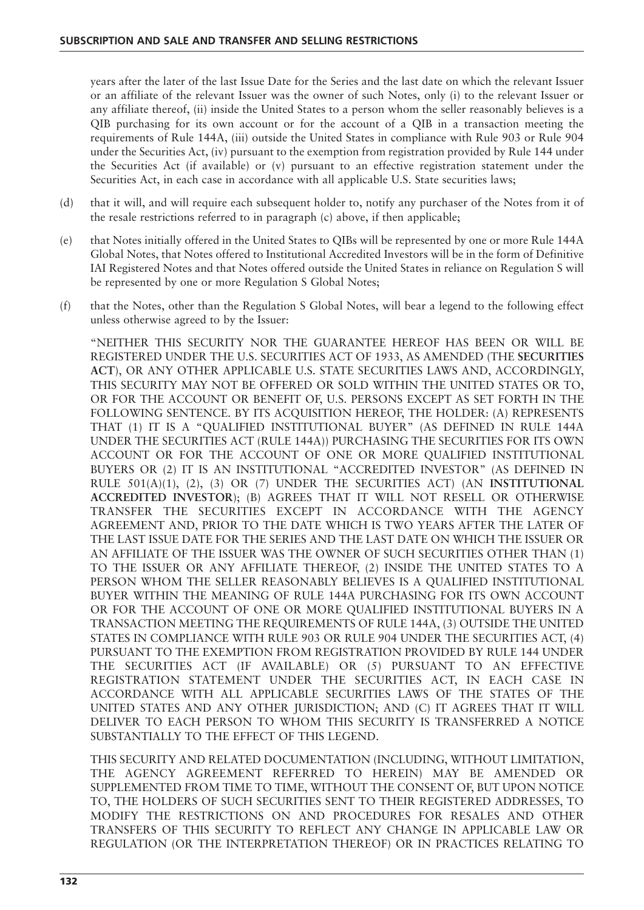years after the later of the last Issue Date for the Series and the last date on which the relevant Issuer or an affiliate of the relevant Issuer was the owner of such Notes, only (i) to the relevant Issuer or any affiliate thereof, (ii) inside the United States to a person whom the seller reasonably believes is a QIB purchasing for its own account or for the account of a QIB in a transaction meeting the requirements of Rule 144A, (iii) outside the United States in compliance with Rule 903 or Rule 904 under the Securities Act, (iv) pursuant to the exemption from registration provided by Rule 144 under the Securities Act (if available) or (v) pursuant to an effective registration statement under the Securities Act, in each case in accordance with all applicable U.S. State securities laws;

(d) that it will, and will require each subsequent holder to, notify any purchaser of the Notes from it of the resale restrictions referred to in paragraph (c) above, if then applicable;

(e) that Notes initially offered in the United States to QIBs will be represented by one or more Rule 144A Global Notes, that Notes offered to Institutional Accredited Investors will be in the form of Definitive IAI Registered Notes and that Notes offered outside the United States in reliance on Regulation S will be represented by one or more Regulation S Global Notes;

(f) that the Notes, other than the Regulation S Global Notes, will bear a legend to the following effect unless otherwise agreed to by the Issuer:

"NEITHER THIS SECURITY NOR THE GUARANTEE HEREOF HAS BEEN OR WILL BE REGISTERED UNDER THE U.S. SECURITIES ACT OF 1933, AS AMENDED (THE **SECURITIES ACT**), OR ANY OTHER APPLICABLE U.S. STATE SECURITIES LAWS AND, ACCORDINGLY, THIS SECURITY MAY NOT BE OFFERED OR SOLD WITHIN THE UNITED STATES OR TO, OR FOR THE ACCOUNT OR BENEFIT OF, U.S. PERSONS EXCEPT AS SET FORTH IN THE FOLLOWING SENTENCE. BY ITS ACQUISITION HEREOF, THE HOLDER: (A) REPRESENTS THAT (1) IT IS A "QUALIFIED INSTITUTIONAL BUYER" (AS DEFINED IN RULE 144A UNDER THE SECURITIES ACT (RULE 144A)) PURCHASING THE SECURITIES FOR ITS OWN ACCOUNT OR FOR THE ACCOUNT OF ONE OR MORE QUALIFIED INSTITUTIONAL BUYERS OR (2) IT IS AN INSTITUTIONAL "ACCREDITED INVESTOR" (AS DEFINED IN RULE 501(A)(1), (2), (3) OR (7) UNDER THE SECURITIES ACT) (AN **INSTITUTIONAL ACCREDITED INVESTOR**); (B) AGREES THAT IT WILL NOT RESELL OR OTHERWISE TRANSFER THE SECURITIES EXCEPT IN ACCORDANCE WITH THE AGENCY AGREEMENT AND, PRIOR TO THE DATE WHICH IS TWO YEARS AFTER THE LATER OF THE LAST ISSUE DATE FOR THE SERIES AND THE LAST DATE ON WHICH THE ISSUER OR AN AFFILIATE OF THE ISSUER WAS THE OWNER OF SUCH SECURITIES OTHER THAN (1) TO THE ISSUER OR ANY AFFILIATE THEREOF, (2) INSIDE THE UNITED STATES TO A PERSON WHOM THE SELLER REASONABLY BELIEVES IS A QUALIFIED INSTITUTIONAL BUYER WITHIN THE MEANING OF RULE 144A PURCHASING FOR ITS OWN ACCOUNT OR FOR THE ACCOUNT OF ONE OR MORE QUALIFIED INSTITUTIONAL BUYERS IN A TRANSACTION MEETING THE REQUIREMENTS OF RULE 144A, (3) OUTSIDE THE UNITED STATES IN COMPLIANCE WITH RULE 903 OR RULE 904 UNDER THE SECURITIES ACT, (4) PURSUANT TO THE EXEMPTION FROM REGISTRATION PROVIDED BY RULE 144 UNDER THE SECURITIES ACT (IF AVAILABLE) OR (5) PURSUANT TO AN EFFECTIVE REGISTRATION STATEMENT UNDER THE SECURITIES ACT, IN EACH CASE IN ACCORDANCE WITH ALL APPLICABLE SECURITIES LAWS OF THE STATES OF THE UNITED STATES AND ANY OTHER JURISDICTION; AND (C) IT AGREES THAT IT WILL DELIVER TO EACH PERSON TO WHOM THIS SECURITY IS TRANSFERRED A NOTICE SUBSTANTIALLY TO THE EFFECT OF THIS LEGEND.

THIS SECURITY AND RELATED DOCUMENTATION (INCLUDING, WITHOUT LIMITATION, THE AGENCY AGREEMENT REFERRED TO HEREIN) MAY BE AMENDED OR SUPPLEMENTED FROM TIME TO TIME, WITHOUT THE CONSENT OF, BUT UPON NOTICE TO, THE HOLDERS OF SUCH SECURITIES SENT TO THEIR REGISTERED ADDRESSES, TO MODIFY THE RESTRICTIONS ON AND PROCEDURES FOR RESALES AND OTHER TRANSFERS OF THIS SECURITY TO REFLECT ANY CHANGE IN APPLICABLE LAW OR REGULATION (OR THE INTERPRETATION THEREOF) OR IN PRACTICES RELATING TO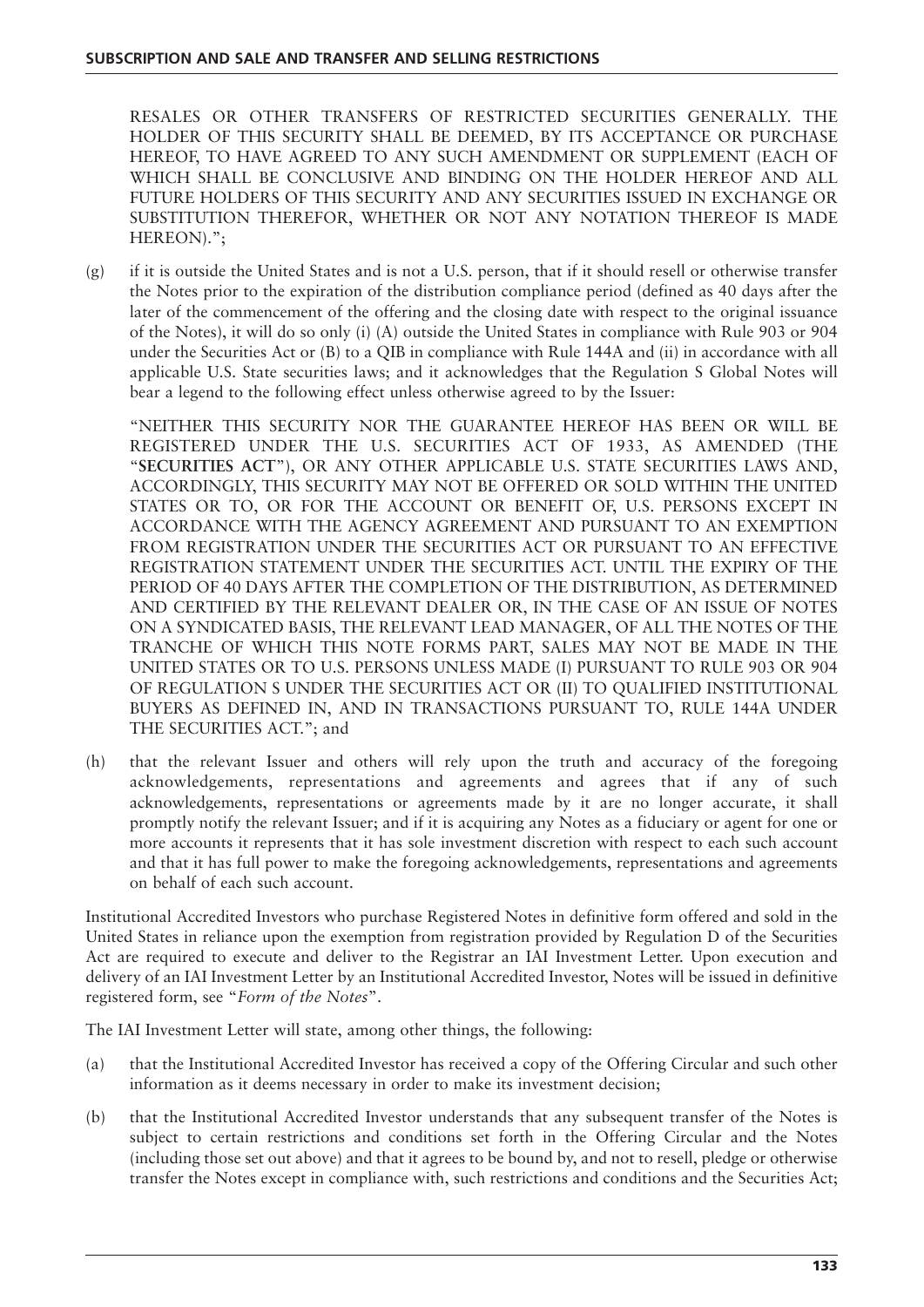RESALES OR OTHER TRANSFERS OF RESTRICTED SECURITIES GENERALLY. THE HOLDER OF THIS SECURITY SHALL BE DEEMED, BY ITS ACCEPTANCE OR PURCHASE HEREOF, TO HAVE AGREED TO ANY SUCH AMENDMENT OR SUPPLEMENT (EACH OF WHICH SHALL BE CONCLUSIVE AND BINDING ON THE HOLDER HEREOF AND ALL FUTURE HOLDERS OF THIS SECURITY AND ANY SECURITIES ISSUED IN EXCHANGE OR SUBSTITUTION THEREFOR, WHETHER OR NOT ANY NOTATION THEREOF IS MADE HEREON).";

(g) if it is outside the United States and is not a U.S. person, that if it should resell or otherwise transfer the Notes prior to the expiration of the distribution compliance period (defined as 40 days after the later of the commencement of the offering and the closing date with respect to the original issuance of the Notes), it will do so only (i) (A) outside the United States in compliance with Rule 903 or 904 under the Securities Act or (B) to a QIB in compliance with Rule 144A and (ii) in accordance with all applicable U.S. State securities laws; and it acknowledges that the Regulation S Global Notes will bear a legend to the following effect unless otherwise agreed to by the Issuer:

"NEITHER THIS SECURITY NOR THE GUARANTEE HEREOF HAS BEEN OR WILL BE REGISTERED UNDER THE U.S. SECURITIES ACT OF 1933, AS AMENDED (THE "**SECURITIES ACT**"), OR ANY OTHER APPLICABLE U.S. STATE SECURITIES LAWS AND, ACCORDINGLY, THIS SECURITY MAY NOT BE OFFERED OR SOLD WITHIN THE UNITED STATES OR TO, OR FOR THE ACCOUNT OR BENEFIT OF, U.S. PERSONS EXCEPT IN ACCORDANCE WITH THE AGENCY AGREEMENT AND PURSUANT TO AN EXEMPTION FROM REGISTRATION UNDER THE SECURITIES ACT OR PURSUANT TO AN EFFECTIVE REGISTRATION STATEMENT UNDER THE SECURITIES ACT. UNTIL THE EXPIRY OF THE PERIOD OF 40 DAYS AFTER THE COMPLETION OF THE DISTRIBUTION, AS DETERMINED AND CERTIFIED BY THE RELEVANT DEALER OR, IN THE CASE OF AN ISSUE OF NOTES ON A SYNDICATED BASIS, THE RELEVANT LEAD MANAGER, OF ALL THE NOTES OF THE TRANCHE OF WHICH THIS NOTE FORMS PART, SALES MAY NOT BE MADE IN THE UNITED STATES OR TO U.S. PERSONS UNLESS MADE (I) PURSUANT TO RULE 903 OR 904 OF REGULATION S UNDER THE SECURITIES ACT OR (II) TO QUALIFIED INSTITUTIONAL BUYERS AS DEFINED IN, AND IN TRANSACTIONS PURSUANT TO, RULE 144A UNDER THE SECURITIES ACT."; and

(h) that the relevant Issuer and others will rely upon the truth and accuracy of the foregoing acknowledgements, representations and agreements and agrees that if any of such acknowledgements, representations or agreements made by it are no longer accurate, it shall promptly notify the relevant Issuer; and if it is acquiring any Notes as a fiduciary or agent for one or more accounts it represents that it has sole investment discretion with respect to each such account and that it has full power to make the foregoing acknowledgements, representations and agreements on behalf of each such account.

Institutional Accredited Investors who purchase Registered Notes in definitive form offered and sold in the United States in reliance upon the exemption from registration provided by Regulation D of the Securities Act are required to execute and deliver to the Registrar an IAI Investment Letter. Upon execution and delivery of an IAI Investment Letter by an Institutional Accredited Investor, Notes will be issued in definitive registered form, see "*Form of the Notes*".

The IAI Investment Letter will state, among other things, the following:

(a) that the Institutional Accredited Investor has received a copy of the Offering Circular and such other information as it deems necessary in order to make its investment decision;

(b) that the Institutional Accredited Investor understands that any subsequent transfer of the Notes is subject to certain restrictions and conditions set forth in the Offering Circular and the Notes (including those set out above) and that it agrees to be bound by, and not to resell, pledge or otherwise transfer the Notes except in compliance with, such restrictions and conditions and the Securities Act;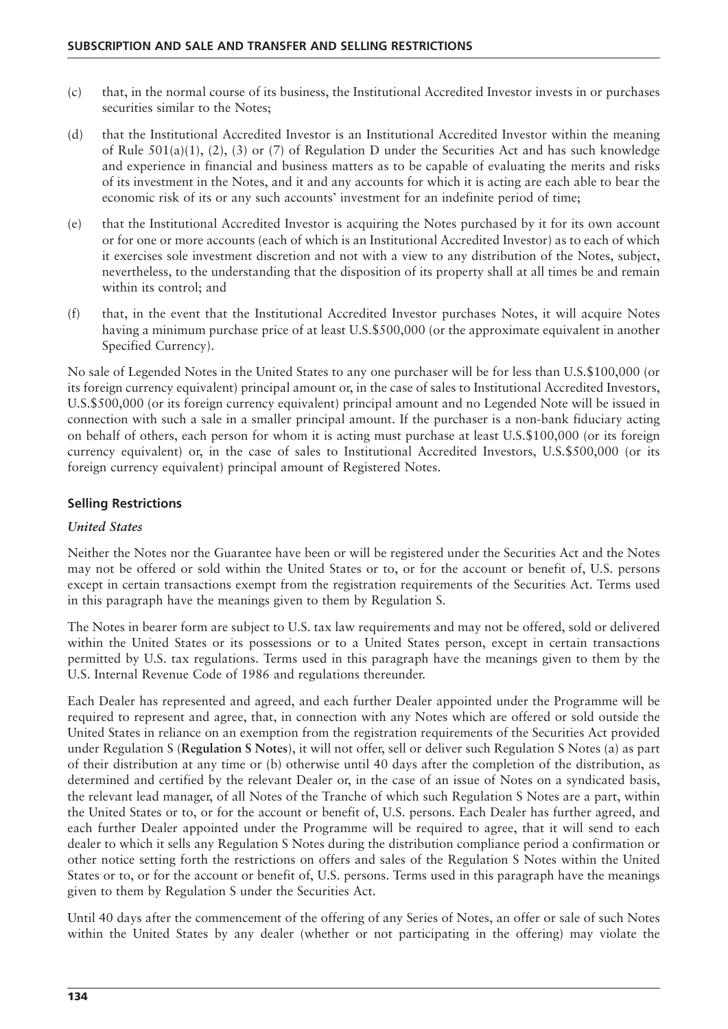(c) that, in the normal course of its business, the Institutional Accredited Investor invests in or purchases securities similar to the Notes;

(d) that the Institutional Accredited Investor is an Institutional Accredited Investor within the meaning of Rule 501(a)(1), (2), (3) or (7) of Regulation D under the Securities Act and has such knowledge and experience in financial and business matters as to be capable of evaluating the merits and risks of its investment in the Notes, and it and any accounts for which it is acting are each able to bear the economic risk of its or any such accounts' investment for an indefinite period of time;

(e) that the Institutional Accredited Investor is acquiring the Notes purchased by it for its own account or for one or more accounts (each of which is an Institutional Accredited Investor) as to each of which it exercises sole investment discretion and not with a view to any distribution of the Notes, subject, nevertheless, to the understanding that the disposition of its property shall at all times be and remain within its control; and

(f) that, in the event that the Institutional Accredited Investor purchases Notes, it will acquire Notes having a minimum purchase price of at least U.S.$500,000 (or the approximate equivalent in another Specified Currency).

No sale of Legended Notes in the United States to any one purchaser will be for less than U.S.$100,000 (or its foreign currency equivalent) principal amount or, in the case of sales to Institutional Accredited Investors, U.S.$500,000 (or its foreign currency equivalent) principal amount and no Legended Note will be issued in connection with such a sale in a smaller principal amount. If the purchaser is a non-bank fiduciary acting on behalf of others, each person for whom it is acting must purchase at least U.S.$100,000 (or its foreign currency equivalent) or, in the case of sales to Institutional Accredited Investors, U.S.$500,000 (or its foreign currency equivalent) principal amount of Registered Notes.

## Selling Restrictions

### *United States*

Neither the Notes nor the Guarantee have been or will be registered under the Securities Act and the Notes may not be offered or sold within the United States or to, or for the account or benefit of, U.S. persons except in certain transactions exempt from the registration requirements of the Securities Act. Terms used in this paragraph have the meanings given to them by Regulation S.

The Notes in bearer form are subject to U.S. tax law requirements and may not be offered, sold or delivered within the United States or its possessions or to a United States person, except in certain transactions permitted by U.S. tax regulations. Terms used in this paragraph have the meanings given to them by the U.S. Internal Revenue Code of 1986 and regulations thereunder.

Each Dealer has represented and agreed, and each further Dealer appointed under the Programme will be required to represent and agree, that, in connection with any Notes which are offered or sold outside the United States in reliance on an exemption from the registration requirements of the Securities Act provided under Regulation S (**Regulation S Notes**), it will not offer, sell or deliver such Regulation S Notes (a) as part of their distribution at any time or (b) otherwise until 40 days after the completion of the distribution, as determined and certified by the relevant Dealer or, in the case of an issue of Notes on a syndicated basis, the relevant lead manager, of all Notes of the Tranche of which such Regulation S Notes are a part, within the United States or to, or for the account or benefit of, U.S. persons. Each Dealer has further agreed, and each further Dealer appointed under the Programme will be required to agree, that it will send to each dealer to which it sells any Regulation S Notes during the distribution compliance period a confirmation or other notice setting forth the restrictions on offers and sales of the Regulation S Notes within the United States or to, or for the account or benefit of, U.S. persons. Terms used in this paragraph have the meanings given to them by Regulation S under the Securities Act.

Until 40 days after the commencement of the offering of any Series of Notes, an offer or sale of such Notes within the United States by any dealer (whether or not participating in the offering) may violate the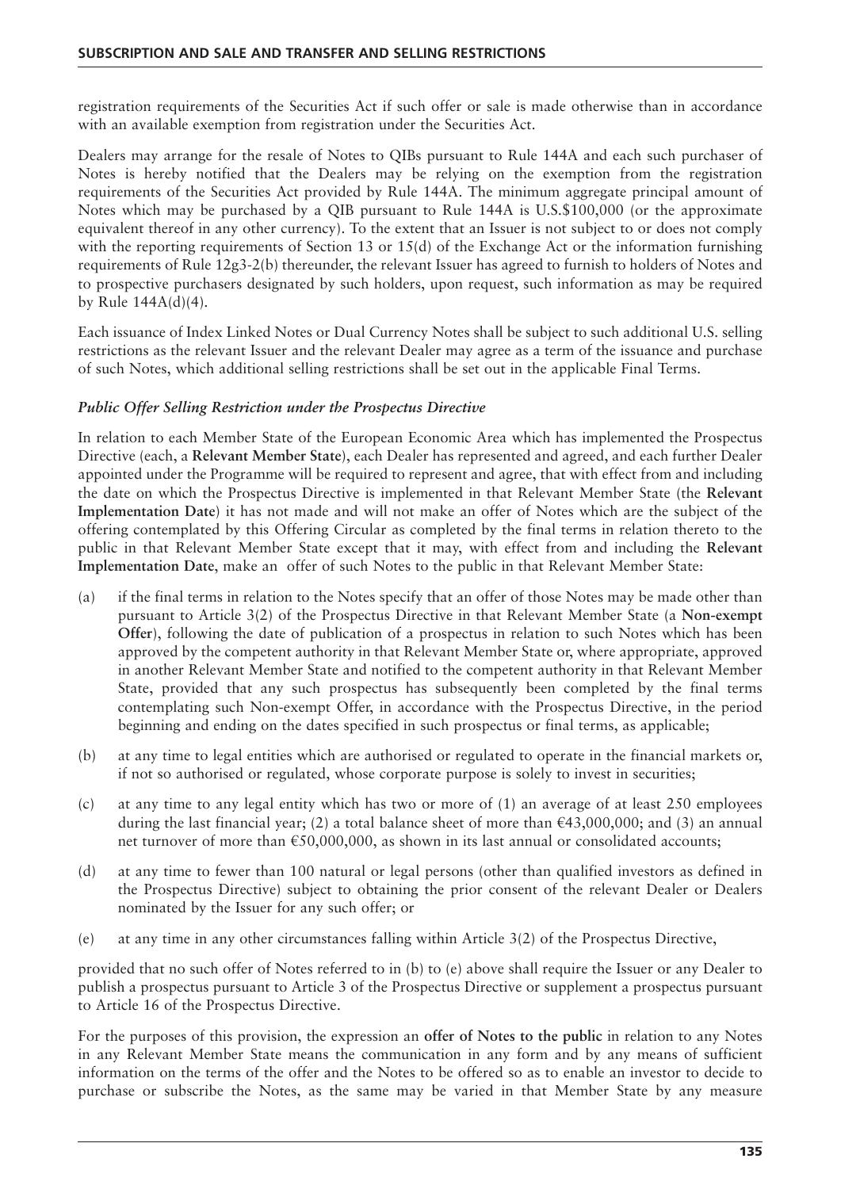registration requirements of the Securities Act if such offer or sale is made otherwise than in accordance with an available exemption from registration under the Securities Act.

Dealers may arrange for the resale of Notes to QIBs pursuant to Rule 144A and each such purchaser of Notes is hereby notified that the Dealers may be relying on the exemption from the registration requirements of the Securities Act provided by Rule 144A. The minimum aggregate principal amount of Notes which may be purchased by a QIB pursuant to Rule 144A is U.S.$100,000 (or the approximate equivalent thereof in any other currency). To the extent that an Issuer is not subject to or does not comply with the reporting requirements of Section 13 or 15(d) of the Exchange Act or the information furnishing requirements of Rule 12g3-2(b) thereunder, the relevant Issuer has agreed to furnish to holders of Notes and to prospective purchasers designated by such holders, upon request, such information as may be required by Rule 144A(d)(4).

Each issuance of Index Linked Notes or Dual Currency Notes shall be subject to such additional U.S. selling restrictions as the relevant Issuer and the relevant Dealer may agree as a term of the issuance and purchase of such Notes, which additional selling restrictions shall be set out in the applicable Final Terms.

### *Public Offer Selling Restriction under the Prospectus Directive*

In relation to each Member State of the European Economic Area which has implemented the Prospectus Directive (each, a **Relevant Member State**), each Dealer has represented and agreed, and each further Dealer appointed under the Programme will be required to represent and agree, that with effect from and including the date on which the Prospectus Directive is implemented in that Relevant Member State (the **Relevant Implementation Date**) it has not made and will not make an offer of Notes which are the subject of the offering contemplated by this Offering Circular as completed by the final terms in relation thereto to the public in that Relevant Member State except that it may, with effect from and including the **Relevant Implementation Date**, make an offer of such Notes to the public in that Relevant Member State:

(a) if the final terms in relation to the Notes specify that an offer of those Notes may be made other than pursuant to Article 3(2) of the Prospectus Directive in that Relevant Member State (a **Non-exempt Offer**), following the date of publication of a prospectus in relation to such Notes which has been approved by the competent authority in that Relevant Member State or, where appropriate, approved in another Relevant Member State and notified to the competent authority in that Relevant Member State, provided that any such prospectus has subsequently been completed by the final terms contemplating such Non-exempt Offer, in accordance with the Prospectus Directive, in the period beginning and ending on the dates specified in such prospectus or final terms, as applicable;

(b) at any time to legal entities which are authorised or regulated to operate in the financial markets or, if not so authorised or regulated, whose corporate purpose is solely to invest in securities;

(c) at any time to any legal entity which has two or more of (1) an average of at least 250 employees during the last financial year; (2) a total balance sheet of more than €43,000,000; and (3) an annual net turnover of more than €50,000,000, as shown in its last annual or consolidated accounts;

(d) at any time to fewer than 100 natural or legal persons (other than qualified investors as defined in the Prospectus Directive) subject to obtaining the prior consent of the relevant Dealer or Dealers nominated by the Issuer for any such offer; or

(e) at any time in any other circumstances falling within Article 3(2) of the Prospectus Directive,

provided that no such offer of Notes referred to in (b) to (e) above shall require the Issuer or any Dealer to publish a prospectus pursuant to Article 3 of the Prospectus Directive or supplement a prospectus pursuant to Article 16 of the Prospectus Directive.

For the purposes of this provision, the expression an **offer of Notes to the public** in relation to any Notes in any Relevant Member State means the communication in any form and by any means of sufficient information on the terms of the offer and the Notes to be offered so as to enable an investor to decide to purchase or subscribe the Notes, as the same may be varied in that Member State by any measure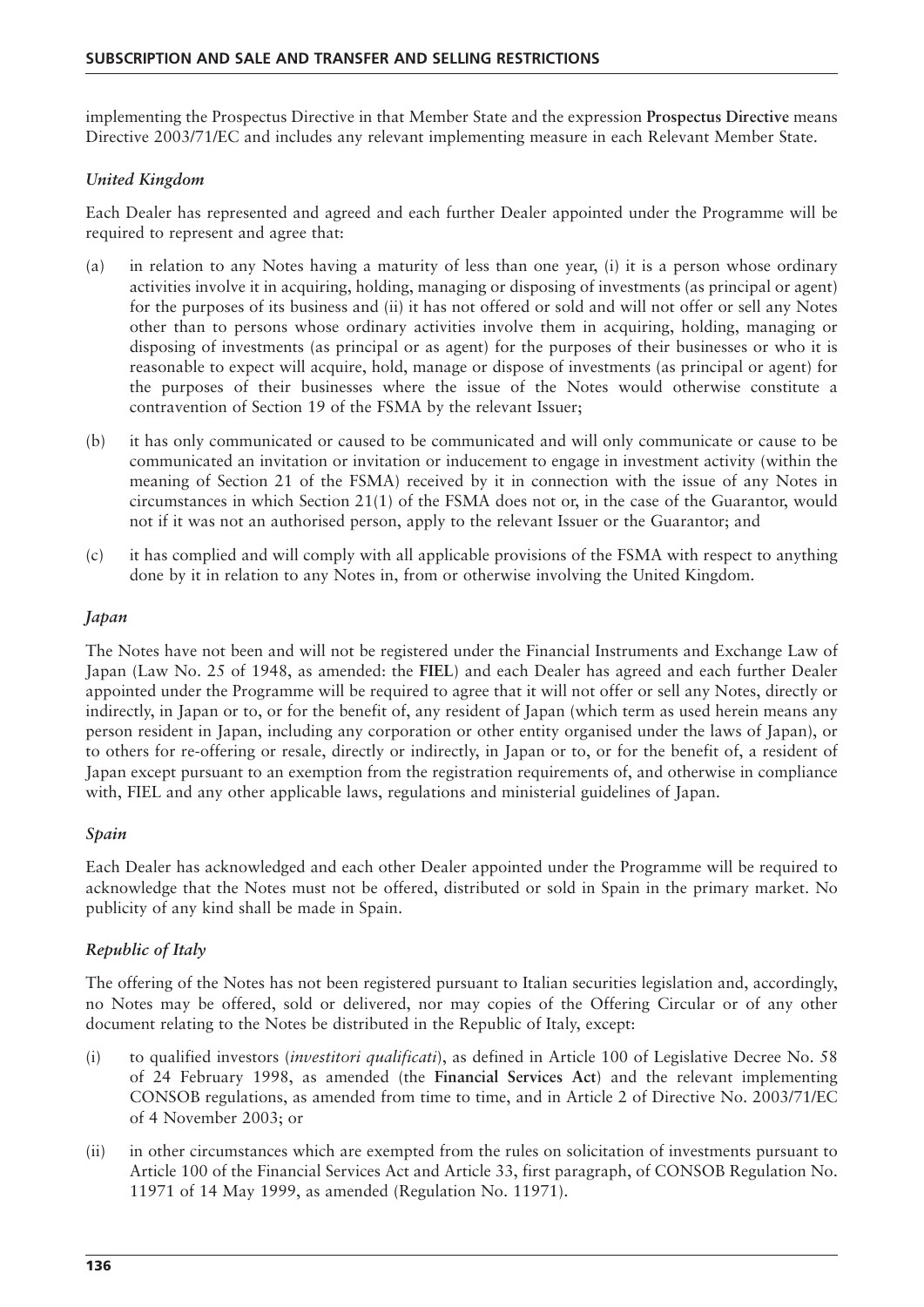implementing the Prospectus Directive in that Member State and the expression **Prospectus Directive** means Directive 2003/71/EC and includes any relevant implementing measure in each Relevant Member State.

### *United Kingdom*

Each Dealer has represented and agreed and each further Dealer appointed under the Programme will be required to represent and agree that:

(a) in relation to any Notes having a maturity of less than one year, (i) it is a person whose ordinary activities involve it in acquiring, holding, managing or disposing of investments (as principal or agent) for the purposes of its business and (ii) it has not offered or sold and will not offer or sell any Notes other than to persons whose ordinary activities involve them in acquiring, holding, managing or disposing of investments (as principal or as agent) for the purposes of their businesses or who it is reasonable to expect will acquire, hold, manage or dispose of investments (as principal or agent) for the purposes of their businesses where the issue of the Notes would otherwise constitute a contravention of Section 19 of the FSMA by the relevant Issuer;

(b) it has only communicated or caused to be communicated and will only communicate or cause to be communicated an invitation or invitation or inducement to engage in investment activity (within the meaning of Section 21 of the FSMA) received by it in connection with the issue of any Notes in circumstances in which Section 21(1) of the FSMA does not or, in the case of the Guarantor, would not if it was not an authorised person, apply to the relevant Issuer or the Guarantor; and

(c) it has complied and will comply with all applicable provisions of the FSMA with respect to anything done by it in relation to any Notes in, from or otherwise involving the United Kingdom.

### *Japan*

The Notes have not been and will not be registered under the Financial Instruments and Exchange Law of Japan (Law No. 25 of 1948, as amended: the **FIEL**) and each Dealer has agreed and each further Dealer appointed under the Programme will be required to agree that it will not offer or sell any Notes, directly or indirectly, in Japan or to, or for the benefit of, any resident of Japan (which term as used herein means any person resident in Japan, including any corporation or other entity organised under the laws of Japan), or to others for re-offering or resale, directly or indirectly, in Japan or to, or for the benefit of, a resident of Japan except pursuant to an exemption from the registration requirements of, and otherwise in compliance with, FIEL and any other applicable laws, regulations and ministerial guidelines of Japan.

### *Spain*

Each Dealer has acknowledged and each other Dealer appointed under the Programme will be required to acknowledge that the Notes must not be offered, distributed or sold in Spain in the primary market. No publicity of any kind shall be made in Spain.

### *Republic of Italy*

The offering of the Notes has not been registered pursuant to Italian securities legislation and, accordingly, no Notes may be offered, sold or delivered, nor may copies of the Offering Circular or of any other document relating to the Notes be distributed in the Republic of Italy, except:

(i) to qualified investors (*investitori qualificati*), as defined in Article 100 of Legislative Decree No. 58 of 24 February 1998, as amended (the **Financial Services Act**) and the relevant implementing CONSOB regulations, as amended from time to time, and in Article 2 of Directive No. 2003/71/EC of 4 November 2003; or

(ii) in other circumstances which are exempted from the rules on solicitation of investments pursuant to Article 100 of the Financial Services Act and Article 33, first paragraph, of CONSOB Regulation No. 11971 of 14 May 1999, as amended (Regulation No. 11971).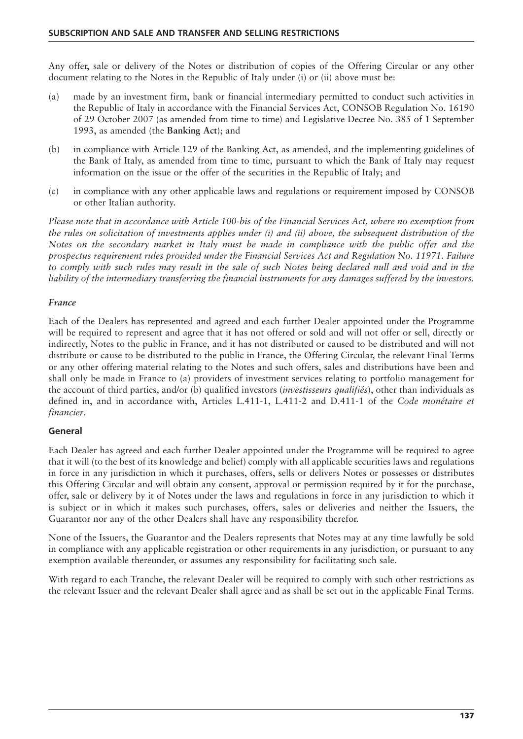Any offer, sale or delivery of the Notes or distribution of copies of the Offering Circular or any other document relating to the Notes in the Republic of Italy under (i) or (ii) above must be:

(a) made by an investment firm, bank or financial intermediary permitted to conduct such activities in the Republic of Italy in accordance with the Financial Services Act, CONSOB Regulation No. 16190 of 29 October 2007 (as amended from time to time) and Legislative Decree No. 385 of 1 September 1993, as amended (the **Banking Act**); and

(b) in compliance with Article 129 of the Banking Act, as amended, and the implementing guidelines of the Bank of Italy, as amended from time to time, pursuant to which the Bank of Italy may request information on the issue or the offer of the securities in the Republic of Italy; and

(c) in compliance with any other applicable laws and regulations or requirement imposed by CONSOB or other Italian authority.

*Please note that in accordance with Article 100-bis of the Financial Services Act, where no exemption from the rules on solicitation of investments applies under (i) and (ii) above, the subsequent distribution of the Notes on the secondary market in Italy must be made in compliance with the public offer and the prospectus requirement rules provided under the Financial Services Act and Regulation No. 11971. Failure to comply with such rules may result in the sale of such Notes being declared null and void and in the liability of the intermediary transferring the financial instruments for any damages suffered by the investors.*

***France***

Each of the Dealers has represented and agreed and each further Dealer appointed under the Programme will be required to represent and agree that it has not offered or sold and will not offer or sell, directly or indirectly, Notes to the public in France, and it has not distributed or caused to be distributed and will not distribute or cause to be distributed to the public in France, the Offering Circular, the relevant Final Terms or any other offering material relating to the Notes and such offers, sales and distributions have been and shall only be made in France to (a) providers of investment services relating to portfolio management for the account of third parties, and/or (b) qualified investors (*investisseurs qualifiés*), other than individuals as defined in, and in accordance with, Articles L.411-1, L.411-2 and D.411-1 of the *Code monétaire et financier*.

**General**

Each Dealer has agreed and each further Dealer appointed under the Programme will be required to agree that it will (to the best of its knowledge and belief) comply with all applicable securities laws and regulations in force in any jurisdiction in which it purchases, offers, sells or delivers Notes or possesses or distributes this Offering Circular and will obtain any consent, approval or permission required by it for the purchase, offer, sale or delivery by it of Notes under the laws and regulations in force in any jurisdiction to which it is subject or in which it makes such purchases, offers, sales or deliveries and neither the Issuers, the Guarantor nor any of the other Dealers shall have any responsibility therefor.

None of the Issuers, the Guarantor and the Dealers represents that Notes may at any time lawfully be sold in compliance with any applicable registration or other requirements in any jurisdiction, or pursuant to any exemption available thereunder, or assumes any responsibility for facilitating such sale.

With regard to each Tranche, the relevant Dealer will be required to comply with such other restrictions as the relevant Issuer and the relevant Dealer shall agree and as shall be set out in the applicable Final Terms.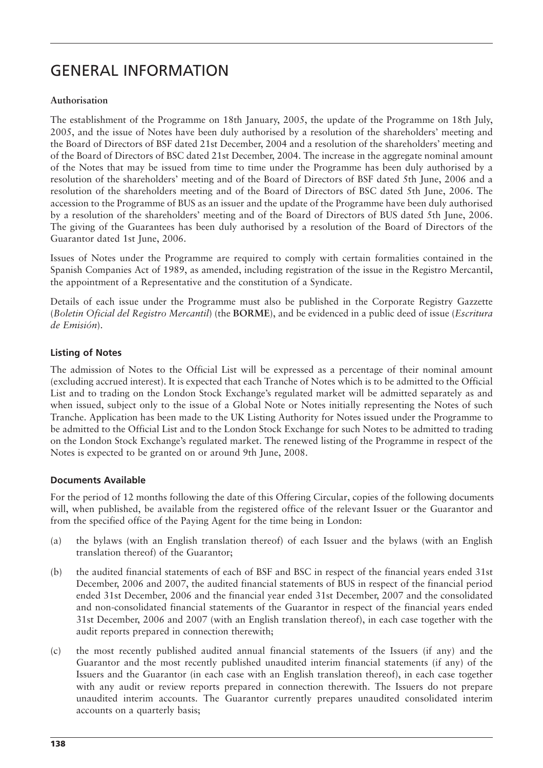# GENERAL INFORMATION

**Authorisation**

The establishment of the Programme on 18th January, 2005, the update of the Programme on 18th July, 2005, and the issue of Notes have been duly authorised by a resolution of the shareholders' meeting and the Board of Directors of BSF dated 21st December, 2004 and a resolution of the shareholders' meeting and of the Board of Directors of BSC dated 21st December, 2004. The increase in the aggregate nominal amount of the Notes that may be issued from time to time under the Programme has been duly authorised by a resolution of the shareholders' meeting and of the Board of Directors of BSF dated 5th June, 2006 and a resolution of the shareholders meeting and of the Board of Directors of BSC dated 5th June, 2006. The accession to the Programme of BUS as an issuer and the update of the Programme have been duly authorised by a resolution of the shareholders' meeting and of the Board of Directors of BUS dated 5th June, 2006. The giving of the Guarantees has been duly authorised by a resolution of the Board of Directors of the Guarantor dated 1st June, 2006.

Issues of Notes under the Programme are required to comply with certain formalities contained in the Spanish Companies Act of 1989, as amended, including registration of the issue in the Registro Mercantil, the appointment of a Representative and the constitution of a Syndicate.

Details of each issue under the Programme must also be published in the Corporate Registry Gazette (*Boletin Oficial del Registro Mercantil*) (the **BORME**), and be evidenced in a public deed of issue (*Escritura de Emisión*).

## Listing of Notes

The admission of Notes to the Official List will be expressed as a percentage of their nominal amount (excluding accrued interest). It is expected that each Tranche of Notes which is to be admitted to the Official List and to trading on the London Stock Exchange's regulated market will be admitted separately as and when issued, subject only to the issue of a Global Note or Notes initially representing the Notes of such Tranche. Application has been made to the UK Listing Authority for Notes issued under the Programme to be admitted to the Official List and to the London Stock Exchange for such Notes to be admitted to trading on the London Stock Exchange's regulated market. The renewed listing of the Programme in respect of the Notes is expected to be granted on or around 9th June, 2008.

## Documents Available

For the period of 12 months following the date of this Offering Circular, copies of the following documents will, when published, be available from the registered office of the relevant Issuer or the Guarantor and from the specified office of the Paying Agent for the time being in London:

(a) the bylaws (with an English translation thereof) of each Issuer and the bylaws (with an English translation thereof) of the Guarantor;

(b) the audited financial statements of each of BSF and BSC in respect of the financial years ended 31st December, 2006 and 2007, the audited financial statements of BUS in respect of the financial period ended 31st December, 2006 and the financial year ended 31st December, 2007 and the consolidated and non-consolidated financial statements of the Guarantor in respect of the financial years ended 31st December, 2006 and 2007 (with an English translation thereof), in each case together with the audit reports prepared in connection therewith;

(c) the most recently published audited annual financial statements of the Issuers (if any) and the Guarantor and the most recently published unaudited interim financial statements (if any) of the Issuers and the Guarantor (in each case with an English translation thereof), in each case together with any audit or review reports prepared in connection therewith. The Issuers do not prepare unaudited interim accounts. The Guarantor currently prepares unaudited consolidated interim accounts on a quarterly basis;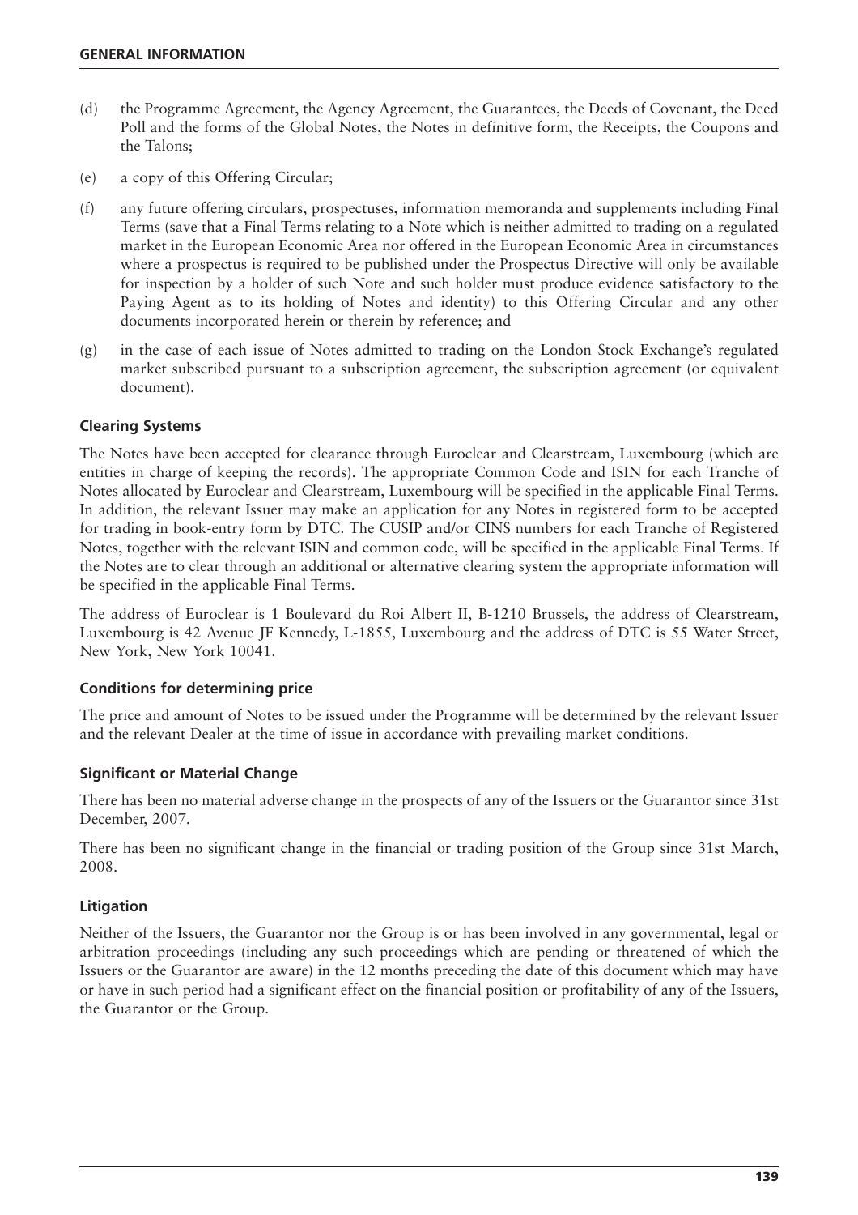(d) the Programme Agreement, the Agency Agreement, the Guarantees, the Deeds of Covenant, the Deed Poll and the forms of the Global Notes, the Notes in definitive form, the Receipts, the Coupons and the Talons;

(e) a copy of this Offering Circular;

(f) any future offering circulars, prospectuses, information memoranda and supplements including Final Terms (save that a Final Terms relating to a Note which is neither admitted to trading on a regulated market in the European Economic Area nor offered in the European Economic Area in circumstances where a prospectus is required to be published under the Prospectus Directive will only be available for inspection by a holder of such Note and such holder must produce evidence satisfactory to the Paying Agent as to its holding of Notes and identity) to this Offering Circular and any other documents incorporated herein or therein by reference; and

(g) in the case of each issue of Notes admitted to trading on the London Stock Exchange's regulated market subscribed pursuant to a subscription agreement, the subscription agreement (or equivalent document).

### Clearing Systems

The Notes have been accepted for clearance through Euroclear and Clearstream, Luxembourg (which are entities in charge of keeping the records). The appropriate Common Code and ISIN for each Tranche of Notes allocated by Euroclear and Clearstream, Luxembourg will be specified in the applicable Final Terms. In addition, the relevant Issuer may make an application for any Notes in registered form to be accepted for trading in book-entry form by DTC. The CUSIP and/or CINS numbers for each Tranche of Registered Notes, together with the relevant ISIN and common code, will be specified in the applicable Final Terms. If the Notes are to clear through an additional or alternative clearing system the appropriate information will be specified in the applicable Final Terms.

The address of Euroclear is 1 Boulevard du Roi Albert II, B-1210 Brussels, the address of Clearstream, Luxembourg is 42 Avenue JF Kennedy, L-1855, Luxembourg and the address of DTC is 55 Water Street, New York, New York 10041.

### Conditions for determining price

The price and amount of Notes to be issued under the Programme will be determined by the relevant Issuer and the relevant Dealer at the time of issue in accordance with prevailing market conditions.

### Significant or Material Change

There has been no material adverse change in the prospects of any of the Issuers or the Guarantor since 31st December, 2007.

There has been no significant change in the financial or trading position of the Group since 31st March, 2008.

### Litigation

Neither of the Issuers, the Guarantor nor the Group is or has been involved in any governmental, legal or arbitration proceedings (including any such proceedings which are pending or threatened of which the Issuers or the Guarantor are aware) in the 12 months preceding the date of this document which may have or have in such period had a significant effect on the financial position or profitability of any of the Issuers, the Guarantor or the Group.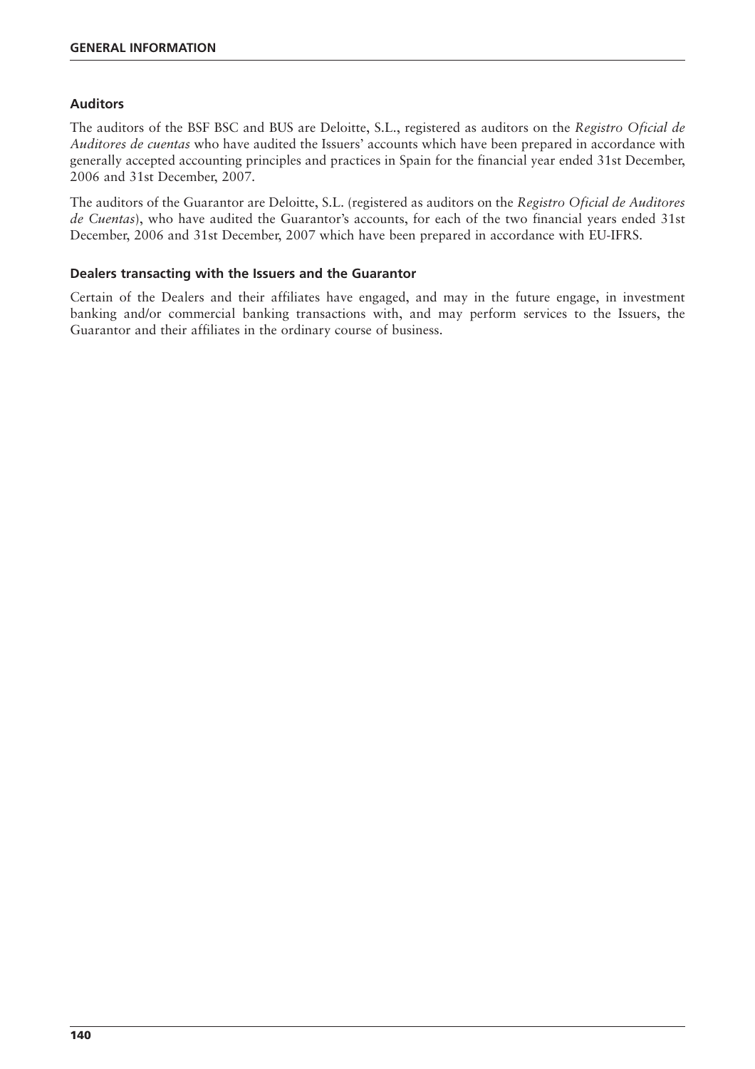### Auditors

The auditors of the BSF BSC and BUS are Deloitte, S.L., registered as auditors on the *Registro Oficial de Auditores de cuentas* who have audited the Issuers' accounts which have been prepared in accordance with generally accepted accounting principles and practices in Spain for the financial year ended 31st December, 2006 and 31st December, 2007.

The auditors of the Guarantor are Deloitte, S.L. (registered as auditors on the *Registro Oficial de Auditores de Cuentas*), who have audited the Guarantor's accounts, for each of the two financial years ended 31st December, 2006 and 31st December, 2007 which have been prepared in accordance with EU-IFRS.

### Dealers transacting with the Issuers and the Guarantor

Certain of the Dealers and their affiliates have engaged, and may in the future engage, in investment banking and/or commercial banking transactions with, and may perform services to the Issuers, the Guarantor and their affiliates in the ordinary course of business.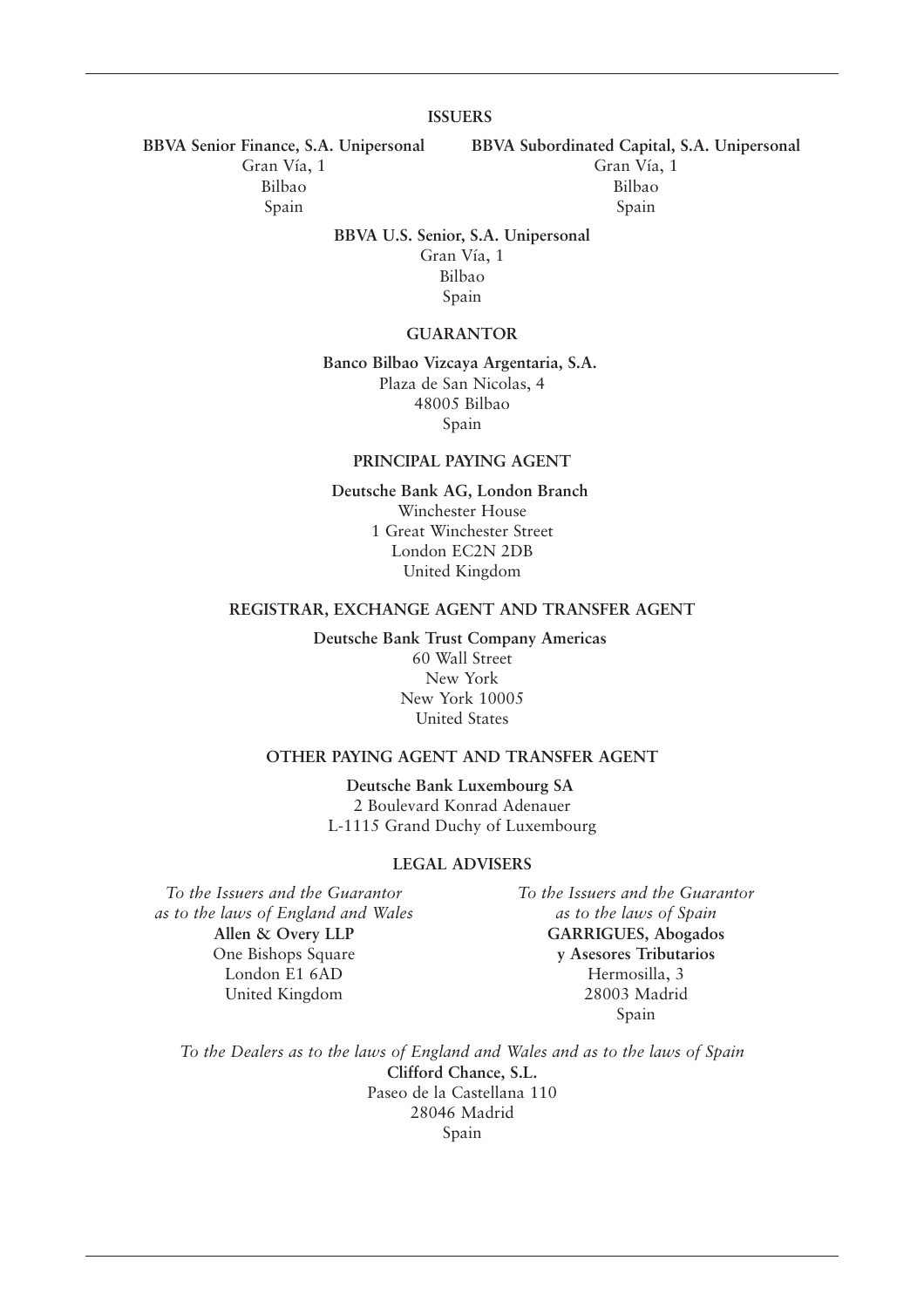## ISSUERS

**BBVA Senior Finance, S.A. Unipersonal**
Gran Vía, 1
Bilbao
Spain

**BBVA Subordinated Capital, S.A. Unipersonal**
Gran Vía, 1
Bilbao
Spain

**BBVA U.S. Senior, S.A. Unipersonal**
Gran Vía, 1
Bilbao
Spain

## GUARANTOR

**Banco Bilbao Vizcaya Argentaria, S.A.**
Plaza de San Nicolas, 4
48005 Bilbao
Spain

## PRINCIPAL PAYING AGENT

**Deutsche Bank AG, London Branch**
Winchester House
1 Great Winchester Street
London EC2N 2DB
United Kingdom

## REGISTRAR, EXCHANGE AGENT AND TRANSFER AGENT

**Deutsche Bank Trust Company Americas**
60 Wall Street
New York
New York 10005
United States

## OTHER PAYING AGENT AND TRANSFER AGENT

**Deutsche Bank Luxembourg SA**
2 Boulevard Konrad Adenauer
L-1115 Grand Duchy of Luxembourg

## LEGAL ADVISERS

*To the Issuers and the Guarantor as to the laws of England and Wales*
**Allen & Overy LLP**
One Bishops Square
London E1 6AD
United Kingdom

*To the Issuers and the Guarantor as to the laws of Spain*
**GARRIGUES, Abogados y Asesores Tributarios**
Hermosilla, 3
28003 Madrid
Spain

*To the Dealers as to the laws of England and Wales and as to the laws of Spain*
**Clifford Chance, S.L.**
Paseo de la Castellana 110
28046 Madrid
Spain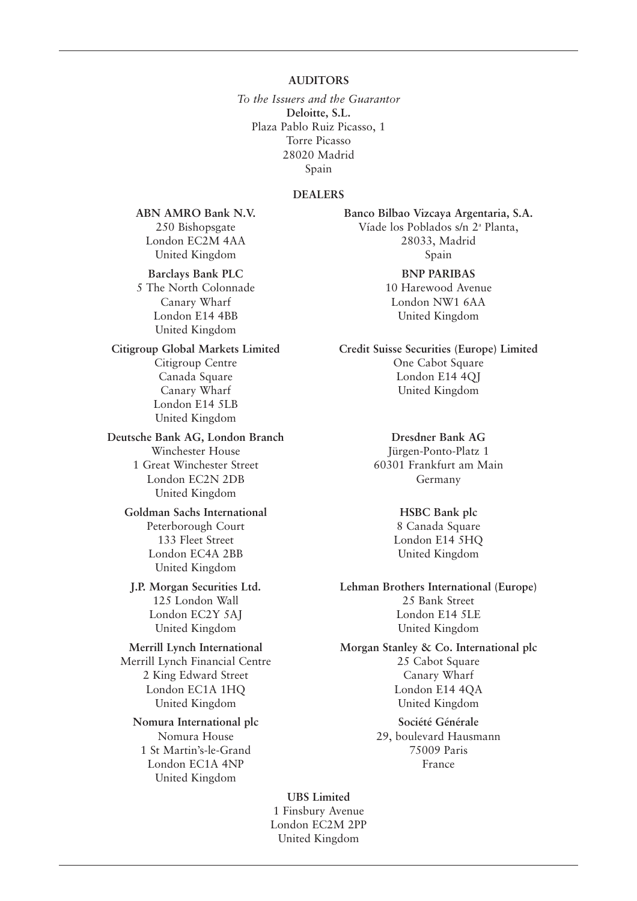## AUDITORS

*To the Issuers and the Guarantor*

**Deloitte, S.L.**
Plaza Pablo Ruiz Picasso, 1
Torre Picasso
28020 Madrid
Spain

## DEALERS

**ABN AMRO Bank N.V.**
250 Bishopsgate
London EC2M 4AA
United Kingdom

**Banco Bilbao Vizcaya Argentaria, S.A.**
Víade los Poblados s/n 2ª Planta,
28033, Madrid
Spain

**Barclays Bank PLC**
5 The North Colonnade
Canary Wharf
London E14 4BB
United Kingdom

**BNP PARIBAS**
10 Harewood Avenue
London NW1 6AA
United Kingdom

**Citigroup Global Markets Limited**
Citigroup Centre
Canada Square
Canary Wharf
London E14 5LB
United Kingdom

**Credit Suisse Securities (Europe) Limited**
One Cabot Square
London E14 4QJ
United Kingdom

**Deutsche Bank AG, London Branch**
Winchester House
1 Great Winchester Street
London EC2N 2DB
United Kingdom

**Dresdner Bank AG**
Jürgen-Ponto-Platz 1
60301 Frankfurt am Main
Germany

**Goldman Sachs International**
Peterborough Court
133 Fleet Street
London EC4A 2BB
United Kingdom

**HSBC Bank plc**
8 Canada Square
London E14 5HQ
United Kingdom

**J.P. Morgan Securities Ltd.**
125 London Wall
London EC2Y 5AJ
United Kingdom

**Lehman Brothers International (Europe)**
25 Bank Street
London E14 5LE
United Kingdom

**Merrill Lynch International**
Merrill Lynch Financial Centre
2 King Edward Street
London EC1A 1HQ
United Kingdom

**Morgan Stanley & Co. International plc**
25 Cabot Square
Canary Wharf
London E14 4QA
United Kingdom

**Nomura International plc**
Nomura House
1 St Martin's-le-Grand
London EC1A 4NP
United Kingdom

**Société Générale**
29, boulevard Hausmann
75009 Paris
France

**UBS Limited**
1 Finsbury Avenue
London EC2M 2PP
United Kingdom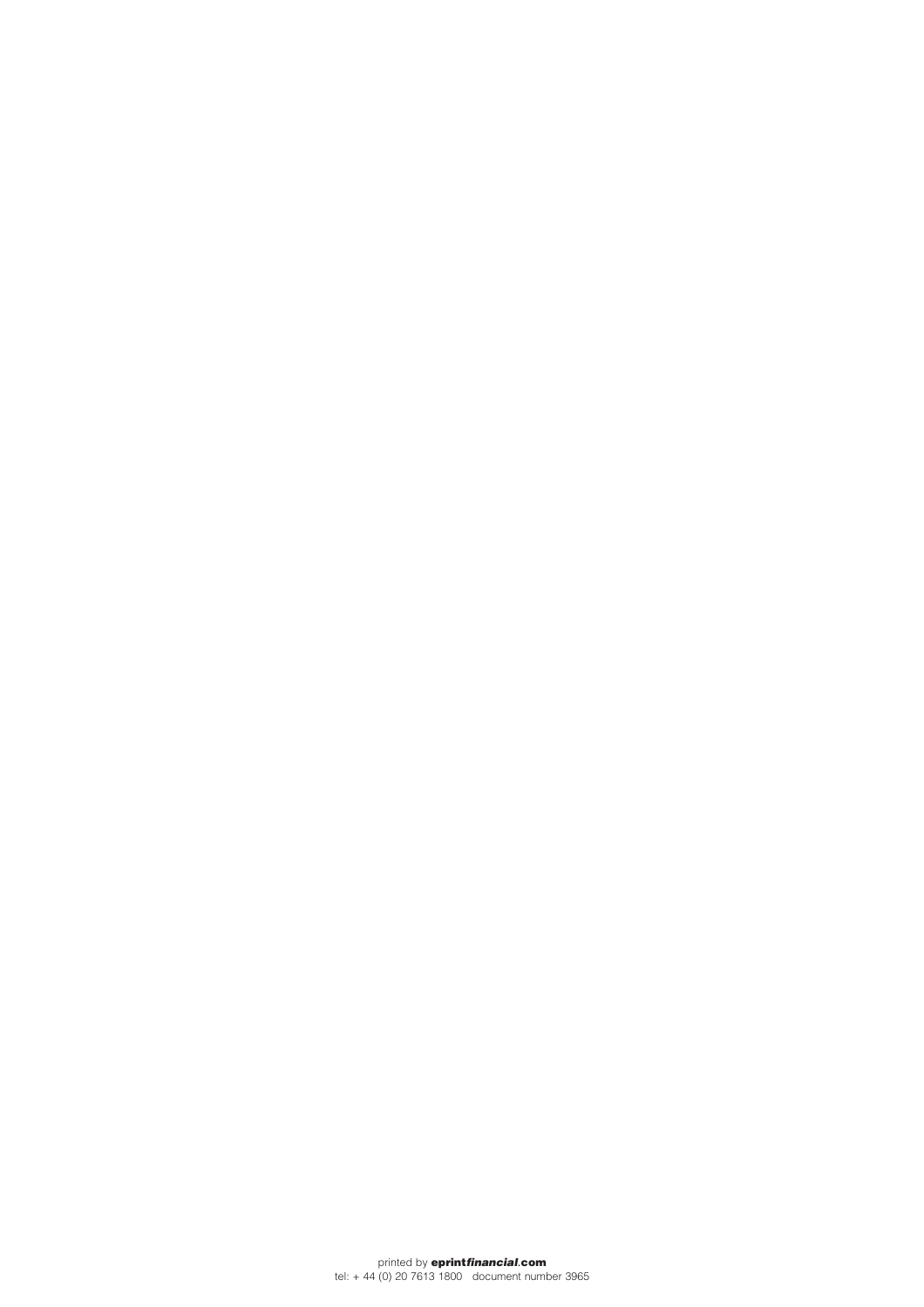printed by **eprint*financial*.com**
tel: + 44 (0) 20 7613 1800 document number 3965